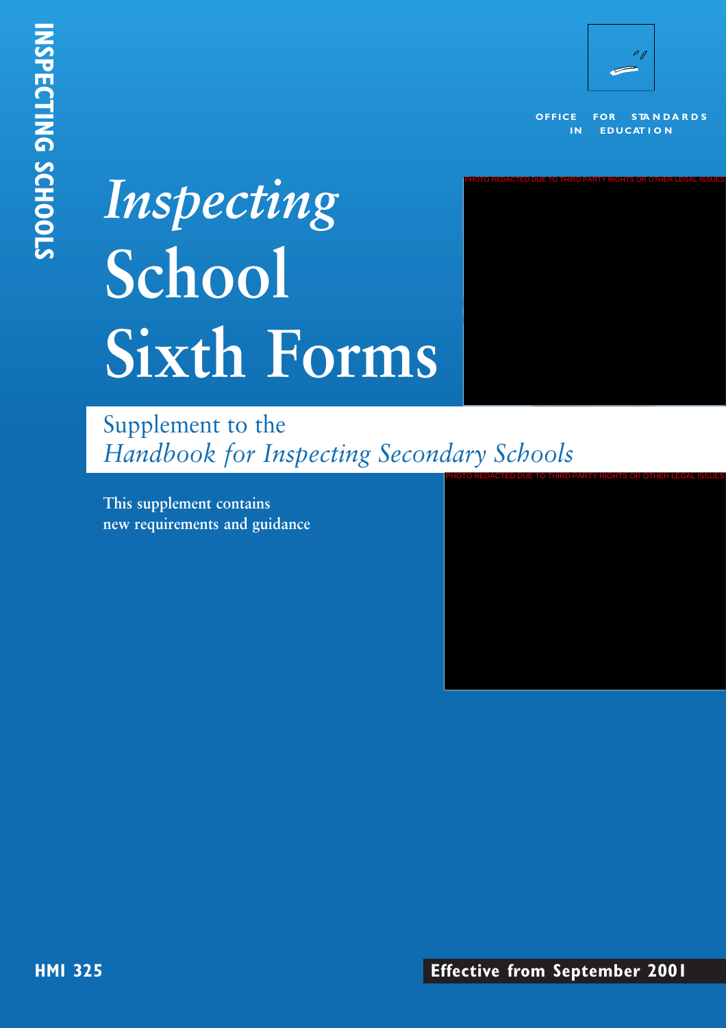INSPECTING SCHOOLS

OFFICE FOR STANDARDS IN EDUCATION

# *Inspecting* School Sixth Forms

PHOTO REDACTED DUE TO THIRD PARTY RIGHTS OR OTHER LEGAL ISSUES

## Supplement to the *Handbook for Inspecting Secondary Schools*

PHOTO REDACTED DUE TO THIRD PARTY RIGHTS OR OTHER LEGAL ISSUES

**This supplement contains new requirements and guidance**

**HMI 325**

**Effective from September 2001**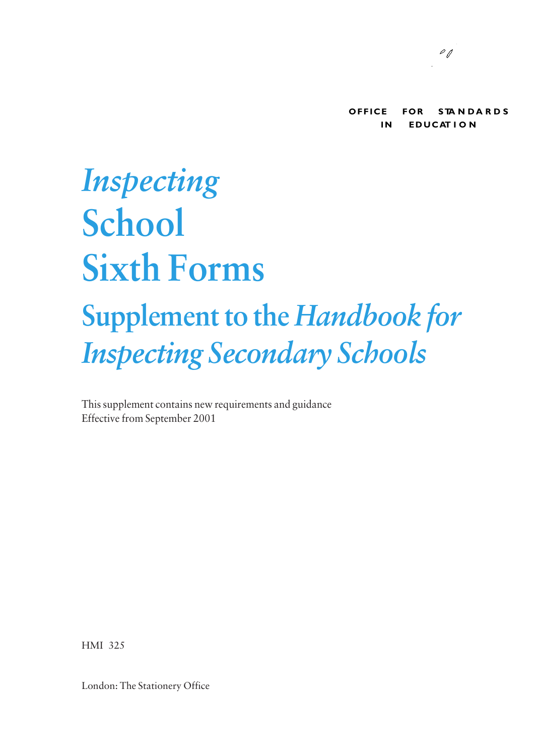OFFICE FOR STANDARDS IN EDUCATION

# *Inspecting* School Sixth Forms

## Supplement to the *Handbook for Inspecting Secondary Schools*

This supplement contains new requirements and guidance
Effective from September 2001

HMI 325

London: The Stationery Office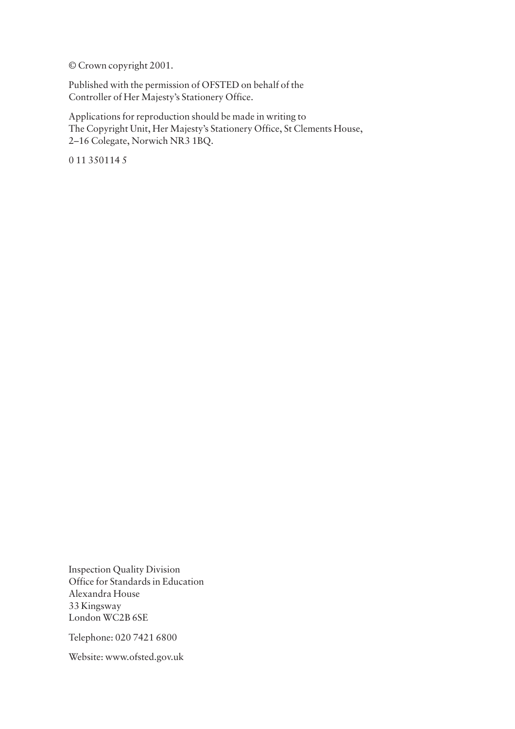© Crown copyright 2001.

Published with the permission of OFSTED on behalf of the
Controller of Her Majesty's Stationery Office.

Applications for reproduction should be made in writing to
The Copyright Unit, Her Majesty's Stationery Office, St Clements House,
2–16 Colegate, Norwich NR3 1BQ.

0 11 350114 5

Inspection Quality Division
Office for Standards in Education
Alexandra House
33 Kingsway
London WC2B 6SE

Telephone: 020 7421 6800

Website: www.ofsted.gov.uk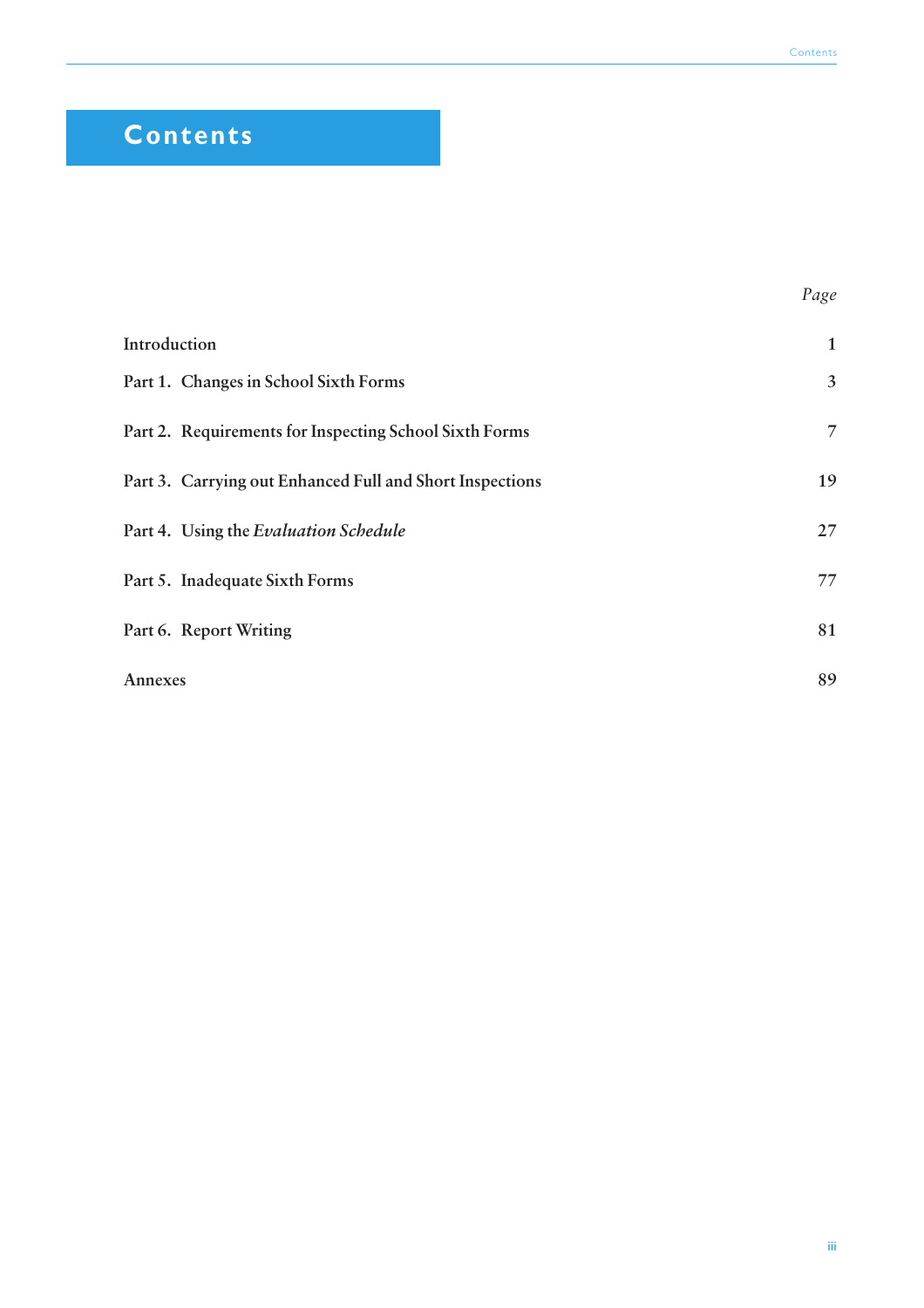# Contents

| | Page |
|---|---|
| Introduction | 1 |
| Part 1. Changes in School Sixth Forms | 3 |
| Part 2. Requirements for Inspecting School Sixth Forms | 7 |
| Part 3. Carrying out Enhanced Full and Short Inspections | 19 |
| Part 4. Using the *Evaluation Schedule* | 27 |
| Part 5. Inadequate Sixth Forms | 77 |
| Part 6. Report Writing | 81 |
| Annexes | 89 |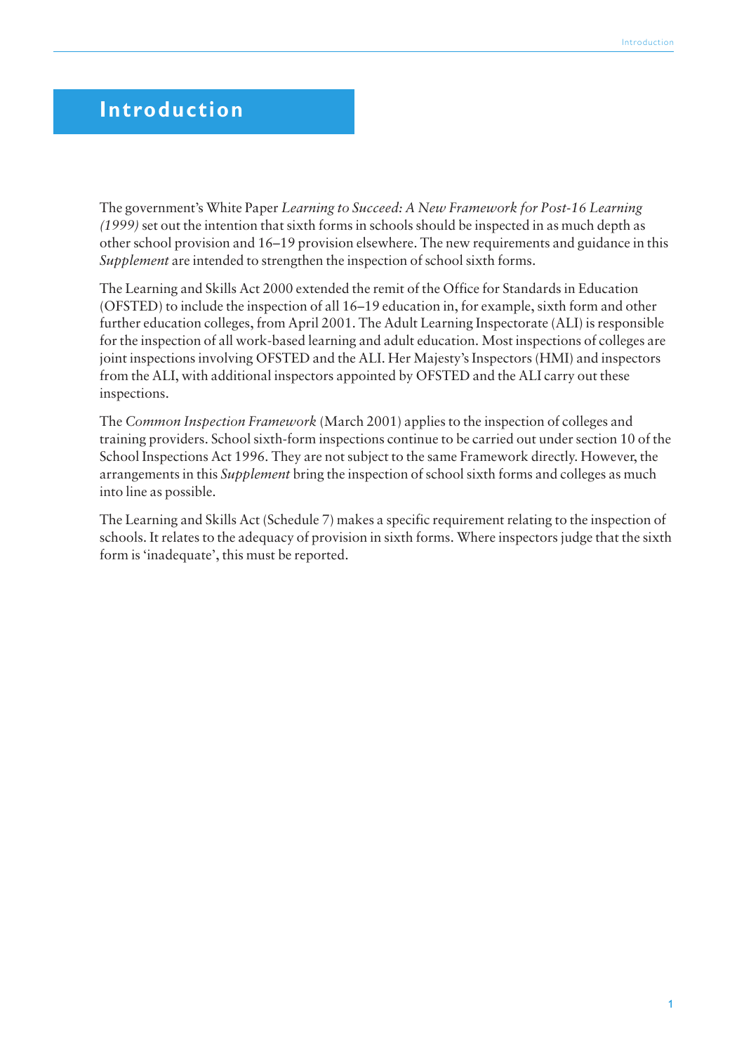# Introduction

The government's White Paper *Learning to Succeed: A New Framework for Post-16 Learning (1999)* set out the intention that sixth forms in schools should be inspected in as much depth as other school provision and 16–19 provision elsewhere. The new requirements and guidance in this *Supplement* are intended to strengthen the inspection of school sixth forms.

The Learning and Skills Act 2000 extended the remit of the Office for Standards in Education (OFSTED) to include the inspection of all 16–19 education in, for example, sixth form and other further education colleges, from April 2001. The Adult Learning Inspectorate (ALI) is responsible for the inspection of all work-based learning and adult education. Most inspections of colleges are joint inspections involving OFSTED and the ALI. Her Majesty's Inspectors (HMI) and inspectors from the ALI, with additional inspectors appointed by OFSTED and the ALI carry out these inspections.

The *Common Inspection Framework* (March 2001) applies to the inspection of colleges and training providers. School sixth-form inspections continue to be carried out under section 10 of the School Inspections Act 1996. They are not subject to the same Framework directly. However, the arrangements in this *Supplement* bring the inspection of school sixth forms and colleges as much into line as possible.

The Learning and Skills Act (Schedule 7) makes a specific requirement relating to the inspection of schools. It relates to the adequacy of provision in sixth forms. Where inspectors judge that the sixth form is 'inadequate', this must be reported.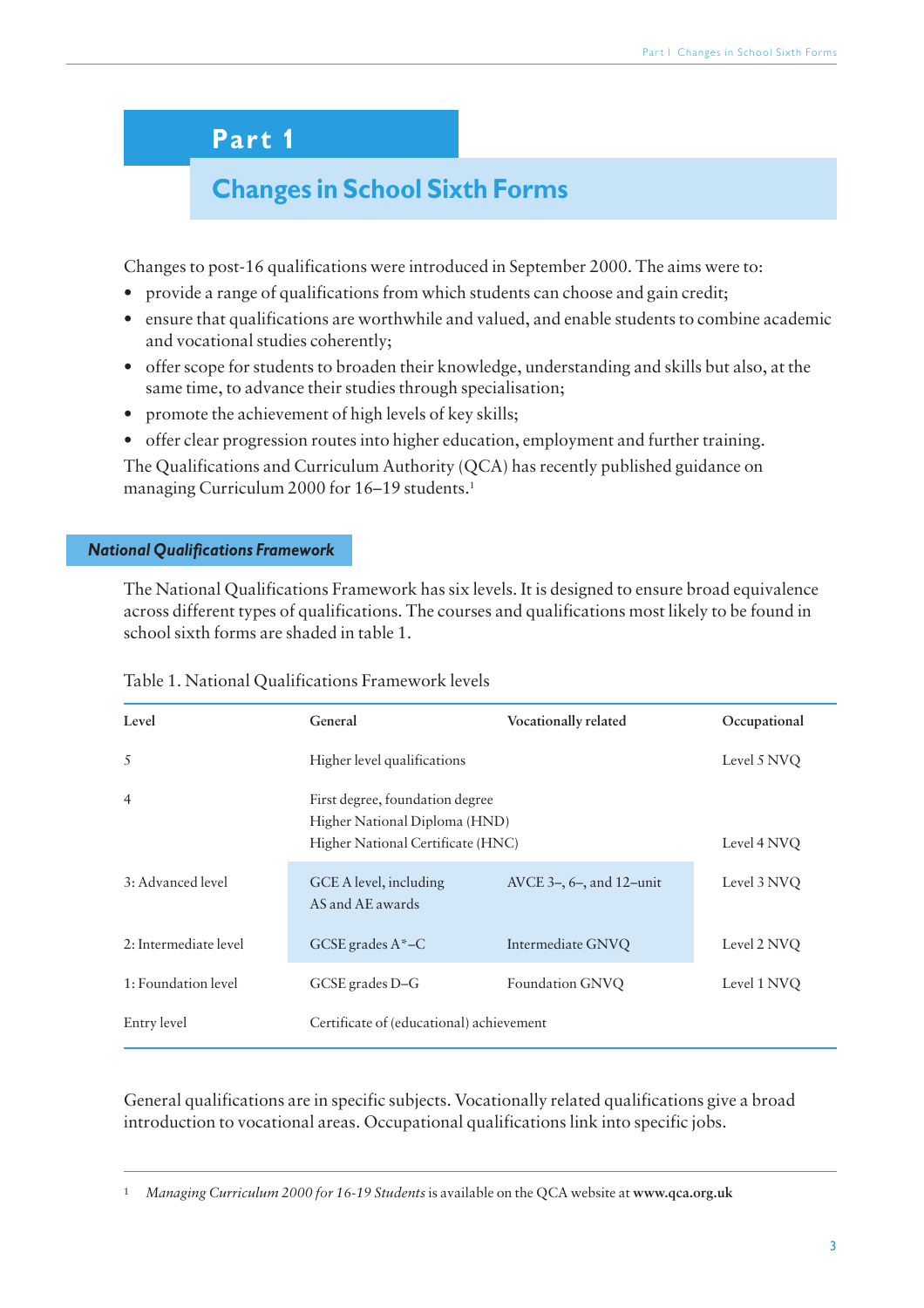# Part 1

## Changes in School Sixth Forms

Changes to post-16 qualifications were introduced in September 2000. The aims were to:

- provide a range of qualifications from which students can choose and gain credit;
- ensure that qualifications are worthwhile and valued, and enable students to combine academic and vocational studies coherently;
- offer scope for students to broaden their knowledge, understanding and skills but also, at the same time, to advance their studies through specialisation;
- promote the achievement of high levels of key skills;
- offer clear progression routes into higher education, employment and further training.

The Qualifications and Curriculum Authority (QCA) has recently published guidance on managing Curriculum 2000 for 16–19 students.[1]

### *National Qualifications Framework*

The National Qualifications Framework has six levels. It is designed to ensure broad equivalence across different types of qualifications. The courses and qualifications most likely to be found in school sixth forms are shaded in table 1.

Table 1. National Qualifications Framework levels

| Level | General | Vocationally related | Occupational |
|---|---|---|---|
| 5 | Higher level qualifications | | Level 5 NVQ |
| 4 | First degree, foundation degree<br>Higher National Diploma (HND)<br>Higher National Certificate (HNC) | | Level 4 NVQ |
| 3: Advanced level | GCE A level, including AS and AE awards | AVCE 3–, 6–, and 12–unit | Level 3 NVQ |
| 2: Intermediate level | GCSE grades A*–C | Intermediate GNVQ | Level 2 NVQ |
| 1: Foundation level | GCSE grades D–G | Foundation GNVQ | Level 1 NVQ |
| Entry level | Certificate of (educational) achievement | | |

General qualifications are in specific subjects. Vocationally related qualifications give a broad introduction to vocational areas. Occupational qualifications link into specific jobs.

---

[1] *Managing Curriculum 2000 for 16-19 Students* is available on the QCA website at **www.qca.org.uk**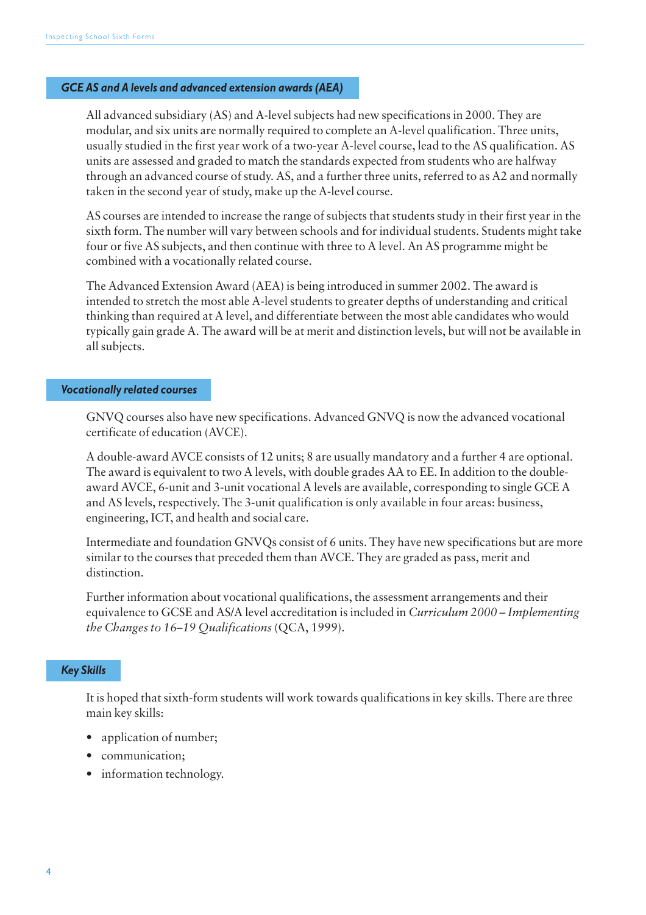### *GCE AS and A levels and advanced extension awards (AEA)*

All advanced subsidiary (AS) and A-level subjects had new specifications in 2000. They are modular, and six units are normally required to complete an A-level qualification. Three units, usually studied in the first year work of a two-year A-level course, lead to the AS qualification. AS units are assessed and graded to match the standards expected from students who are halfway through an advanced course of study. AS, and a further three units, referred to as A2 and normally taken in the second year of study, make up the A-level course.

AS courses are intended to increase the range of subjects that students study in their first year in the sixth form. The number will vary between schools and for individual students. Students might take four or five AS subjects, and then continue with three to A level. An AS programme might be combined with a vocationally related course.

The Advanced Extension Award (AEA) is being introduced in summer 2002. The award is intended to stretch the most able A-level students to greater depths of understanding and critical thinking than required at A level, and differentiate between the most able candidates who would typically gain grade A. The award will be at merit and distinction levels, but will not be available in all subjects.

### *Vocationally related courses*

GNVQ courses also have new specifications. Advanced GNVQ is now the advanced vocational certificate of education (AVCE).

A double-award AVCE consists of 12 units; 8 are usually mandatory and a further 4 are optional. The award is equivalent to two A levels, with double grades AA to EE. In addition to the double-award AVCE, 6-unit and 3-unit vocational A levels are available, corresponding to single GCE A and AS levels, respectively. The 3-unit qualification is only available in four areas: business, engineering, ICT, and health and social care.

Intermediate and foundation GNVQs consist of 6 units. They have new specifications but are more similar to the courses that preceded them than AVCE. They are graded as pass, merit and distinction.

Further information about vocational qualifications, the assessment arrangements and their equivalence to GCSE and AS/A level accreditation is included in *Curriculum 2000 – Implementing the Changes to 16–19 Qualifications* (QCA, 1999).

### *Key Skills*

It is hoped that sixth-form students will work towards qualifications in key skills. There are three main key skills:

- application of number;
- communication;
- information technology.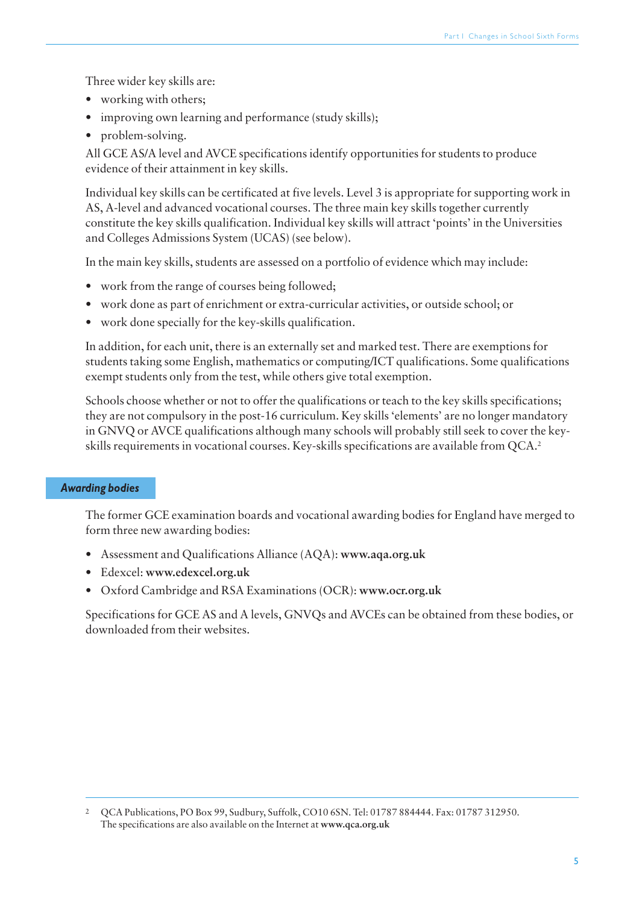Three wider key skills are:

- working with others;
- improving own learning and performance (study skills);
- problem-solving.

All GCE AS/A level and AVCE specifications identify opportunities for students to produce evidence of their attainment in key skills.

Individual key skills can be certificated at five levels. Level 3 is appropriate for supporting work in AS, A-level and advanced vocational courses. The three main key skills together currently constitute the key skills qualification. Individual key skills will attract 'points' in the Universities and Colleges Admissions System (UCAS) (see below).

In the main key skills, students are assessed on a portfolio of evidence which may include:

- work from the range of courses being followed;
- work done as part of enrichment or extra-curricular activities, or outside school; or
- work done specially for the key-skills qualification.

In addition, for each unit, there is an externally set and marked test. There are exemptions for students taking some English, mathematics or computing/ICT qualifications. Some qualifications exempt students only from the test, while others give total exemption.

Schools choose whether or not to offer the qualifications or teach to the key skills specifications; they are not compulsory in the post-16 curriculum. Key skills 'elements' are no longer mandatory in GNVQ or AVCE qualifications although many schools will probably still seek to cover the key-skills requirements in vocational courses. Key-skills specifications are available from QCA.[2]

## *Awarding bodies*

The former GCE examination boards and vocational awarding bodies for England have merged to form three new awarding bodies:

- Assessment and Qualifications Alliance (AQA): **www.aqa.org.uk**
- Edexcel: **www.edexcel.org.uk**
- Oxford Cambridge and RSA Examinations (OCR): **www.ocr.org.uk**

Specifications for GCE AS and A levels, GNVQs and AVCEs can be obtained from these bodies, or downloaded from their websites.

---

[2] QCA Publications, PO Box 99, Sudbury, Suffolk, CO10 6SN. Tel: 01787 884444. Fax: 01787 312950. The specifications are also available on the Internet at **www.qca.org.uk**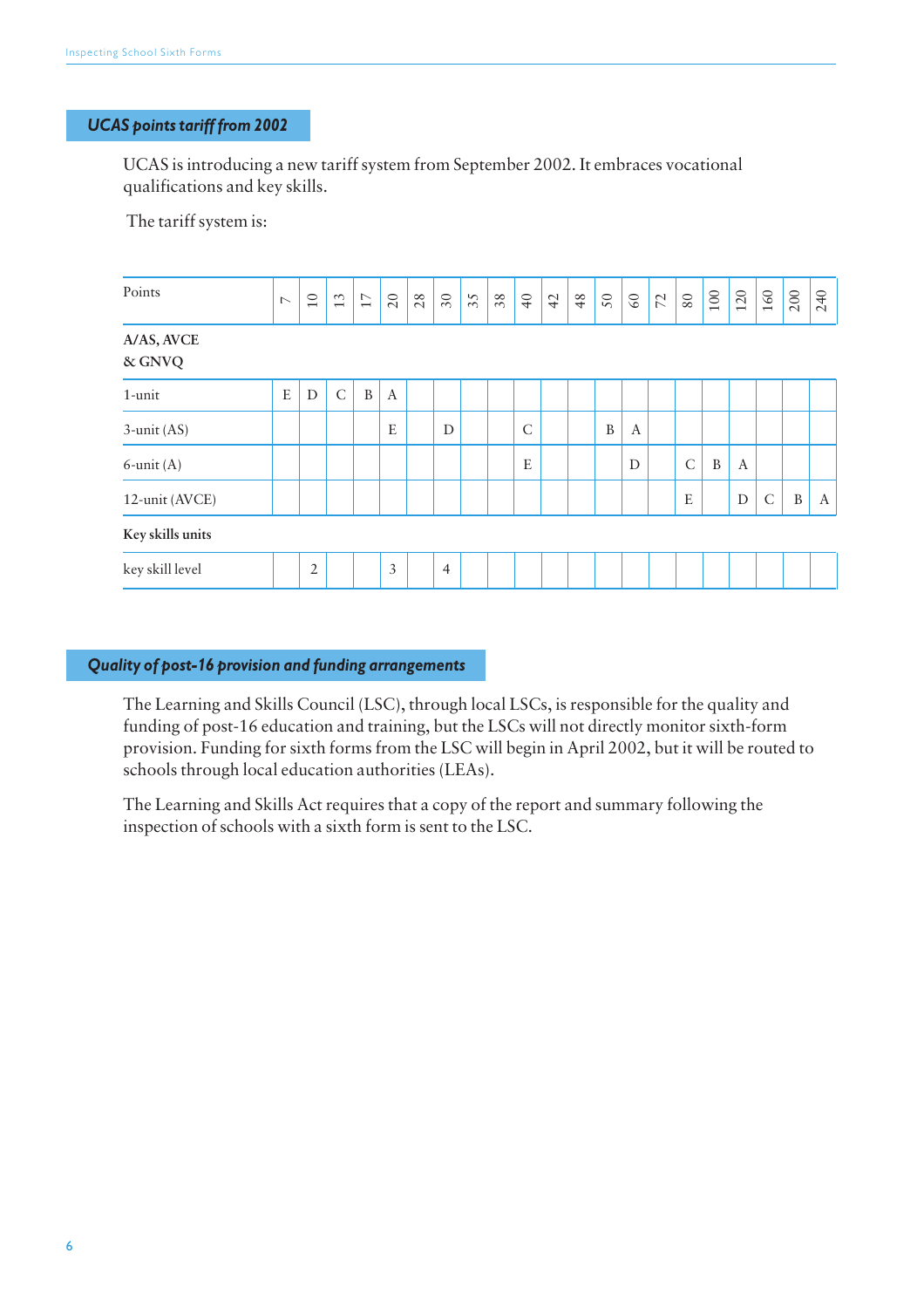## UCAS points tariff from 2002

UCAS is introducing a new tariff system from September 2002. It embraces vocational qualifications and key skills.

The tariff system is:

| Points | 7 | 10 | 13 | 17 | 20 | 28 | 30 | 35 | 38 | 40 | 42 | 48 | 50 | 60 | 72 | 80 | 100 | 120 | 160 | 200 | 240 |
|---|---|---|---|---|---|---|---|---|---|---|---|---|---|---|---|---|---|---|---|---|---|
| **A/AS, AVCE & GNVQ** | | | | | | | | | | | | | | | | | | | | | |
| 1-unit | E | D | C | B | A | | | | | | | | | | | | | | | | |
| 3-unit (AS) | | | | | E | | D | | | C | | | B | A | | | | | | | |
| 6-unit (A) | | | | | | | | | | E | | | | D | | C | B | A | | | |
| 12-unit (AVCE) | | | | | | | | | | | | | | | | E | | D | C | B | A |
| **Key skills units** | | | | | | | | | | | | | | | | | | | | | |
| key skill level | | 2 | | | 3 | | 4 | | | | | | | | | | | | | | |

## Quality of post-16 provision and funding arrangements

The Learning and Skills Council (LSC), through local LSCs, is responsible for the quality and funding of post-16 education and training, but the LSCs will not directly monitor sixth-form provision. Funding for sixth forms from the LSC will begin in April 2002, but it will be routed to schools through local education authorities (LEAs).

The Learning and Skills Act requires that a copy of the report and summary following the inspection of schools with a sixth form is sent to the LSC.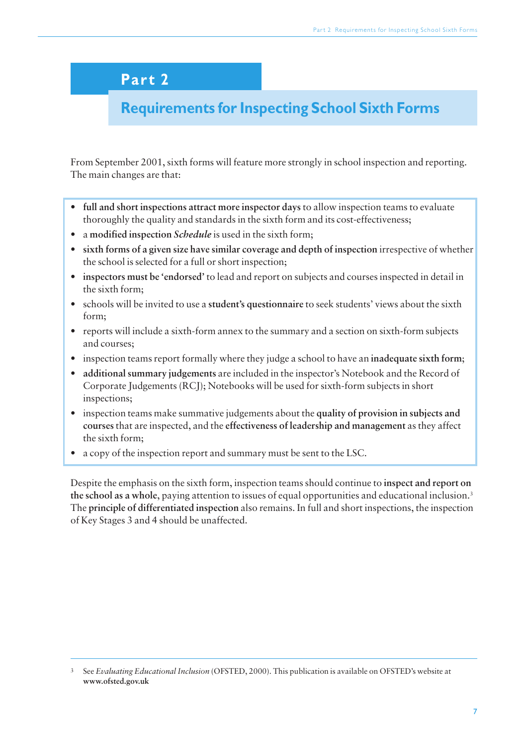# Part 2

## Requirements for Inspecting School Sixth Forms

From September 2001, sixth forms will feature more strongly in school inspection and reporting. The main changes are that:

- **full and short inspections attract more inspector days** to allow inspection teams to evaluate thoroughly the quality and standards in the sixth form and its cost-effectiveness;
- a **modified inspection *Schedule*** is used in the sixth form;
- **sixth forms of a given size have similar coverage and depth of inspection** irrespective of whether the school is selected for a full or short inspection;
- **inspectors must be 'endorsed'** to lead and report on subjects and courses inspected in detail in the sixth form;
- schools will be invited to use a **student's questionnaire** to seek students' views about the sixth form;
- reports will include a sixth-form annex to the summary and a section on sixth-form subjects and courses;
- inspection teams report formally where they judge a school to have an **inadequate sixth form**;
- **additional summary judgements** are included in the inspector's Notebook and the Record of Corporate Judgements (RCJ); Notebooks will be used for sixth-form subjects in short inspections;
- inspection teams make summative judgements about the **quality of provision in subjects and courses** that are inspected, and the **effectiveness of leadership and management** as they affect the sixth form;
- a copy of the inspection report and summary must be sent to the LSC.

Despite the emphasis on the sixth form, inspection teams should continue to **inspect and report on the school as a whole**, paying attention to issues of equal opportunities and educational inclusion.[3] The **principle of differentiated inspection** also remains. In full and short inspections, the inspection of Key Stages 3 and 4 should be unaffected.

---

[3] See *Evaluating Educational Inclusion* (OFSTED, 2000). This publication is available on OFSTED's website at **www.ofsted.gov.uk**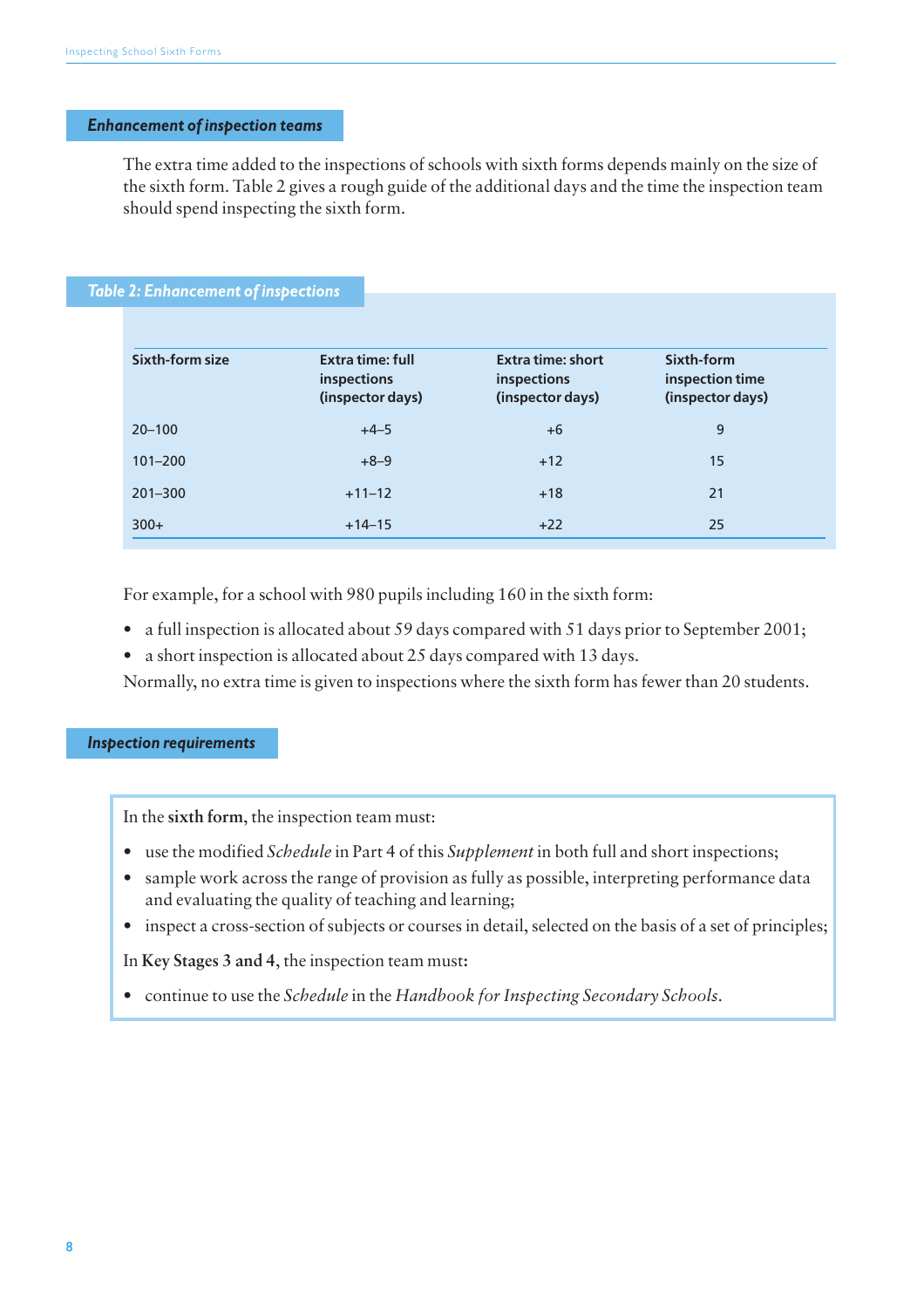## Enhancement of inspection teams

The extra time added to the inspections of schools with sixth forms depends mainly on the size of the sixth form. Table 2 gives a rough guide of the additional days and the time the inspection team should spend inspecting the sixth form.

### Table 2: Enhancement of inspections

| Sixth-form size | Extra time: full inspections (inspector days) | Extra time: short inspections (inspector days) | Sixth-form inspection time (inspector days) |
|---|---|---|---|
| 20–100 | +4–5 | +6 | 9 |
| 101–200 | +8–9 | +12 | 15 |
| 201–300 | +11–12 | +18 | 21 |
| 300+ | +14–15 | +22 | 25 |

For example, for a school with 980 pupils including 160 in the sixth form:

- a full inspection is allocated about 59 days compared with 51 days prior to September 2001;
- a short inspection is allocated about 25 days compared with 13 days.

Normally, no extra time is given to inspections where the sixth form has fewer than 20 students.

## Inspection requirements

In the **sixth form**, the inspection team must:

- use the modified *Schedule* in Part 4 of this *Supplement* in both full and short inspections;
- sample work across the range of provision as fully as possible, interpreting performance data and evaluating the quality of teaching and learning;
- inspect a cross-section of subjects or courses in detail, selected on the basis of a set of principles;

In **Key Stages 3 and 4**, the inspection team must**:**

- continue to use the *Schedule* in the *Handbook for Inspecting Secondary Schools*.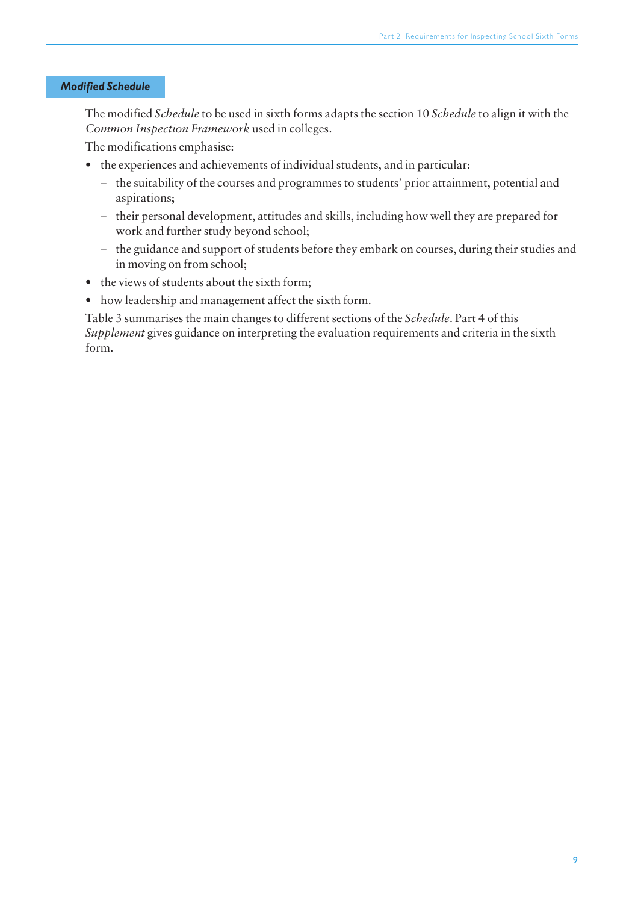## *Modified Schedule*

The modified *Schedule* to be used in sixth forms adapts the section 10 *Schedule* to align it with the *Common Inspection Framework* used in colleges.

The modifications emphasise:

- the experiences and achievements of individual students, and in particular:
  - the suitability of the courses and programmes to students' prior attainment, potential and aspirations;
  - their personal development, attitudes and skills, including how well they are prepared for work and further study beyond school;
  - the guidance and support of students before they embark on courses, during their studies and in moving on from school;
- the views of students about the sixth form;
- how leadership and management affect the sixth form.

Table 3 summarises the main changes to different sections of the *Schedule*. Part 4 of this *Supplement* gives guidance on interpreting the evaluation requirements and criteria in the sixth form.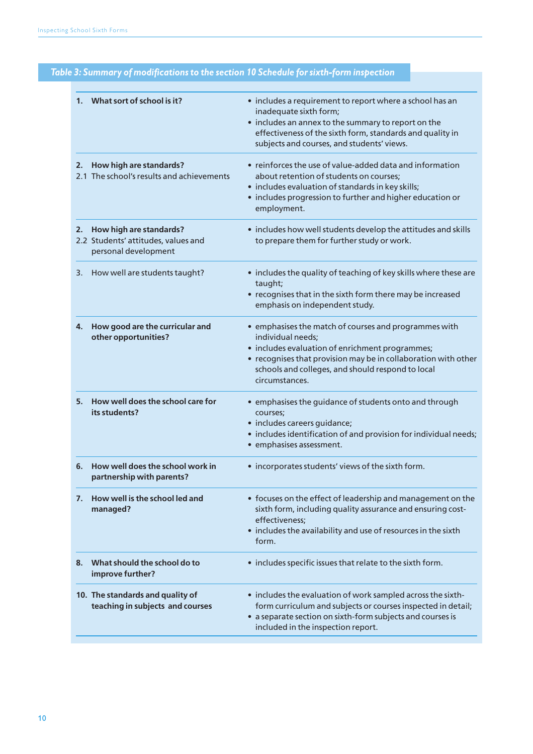**Table 3: Summary of modifications to the section 10 Schedule for sixth-form inspection**

| Section | Modifications |
|---|---|
| **1. What sort of school is it?** | • includes a requirement to report where a school has an inadequate sixth form;<br>• includes an annex to the summary to report on the effectiveness of the sixth form, standards and quality in subjects and courses, and students' views. |
| **2. How high are standards?**<br>2.1 The school's results and achievements | • reinforces the use of value-added data and information about retention of students on courses;<br>• includes evaluation of standards in key skills;<br>• includes progression to further and higher education or employment. |
| **2. How high are standards?**<br>2.2 Students' attitudes, values and personal development | • includes how well students develop the attitudes and skills to prepare them for further study or work. |
| 3. How well are students taught? | • includes the quality of teaching of key skills where these are taught;<br>• recognises that in the sixth form there may be increased emphasis on independent study. |
| **4. How good are the curricular and other opportunities?** | • emphasises the match of courses and programmes with individual needs;<br>• includes evaluation of enrichment programmes;<br>• recognises that provision may be in collaboration with other schools and colleges, and should respond to local circumstances. |
| **5. How well does the school care for its students?** | • emphasises the guidance of students onto and through courses;<br>• includes careers guidance;<br>• includes identification of and provision for individual needs;<br>• emphasises assessment. |
| **6. How well does the school work in partnership with parents?** | • incorporates students' views of the sixth form. |
| **7. How well is the school led and managed?** | • focuses on the effect of leadership and management on the sixth form, including quality assurance and ensuring cost-effectiveness;<br>• includes the availability and use of resources in the sixth form. |
| **8. What should the school do to improve further?** | • includes specific issues that relate to the sixth form. |
| **10. The standards and quality of teaching in subjects and courses** | • includes the evaluation of work sampled across the sixth-form curriculum and subjects or courses inspected in detail;<br>• a separate section on sixth-form subjects and courses is included in the inspection report. |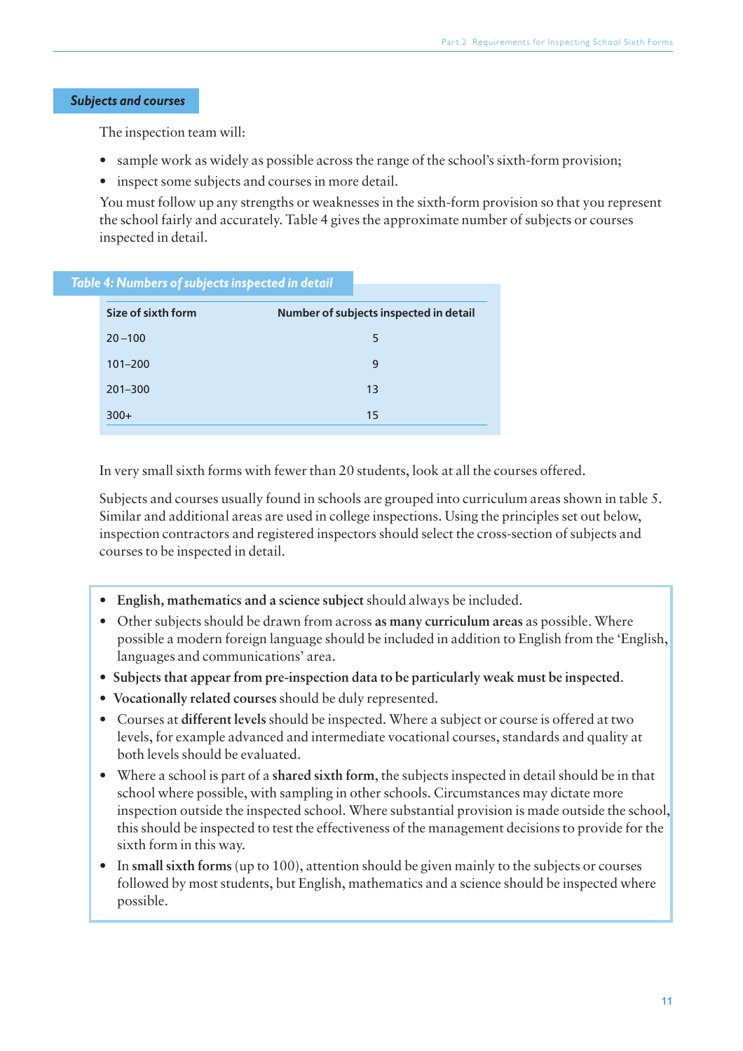### *Subjects and courses*

The inspection team will:

- sample work as widely as possible across the range of the school's sixth-form provision;
- inspect some subjects and courses in more detail.

You must follow up any strengths or weaknesses in the sixth-form provision so that you represent the school fairly and accurately. Table 4 gives the approximate number of subjects or courses inspected in detail.

*Table 4: Numbers of subjects inspected in detail*

| Size of sixth form | Number of subjects inspected in detail |
|---|---|
| 20 –100 | 5 |
| 101–200 | 9 |
| 201–300 | 13 |
| 300+ | 15 |

In very small sixth forms with fewer than 20 students, look at all the courses offered.

Subjects and courses usually found in schools are grouped into curriculum areas shown in table 5. Similar and additional areas are used in college inspections. Using the principles set out below, inspection contractors and registered inspectors should select the cross-section of subjects and courses to be inspected in detail.

- **English, mathematics and a science subject** should always be included.
- Other subjects should be drawn from across **as many curriculum areas** as possible. Where possible a modern foreign language should be included in addition to English from the 'English, languages and communications' area.
- **Subjects that appear from pre-inspection data to be particularly weak must be inspected**.
- **Vocationally related courses** should be duly represented.
- Courses at **different levels** should be inspected. Where a subject or course is offered at two levels, for example advanced and intermediate vocational courses, standards and quality at both levels should be evaluated.
- Where a school is part of a **shared sixth form**, the subjects inspected in detail should be in that school where possible, with sampling in other schools. Circumstances may dictate more inspection outside the inspected school. Where substantial provision is made outside the school, this should be inspected to test the effectiveness of the management decisions to provide for the sixth form in this way.
- In **small sixth forms** (up to 100), attention should be given mainly to the subjects or courses followed by most students, but English, mathematics and a science should be inspected where possible.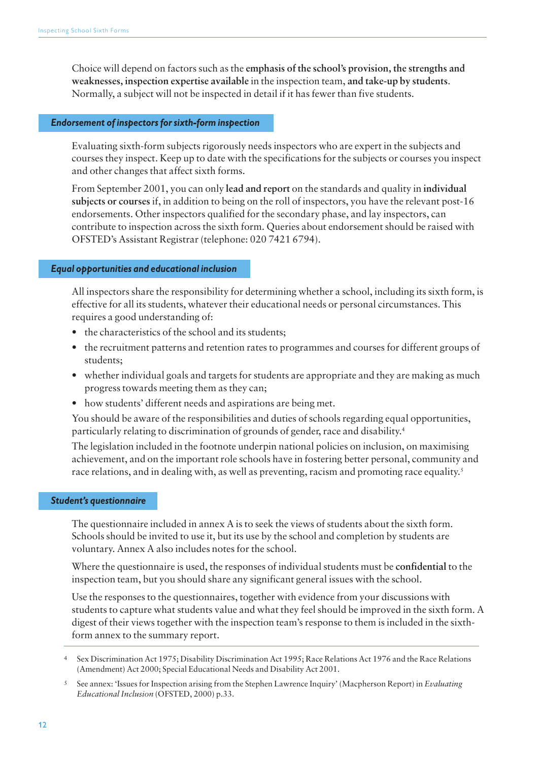Choice will depend on factors such as the **emphasis of the school's provision, the strengths and weaknesses, inspection expertise available** in the inspection team, **and take-up by students**. Normally, a subject will not be inspected in detail if it has fewer than five students.

### *Endorsement of inspectors for sixth-form inspection*

Evaluating sixth-form subjects rigorously needs inspectors who are expert in the subjects and courses they inspect. Keep up to date with the specifications for the subjects or courses you inspect and other changes that affect sixth forms.

From September 2001, you can only **lead and report** on the standards and quality in **individual subjects or courses** if, in addition to being on the roll of inspectors, you have the relevant post-16 endorsements. Other inspectors qualified for the secondary phase, and lay inspectors, can contribute to inspection across the sixth form. Queries about endorsement should be raised with OFSTED's Assistant Registrar (telephone: 020 7421 6794).

### *Equal opportunities and educational inclusion*

All inspectors share the responsibility for determining whether a school, including its sixth form, is effective for all its students, whatever their educational needs or personal circumstances. This requires a good understanding of:

- the characteristics of the school and its students;
- the recruitment patterns and retention rates to programmes and courses for different groups of students;
- whether individual goals and targets for students are appropriate and they are making as much progress towards meeting them as they can;
- how students' different needs and aspirations are being met.

You should be aware of the responsibilities and duties of schools regarding equal opportunities, particularly relating to discrimination of grounds of gender, race and disability.[4]

The legislation included in the footnote underpin national policies on inclusion, on maximising achievement, and on the important role schools have in fostering better personal, community and race relations, and in dealing with, as well as preventing, racism and promoting race equality.[5]

### *Student's questionnaire*

The questionnaire included in annex A is to seek the views of students about the sixth form. Schools should be invited to use it, but its use by the school and completion by students are voluntary. Annex A also includes notes for the school.

Where the questionnaire is used, the responses of individual students must be **confidential** to the inspection team, but you should share any significant general issues with the school.

Use the responses to the questionnaires, together with evidence from your discussions with students to capture what students value and what they feel should be improved in the sixth form. A digest of their views together with the inspection team's response to them is included in the sixth-form annex to the summary report.

---

[4] Sex Discrimination Act 1975; Disability Discrimination Act 1995; Race Relations Act 1976 and the Race Relations (Amendment) Act 2000; Special Educational Needs and Disability Act 2001.

[5] See annex: 'Issues for Inspection arising from the Stephen Lawrence Inquiry' (Macpherson Report) in *Evaluating Educational Inclusion* (OFSTED, 2000) p.33.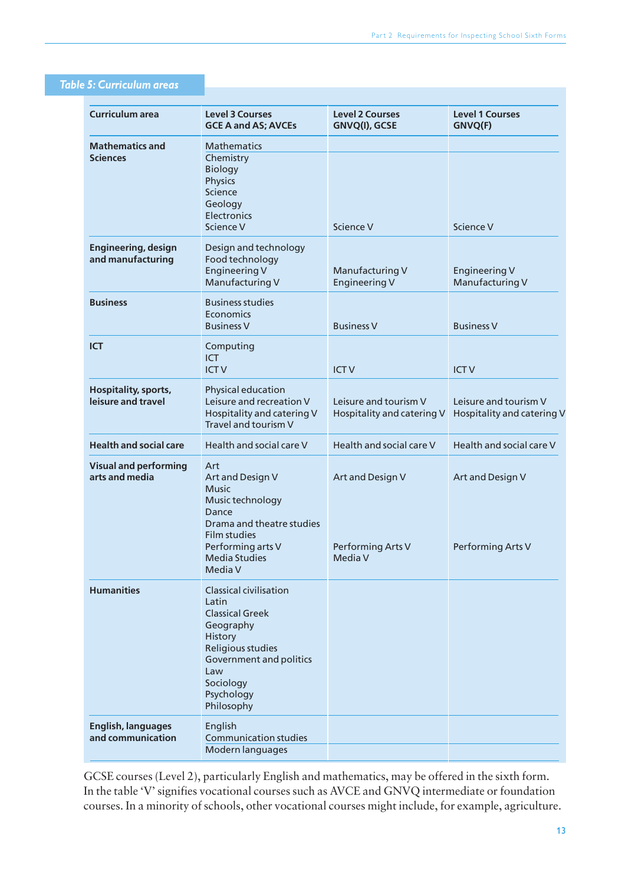**Table 5: Curriculum areas**

| Curriculum area | Level 3 Courses GCE A and AS; AVCEs | Level 2 Courses GNVQ(I), GCSE | Level 1 Courses GNVQ(F) |
|---|---|---|---|
| **Mathematics and Sciences** | Mathematics | | |
| | Chemistry<br>Biology<br>Physics<br>Science<br>Geology<br>Electronics<br>Science V | Science V | Science V |
| **Engineering, design and manufacturing** | Design and technology<br>Food technology<br>Engineering V<br>Manufacturing V | Manufacturing V<br>Engineering V | Engineering V<br>Manufacturing V |
| **Business** | Business studies<br>Economics<br>Business V | Business V | Business V |
| **ICT** | Computing<br>ICT<br>ICT V | ICT V | ICT V |
| **Hospitality, sports, leisure and travel** | Physical education<br>Leisure and recreation V<br>Hospitality and catering V<br>Travel and tourism V | Leisure and tourism V<br>Hospitality and catering V | Leisure and tourism V<br>Hospitality and catering V |
| **Health and social care** | Health and social care V | Health and social care V | Health and social care V |
| **Visual and performing arts and media** | Art<br>Art and Design V<br>Music<br>Music technology<br>Dance<br>Drama and theatre studies<br>Film studies<br>Performing arts V<br>Media Studies<br>Media V | Art and Design V<br>Performing Arts V<br>Media V | Art and Design V<br>Performing Arts V |
| **Humanities** | Classical civilisation<br>Latin<br>Classical Greek<br>Geography<br>History<br>Religious studies<br>Government and politics<br>Law<br>Sociology<br>Psychology<br>Philosophy | | |
| **English, languages and communication** | English<br>Communication studies | | |
| | Modern languages | | |

GCSE courses (Level 2), particularly English and mathematics, may be offered in the sixth form. In the table 'V' signifies vocational courses such as AVCE and GNVQ intermediate or foundation courses. In a minority of schools, other vocational courses might include, for example, agriculture.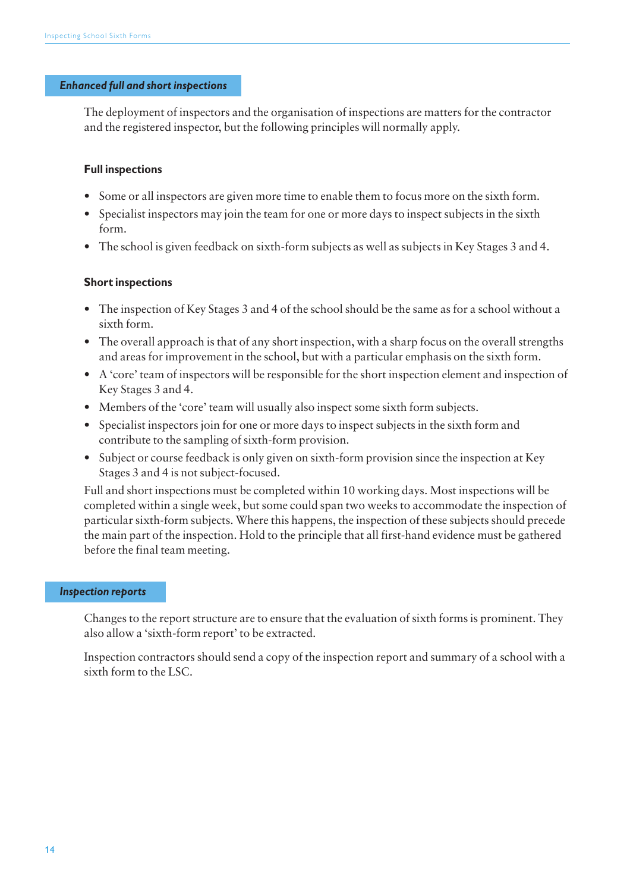## *Enhanced full and short inspections*

The deployment of inspectors and the organisation of inspections are matters for the contractor and the registered inspector, but the following principles will normally apply.

### Full inspections

- Some or all inspectors are given more time to enable them to focus more on the sixth form.
- Specialist inspectors may join the team for one or more days to inspect subjects in the sixth form.
- The school is given feedback on sixth-form subjects as well as subjects in Key Stages 3 and 4.

### Short inspections

- The inspection of Key Stages 3 and 4 of the school should be the same as for a school without a sixth form.
- The overall approach is that of any short inspection, with a sharp focus on the overall strengths and areas for improvement in the school, but with a particular emphasis on the sixth form.
- A 'core' team of inspectors will be responsible for the short inspection element and inspection of Key Stages 3 and 4.
- Members of the 'core' team will usually also inspect some sixth form subjects.
- Specialist inspectors join for one or more days to inspect subjects in the sixth form and contribute to the sampling of sixth-form provision.
- Subject or course feedback is only given on sixth-form provision since the inspection at Key Stages 3 and 4 is not subject-focused.

Full and short inspections must be completed within 10 working days. Most inspections will be completed within a single week, but some could span two weeks to accommodate the inspection of particular sixth-form subjects. Where this happens, the inspection of these subjects should precede the main part of the inspection. Hold to the principle that all first-hand evidence must be gathered before the final team meeting.

## *Inspection reports*

Changes to the report structure are to ensure that the evaluation of sixth forms is prominent. They also allow a 'sixth-form report' to be extracted.

Inspection contractors should send a copy of the inspection report and summary of a school with a sixth form to the LSC.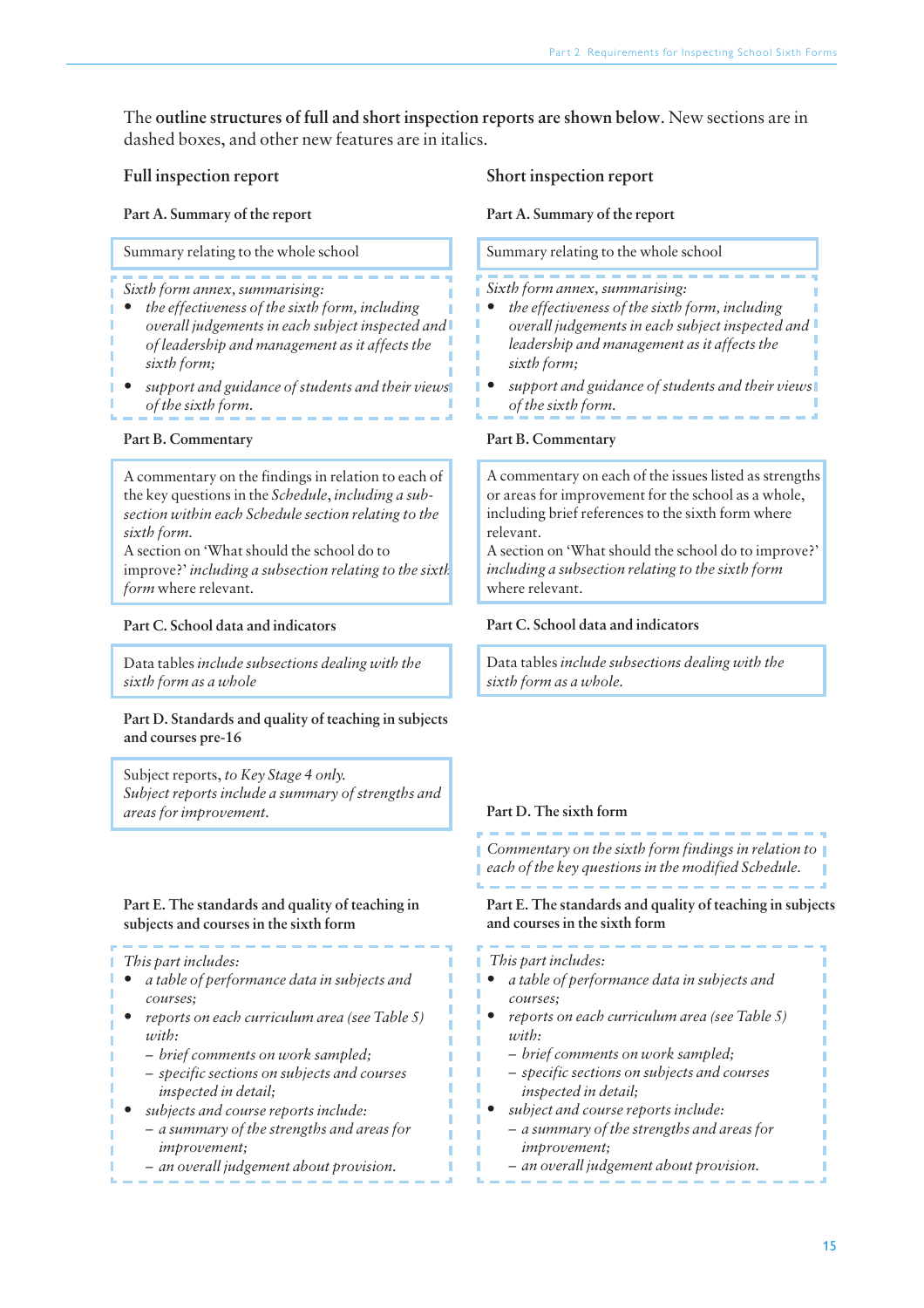The **outline structures of full and short inspection reports are shown below**. New sections are in dashed boxes, and other new features are in italics.

## Full inspection report

### Part A. Summary of the report

Summary relating to the whole school

*Sixth form annex, summarising:*

- *the effectiveness of the sixth form, including overall judgements in each subject inspected and of leadership and management as it affects the sixth form;*
- *support and guidance of students and their views of the sixth form.*

### Part B. Commentary

A commentary on the findings in relation to each of the key questions in the *Schedule*, *including a sub-section within each Schedule section relating to the sixth form.*

A section on 'What should the school do to improve?' *including a subsection relating to the sixth form* where relevant.

### Part C. School data and indicators

Data tables *include subsections dealing with the sixth form as a whole*

### Part D. Standards and quality of teaching in subjects and courses pre-16

Subject reports, *to Key Stage 4 only.*
*Subject reports include a summary of strengths and areas for improvement.*

### Part E. The standards and quality of teaching in subjects and courses in the sixth form

*This part includes:*

- *a table of performance data in subjects and courses;*
- *reports on each curriculum area (see Table 5) with:*
  - *brief comments on work sampled;*
  - *specific sections on subjects and courses inspected in detail;*
- *subjects and course reports include:*
  - *a summary of the strengths and areas for improvement;*
  - *an overall judgement about provision.*

## Short inspection report

### Part A. Summary of the report

Summary relating to the whole school

*Sixth form annex, summarising:*

- *the effectiveness of the sixth form, including overall judgements in each subject inspected and leadership and management as it affects the sixth form;*
- *support and guidance of students and their views of the sixth form.*

### Part B. Commentary

A commentary on each of the issues listed as strengths or areas for improvement for the school as a whole, including brief references to the sixth form where relevant.

A section on 'What should the school do to improve?' *including a subsection relating to the sixth form* where relevant.

### Part C. School data and indicators

Data tables *include subsections dealing with the sixth form as a whole.*

### Part D. The sixth form

*Commentary on the sixth form findings in relation to each of the key questions in the modified Schedule.*

### Part E. The standards and quality of teaching in subjects and courses in the sixth form

*This part includes:*

- *a table of performance data in subjects and courses;*
- *reports on each curriculum area (see Table 5) with:*
  - *brief comments on work sampled;*
  - *specific sections on subjects and courses inspected in detail;*
- *subject and course reports include:*
  - *a summary of the strengths and areas for improvement;*
  - *an overall judgement about provision.*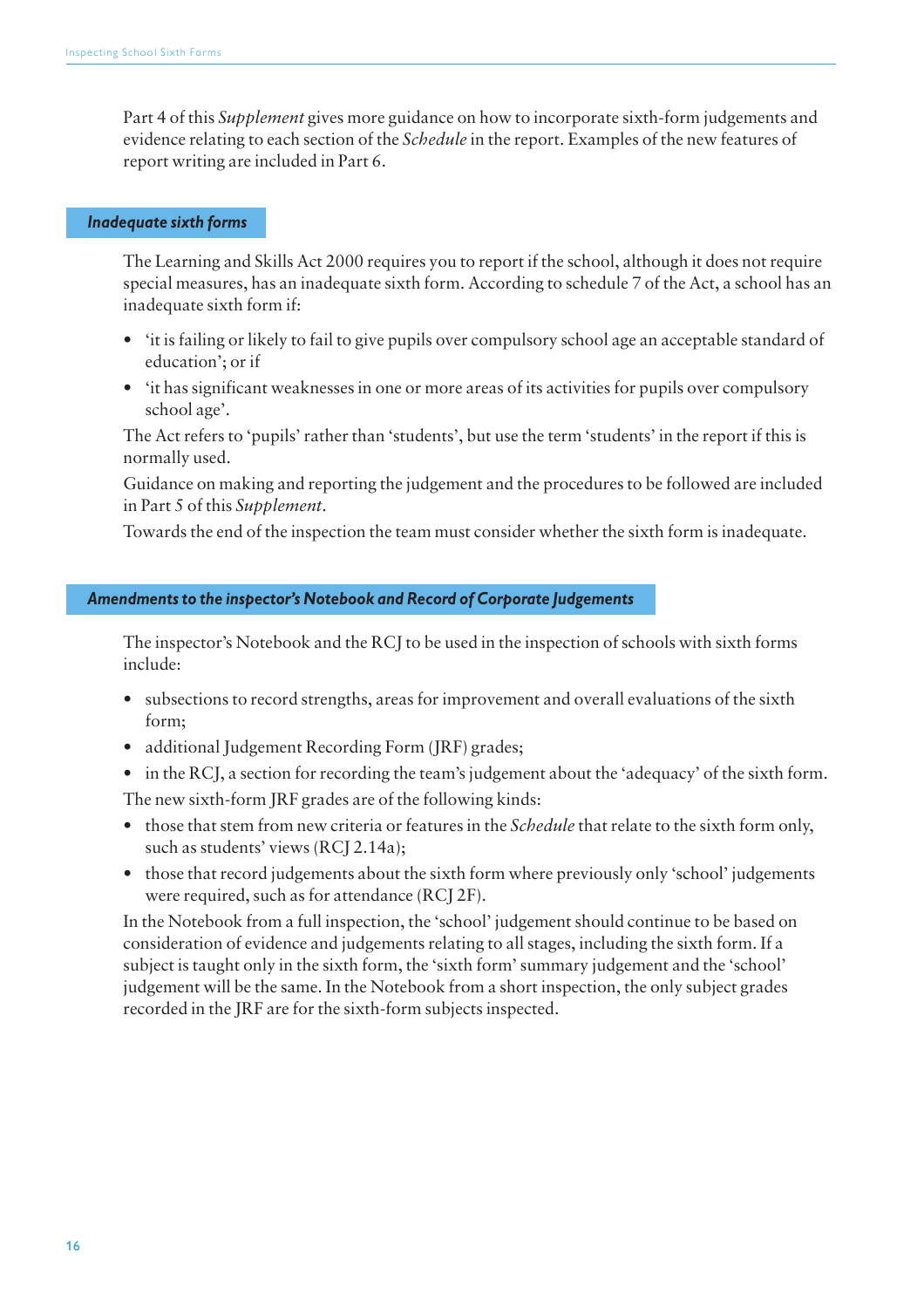Part 4 of this *Supplement* gives more guidance on how to incorporate sixth-form judgements and evidence relating to each section of the *Schedule* in the report. Examples of the new features of report writing are included in Part 6.

### *Inadequate sixth forms*

The Learning and Skills Act 2000 requires you to report if the school, although it does not require special measures, has an inadequate sixth form. According to schedule 7 of the Act, a school has an inadequate sixth form if:

- 'it is failing or likely to fail to give pupils over compulsory school age an acceptable standard of education'; or if
- 'it has significant weaknesses in one or more areas of its activities for pupils over compulsory school age'.

The Act refers to 'pupils' rather than 'students', but use the term 'students' in the report if this is normally used.

Guidance on making and reporting the judgement and the procedures to be followed are included in Part 5 of this *Supplement*.

Towards the end of the inspection the team must consider whether the sixth form is inadequate.

### *Amendments to the inspector's Notebook and Record of Corporate Judgements*

The inspector's Notebook and the RCJ to be used in the inspection of schools with sixth forms include:

- subsections to record strengths, areas for improvement and overall evaluations of the sixth form;
- additional Judgement Recording Form (JRF) grades;
- in the RCJ, a section for recording the team's judgement about the 'adequacy' of the sixth form.

The new sixth-form JRF grades are of the following kinds:

- those that stem from new criteria or features in the *Schedule* that relate to the sixth form only, such as students' views (RCJ 2.14a);
- those that record judgements about the sixth form where previously only 'school' judgements were required, such as for attendance (RCJ 2F).

In the Notebook from a full inspection, the 'school' judgement should continue to be based on consideration of evidence and judgements relating to all stages, including the sixth form. If a subject is taught only in the sixth form, the 'sixth form' summary judgement and the 'school' judgement will be the same. In the Notebook from a short inspection, the only subject grades recorded in the JRF are for the sixth-form subjects inspected.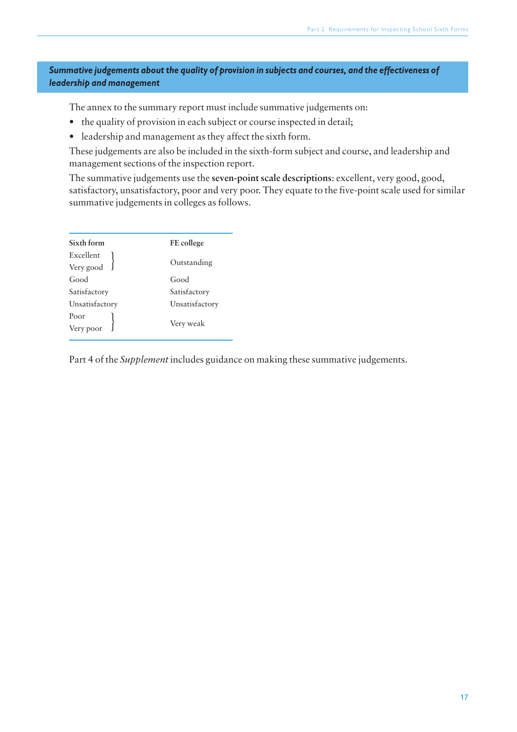## *Summative judgements about the quality of provision in subjects and courses, and the effectiveness of leadership and management*

The annex to the summary report must include summative judgements on:

- the quality of provision in each subject or course inspected in detail;
- leadership and management as they affect the sixth form.

These judgements are also be included in the sixth-form subject and course, and leadership and management sections of the inspection report.

The summative judgements use the **seven-point scale descriptions**: excellent, very good, good, satisfactory, unsatisfactory, poor and very poor. They equate to the five-point scale used for similar summative judgements in colleges as follows.

| Sixth form | FE college |
|---|---|
| Excellent<br>Very good | Outstanding |
| Good | Good |
| Satisfactory | Satisfactory |
| Unsatisfactory | Unsatisfactory |
| Poor<br>Very poor | Very weak |

Part 4 of the *Supplement* includes guidance on making these summative judgements.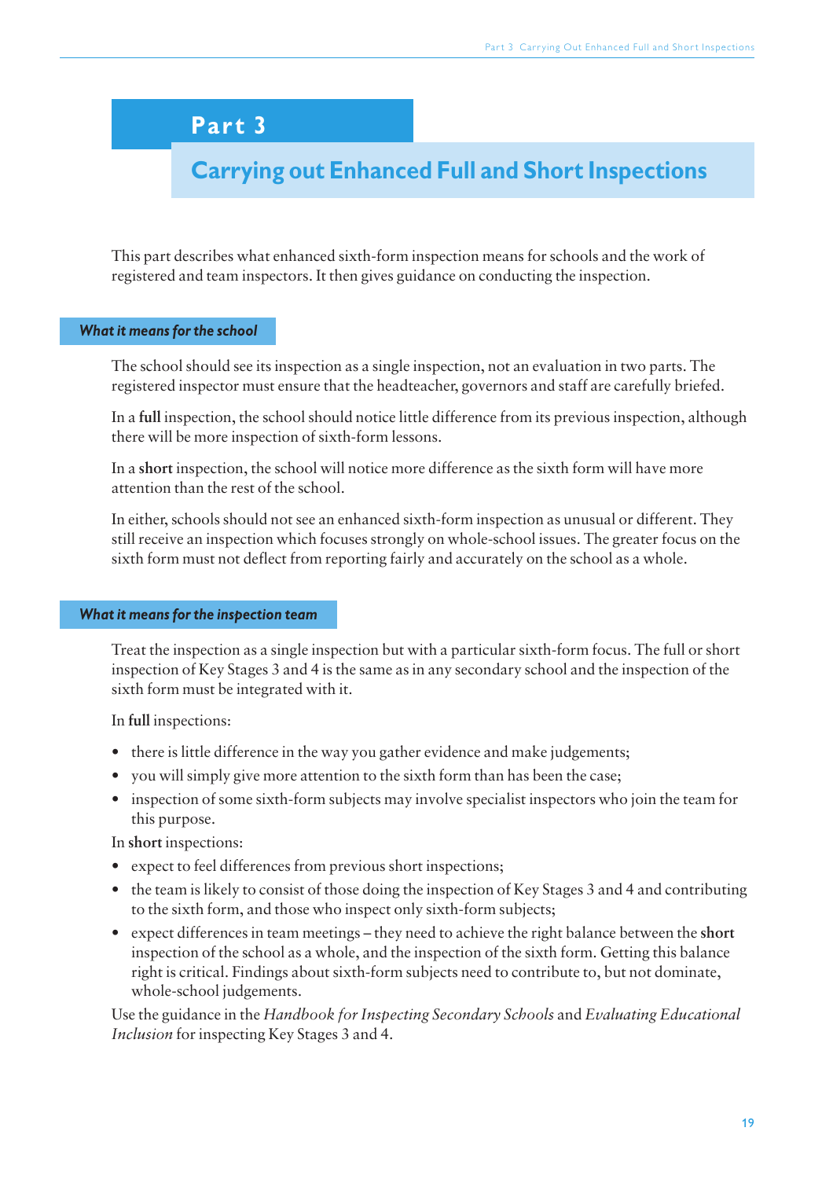# Part 3

## Carrying out Enhanced Full and Short Inspections

This part describes what enhanced sixth-form inspection means for schools and the work of registered and team inspectors. It then gives guidance on conducting the inspection.

### *What it means for the school*

The school should see its inspection as a single inspection, not an evaluation in two parts. The registered inspector must ensure that the headteacher, governors and staff are carefully briefed.

In a **full** inspection, the school should notice little difference from its previous inspection, although there will be more inspection of sixth-form lessons.

In a **short** inspection, the school will notice more difference as the sixth form will have more attention than the rest of the school.

In either, schools should not see an enhanced sixth-form inspection as unusual or different. They still receive an inspection which focuses strongly on whole-school issues. The greater focus on the sixth form must not deflect from reporting fairly and accurately on the school as a whole.

### *What it means for the inspection team*

Treat the inspection as a single inspection but with a particular sixth-form focus. The full or short inspection of Key Stages 3 and 4 is the same as in any secondary school and the inspection of the sixth form must be integrated with it.

In **full** inspections:

- there is little difference in the way you gather evidence and make judgements;
- you will simply give more attention to the sixth form than has been the case;
- inspection of some sixth-form subjects may involve specialist inspectors who join the team for this purpose.

In **short** inspections:

- expect to feel differences from previous short inspections;
- the team is likely to consist of those doing the inspection of Key Stages 3 and 4 and contributing to the sixth form, and those who inspect only sixth-form subjects;
- expect differences in team meetings – they need to achieve the right balance between the **short** inspection of the school as a whole, and the inspection of the sixth form. Getting this balance right is critical. Findings about sixth-form subjects need to contribute to, but not dominate, whole-school judgements.

Use the guidance in the *Handbook for Inspecting Secondary Schools* and *Evaluating Educational Inclusion* for inspecting Key Stages 3 and 4.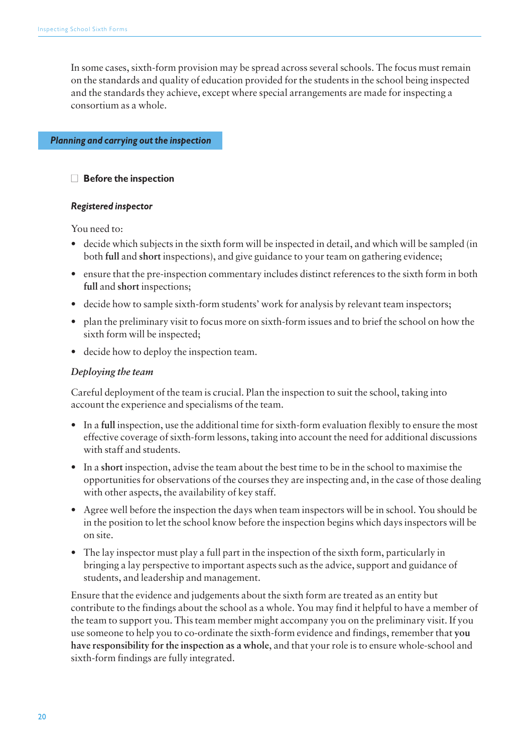In some cases, sixth-form provision may be spread across several schools. The focus must remain on the standards and quality of education provided for the students in the school being inspected and the standards they achieve, except where special arrangements are made for inspecting a consortium as a whole.

## *Planning and carrying out the inspection*

### Before the inspection

#### *Registered inspector*

You need to:

- decide which subjects in the sixth form will be inspected in detail, and which will be sampled (in both **full** and **short** inspections), and give guidance to your team on gathering evidence;
- ensure that the pre-inspection commentary includes distinct references to the sixth form in both **full** and **short** inspections;
- decide how to sample sixth-form students' work for analysis by relevant team inspectors;
- plan the preliminary visit to focus more on sixth-form issues and to brief the school on how the sixth form will be inspected;
- decide how to deploy the inspection team.

*Deploying the team*

Careful deployment of the team is crucial. Plan the inspection to suit the school, taking into account the experience and specialisms of the team.

- In a **full** inspection, use the additional time for sixth-form evaluation flexibly to ensure the most effective coverage of sixth-form lessons, taking into account the need for additional discussions with staff and students.
- In a **short** inspection, advise the team about the best time to be in the school to maximise the opportunities for observations of the courses they are inspecting and, in the case of those dealing with other aspects, the availability of key staff.
- Agree well before the inspection the days when team inspectors will be in school. You should be in the position to let the school know before the inspection begins which days inspectors will be on site.
- The lay inspector must play a full part in the inspection of the sixth form, particularly in bringing a lay perspective to important aspects such as the advice, support and guidance of students, and leadership and management.

Ensure that the evidence and judgements about the sixth form are treated as an entity but contribute to the findings about the school as a whole. You may find it helpful to have a member of the team to support you. This team member might accompany you on the preliminary visit. If you use someone to help you to co-ordinate the sixth-form evidence and findings, remember that **you have responsibility for the inspection as a whole**, and that your role is to ensure whole-school and sixth-form findings are fully integrated.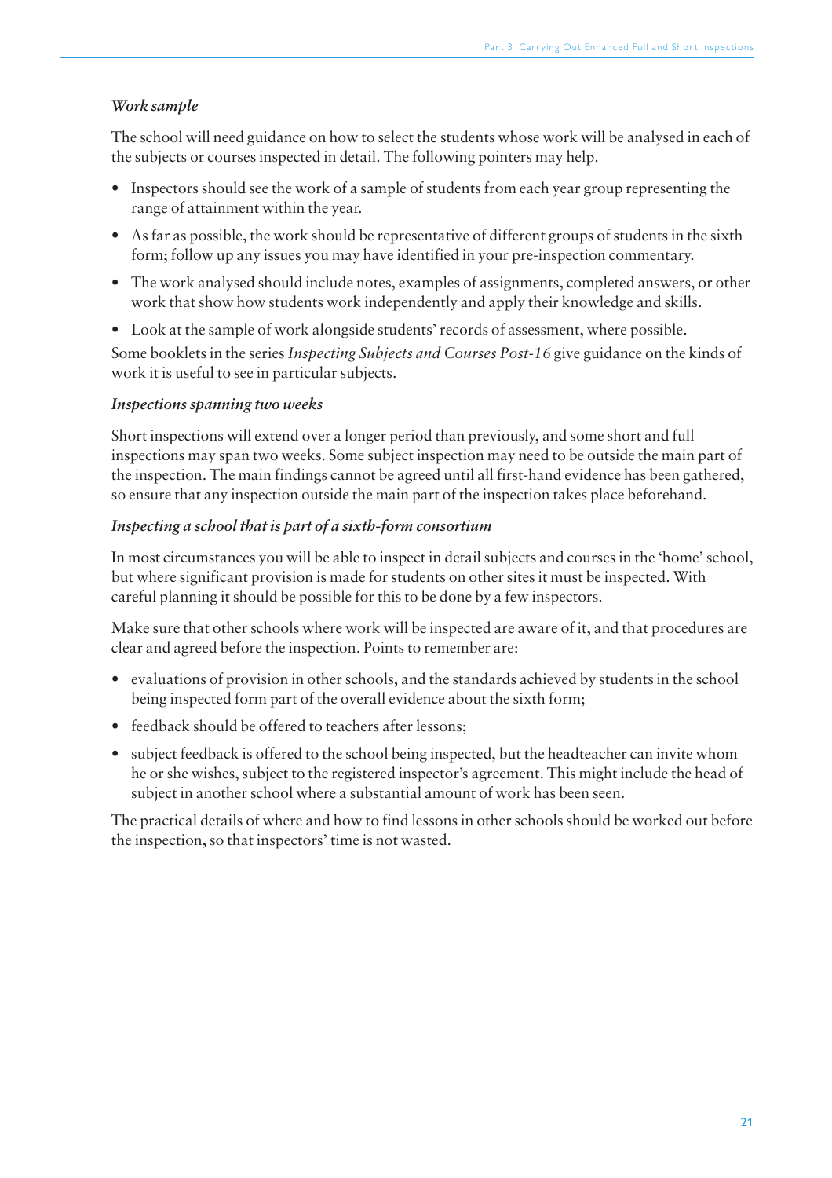*Work sample*

The school will need guidance on how to select the students whose work will be analysed in each of the subjects or courses inspected in detail. The following pointers may help.

- Inspectors should see the work of a sample of students from each year group representing the range of attainment within the year.
- As far as possible, the work should be representative of different groups of students in the sixth form; follow up any issues you may have identified in your pre-inspection commentary.
- The work analysed should include notes, examples of assignments, completed answers, or other work that show how students work independently and apply their knowledge and skills.
- Look at the sample of work alongside students' records of assessment, where possible.

Some booklets in the series *Inspecting Subjects and Courses Post-16* give guidance on the kinds of work it is useful to see in particular subjects.

*Inspections spanning two weeks*

Short inspections will extend over a longer period than previously, and some short and full inspections may span two weeks. Some subject inspection may need to be outside the main part of the inspection. The main findings cannot be agreed until all first-hand evidence has been gathered, so ensure that any inspection outside the main part of the inspection takes place beforehand.

*Inspecting a school that is part of a sixth-form consortium*

In most circumstances you will be able to inspect in detail subjects and courses in the 'home' school, but where significant provision is made for students on other sites it must be inspected. With careful planning it should be possible for this to be done by a few inspectors.

Make sure that other schools where work will be inspected are aware of it, and that procedures are clear and agreed before the inspection. Points to remember are:

- evaluations of provision in other schools, and the standards achieved by students in the school being inspected form part of the overall evidence about the sixth form;
- feedback should be offered to teachers after lessons;
- subject feedback is offered to the school being inspected, but the headteacher can invite whom he or she wishes, subject to the registered inspector's agreement. This might include the head of subject in another school where a substantial amount of work has been seen.

The practical details of where and how to find lessons in other schools should be worked out before the inspection, so that inspectors' time is not wasted.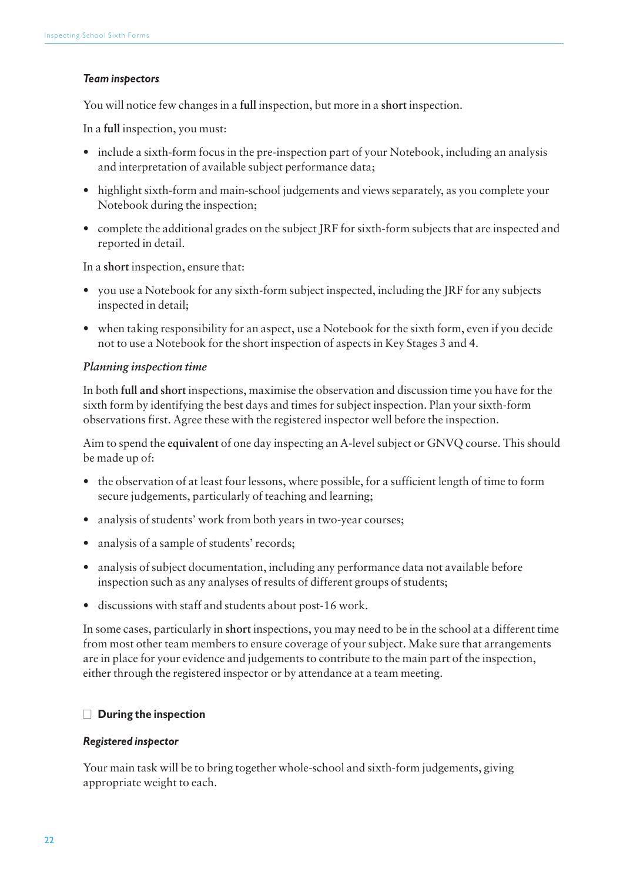#### *Team inspectors*

You will notice few changes in a **full** inspection, but more in a **short** inspection.

In a **full** inspection, you must:

- include a sixth-form focus in the pre-inspection part of your Notebook, including an analysis and interpretation of available subject performance data;
- highlight sixth-form and main-school judgements and views separately, as you complete your Notebook during the inspection;
- complete the additional grades on the subject JRF for sixth-form subjects that are inspected and reported in detail.

In a **short** inspection, ensure that:

- you use a Notebook for any sixth-form subject inspected, including the JRF for any subjects inspected in detail;
- when taking responsibility for an aspect, use a Notebook for the sixth form, even if you decide not to use a Notebook for the short inspection of aspects in Key Stages 3 and 4.

*Planning inspection time*

In both **full and short** inspections, maximise the observation and discussion time you have for the sixth form by identifying the best days and times for subject inspection. Plan your sixth-form observations first. Agree these with the registered inspector well before the inspection.

Aim to spend the **equivalent** of one day inspecting an A-level subject or GNVQ course. This should be made up of:

- the observation of at least four lessons, where possible, for a sufficient length of time to form secure judgements, particularly of teaching and learning;
- analysis of students' work from both years in two-year courses;
- analysis of a sample of students' records;
- analysis of subject documentation, including any performance data not available before inspection such as any analyses of results of different groups of students;
- discussions with staff and students about post-16 work.

In some cases, particularly in **short** inspections, you may need to be in the school at a different time from most other team members to ensure coverage of your subject. Make sure that arrangements are in place for your evidence and judgements to contribute to the main part of the inspection, either through the registered inspector or by attendance at a team meeting.

### □ During the inspection

#### *Registered inspector*

Your main task will be to bring together whole-school and sixth-form judgements, giving appropriate weight to each.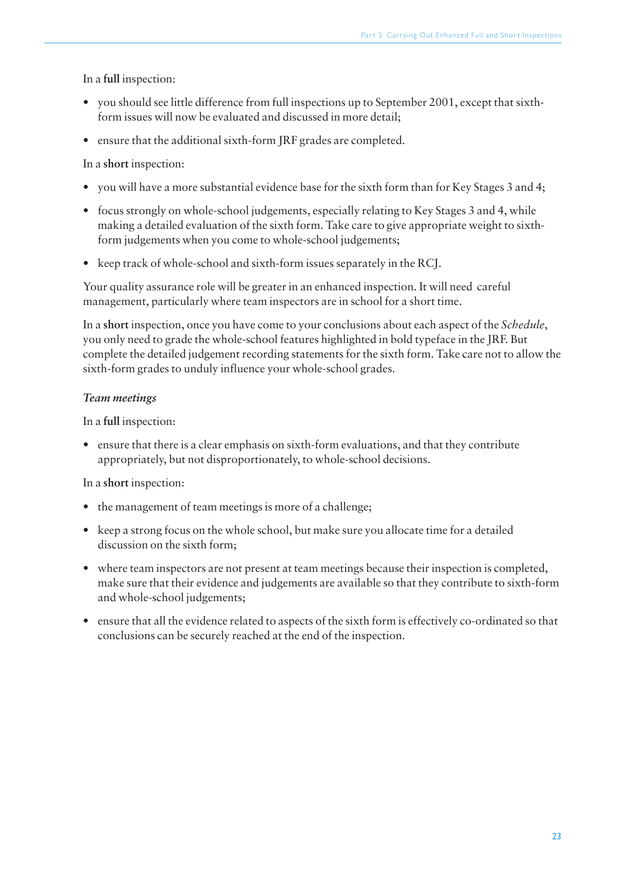In a **full** inspection:

- you should see little difference from full inspections up to September 2001, except that sixth-form issues will now be evaluated and discussed in more detail;
- ensure that the additional sixth-form JRF grades are completed.

In a **short** inspection:

- you will have a more substantial evidence base for the sixth form than for Key Stages 3 and 4;
- focus strongly on whole-school judgements, especially relating to Key Stages 3 and 4, while making a detailed evaluation of the sixth form. Take care to give appropriate weight to sixth-form judgements when you come to whole-school judgements;
- keep track of whole-school and sixth-form issues separately in the RCJ.

Your quality assurance role will be greater in an enhanced inspection. It will need careful management, particularly where team inspectors are in school for a short time.

In a **short** inspection, once you have come to your conclusions about each aspect of the *Schedule*, you only need to grade the whole-school features highlighted in bold typeface in the JRF. But complete the detailed judgement recording statements for the sixth form. Take care not to allow the sixth-form grades to unduly influence your whole-school grades.

### *Team meetings*

In a **full** inspection:

- ensure that there is a clear emphasis on sixth-form evaluations, and that they contribute appropriately, but not disproportionately, to whole-school decisions.

In a **short** inspection:

- the management of team meetings is more of a challenge;
- keep a strong focus on the whole school, but make sure you allocate time for a detailed discussion on the sixth form;
- where team inspectors are not present at team meetings because their inspection is completed, make sure that their evidence and judgements are available so that they contribute to sixth-form and whole-school judgements;
- ensure that all the evidence related to aspects of the sixth form is effectively co-ordinated so that conclusions can be securely reached at the end of the inspection.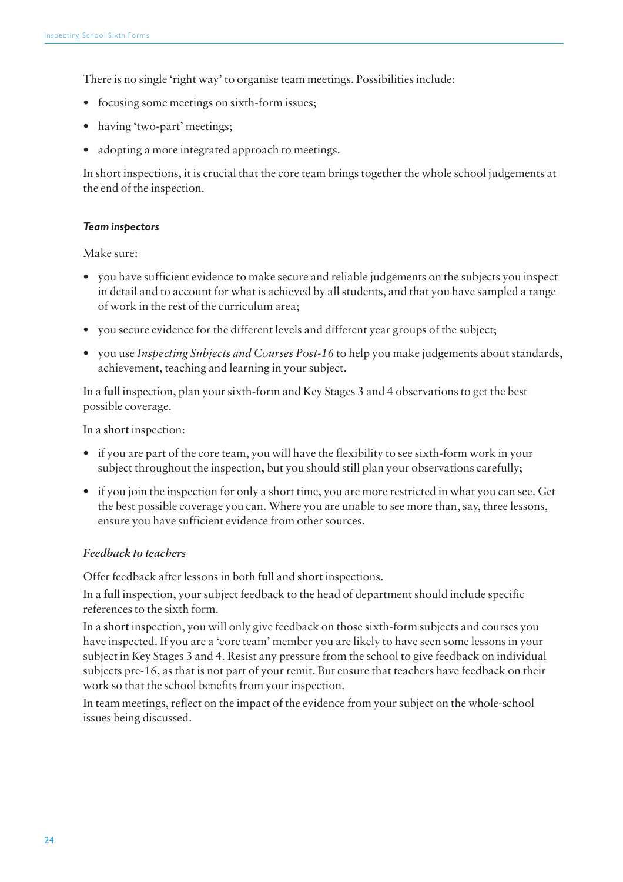There is no single 'right way' to organise team meetings. Possibilities include:

- focusing some meetings on sixth-form issues;
- having 'two-part' meetings;
- adopting a more integrated approach to meetings.

In short inspections, it is crucial that the core team brings together the whole school judgements at the end of the inspection.

#### *Team inspectors*

Make sure:

- you have sufficient evidence to make secure and reliable judgements on the subjects you inspect in detail and to account for what is achieved by all students, and that you have sampled a range of work in the rest of the curriculum area;
- you secure evidence for the different levels and different year groups of the subject;
- you use *Inspecting Subjects and Courses Post-16* to help you make judgements about standards, achievement, teaching and learning in your subject.

In a **full** inspection, plan your sixth-form and Key Stages 3 and 4 observations to get the best possible coverage.

In a **short** inspection:

- if you are part of the core team, you will have the flexibility to see sixth-form work in your subject throughout the inspection, but you should still plan your observations carefully;
- if you join the inspection for only a short time, you are more restricted in what you can see. Get the best possible coverage you can. Where you are unable to see more than, say, three lessons, ensure you have sufficient evidence from other sources.

#### *Feedback to teachers*

Offer feedback after lessons in both **full** and **short** inspections.

In a **full** inspection, your subject feedback to the head of department should include specific references to the sixth form.

In a **short** inspection, you will only give feedback on those sixth-form subjects and courses you have inspected. If you are a 'core team' member you are likely to have seen some lessons in your subject in Key Stages 3 and 4. Resist any pressure from the school to give feedback on individual subjects pre-16, as that is not part of your remit. But ensure that teachers have feedback on their work so that the school benefits from your inspection.

In team meetings, reflect on the impact of the evidence from your subject on the whole-school issues being discussed.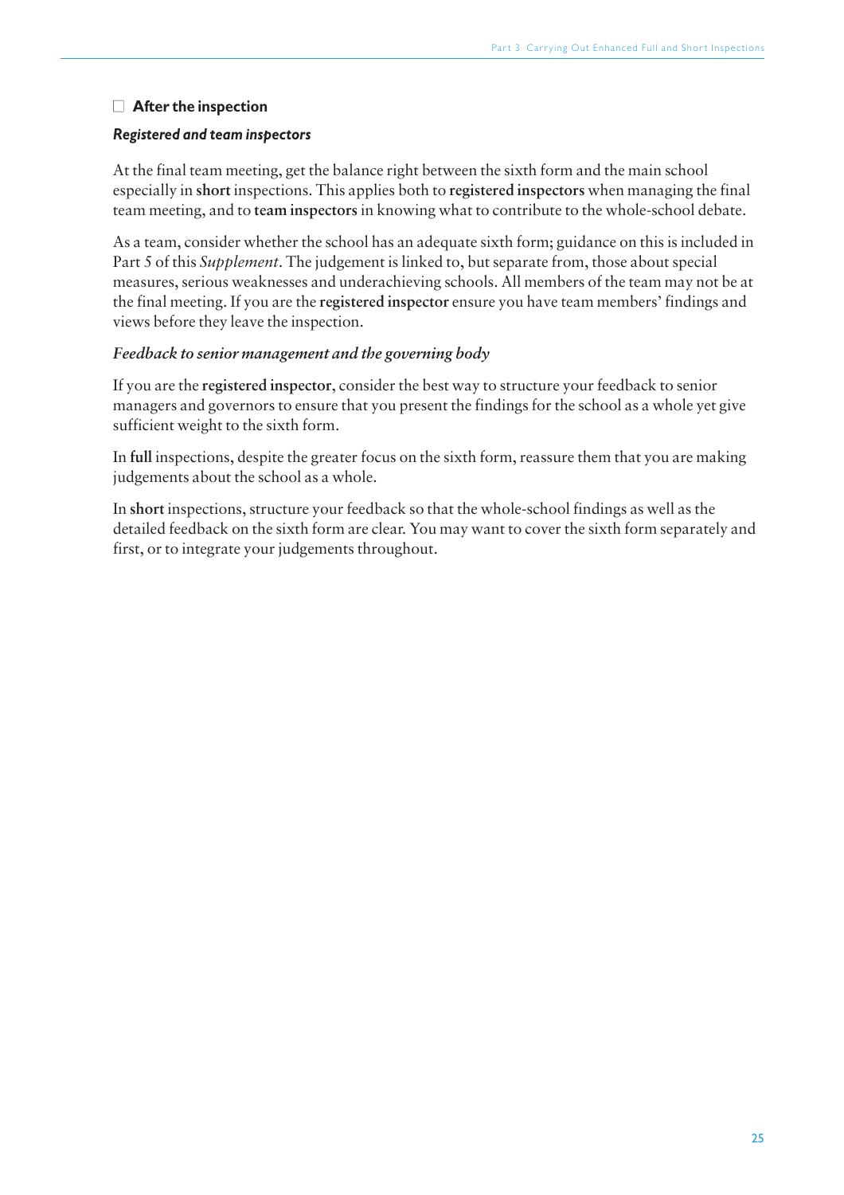## □ After the inspection

### *Registered and team inspectors*

At the final team meeting, get the balance right between the sixth form and the main school especially in **short** inspections. This applies both to **registered inspectors** when managing the final team meeting, and to **team inspectors** in knowing what to contribute to the whole-school debate.

As a team, consider whether the school has an adequate sixth form; guidance on this is included in Part 5 of this *Supplement*. The judgement is linked to, but separate from, those about special measures, serious weaknesses and underachieving schools. All members of the team may not be at the final meeting. If you are the **registered inspector** ensure you have team members' findings and views before they leave the inspection.

### *Feedback to senior management and the governing body*

If you are the **registered inspector**, consider the best way to structure your feedback to senior managers and governors to ensure that you present the findings for the school as a whole yet give sufficient weight to the sixth form.

In **full** inspections, despite the greater focus on the sixth form, reassure them that you are making judgements about the school as a whole.

In **short** inspections, structure your feedback so that the whole-school findings as well as the detailed feedback on the sixth form are clear. You may want to cover the sixth form separately and first, or to integrate your judgements throughout.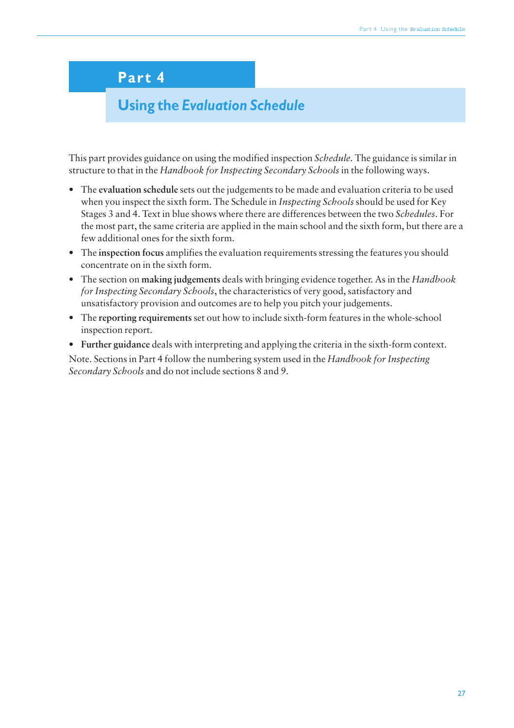# Part 4

## Using the *Evaluation Schedule*

This part provides guidance on using the modified inspection *Schedule*. The guidance is similar in structure to that in the *Handbook for Inspecting Secondary Schools* in the following ways.

- The **evaluation schedule** sets out the judgements to be made and evaluation criteria to be used when you inspect the sixth form. The Schedule in *Inspecting Schools* should be used for Key Stages 3 and 4. Text in blue shows where there are differences between the two *Schedules*. For the most part, the same criteria are applied in the main school and the sixth form, but there are a few additional ones for the sixth form.
- The **inspection focus** amplifies the evaluation requirements stressing the features you should concentrate on in the sixth form.
- The section on **making judgements** deals with bringing evidence together. As in the *Handbook for Inspecting Secondary Schools*, the characteristics of very good, satisfactory and unsatisfactory provision and outcomes are to help you pitch your judgements.
- The **reporting requirements** set out how to include sixth-form features in the whole-school inspection report.
- **Further guidance** deals with interpreting and applying the criteria in the sixth-form context.

Note. Sections in Part 4 follow the numbering system used in the *Handbook for Inspecting Secondary Schools* and do not include sections 8 and 9.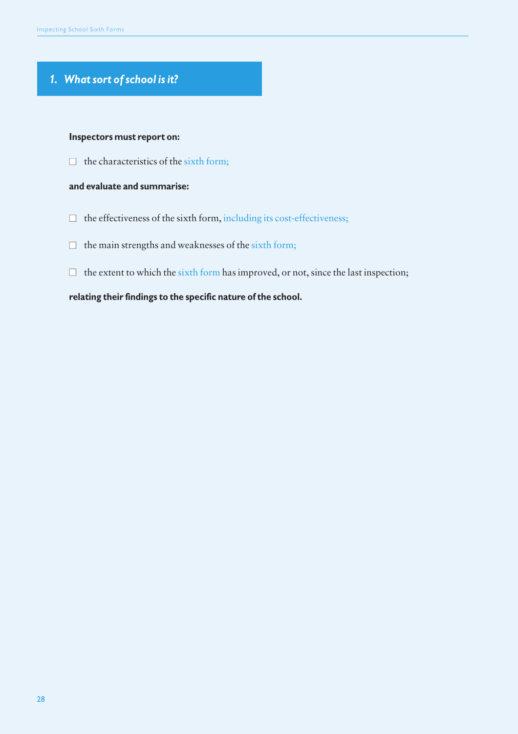## *1. What sort of school is it?*

**Inspectors must report on:**

- the characteristics of the sixth form;

**and evaluate and summarise:**

- the effectiveness of the sixth form, including its cost-effectiveness;
- the main strengths and weaknesses of the sixth form;
- the extent to which the sixth form has improved, or not, since the last inspection;

**relating their findings to the specific nature of the school.**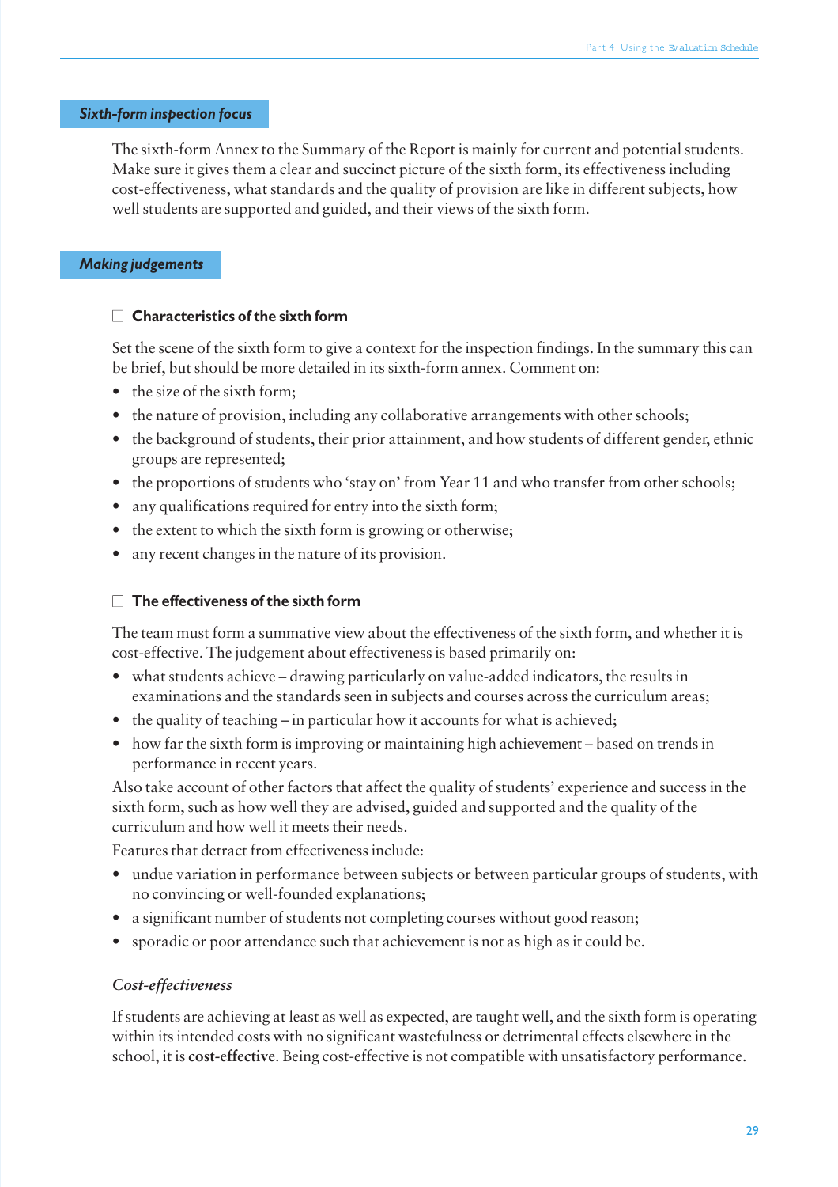## *Sixth-form inspection focus*

The sixth-form Annex to the Summary of the Report is mainly for current and potential students. Make sure it gives them a clear and succinct picture of the sixth form, its effectiveness including cost-effectiveness, what standards and the quality of provision are like in different subjects, how well students are supported and guided, and their views of the sixth form.

## *Making judgements*

### ☐ Characteristics of the sixth form

Set the scene of the sixth form to give a context for the inspection findings. In the summary this can be brief, but should be more detailed in its sixth-form annex. Comment on:

- the size of the sixth form;
- the nature of provision, including any collaborative arrangements with other schools;
- the background of students, their prior attainment, and how students of different gender, ethnic groups are represented;
- the proportions of students who 'stay on' from Year 11 and who transfer from other schools;
- any qualifications required for entry into the sixth form;
- the extent to which the sixth form is growing or otherwise;
- any recent changes in the nature of its provision.

### ☐ The effectiveness of the sixth form

The team must form a summative view about the effectiveness of the sixth form, and whether it is cost-effective. The judgement about effectiveness is based primarily on:

- what students achieve – drawing particularly on value-added indicators, the results in examinations and the standards seen in subjects and courses across the curriculum areas;
- the quality of teaching – in particular how it accounts for what is achieved;
- how far the sixth form is improving or maintaining high achievement – based on trends in performance in recent years.

Also take account of other factors that affect the quality of students' experience and success in the sixth form, such as how well they are advised, guided and supported and the quality of the curriculum and how well it meets their needs.

Features that detract from effectiveness include:

- undue variation in performance between subjects or between particular groups of students, with no convincing or well-founded explanations;
- a significant number of students not completing courses without good reason;
- sporadic or poor attendance such that achievement is not as high as it could be.

#### *Cost-effectiveness*

If students are achieving at least as well as expected, are taught well, and the sixth form is operating within its intended costs with no significant wastefulness or detrimental effects elsewhere in the school, it is **cost-effective**. Being cost-effective is not compatible with unsatisfactory performance.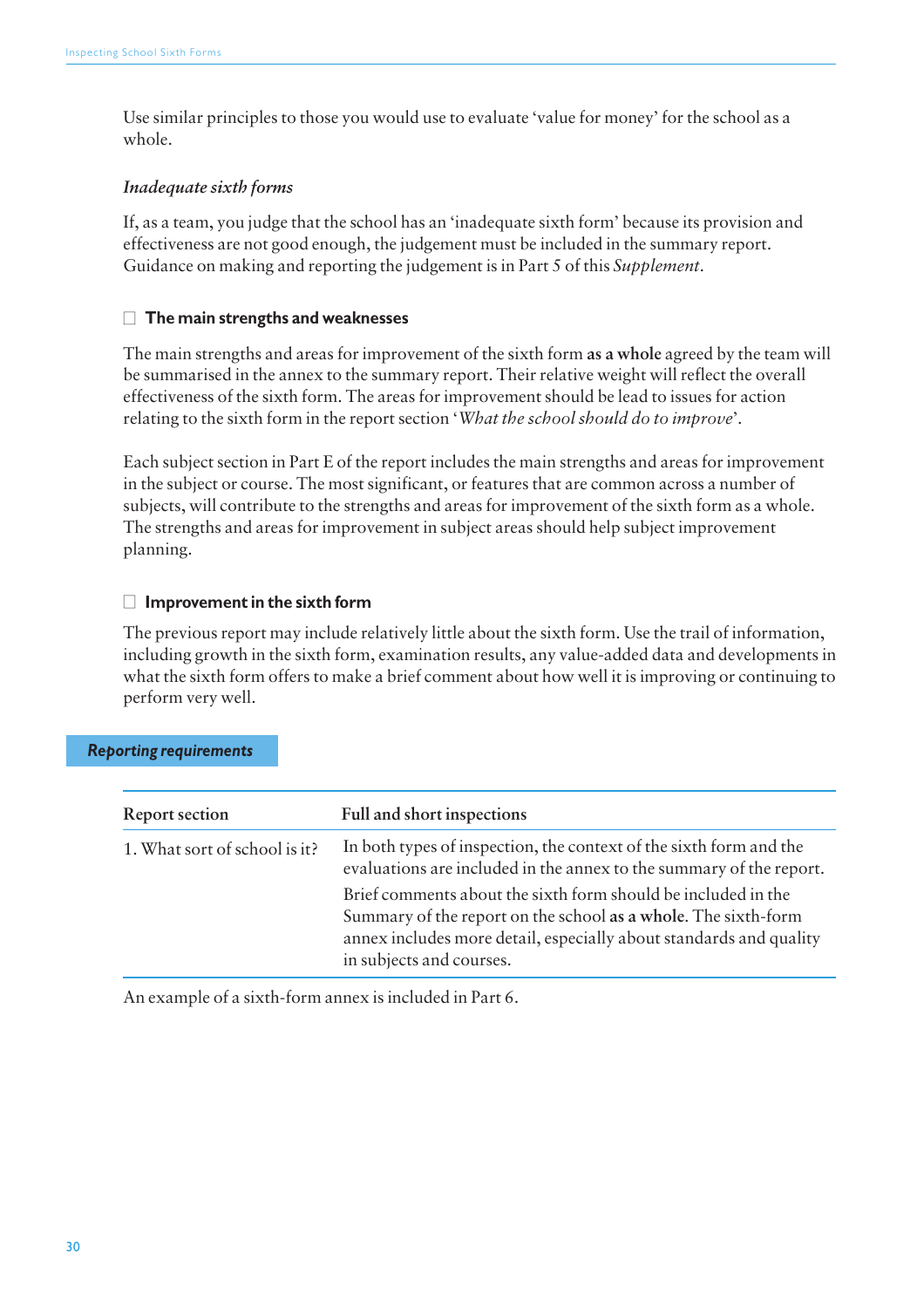Use similar principles to those you would use to evaluate 'value for money' for the school as a whole.

*Inadequate sixth forms*

If, as a team, you judge that the school has an 'inadequate sixth form' because its provision and effectiveness are not good enough, the judgement must be included in the summary report. Guidance on making and reporting the judgement is in Part 5 of this *Supplement*.

### ☐ The main strengths and weaknesses

The main strengths and areas for improvement of the sixth form **as a whole** agreed by the team will be summarised in the annex to the summary report. Their relative weight will reflect the overall effectiveness of the sixth form. The areas for improvement should be lead to issues for action relating to the sixth form in the report section '*What the school should do to improve*'.

Each subject section in Part E of the report includes the main strengths and areas for improvement in the subject or course. The most significant, or features that are common across a number of subjects, will contribute to the strengths and areas for improvement of the sixth form as a whole. The strengths and areas for improvement in subject areas should help subject improvement planning.

### ☐ Improvement in the sixth form

The previous report may include relatively little about the sixth form. Use the trail of information, including growth in the sixth form, examination results, any value-added data and developments in what the sixth form offers to make a brief comment about how well it is improving or continuing to perform very well.

## *Reporting requirements*

| Report section | Full and short inspections |
|---|---|
| 1. What sort of school is it? | In both types of inspection, the context of the sixth form and the evaluations are included in the annex to the summary of the report. Brief comments about the sixth form should be included in the Summary of the report on the school **as a whole**. The sixth-form annex includes more detail, especially about standards and quality in subjects and courses. |

An example of a sixth-form annex is included in Part 6.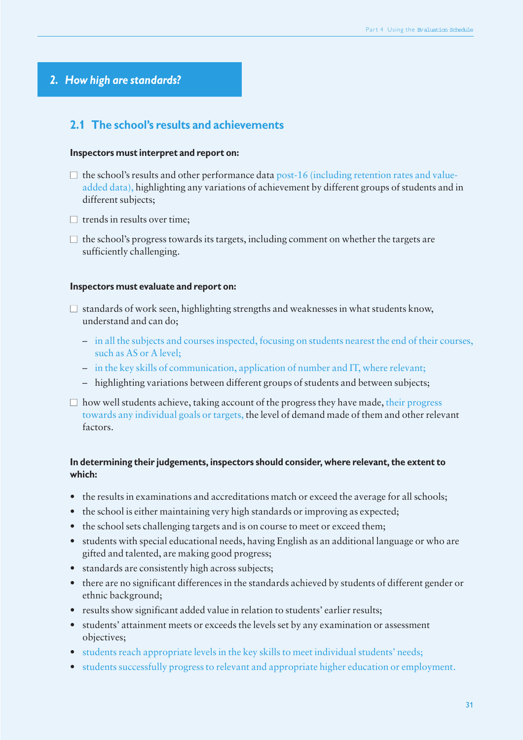## 2. *How high are standards?*

### 2.1 The school's results and achievements

**Inspectors must interpret and report on:**

- the school's results and other performance data post-16 (including retention rates and value-added data), highlighting any variations of achievement by different groups of students and in different subjects;
- trends in results over time;
- the school's progress towards its targets, including comment on whether the targets are sufficiently challenging.

**Inspectors must evaluate and report on:**

- standards of work seen, highlighting strengths and weaknesses in what students know, understand and can do;
  - in all the subjects and courses inspected, focusing on students nearest the end of their courses, such as AS or A level;
  - in the key skills of communication, application of number and IT, where relevant;
  - highlighting variations between different groups of students and between subjects;
- how well students achieve, taking account of the progress they have made, their progress towards any individual goals or targets, the level of demand made of them and other relevant factors.

**In determining their judgements, inspectors should consider, where relevant, the extent to which:**

- the results in examinations and accreditations match or exceed the average for all schools;
- the school is either maintaining very high standards or improving as expected;
- the school sets challenging targets and is on course to meet or exceed them;
- students with special educational needs, having English as an additional language or who are gifted and talented, are making good progress;
- standards are consistently high across subjects;
- there are no significant differences in the standards achieved by students of different gender or ethnic background;
- results show significant added value in relation to students' earlier results;
- students' attainment meets or exceeds the levels set by any examination or assessment objectives;
- students reach appropriate levels in the key skills to meet individual students' needs;
- students successfully progress to relevant and appropriate higher education or employment.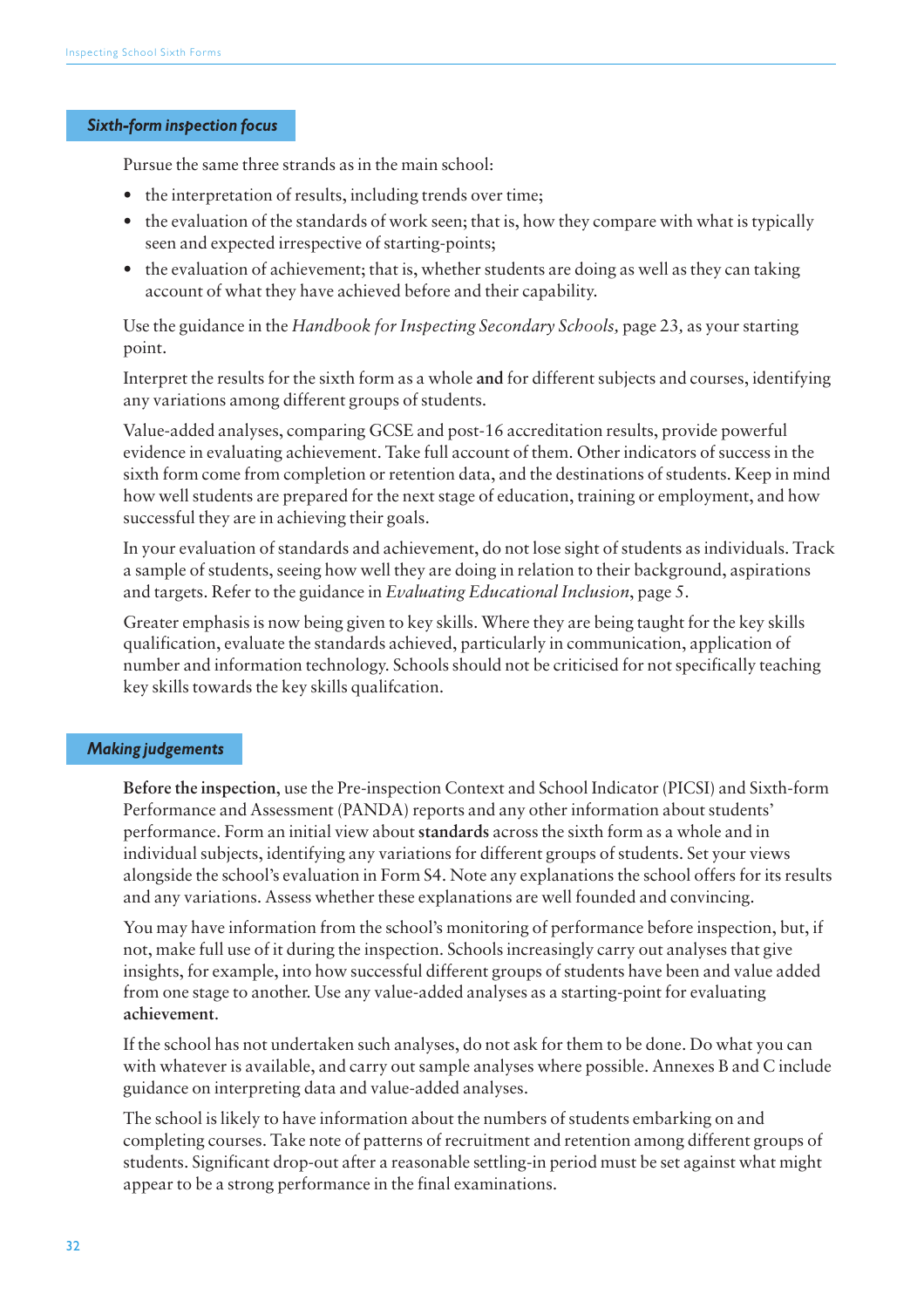### *Sixth-form inspection focus*

Pursue the same three strands as in the main school:

- the interpretation of results, including trends over time;
- the evaluation of the standards of work seen; that is, how they compare with what is typically seen and expected irrespective of starting-points;
- the evaluation of achievement; that is, whether students are doing as well as they can taking account of what they have achieved before and their capability.

Use the guidance in the *Handbook for Inspecting Secondary Schools,* page 23*,* as your starting point.

Interpret the results for the sixth form as a whole **and** for different subjects and courses, identifying any variations among different groups of students.

Value-added analyses, comparing GCSE and post-16 accreditation results, provide powerful evidence in evaluating achievement. Take full account of them. Other indicators of success in the sixth form come from completion or retention data, and the destinations of students. Keep in mind how well students are prepared for the next stage of education, training or employment, and how successful they are in achieving their goals.

In your evaluation of standards and achievement, do not lose sight of students as individuals. Track a sample of students, seeing how well they are doing in relation to their background, aspirations and targets. Refer to the guidance in *Evaluating Educational Inclusion*, page 5.

Greater emphasis is now being given to key skills. Where they are being taught for the key skills qualification, evaluate the standards achieved, particularly in communication, application of number and information technology. Schools should not be criticised for not specifically teaching key skills towards the key skills qualifcation.

### *Making judgements*

**Before the inspection**, use the Pre-inspection Context and School Indicator (PICSI) and Sixth-form Performance and Assessment (PANDA) reports and any other information about students' performance. Form an initial view about **standards** across the sixth form as a whole and in individual subjects, identifying any variations for different groups of students. Set your views alongside the school's evaluation in Form S4. Note any explanations the school offers for its results and any variations. Assess whether these explanations are well founded and convincing.

You may have information from the school's monitoring of performance before inspection, but, if not, make full use of it during the inspection. Schools increasingly carry out analyses that give insights, for example, into how successful different groups of students have been and value added from one stage to another. Use any value-added analyses as a starting-point for evaluating **achievement**.

If the school has not undertaken such analyses, do not ask for them to be done. Do what you can with whatever is available, and carry out sample analyses where possible. Annexes B and C include guidance on interpreting data and value-added analyses.

The school is likely to have information about the numbers of students embarking on and completing courses. Take note of patterns of recruitment and retention among different groups of students. Significant drop-out after a reasonable settling-in period must be set against what might appear to be a strong performance in the final examinations.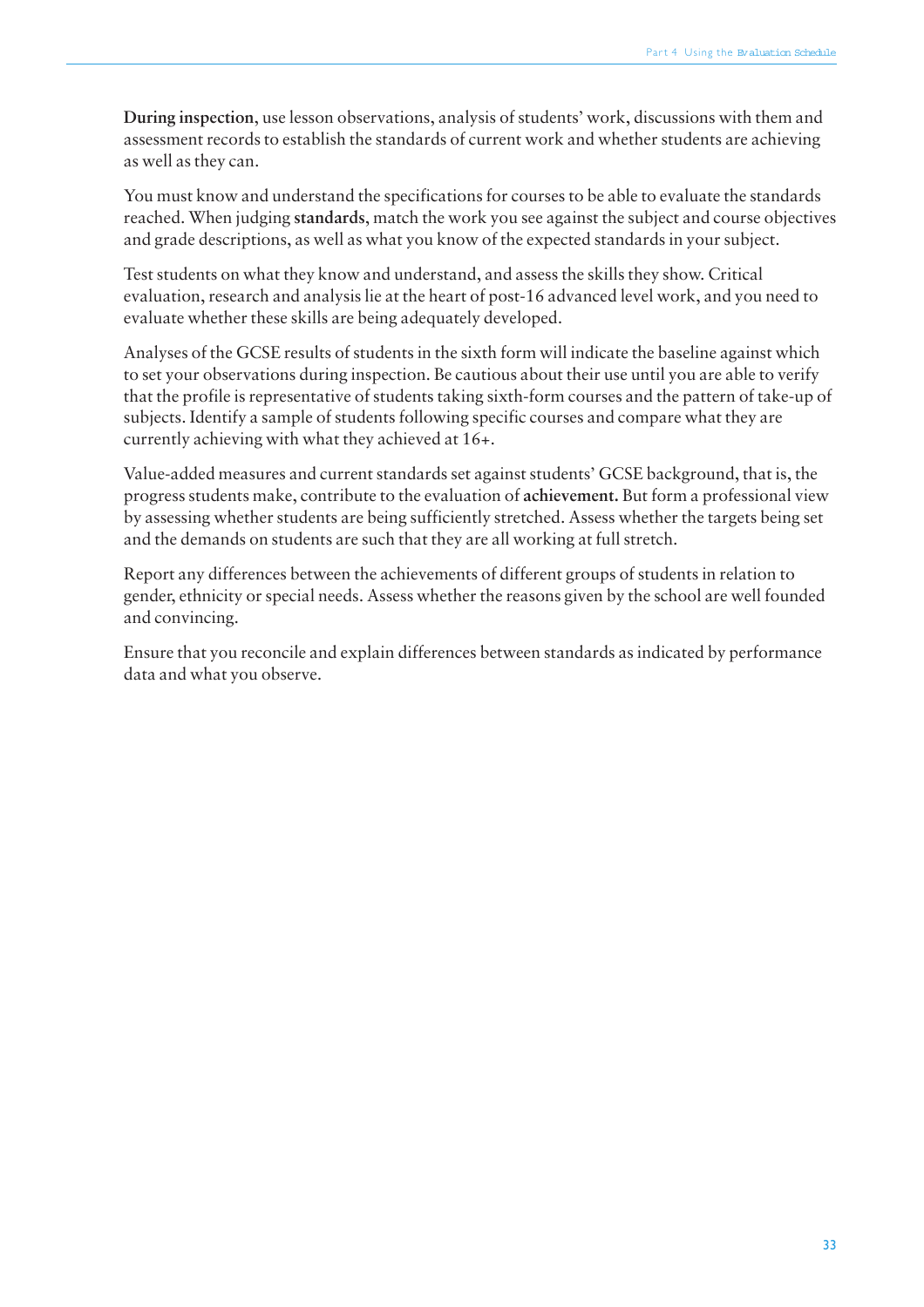**During inspection**, use lesson observations, analysis of students' work, discussions with them and assessment records to establish the standards of current work and whether students are achieving as well as they can.

You must know and understand the specifications for courses to be able to evaluate the standards reached. When judging **standards**, match the work you see against the subject and course objectives and grade descriptions, as well as what you know of the expected standards in your subject.

Test students on what they know and understand, and assess the skills they show. Critical evaluation, research and analysis lie at the heart of post-16 advanced level work, and you need to evaluate whether these skills are being adequately developed.

Analyses of the GCSE results of students in the sixth form will indicate the baseline against which to set your observations during inspection. Be cautious about their use until you are able to verify that the profile is representative of students taking sixth-form courses and the pattern of take-up of subjects. Identify a sample of students following specific courses and compare what they are currently achieving with what they achieved at 16+.

Value-added measures and current standards set against students' GCSE background, that is, the progress students make, contribute to the evaluation of **achievement.** But form a professional view by assessing whether students are being sufficiently stretched. Assess whether the targets being set and the demands on students are such that they are all working at full stretch.

Report any differences between the achievements of different groups of students in relation to gender, ethnicity or special needs. Assess whether the reasons given by the school are well founded and convincing.

Ensure that you reconcile and explain differences between standards as indicated by performance data and what you observe.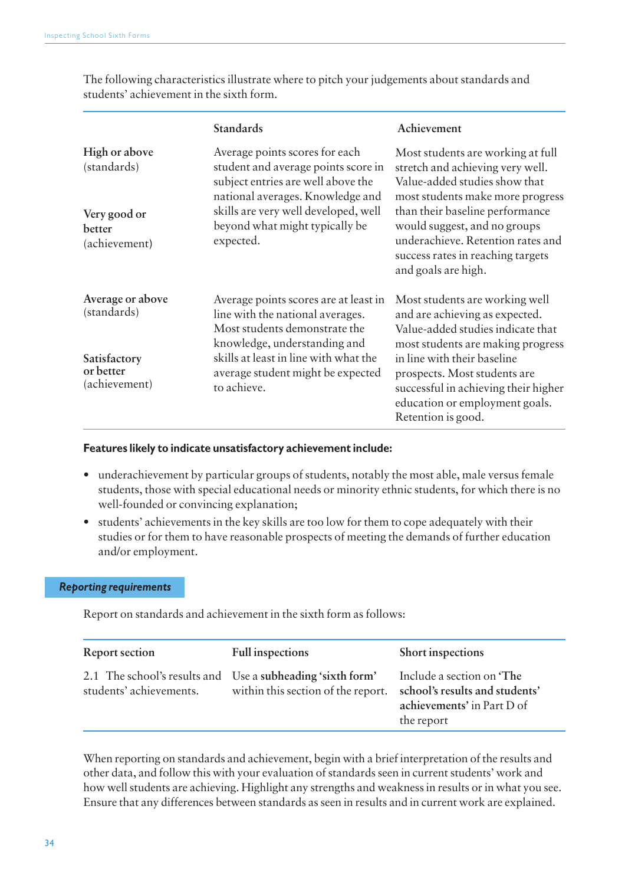The following characteristics illustrate where to pitch your judgements about standards and students' achievement in the sixth form.

| | Standards | Achievement |
|---|---|---|
| **High or above** (standards)<br><br>**Very good or better** (achievement) | Average points scores for each student and average points score in subject entries are well above the national averages. Knowledge and skills are very well developed, well beyond what might typically be expected. | Most students are working at full stretch and achieving very well. Value-added studies show that most students make more progress than their baseline performance would suggest, and no groups underachieve. Retention rates and success rates in reaching targets and goals are high. |
| **Average or above** (standards)<br><br>**Satisfactory or better** (achievement) | Average points scores are at least in line with the national averages. Most students demonstrate the knowledge, understanding and skills at least in line with what the average student might be expected to achieve. | Most students are working well and are achieving as expected. Value-added studies indicate that most students are making progress in line with their baseline prospects. Most students are successful in achieving their higher education or employment goals. Retention is good. |

**Features likely to indicate unsatisfactory achievement include:**

- underachievement by particular groups of students, notably the most able, male versus female students, those with special educational needs or minority ethnic students, for which there is no well-founded or convincing explanation;
- students' achievements in the key skills are too low for them to cope adequately with their studies or for them to have reasonable prospects of meeting the demands of further education and/or employment.

## *Reporting requirements*

Report on standards and achievement in the sixth form as follows:

| Report section | Full inspections | Short inspections |
|---|---|---|
| 2.1 The school's results and students' achievements. | Use a **subheading 'sixth form'** within this section of the report. | Include a section on **'The school's results and students' achievements'** in Part D of the report |

When reporting on standards and achievement, begin with a brief interpretation of the results and other data, and follow this with your evaluation of standards seen in current students' work and how well students are achieving. Highlight any strengths and weakness in results or in what you see. Ensure that any differences between standards as seen in results and in current work are explained.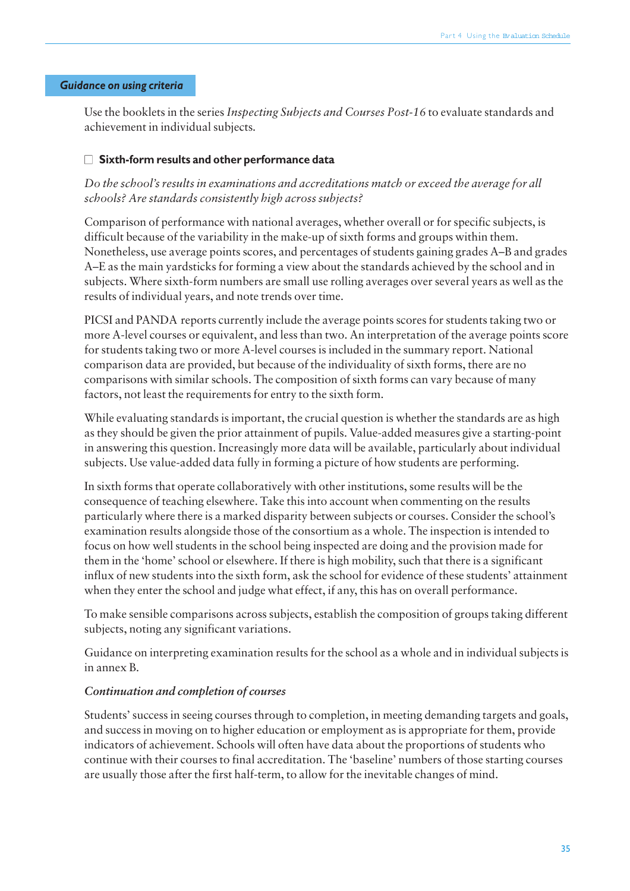### *Guidance on using criteria*

Use the booklets in the series *Inspecting Subjects and Courses Post-16* to evaluate standards and achievement in individual subjects.

☐ **Sixth-form results and other performance data**

*Do the school's results in examinations and accreditations match or exceed the average for all schools? Are standards consistently high across subjects?*

Comparison of performance with national averages, whether overall or for specific subjects, is difficult because of the variability in the make-up of sixth forms and groups within them. Nonetheless, use average points scores, and percentages of students gaining grades A–B and grades A–E as the main yardsticks for forming a view about the standards achieved by the school and in subjects. Where sixth-form numbers are small use rolling averages over several years as well as the results of individual years, and note trends over time.

PICSI and PANDA reports currently include the average points scores for students taking two or more A-level courses or equivalent, and less than two. An interpretation of the average points score for students taking two or more A-level courses is included in the summary report. National comparison data are provided, but because of the individuality of sixth forms, there are no comparisons with similar schools. The composition of sixth forms can vary because of many factors, not least the requirements for entry to the sixth form.

While evaluating standards is important, the crucial question is whether the standards are as high as they should be given the prior attainment of pupils. Value-added measures give a starting-point in answering this question. Increasingly more data will be available, particularly about individual subjects. Use value-added data fully in forming a picture of how students are performing.

In sixth forms that operate collaboratively with other institutions, some results will be the consequence of teaching elsewhere. Take this into account when commenting on the results particularly where there is a marked disparity between subjects or courses. Consider the school's examination results alongside those of the consortium as a whole. The inspection is intended to focus on how well students in the school being inspected are doing and the provision made for them in the 'home' school or elsewhere. If there is high mobility, such that there is a significant influx of new students into the sixth form, ask the school for evidence of these students' attainment when they enter the school and judge what effect, if any, this has on overall performance.

To make sensible comparisons across subjects, establish the composition of groups taking different subjects, noting any significant variations.

Guidance on interpreting examination results for the school as a whole and in individual subjects is in annex B.

*Continuation and completion of courses*

Students' success in seeing courses through to completion, in meeting demanding targets and goals, and success in moving on to higher education or employment as is appropriate for them, provide indicators of achievement. Schools will often have data about the proportions of students who continue with their courses to final accreditation. The 'baseline' numbers of those starting courses are usually those after the first half-term, to allow for the inevitable changes of mind.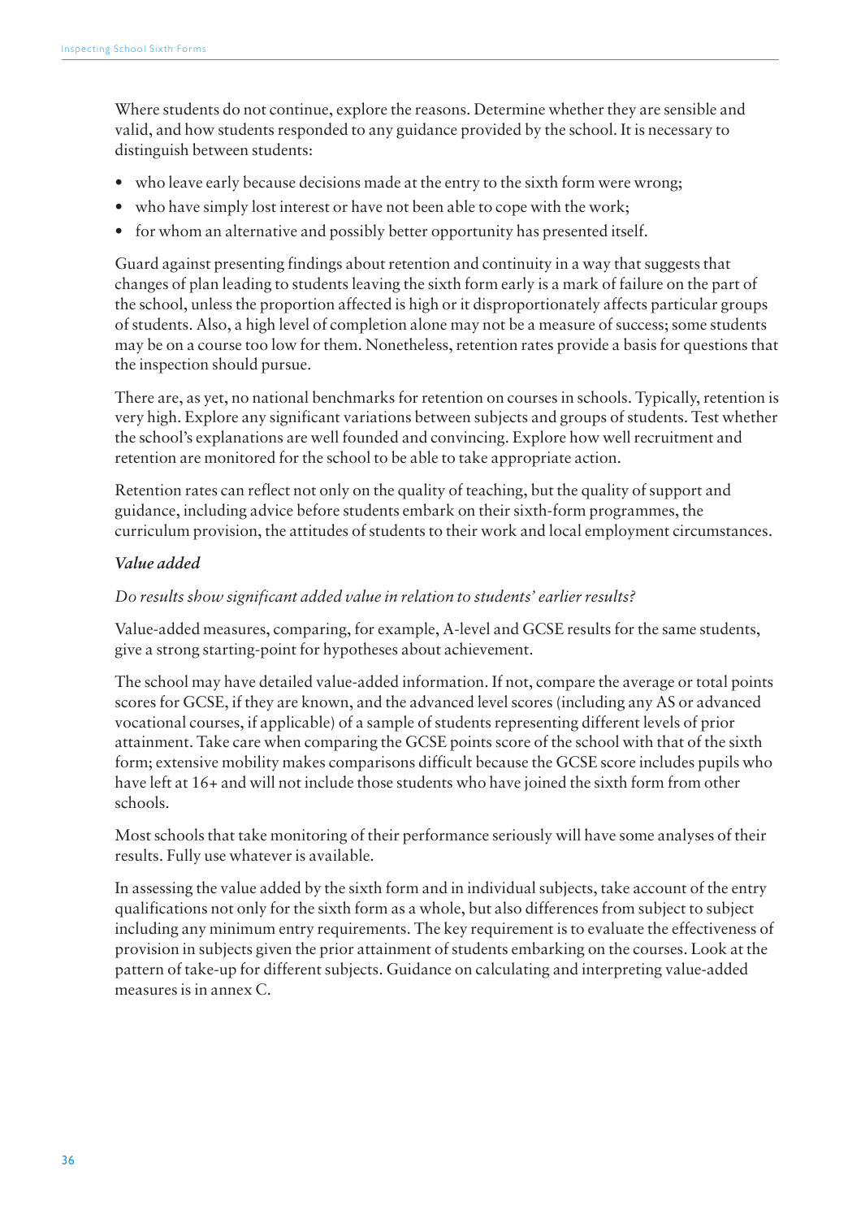Where students do not continue, explore the reasons. Determine whether they are sensible and valid, and how students responded to any guidance provided by the school. It is necessary to distinguish between students:

- who leave early because decisions made at the entry to the sixth form were wrong;
- who have simply lost interest or have not been able to cope with the work;
- for whom an alternative and possibly better opportunity has presented itself.

Guard against presenting findings about retention and continuity in a way that suggests that changes of plan leading to students leaving the sixth form early is a mark of failure on the part of the school, unless the proportion affected is high or it disproportionately affects particular groups of students. Also, a high level of completion alone may not be a measure of success; some students may be on a course too low for them. Nonetheless, retention rates provide a basis for questions that the inspection should pursue.

There are, as yet, no national benchmarks for retention on courses in schools. Typically, retention is very high. Explore any significant variations between subjects and groups of students. Test whether the school's explanations are well founded and convincing. Explore how well recruitment and retention are monitored for the school to be able to take appropriate action.

Retention rates can reflect not only on the quality of teaching, but the quality of support and guidance, including advice before students embark on their sixth-form programmes, the curriculum provision, the attitudes of students to their work and local employment circumstances.

### *Value added*

*Do results show significant added value in relation to students' earlier results?*

Value-added measures, comparing, for example, A-level and GCSE results for the same students, give a strong starting-point for hypotheses about achievement.

The school may have detailed value-added information. If not, compare the average or total points scores for GCSE, if they are known, and the advanced level scores (including any AS or advanced vocational courses, if applicable) of a sample of students representing different levels of prior attainment. Take care when comparing the GCSE points score of the school with that of the sixth form; extensive mobility makes comparisons difficult because the GCSE score includes pupils who have left at 16+ and will not include those students who have joined the sixth form from other schools.

Most schools that take monitoring of their performance seriously will have some analyses of their results. Fully use whatever is available.

In assessing the value added by the sixth form and in individual subjects, take account of the entry qualifications not only for the sixth form as a whole, but also differences from subject to subject including any minimum entry requirements. The key requirement is to evaluate the effectiveness of provision in subjects given the prior attainment of students embarking on the courses. Look at the pattern of take-up for different subjects. Guidance on calculating and interpreting value-added measures is in annex C.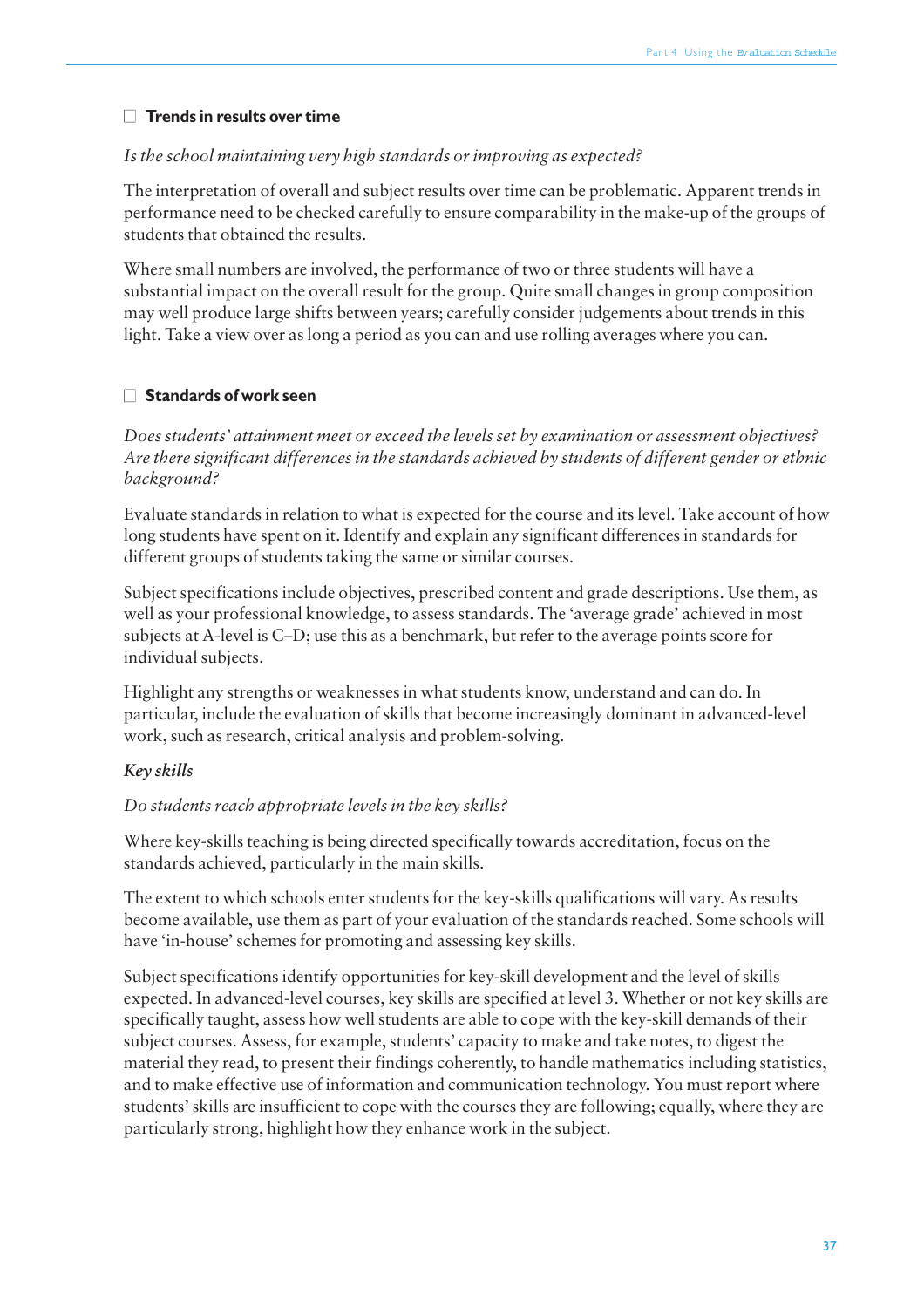### ☐ Trends in results over time

*Is the school maintaining very high standards or improving as expected?*

The interpretation of overall and subject results over time can be problematic. Apparent trends in performance need to be checked carefully to ensure comparability in the make-up of the groups of students that obtained the results.

Where small numbers are involved, the performance of two or three students will have a substantial impact on the overall result for the group. Quite small changes in group composition may well produce large shifts between years; carefully consider judgements about trends in this light. Take a view over as long a period as you can and use rolling averages where you can.

### ☐ Standards of work seen

*Does students' attainment meet or exceed the levels set by examination or assessment objectives? Are there significant differences in the standards achieved by students of different gender or ethnic background?*

Evaluate standards in relation to what is expected for the course and its level. Take account of how long students have spent on it. Identify and explain any significant differences in standards for different groups of students taking the same or similar courses.

Subject specifications include objectives, prescribed content and grade descriptions. Use them, as well as your professional knowledge, to assess standards. The 'average grade' achieved in most subjects at A-level is C–D; use this as a benchmark, but refer to the average points score for individual subjects.

Highlight any strengths or weaknesses in what students know, understand and can do. In particular, include the evaluation of skills that become increasingly dominant in advanced-level work, such as research, critical analysis and problem-solving.

*Key skills*

*Do students reach appropriate levels in the key skills?*

Where key-skills teaching is being directed specifically towards accreditation, focus on the standards achieved, particularly in the main skills.

The extent to which schools enter students for the key-skills qualifications will vary. As results become available, use them as part of your evaluation of the standards reached. Some schools will have 'in-house' schemes for promoting and assessing key skills.

Subject specifications identify opportunities for key-skill development and the level of skills expected. In advanced-level courses, key skills are specified at level 3. Whether or not key skills are specifically taught, assess how well students are able to cope with the key-skill demands of their subject courses. Assess, for example, students' capacity to make and take notes, to digest the material they read, to present their findings coherently, to handle mathematics including statistics, and to make effective use of information and communication technology. You must report where students' skills are insufficient to cope with the courses they are following; equally, where they are particularly strong, highlight how they enhance work in the subject.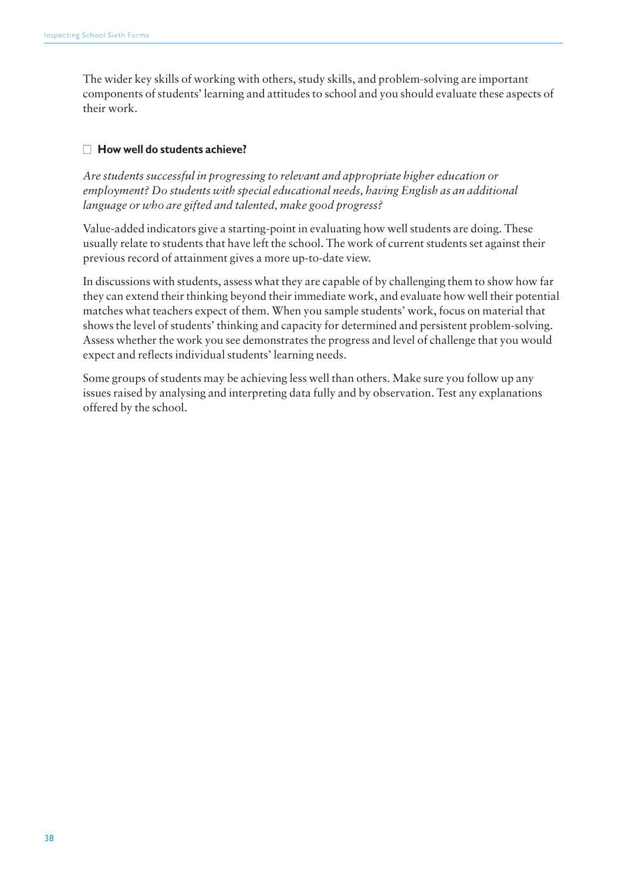The wider key skills of working with others, study skills, and problem-solving are important components of students' learning and attitudes to school and you should evaluate these aspects of their work.

### How well do students achieve?

*Are students successful in progressing to relevant and appropriate higher education or employment? Do students with special educational needs, having English as an additional language or who are gifted and talented, make good progress?*

Value-added indicators give a starting-point in evaluating how well students are doing. These usually relate to students that have left the school. The work of current students set against their previous record of attainment gives a more up-to-date view.

In discussions with students, assess what they are capable of by challenging them to show how far they can extend their thinking beyond their immediate work, and evaluate how well their potential matches what teachers expect of them. When you sample students' work, focus on material that shows the level of students' thinking and capacity for determined and persistent problem-solving. Assess whether the work you see demonstrates the progress and level of challenge that you would expect and reflects individual students' learning needs.

Some groups of students may be achieving less well than others. Make sure you follow up any issues raised by analysing and interpreting data fully and by observation. Test any explanations offered by the school.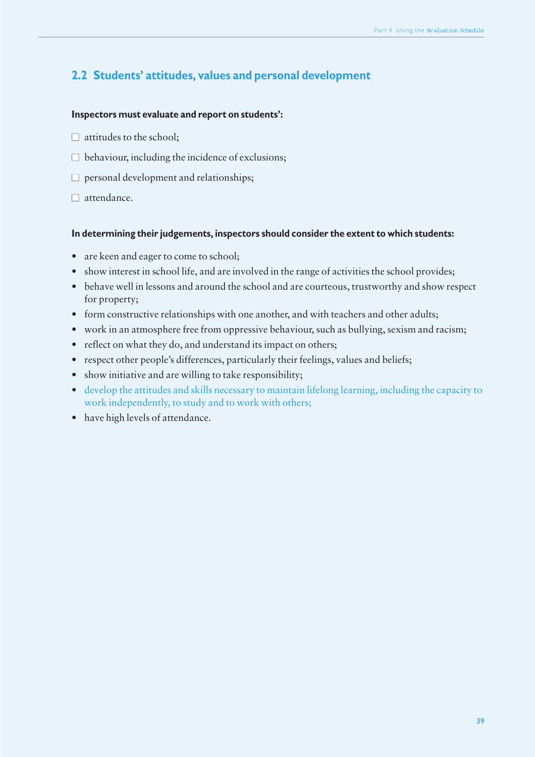## 2.2 Students' attitudes, values and personal development

**Inspectors must evaluate and report on students':**

- attitudes to the school;
- behaviour, including the incidence of exclusions;
- personal development and relationships;
- attendance.

**In determining their judgements, inspectors should consider the extent to which students:**

- are keen and eager to come to school;
- show interest in school life, and are involved in the range of activities the school provides;
- behave well in lessons and around the school and are courteous, trustworthy and show respect for property;
- form constructive relationships with one another, and with teachers and other adults;
- work in an atmosphere free from oppressive behaviour, such as bullying, sexism and racism;
- reflect on what they do, and understand its impact on others;
- respect other people's differences, particularly their feelings, values and beliefs;
- show initiative and are willing to take responsibility;
- develop the attitudes and skills necessary to maintain lifelong learning, including the capacity to work independently, to study and to work with others;
- have high levels of attendance.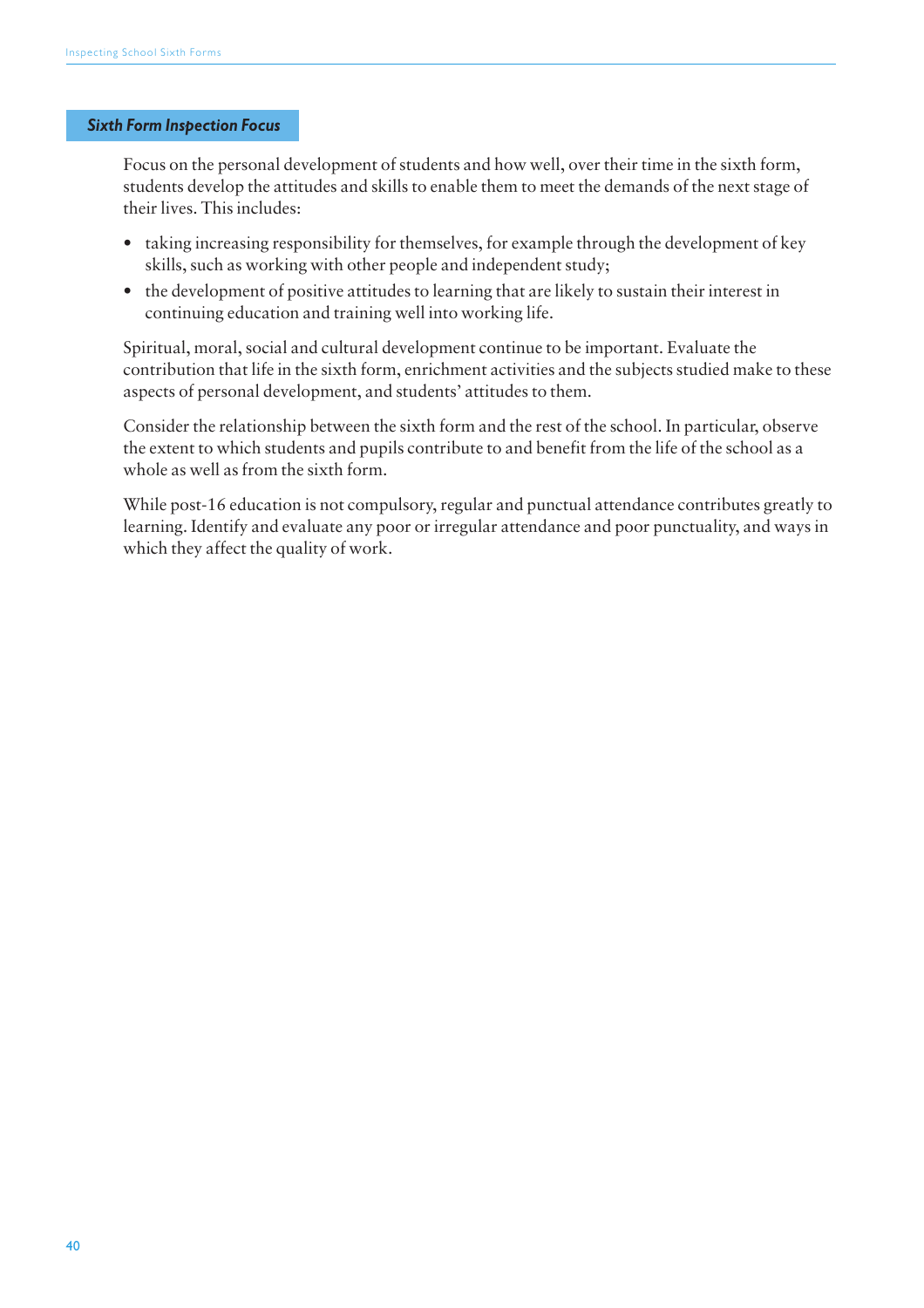### *Sixth Form Inspection Focus*

Focus on the personal development of students and how well, over their time in the sixth form, students develop the attitudes and skills to enable them to meet the demands of the next stage of their lives. This includes:

- taking increasing responsibility for themselves, for example through the development of key skills, such as working with other people and independent study;
- the development of positive attitudes to learning that are likely to sustain their interest in continuing education and training well into working life.

Spiritual, moral, social and cultural development continue to be important. Evaluate the contribution that life in the sixth form, enrichment activities and the subjects studied make to these aspects of personal development, and students' attitudes to them.

Consider the relationship between the sixth form and the rest of the school. In particular, observe the extent to which students and pupils contribute to and benefit from the life of the school as a whole as well as from the sixth form.

While post-16 education is not compulsory, regular and punctual attendance contributes greatly to learning. Identify and evaluate any poor or irregular attendance and poor punctuality, and ways in which they affect the quality of work.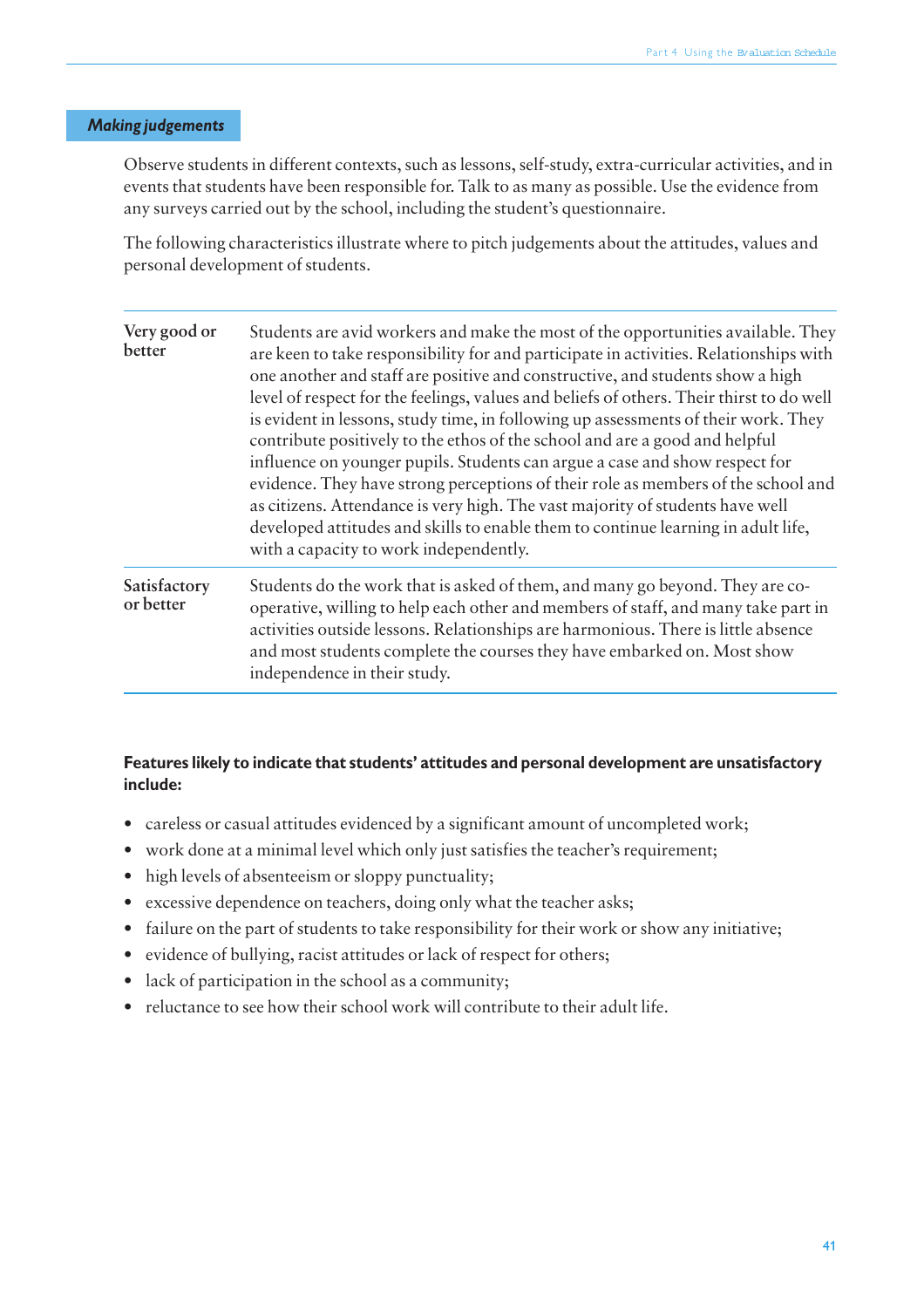## *Making judgements*

Observe students in different contexts, such as lessons, self-study, extra-curricular activities, and in events that students have been responsible for. Talk to as many as possible. Use the evidence from any surveys carried out by the school, including the student's questionnaire.

The following characteristics illustrate where to pitch judgements about the attitudes, values and personal development of students.

| | |
|---|---|
| **Very good or better** | Students are avid workers and make the most of the opportunities available. They are keen to take responsibility for and participate in activities. Relationships with one another and staff are positive and constructive, and students show a high level of respect for the feelings, values and beliefs of others. Their thirst to do well is evident in lessons, study time, in following up assessments of their work. They contribute positively to the ethos of the school and are a good and helpful influence on younger pupils. Students can argue a case and show respect for evidence. They have strong perceptions of their role as members of the school and as citizens. Attendance is very high. The vast majority of students have well developed attitudes and skills to enable them to continue learning in adult life, with a capacity to work independently. |
| **Satisfactory or better** | Students do the work that is asked of them, and many go beyond. They are co-operative, willing to help each other and members of staff, and many take part in activities outside lessons. Relationships are harmonious. There is little absence and most students complete the courses they have embarked on. Most show independence in their study. |

**Features likely to indicate that students' attitudes and personal development are unsatisfactory include:**

- careless or casual attitudes evidenced by a significant amount of uncompleted work;
- work done at a minimal level which only just satisfies the teacher's requirement;
- high levels of absenteeism or sloppy punctuality;
- excessive dependence on teachers, doing only what the teacher asks;
- failure on the part of students to take responsibility for their work or show any initiative;
- evidence of bullying, racist attitudes or lack of respect for others;
- lack of participation in the school as a community;
- reluctance to see how their school work will contribute to their adult life.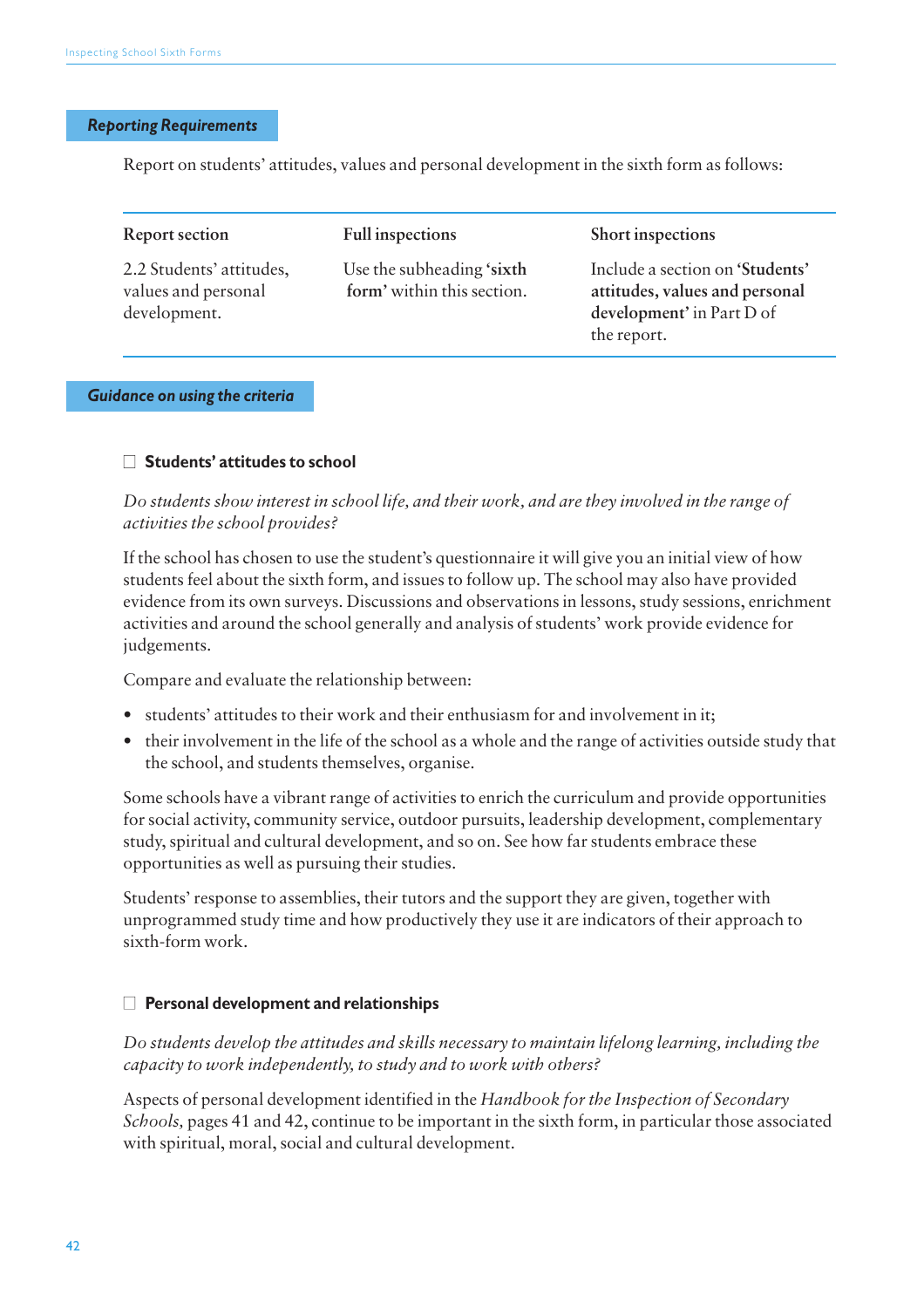## *Reporting Requirements*

Report on students' attitudes, values and personal development in the sixth form as follows:

| Report section | Full inspections | Short inspections |
| --- | --- | --- |
| 2.2 Students' attitudes, values and personal development. | Use the subheading '**sixth form**' within this section. | Include a section on '**Students' attitudes, values and personal development**' in Part D of the report. |

## *Guidance on using the criteria*

### Students' attitudes to school

*Do students show interest in school life, and their work, and are they involved in the range of activities the school provides?*

If the school has chosen to use the student's questionnaire it will give you an initial view of how students feel about the sixth form, and issues to follow up. The school may also have provided evidence from its own surveys. Discussions and observations in lessons, study sessions, enrichment activities and around the school generally and analysis of students' work provide evidence for judgements.

Compare and evaluate the relationship between:

- students' attitudes to their work and their enthusiasm for and involvement in it;
- their involvement in the life of the school as a whole and the range of activities outside study that the school, and students themselves, organise.

Some schools have a vibrant range of activities to enrich the curriculum and provide opportunities for social activity, community service, outdoor pursuits, leadership development, complementary study, spiritual and cultural development, and so on. See how far students embrace these opportunities as well as pursuing their studies.

Students' response to assemblies, their tutors and the support they are given, together with unprogrammed study time and how productively they use it are indicators of their approach to sixth-form work.

### Personal development and relationships

*Do students develop the attitudes and skills necessary to maintain lifelong learning, including the capacity to work independently, to study and to work with others?*

Aspects of personal development identified in the *Handbook for the Inspection of Secondary Schools,* pages 41 and 42, continue to be important in the sixth form, in particular those associated with spiritual, moral, social and cultural development.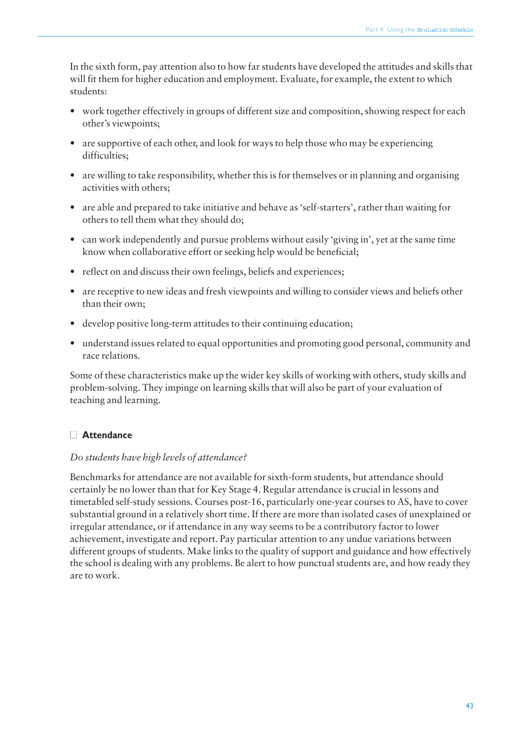In the sixth form, pay attention also to how far students have developed the attitudes and skills that will fit them for higher education and employment. Evaluate, for example, the extent to which students:

- work together effectively in groups of different size and composition, showing respect for each other's viewpoints;
- are supportive of each other, and look for ways to help those who may be experiencing difficulties;
- are willing to take responsibility, whether this is for themselves or in planning and organising activities with others;
- are able and prepared to take initiative and behave as 'self-starters', rather than waiting for others to tell them what they should do;
- can work independently and pursue problems without easily 'giving in', yet at the same time know when collaborative effort or seeking help would be beneficial;
- reflect on and discuss their own feelings, beliefs and experiences;
- are receptive to new ideas and fresh viewpoints and willing to consider views and beliefs other than their own;
- develop positive long-term attitudes to their continuing education;
- understand issues related to equal opportunities and promoting good personal, community and race relations.

Some of these characteristics make up the wider key skills of working with others, study skills and problem-solving. They impinge on learning skills that will also be part of your evaluation of teaching and learning.

### ☐ Attendance

*Do students have high levels of attendance?*

Benchmarks for attendance are not available for sixth-form students, but attendance should certainly be no lower than that for Key Stage 4. Regular attendance is crucial in lessons and timetabled self-study sessions. Courses post-16, particularly one-year courses to AS, have to cover substantial ground in a relatively short time. If there are more than isolated cases of unexplained or irregular attendance, or if attendance in any way seems to be a contributory factor to lower achievement, investigate and report. Pay particular attention to any undue variations between different groups of students. Make links to the quality of support and guidance and how effectively the school is dealing with any problems. Be alert to how punctual students are, and how ready they are to work.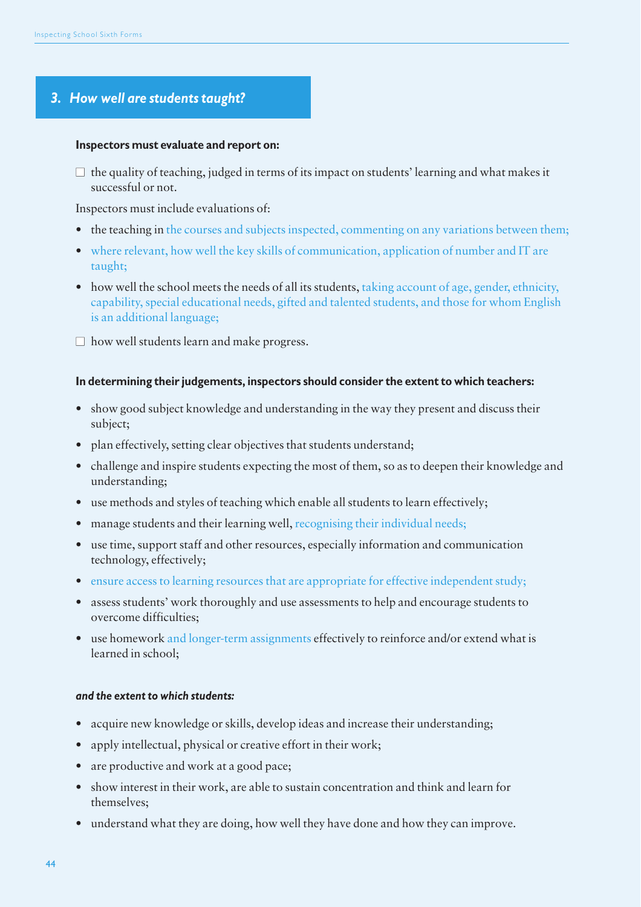## 3. How well are students taught?

**Inspectors must evaluate and report on:**

- the quality of teaching, judged in terms of its impact on students' learning and what makes it successful or not.

Inspectors must include evaluations of:

- the teaching in the courses and subjects inspected, commenting on any variations between them;
- where relevant, how well the key skills of communication, application of number and IT are taught;
- how well the school meets the needs of all its students, taking account of age, gender, ethnicity, capability, special educational needs, gifted and talented students, and those for whom English is an additional language;

- how well students learn and make progress.

**In determining their judgements, inspectors should consider the extent to which teachers:**

- show good subject knowledge and understanding in the way they present and discuss their subject;
- plan effectively, setting clear objectives that students understand;
- challenge and inspire students expecting the most of them, so as to deepen their knowledge and understanding;
- use methods and styles of teaching which enable all students to learn effectively;
- manage students and their learning well, recognising their individual needs;
- use time, support staff and other resources, especially information and communication technology, effectively;
- ensure access to learning resources that are appropriate for effective independent study;
- assess students' work thoroughly and use assessments to help and encourage students to overcome difficulties;
- use homework and longer-term assignments effectively to reinforce and/or extend what is learned in school;

***and the extent to which students:***

- acquire new knowledge or skills, develop ideas and increase their understanding;
- apply intellectual, physical or creative effort in their work;
- are productive and work at a good pace;
- show interest in their work, are able to sustain concentration and think and learn for themselves;
- understand what they are doing, how well they have done and how they can improve.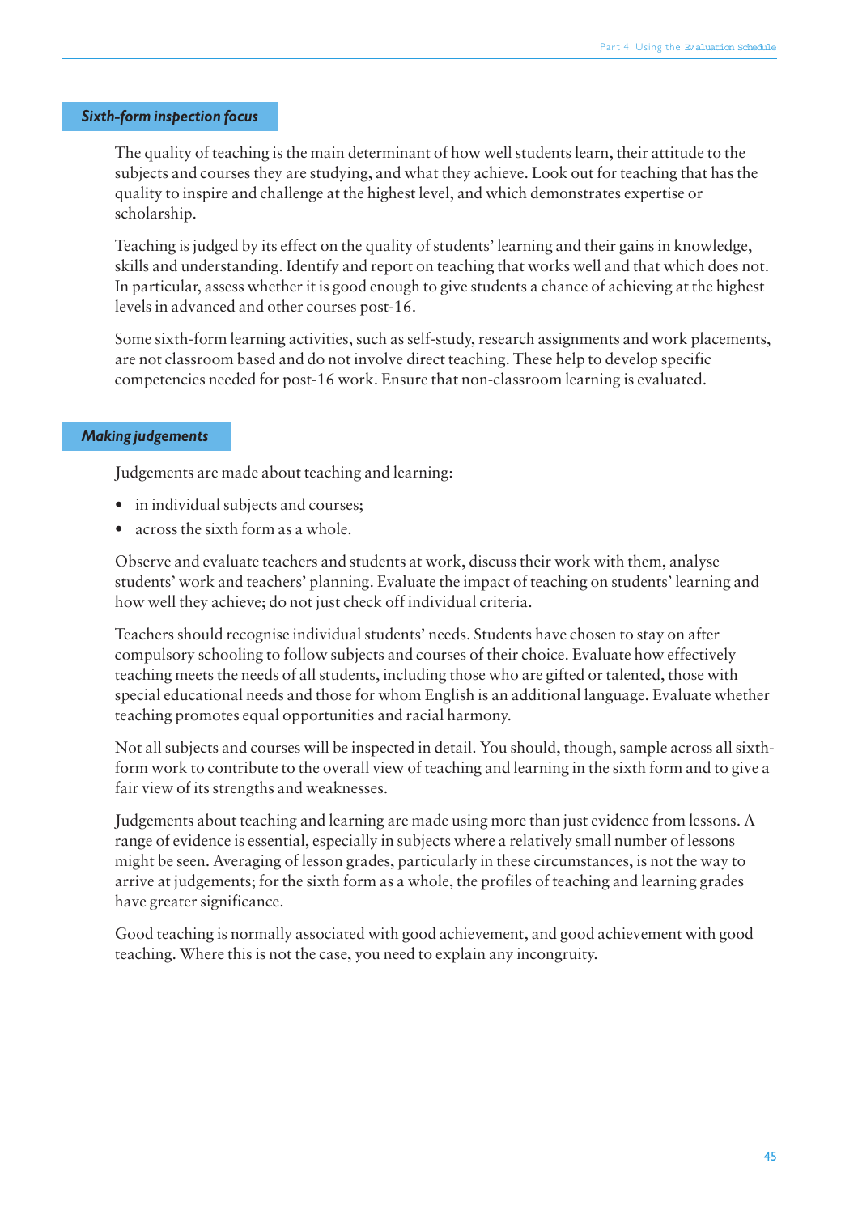### *Sixth-form inspection focus*

The quality of teaching is the main determinant of how well students learn, their attitude to the subjects and courses they are studying, and what they achieve. Look out for teaching that has the quality to inspire and challenge at the highest level, and which demonstrates expertise or scholarship.

Teaching is judged by its effect on the quality of students' learning and their gains in knowledge, skills and understanding. Identify and report on teaching that works well and that which does not. In particular, assess whether it is good enough to give students a chance of achieving at the highest levels in advanced and other courses post-16.

Some sixth-form learning activities, such as self-study, research assignments and work placements, are not classroom based and do not involve direct teaching. These help to develop specific competencies needed for post-16 work. Ensure that non-classroom learning is evaluated.

### *Making judgements*

Judgements are made about teaching and learning:

- in individual subjects and courses;
- across the sixth form as a whole.

Observe and evaluate teachers and students at work, discuss their work with them, analyse students' work and teachers' planning. Evaluate the impact of teaching on students' learning and how well they achieve; do not just check off individual criteria.

Teachers should recognise individual students' needs. Students have chosen to stay on after compulsory schooling to follow subjects and courses of their choice. Evaluate how effectively teaching meets the needs of all students, including those who are gifted or talented, those with special educational needs and those for whom English is an additional language. Evaluate whether teaching promotes equal opportunities and racial harmony.

Not all subjects and courses will be inspected in detail. You should, though, sample across all sixth-form work to contribute to the overall view of teaching and learning in the sixth form and to give a fair view of its strengths and weaknesses.

Judgements about teaching and learning are made using more than just evidence from lessons. A range of evidence is essential, especially in subjects where a relatively small number of lessons might be seen. Averaging of lesson grades, particularly in these circumstances, is not the way to arrive at judgements; for the sixth form as a whole, the profiles of teaching and learning grades have greater significance.

Good teaching is normally associated with good achievement, and good achievement with good teaching. Where this is not the case, you need to explain any incongruity.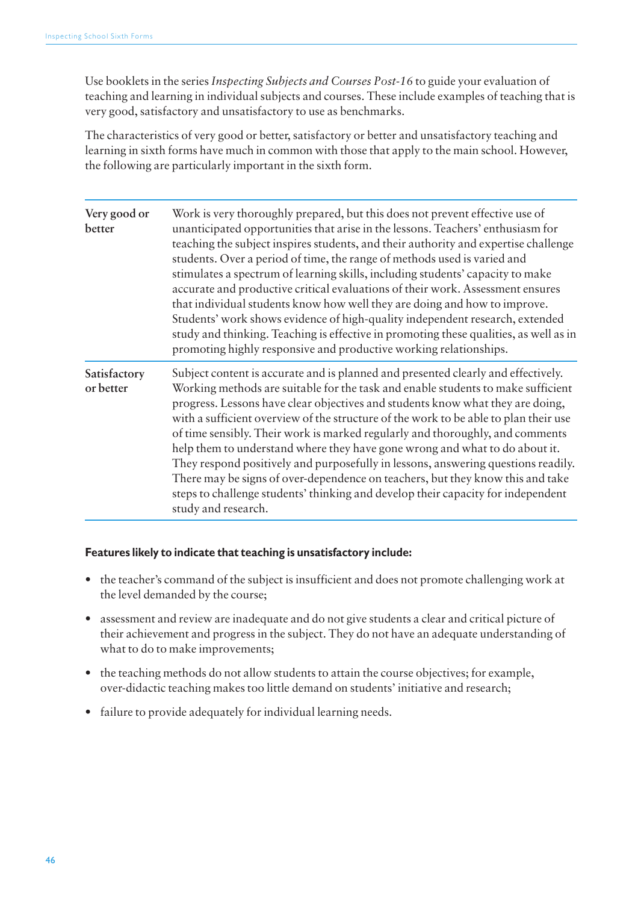Use booklets in the series *Inspecting Subjects and Courses Post-16* to guide your evaluation of teaching and learning in individual subjects and courses. These include examples of teaching that is very good, satisfactory and unsatisfactory to use as benchmarks.

The characteristics of very good or better, satisfactory or better and unsatisfactory teaching and learning in sixth forms have much in common with those that apply to the main school. However, the following are particularly important in the sixth form.

| | |
|---|---|
| **Very good or better** | Work is very thoroughly prepared, but this does not prevent effective use of unanticipated opportunities that arise in the lessons. Teachers' enthusiasm for teaching the subject inspires students, and their authority and expertise challenge students. Over a period of time, the range of methods used is varied and stimulates a spectrum of learning skills, including students' capacity to make accurate and productive critical evaluations of their work. Assessment ensures that individual students know how well they are doing and how to improve. Students' work shows evidence of high-quality independent research, extended study and thinking. Teaching is effective in promoting these qualities, as well as in promoting highly responsive and productive working relationships. |
| **Satisfactory or better** | Subject content is accurate and is planned and presented clearly and effectively. Working methods are suitable for the task and enable students to make sufficient progress. Lessons have clear objectives and students know what they are doing, with a sufficient overview of the structure of the work to be able to plan their use of time sensibly. Their work is marked regularly and thoroughly, and comments help them to understand where they have gone wrong and what to do about it. They respond positively and purposefully in lessons, answering questions readily. There may be signs of over-dependence on teachers, but they know this and take steps to challenge students' thinking and develop their capacity for independent study and research. |

**Features likely to indicate that teaching is unsatisfactory include:**

- the teacher's command of the subject is insufficient and does not promote challenging work at the level demanded by the course;
- assessment and review are inadequate and do not give students a clear and critical picture of their achievement and progress in the subject. They do not have an adequate understanding of what to do to make improvements;
- the teaching methods do not allow students to attain the course objectives; for example, over-didactic teaching makes too little demand on students' initiative and research;
- failure to provide adequately for individual learning needs.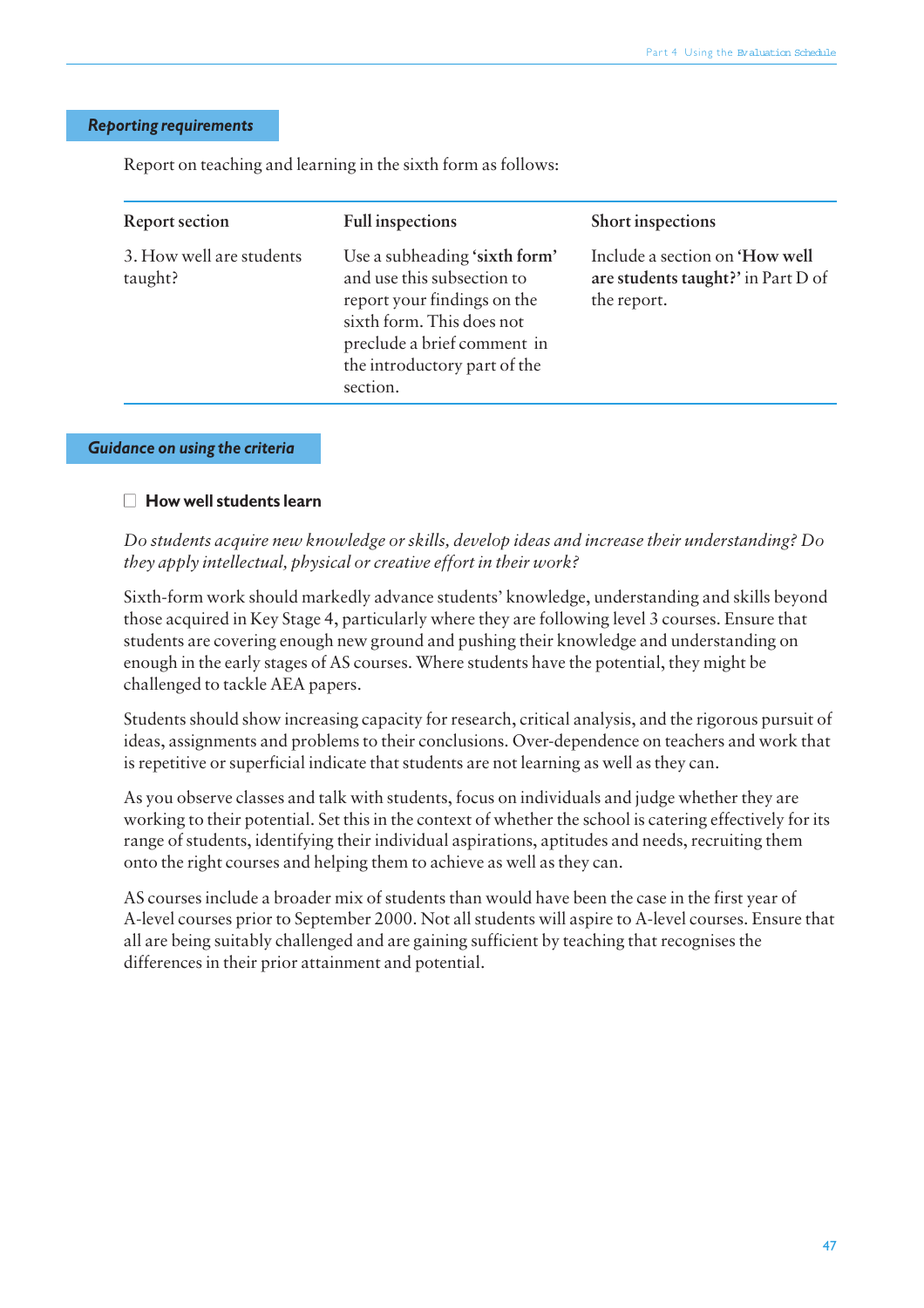## Reporting requirements

Report on teaching and learning in the sixth form as follows:

| Report section | Full inspections | Short inspections |
|---|---|---|
| 3. How well are students taught? | Use a subheading **'sixth form'** and use this subsection to report your findings on the sixth form. This does not preclude a brief comment in the introductory part of the section. | Include a section on **'How well are students taught?'** in Part D of the report. |

## Guidance on using the criteria

### ☐ How well students learn

*Do students acquire new knowledge or skills, develop ideas and increase their understanding? Do they apply intellectual, physical or creative effort in their work?*

Sixth-form work should markedly advance students' knowledge, understanding and skills beyond those acquired in Key Stage 4, particularly where they are following level 3 courses. Ensure that students are covering enough new ground and pushing their knowledge and understanding on enough in the early stages of AS courses. Where students have the potential, they might be challenged to tackle AEA papers.

Students should show increasing capacity for research, critical analysis, and the rigorous pursuit of ideas, assignments and problems to their conclusions. Over-dependence on teachers and work that is repetitive or superficial indicate that students are not learning as well as they can.

As you observe classes and talk with students, focus on individuals and judge whether they are working to their potential. Set this in the context of whether the school is catering effectively for its range of students, identifying their individual aspirations, aptitudes and needs, recruiting them onto the right courses and helping them to achieve as well as they can.

AS courses include a broader mix of students than would have been the case in the first year of A-level courses prior to September 2000. Not all students will aspire to A-level courses. Ensure that all are being suitably challenged and are gaining sufficient by teaching that recognises the differences in their prior attainment and potential.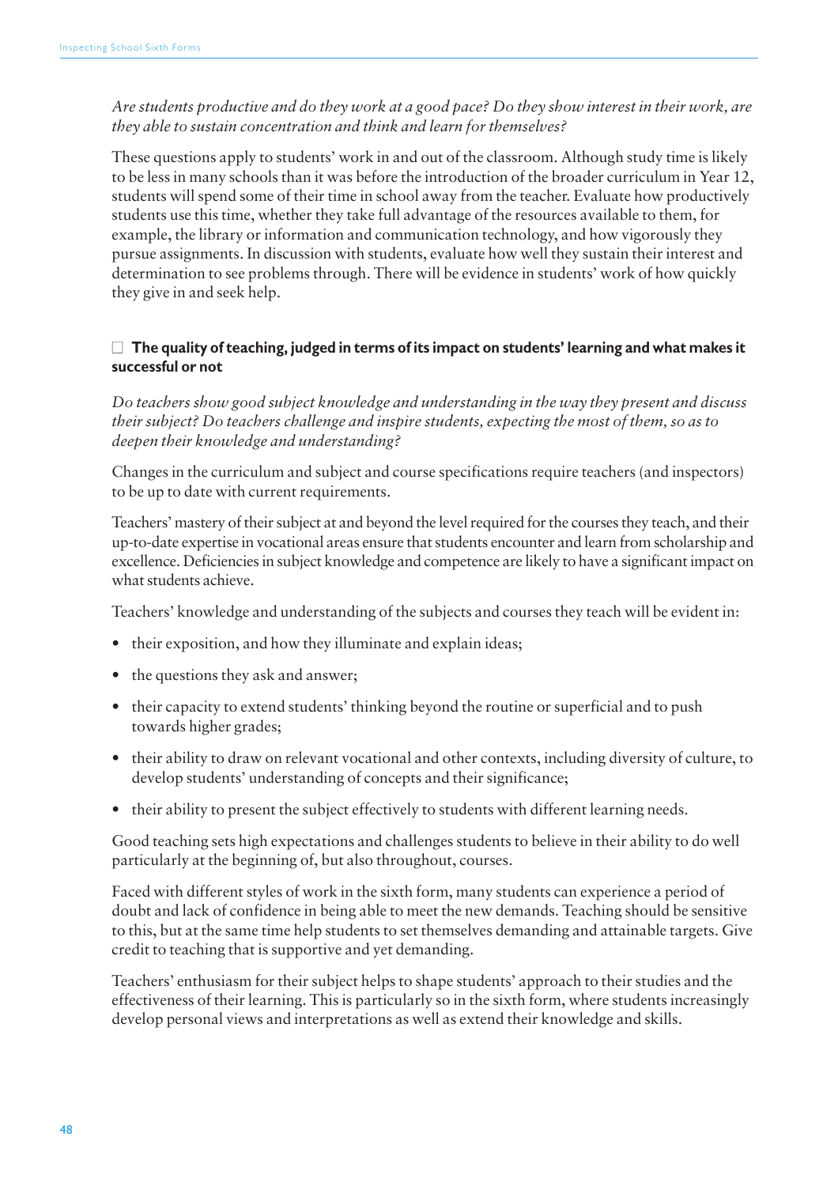*Are students productive and do they work at a good pace? Do they show interest in their work, are they able to sustain concentration and think and learn for themselves?*

These questions apply to students' work in and out of the classroom. Although study time is likely to be less in many schools than it was before the introduction of the broader curriculum in Year 12, students will spend some of their time in school away from the teacher. Evaluate how productively students use this time, whether they take full advantage of the resources available to them, for example, the library or information and communication technology, and how vigorously they pursue assignments. In discussion with students, evaluate how well they sustain their interest and determination to see problems through. There will be evidence in students' work of how quickly they give in and seek help.

☐ **The quality of teaching, judged in terms of its impact on students' learning and what makes it successful or not**

*Do teachers show good subject knowledge and understanding in the way they present and discuss their subject? Do teachers challenge and inspire students, expecting the most of them, so as to deepen their knowledge and understanding?*

Changes in the curriculum and subject and course specifications require teachers (and inspectors) to be up to date with current requirements.

Teachers' mastery of their subject at and beyond the level required for the courses they teach, and their up-to-date expertise in vocational areas ensure that students encounter and learn from scholarship and excellence. Deficiencies in subject knowledge and competence are likely to have a significant impact on what students achieve.

Teachers' knowledge and understanding of the subjects and courses they teach will be evident in:

- their exposition, and how they illuminate and explain ideas;
- the questions they ask and answer;
- their capacity to extend students' thinking beyond the routine or superficial and to push towards higher grades;
- their ability to draw on relevant vocational and other contexts, including diversity of culture, to develop students' understanding of concepts and their significance;
- their ability to present the subject effectively to students with different learning needs.

Good teaching sets high expectations and challenges students to believe in their ability to do well particularly at the beginning of, but also throughout, courses.

Faced with different styles of work in the sixth form, many students can experience a period of doubt and lack of confidence in being able to meet the new demands. Teaching should be sensitive to this, but at the same time help students to set themselves demanding and attainable targets. Give credit to teaching that is supportive and yet demanding.

Teachers' enthusiasm for their subject helps to shape students' approach to their studies and the effectiveness of their learning. This is particularly so in the sixth form, where students increasingly develop personal views and interpretations as well as extend their knowledge and skills.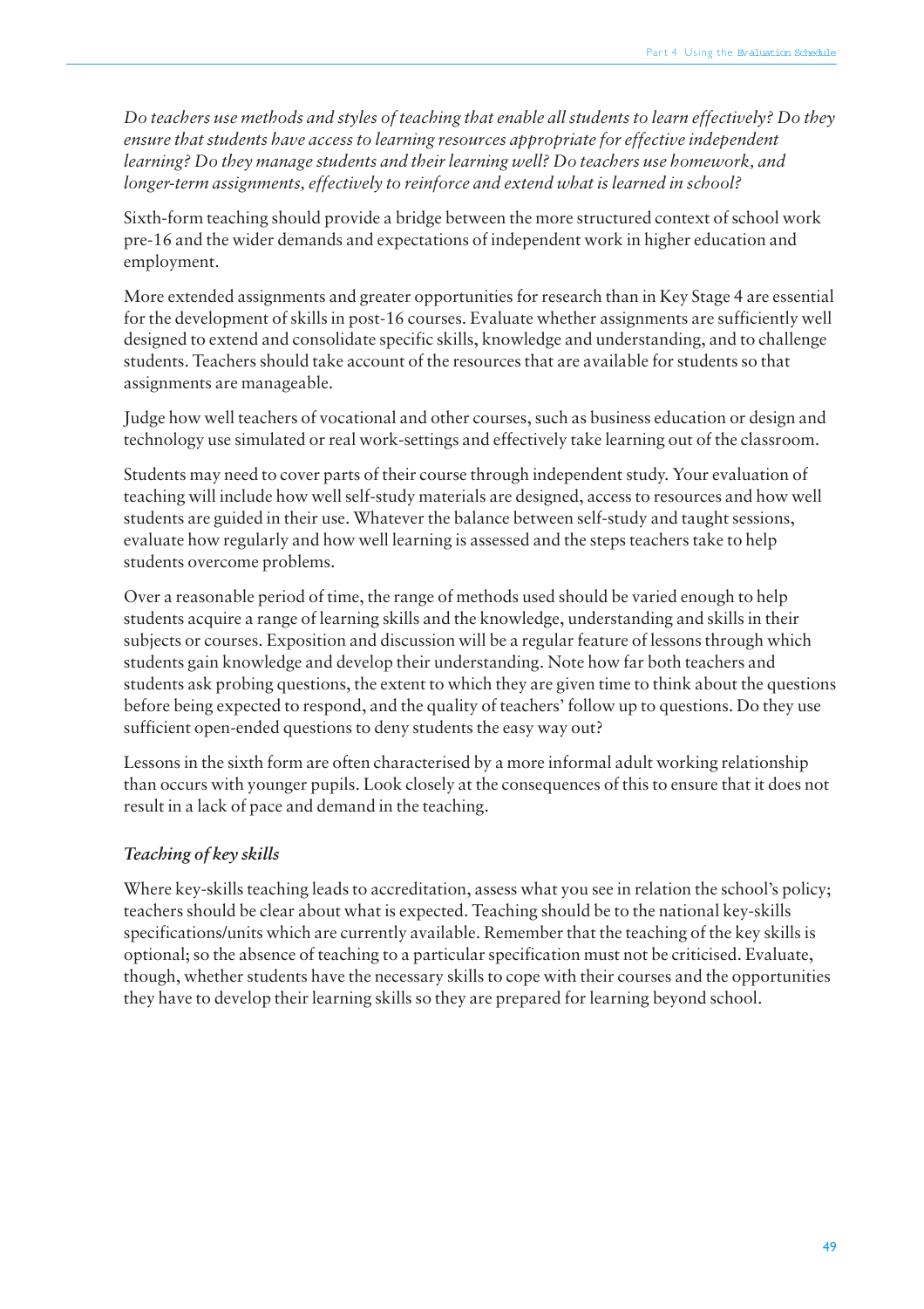*Do teachers use methods and styles of teaching that enable all students to learn effectively? Do they ensure that students have access to learning resources appropriate for effective independent learning? Do they manage students and their learning well? Do teachers use homework, and longer-term assignments, effectively to reinforce and extend what is learned in school?*

Sixth-form teaching should provide a bridge between the more structured context of school work pre-16 and the wider demands and expectations of independent work in higher education and employment.

More extended assignments and greater opportunities for research than in Key Stage 4 are essential for the development of skills in post-16 courses. Evaluate whether assignments are sufficiently well designed to extend and consolidate specific skills, knowledge and understanding, and to challenge students. Teachers should take account of the resources that are available for students so that assignments are manageable.

Judge how well teachers of vocational and other courses, such as business education or design and technology use simulated or real work-settings and effectively take learning out of the classroom.

Students may need to cover parts of their course through independent study. Your evaluation of teaching will include how well self-study materials are designed, access to resources and how well students are guided in their use. Whatever the balance between self-study and taught sessions, evaluate how regularly and how well learning is assessed and the steps teachers take to help students overcome problems.

Over a reasonable period of time, the range of methods used should be varied enough to help students acquire a range of learning skills and the knowledge, understanding and skills in their subjects or courses. Exposition and discussion will be a regular feature of lessons through which students gain knowledge and develop their understanding. Note how far both teachers and students ask probing questions, the extent to which they are given time to think about the questions before being expected to respond, and the quality of teachers' follow up to questions. Do they use sufficient open-ended questions to deny students the easy way out?

Lessons in the sixth form are often characterised by a more informal adult working relationship than occurs with younger pupils. Look closely at the consequences of this to ensure that it does not result in a lack of pace and demand in the teaching.

### *Teaching of key skills*

Where key-skills teaching leads to accreditation, assess what you see in relation the school's policy; teachers should be clear about what is expected. Teaching should be to the national key-skills specifications/units which are currently available. Remember that the teaching of the key skills is optional; so the absence of teaching to a particular specification must not be criticised. Evaluate, though, whether students have the necessary skills to cope with their courses and the opportunities they have to develop their learning skills so they are prepared for learning beyond school.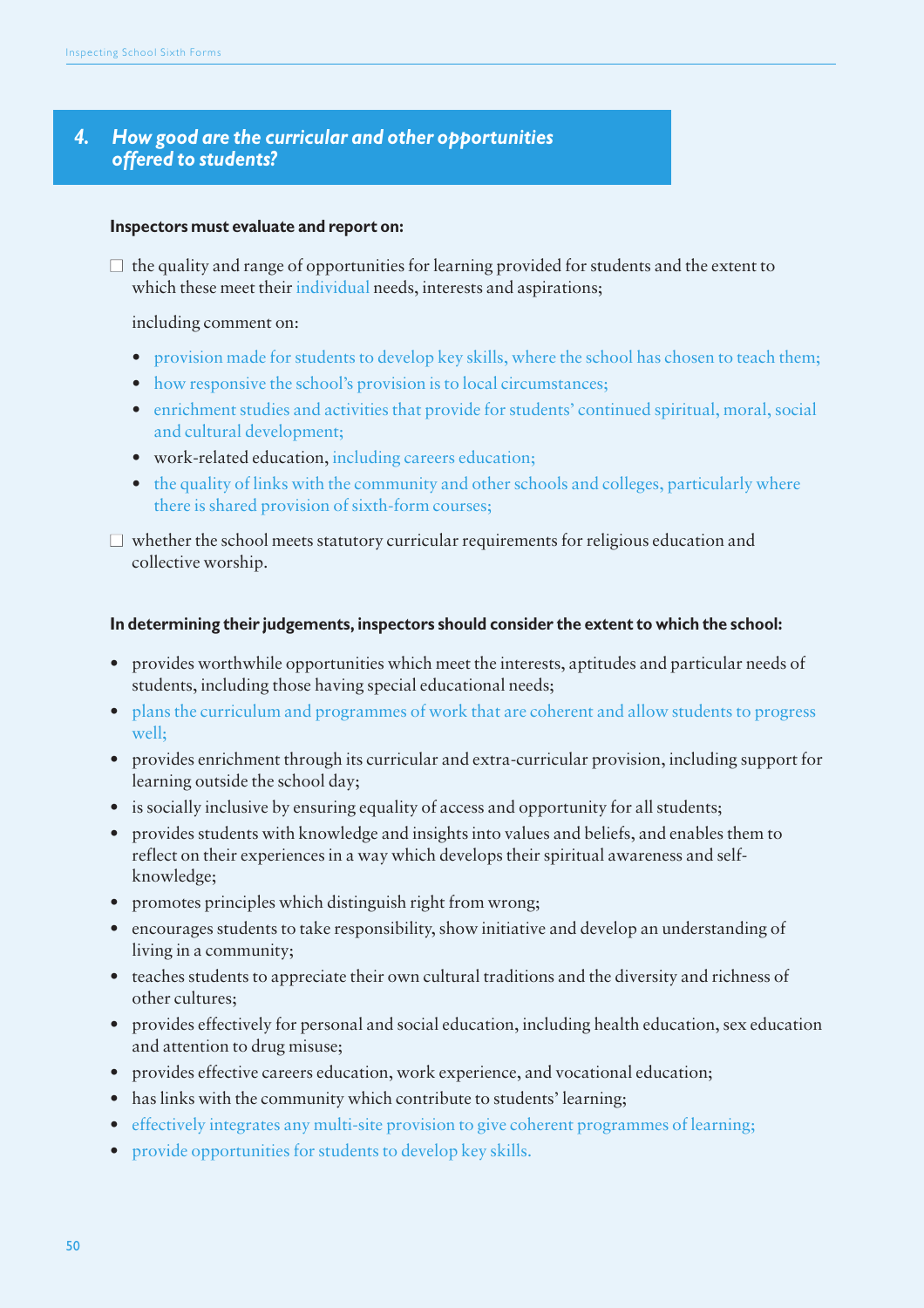## 4. *How good are the curricular and other opportunities offered to students?*

**Inspectors must evaluate and report on:**

- the quality and range of opportunities for learning provided for students and the extent to which these meet their individual needs, interests and aspirations;

  including comment on:

  - provision made for students to develop key skills, where the school has chosen to teach them;
  - how responsive the school's provision is to local circumstances;
  - enrichment studies and activities that provide for students' continued spiritual, moral, social and cultural development;
  - work-related education, including careers education;
  - the quality of links with the community and other schools and colleges, particularly where there is shared provision of sixth-form courses;

- whether the school meets statutory curricular requirements for religious education and collective worship.

**In determining their judgements, inspectors should consider the extent to which the school:**

- provides worthwhile opportunities which meet the interests, aptitudes and particular needs of students, including those having special educational needs;
- plans the curriculum and programmes of work that are coherent and allow students to progress well;
- provides enrichment through its curricular and extra-curricular provision, including support for learning outside the school day;
- is socially inclusive by ensuring equality of access and opportunity for all students;
- provides students with knowledge and insights into values and beliefs, and enables them to reflect on their experiences in a way which develops their spiritual awareness and self-knowledge;
- promotes principles which distinguish right from wrong;
- encourages students to take responsibility, show initiative and develop an understanding of living in a community;
- teaches students to appreciate their own cultural traditions and the diversity and richness of other cultures;
- provides effectively for personal and social education, including health education, sex education and attention to drug misuse;
- provides effective careers education, work experience, and vocational education;
- has links with the community which contribute to students' learning;
- effectively integrates any multi-site provision to give coherent programmes of learning;
- provide opportunities for students to develop key skills.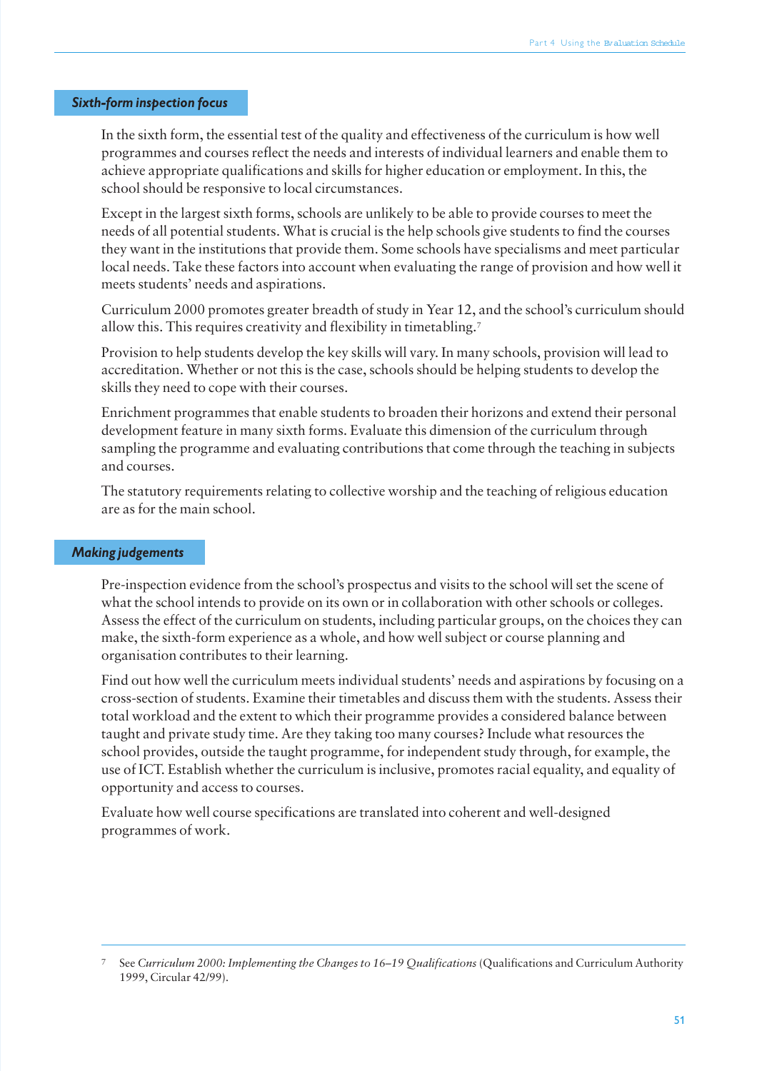### *Sixth-form inspection focus*

In the sixth form, the essential test of the quality and effectiveness of the curriculum is how well programmes and courses reflect the needs and interests of individual learners and enable them to achieve appropriate qualifications and skills for higher education or employment. In this, the school should be responsive to local circumstances.

Except in the largest sixth forms, schools are unlikely to be able to provide courses to meet the needs of all potential students. What is crucial is the help schools give students to find the courses they want in the institutions that provide them. Some schools have specialisms and meet particular local needs. Take these factors into account when evaluating the range of provision and how well it meets students' needs and aspirations.

Curriculum 2000 promotes greater breadth of study in Year 12, and the school's curriculum should allow this. This requires creativity and flexibility in timetabling.[7]

Provision to help students develop the key skills will vary. In many schools, provision will lead to accreditation. Whether or not this is the case, schools should be helping students to develop the skills they need to cope with their courses.

Enrichment programmes that enable students to broaden their horizons and extend their personal development feature in many sixth forms. Evaluate this dimension of the curriculum through sampling the programme and evaluating contributions that come through the teaching in subjects and courses.

The statutory requirements relating to collective worship and the teaching of religious education are as for the main school.

### *Making judgements*

Pre-inspection evidence from the school's prospectus and visits to the school will set the scene of what the school intends to provide on its own or in collaboration with other schools or colleges. Assess the effect of the curriculum on students, including particular groups, on the choices they can make, the sixth-form experience as a whole, and how well subject or course planning and organisation contributes to their learning.

Find out how well the curriculum meets individual students' needs and aspirations by focusing on a cross-section of students. Examine their timetables and discuss them with the students. Assess their total workload and the extent to which their programme provides a considered balance between taught and private study time. Are they taking too many courses? Include what resources the school provides, outside the taught programme, for independent study through, for example, the use of ICT. Establish whether the curriculum is inclusive, promotes racial equality, and equality of opportunity and access to courses.

Evaluate how well course specifications are translated into coherent and well-designed programmes of work.

---

[7] See *Curriculum 2000: Implementing the Changes to 16–19 Qualifications* (Qualifications and Curriculum Authority 1999, Circular 42/99).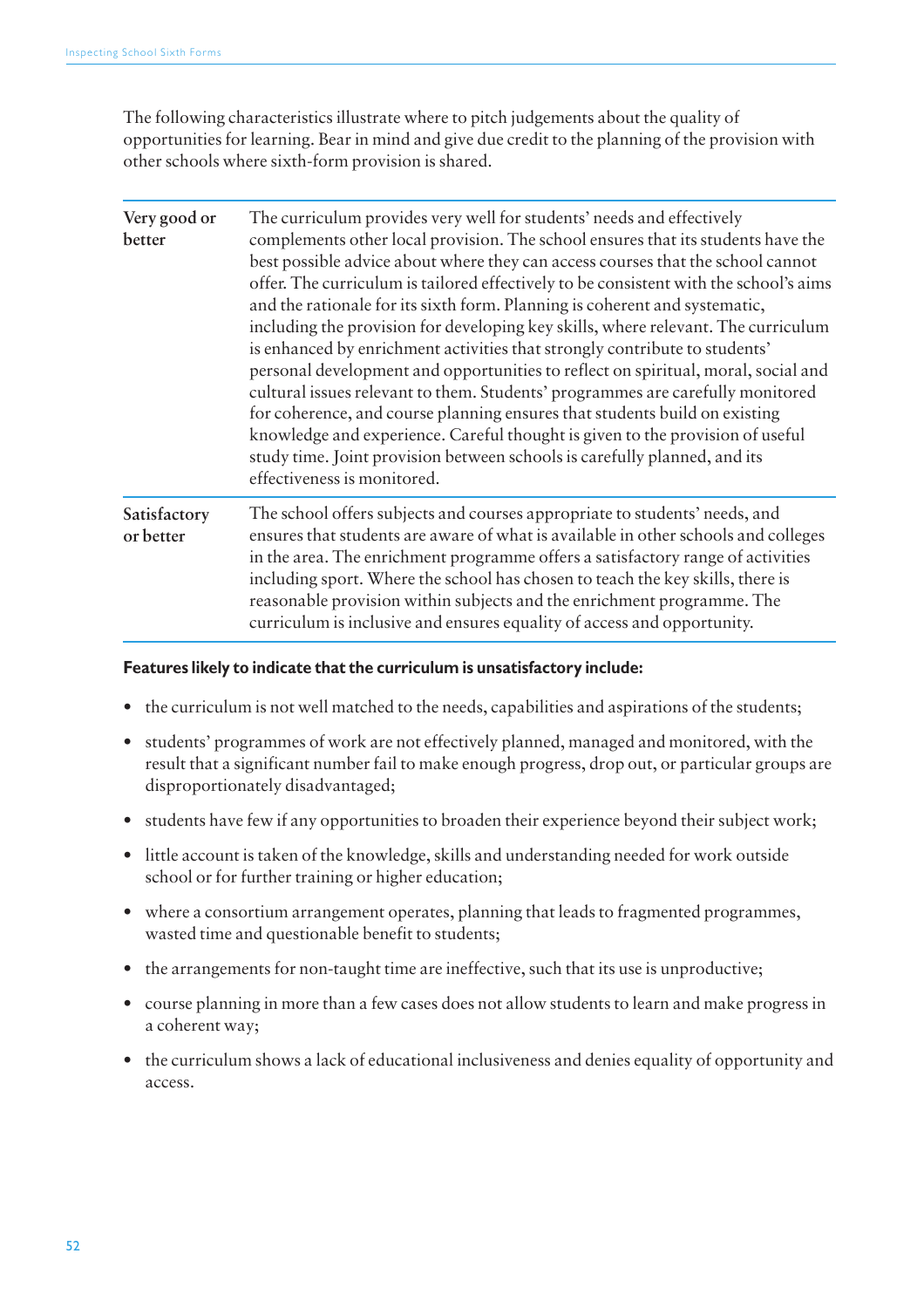The following characteristics illustrate where to pitch judgements about the quality of opportunities for learning. Bear in mind and give due credit to the planning of the provision with other schools where sixth-form provision is shared.

| | |
|---|---|
| **Very good or better** | The curriculum provides very well for students' needs and effectively complements other local provision. The school ensures that its students have the best possible advice about where they can access courses that the school cannot offer. The curriculum is tailored effectively to be consistent with the school's aims and the rationale for its sixth form. Planning is coherent and systematic, including the provision for developing key skills, where relevant. The curriculum is enhanced by enrichment activities that strongly contribute to students' personal development and opportunities to reflect on spiritual, moral, social and cultural issues relevant to them. Students' programmes are carefully monitored for coherence, and course planning ensures that students build on existing knowledge and experience. Careful thought is given to the provision of useful study time. Joint provision between schools is carefully planned, and its effectiveness is monitored. |
| **Satisfactory or better** | The school offers subjects and courses appropriate to students' needs, and ensures that students are aware of what is available in other schools and colleges in the area. The enrichment programme offers a satisfactory range of activities including sport. Where the school has chosen to teach the key skills, there is reasonable provision within subjects and the enrichment programme. The curriculum is inclusive and ensures equality of access and opportunity. |

**Features likely to indicate that the curriculum is unsatisfactory include:**

- the curriculum is not well matched to the needs, capabilities and aspirations of the students;
- students' programmes of work are not effectively planned, managed and monitored, with the result that a significant number fail to make enough progress, drop out, or particular groups are disproportionately disadvantaged;
- students have few if any opportunities to broaden their experience beyond their subject work;
- little account is taken of the knowledge, skills and understanding needed for work outside school or for further training or higher education;
- where a consortium arrangement operates, planning that leads to fragmented programmes, wasted time and questionable benefit to students;
- the arrangements for non-taught time are ineffective, such that its use is unproductive;
- course planning in more than a few cases does not allow students to learn and make progress in a coherent way;
- the curriculum shows a lack of educational inclusiveness and denies equality of opportunity and access.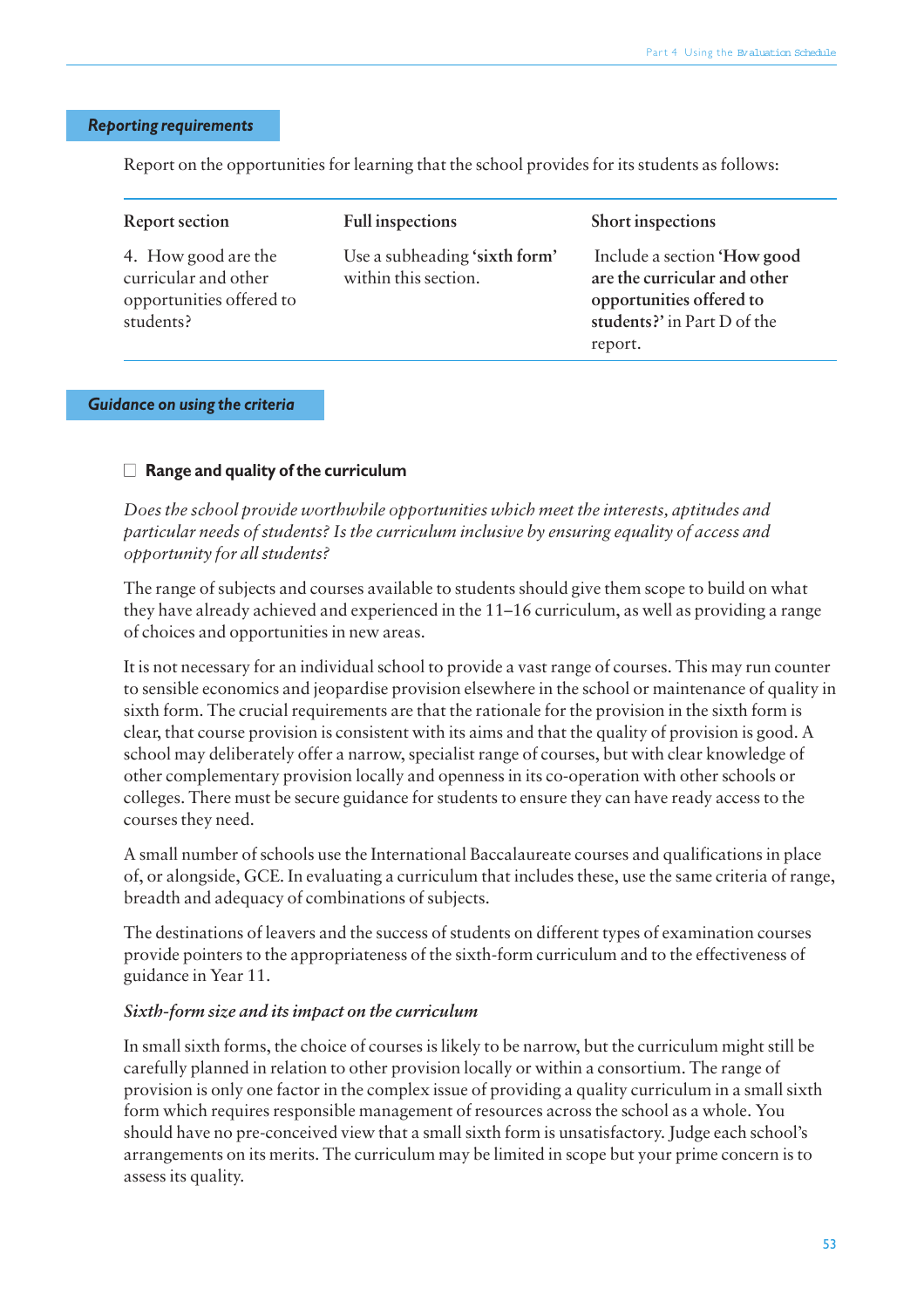### *Reporting requirements*

Report on the opportunities for learning that the school provides for its students as follows:

| Report section | Full inspections | Short inspections |
|---|---|---|
| 4. How good are the curricular and other opportunities offered to students? | Use a subheading **'sixth form'** within this section. | Include a section **'How good are the curricular and other opportunities offered to students?'** in Part D of the report. |

### *Guidance on using the criteria*

☐ **Range and quality of the curriculum**

*Does the school provide worthwhile opportunities which meet the interests, aptitudes and particular needs of students? Is the curriculum inclusive by ensuring equality of access and opportunity for all students?*

The range of subjects and courses available to students should give them scope to build on what they have already achieved and experienced in the 11–16 curriculum, as well as providing a range of choices and opportunities in new areas.

It is not necessary for an individual school to provide a vast range of courses. This may run counter to sensible economics and jeopardise provision elsewhere in the school or maintenance of quality in sixth form. The crucial requirements are that the rationale for the provision in the sixth form is clear, that course provision is consistent with its aims and that the quality of provision is good. A school may deliberately offer a narrow, specialist range of courses, but with clear knowledge of other complementary provision locally and openness in its co-operation with other schools or colleges. There must be secure guidance for students to ensure they can have ready access to the courses they need.

A small number of schools use the International Baccalaureate courses and qualifications in place of, or alongside, GCE. In evaluating a curriculum that includes these, use the same criteria of range, breadth and adequacy of combinations of subjects.

The destinations of leavers and the success of students on different types of examination courses provide pointers to the appropriateness of the sixth-form curriculum and to the effectiveness of guidance in Year 11.

*Sixth-form size and its impact on the curriculum*

In small sixth forms, the choice of courses is likely to be narrow, but the curriculum might still be carefully planned in relation to other provision locally or within a consortium. The range of provision is only one factor in the complex issue of providing a quality curriculum in a small sixth form which requires responsible management of resources across the school as a whole. You should have no pre-conceived view that a small sixth form is unsatisfactory. Judge each school's arrangements on its merits. The curriculum may be limited in scope but your prime concern is to assess its quality.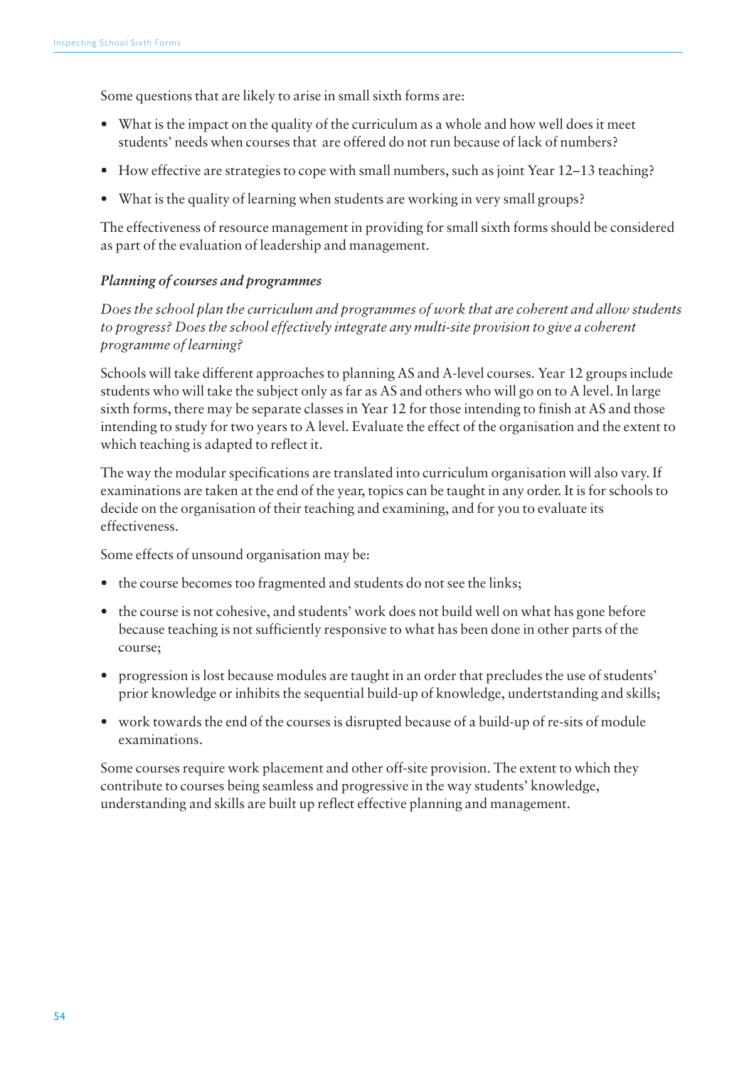Some questions that are likely to arise in small sixth forms are:

- What is the impact on the quality of the curriculum as a whole and how well does it meet students' needs when courses that are offered do not run because of lack of numbers?
- How effective are strategies to cope with small numbers, such as joint Year 12–13 teaching?
- What is the quality of learning when students are working in very small groups?

The effectiveness of resource management in providing for small sixth forms should be considered as part of the evaluation of leadership and management.

*Planning of courses and programmes*

*Does the school plan the curriculum and programmes of work that are coherent and allow students to progress? Does the school effectively integrate any multi-site provision to give a coherent programme of learning?*

Schools will take different approaches to planning AS and A-level courses. Year 12 groups include students who will take the subject only as far as AS and others who will go on to A level. In large sixth forms, there may be separate classes in Year 12 for those intending to finish at AS and those intending to study for two years to A level. Evaluate the effect of the organisation and the extent to which teaching is adapted to reflect it.

The way the modular specifications are translated into curriculum organisation will also vary. If examinations are taken at the end of the year, topics can be taught in any order. It is for schools to decide on the organisation of their teaching and examining, and for you to evaluate its effectiveness.

Some effects of unsound organisation may be:

- the course becomes too fragmented and students do not see the links;
- the course is not cohesive, and students' work does not build well on what has gone before because teaching is not sufficiently responsive to what has been done in other parts of the course;
- progression is lost because modules are taught in an order that precludes the use of students' prior knowledge or inhibits the sequential build-up of knowledge, undertstanding and skills;
- work towards the end of the courses is disrupted because of a build-up of re-sits of module examinations.

Some courses require work placement and other off-site provision. The extent to which they contribute to courses being seamless and progressive in the way students' knowledge, understanding and skills are built up reflect effective planning and management.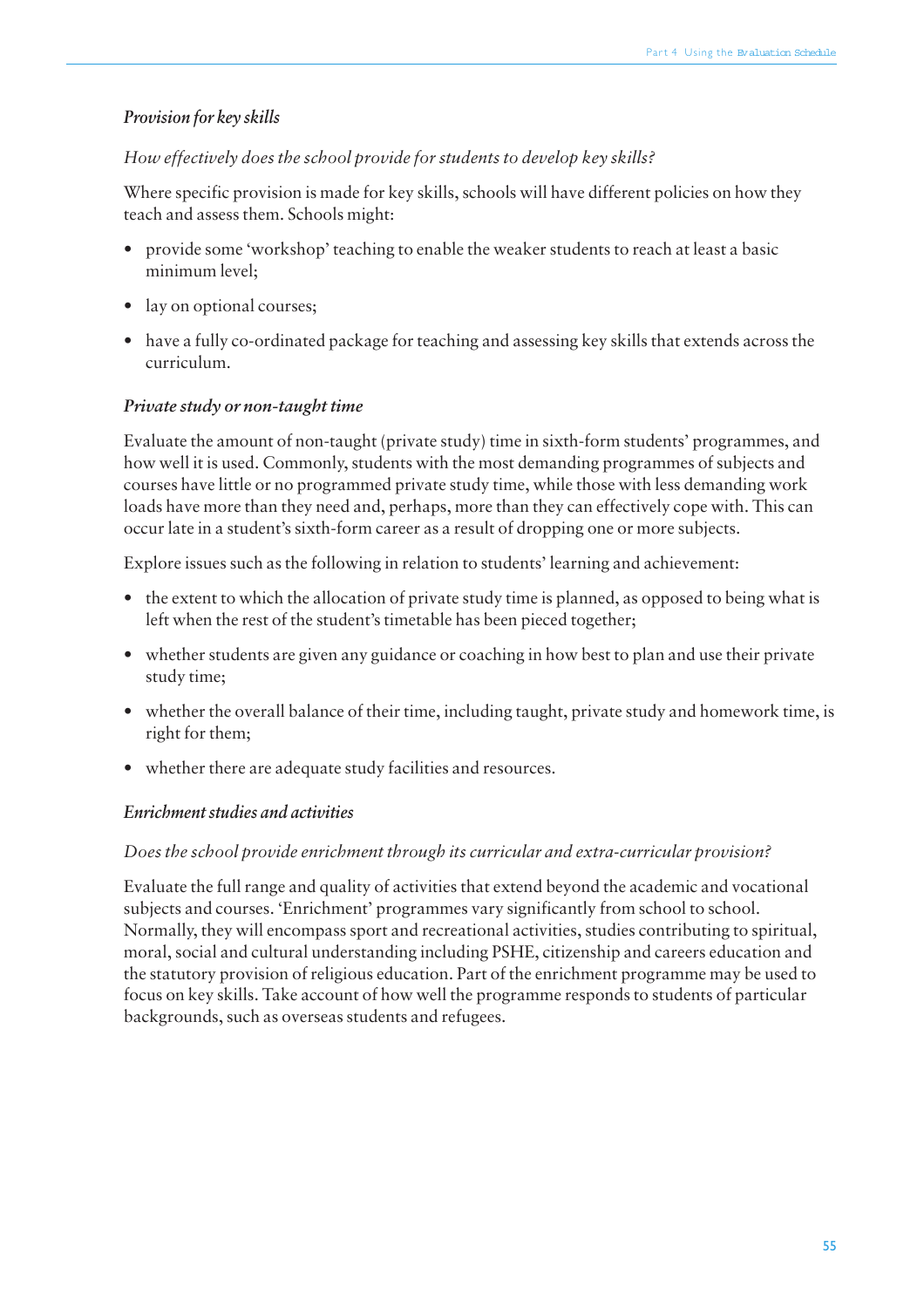### *Provision for key skills*

*How effectively does the school provide for students to develop key skills?*

Where specific provision is made for key skills, schools will have different policies on how they teach and assess them. Schools might:

- provide some 'workshop' teaching to enable the weaker students to reach at least a basic minimum level;
- lay on optional courses;
- have a fully co-ordinated package for teaching and assessing key skills that extends across the curriculum.

### *Private study or non-taught time*

Evaluate the amount of non-taught (private study) time in sixth-form students' programmes, and how well it is used. Commonly, students with the most demanding programmes of subjects and courses have little or no programmed private study time, while those with less demanding work loads have more than they need and, perhaps, more than they can effectively cope with. This can occur late in a student's sixth-form career as a result of dropping one or more subjects.

Explore issues such as the following in relation to students' learning and achievement:

- the extent to which the allocation of private study time is planned, as opposed to being what is left when the rest of the student's timetable has been pieced together;
- whether students are given any guidance or coaching in how best to plan and use their private study time;
- whether the overall balance of their time, including taught, private study and homework time, is right for them;
- whether there are adequate study facilities and resources.

### *Enrichment studies and activities*

*Does the school provide enrichment through its curricular and extra-curricular provision?*

Evaluate the full range and quality of activities that extend beyond the academic and vocational subjects and courses. 'Enrichment' programmes vary significantly from school to school. Normally, they will encompass sport and recreational activities, studies contributing to spiritual, moral, social and cultural understanding including PSHE, citizenship and careers education and the statutory provision of religious education. Part of the enrichment programme may be used to focus on key skills. Take account of how well the programme responds to students of particular backgrounds, such as overseas students and refugees.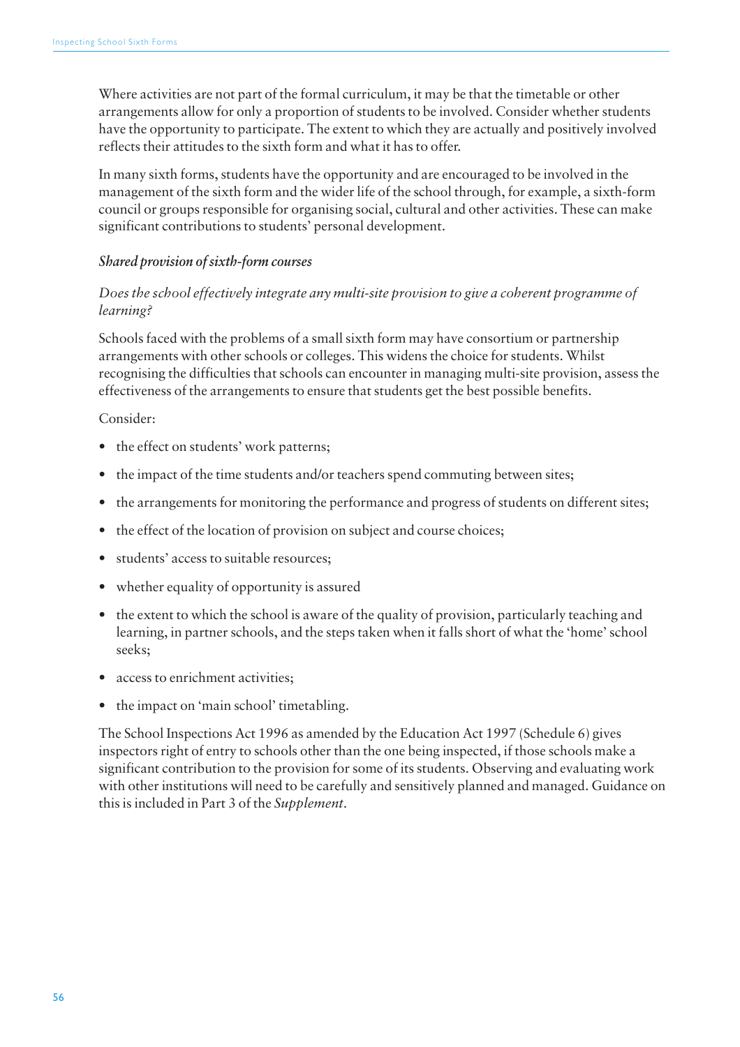Where activities are not part of the formal curriculum, it may be that the timetable or other arrangements allow for only a proportion of students to be involved. Consider whether students have the opportunity to participate. The extent to which they are actually and positively involved reflects their attitudes to the sixth form and what it has to offer.

In many sixth forms, students have the opportunity and are encouraged to be involved in the management of the sixth form and the wider life of the school through, for example, a sixth-form council or groups responsible for organising social, cultural and other activities. These can make significant contributions to students' personal development.

### *Shared provision of sixth-form courses*

*Does the school effectively integrate any multi-site provision to give a coherent programme of learning?*

Schools faced with the problems of a small sixth form may have consortium or partnership arrangements with other schools or colleges. This widens the choice for students. Whilst recognising the difficulties that schools can encounter in managing multi-site provision, assess the effectiveness of the arrangements to ensure that students get the best possible benefits.

Consider:

- the effect on students' work patterns;
- the impact of the time students and/or teachers spend commuting between sites;
- the arrangements for monitoring the performance and progress of students on different sites;
- the effect of the location of provision on subject and course choices;
- students' access to suitable resources;
- whether equality of opportunity is assured
- the extent to which the school is aware of the quality of provision, particularly teaching and learning, in partner schools, and the steps taken when it falls short of what the 'home' school seeks;
- access to enrichment activities;
- the impact on 'main school' timetabling.

The School Inspections Act 1996 as amended by the Education Act 1997 (Schedule 6) gives inspectors right of entry to schools other than the one being inspected, if those schools make a significant contribution to the provision for some of its students. Observing and evaluating work with other institutions will need to be carefully and sensitively planned and managed. Guidance on this is included in Part 3 of the *Supplement*.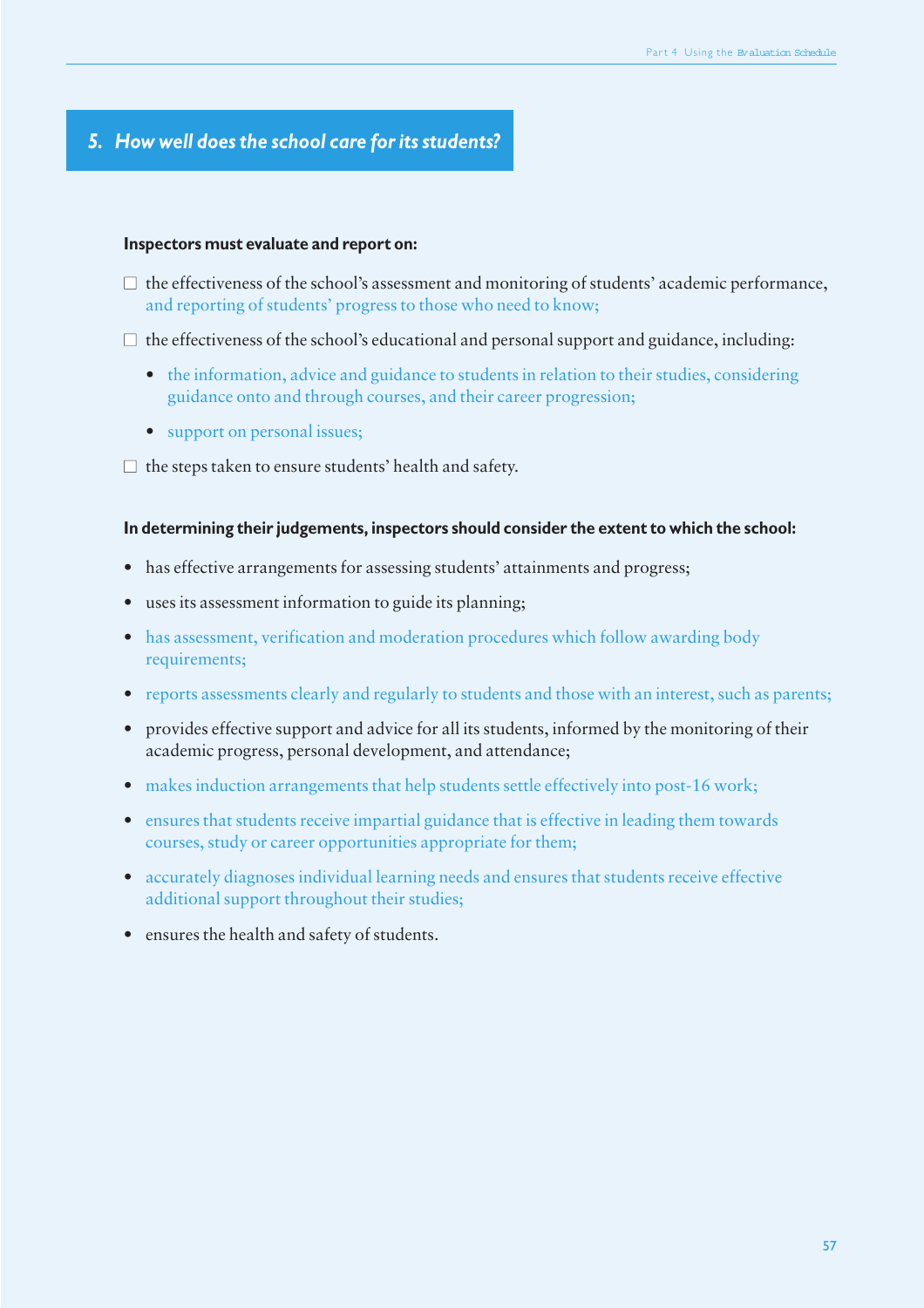## *5. How well does the school care for its students?*

**Inspectors must evaluate and report on:**

- ☐ the effectiveness of the school's assessment and monitoring of students' academic performance, and reporting of students' progress to those who need to know;
- ☐ the effectiveness of the school's educational and personal support and guidance, including:
  - the information, advice and guidance to students in relation to their studies, considering guidance onto and through courses, and their career progression;
  - support on personal issues;
- ☐ the steps taken to ensure students' health and safety.

**In determining their judgements, inspectors should consider the extent to which the school:**

- has effective arrangements for assessing students' attainments and progress;
- uses its assessment information to guide its planning;
- has assessment, verification and moderation procedures which follow awarding body requirements;
- reports assessments clearly and regularly to students and those with an interest, such as parents;
- provides effective support and advice for all its students, informed by the monitoring of their academic progress, personal development, and attendance;
- makes induction arrangements that help students settle effectively into post-16 work;
- ensures that students receive impartial guidance that is effective in leading them towards courses, study or career opportunities appropriate for them;
- accurately diagnoses individual learning needs and ensures that students receive effective additional support throughout their studies;
- ensures the health and safety of students.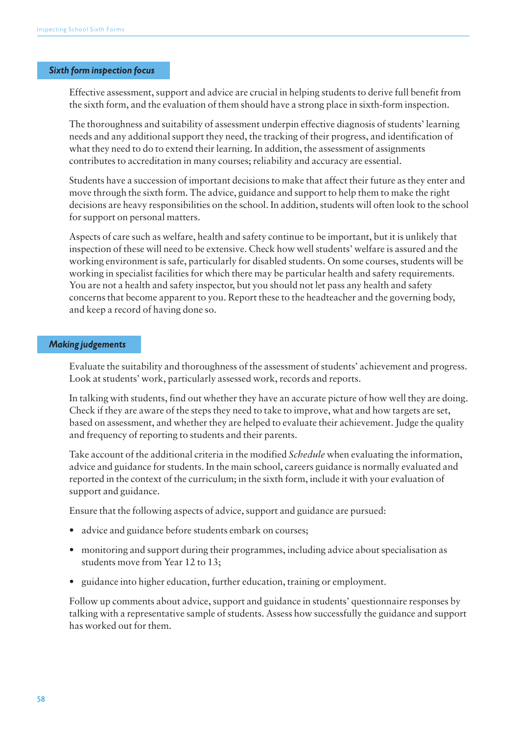### *Sixth form inspection focus*

Effective assessment, support and advice are crucial in helping students to derive full benefit from the sixth form, and the evaluation of them should have a strong place in sixth-form inspection.

The thoroughness and suitability of assessment underpin effective diagnosis of students' learning needs and any additional support they need, the tracking of their progress, and identification of what they need to do to extend their learning. In addition, the assessment of assignments contributes to accreditation in many courses; reliability and accuracy are essential.

Students have a succession of important decisions to make that affect their future as they enter and move through the sixth form. The advice, guidance and support to help them to make the right decisions are heavy responsibilities on the school. In addition, students will often look to the school for support on personal matters.

Aspects of care such as welfare, health and safety continue to be important, but it is unlikely that inspection of these will need to be extensive. Check how well students' welfare is assured and the working environment is safe, particularly for disabled students. On some courses, students will be working in specialist facilities for which there may be particular health and safety requirements. You are not a health and safety inspector, but you should not let pass any health and safety concerns that become apparent to you. Report these to the headteacher and the governing body, and keep a record of having done so.

### *Making judgements*

Evaluate the suitability and thoroughness of the assessment of students' achievement and progress. Look at students' work, particularly assessed work, records and reports.

In talking with students, find out whether they have an accurate picture of how well they are doing. Check if they are aware of the steps they need to take to improve, what and how targets are set, based on assessment, and whether they are helped to evaluate their achievement. Judge the quality and frequency of reporting to students and their parents.

Take account of the additional criteria in the modified *Schedule* when evaluating the information, advice and guidance for students. In the main school, careers guidance is normally evaluated and reported in the context of the curriculum; in the sixth form, include it with your evaluation of support and guidance.

Ensure that the following aspects of advice, support and guidance are pursued:

- advice and guidance before students embark on courses;
- monitoring and support during their programmes, including advice about specialisation as students move from Year 12 to 13;
- guidance into higher education, further education, training or employment.

Follow up comments about advice, support and guidance in students' questionnaire responses by talking with a representative sample of students. Assess how successfully the guidance and support has worked out for them.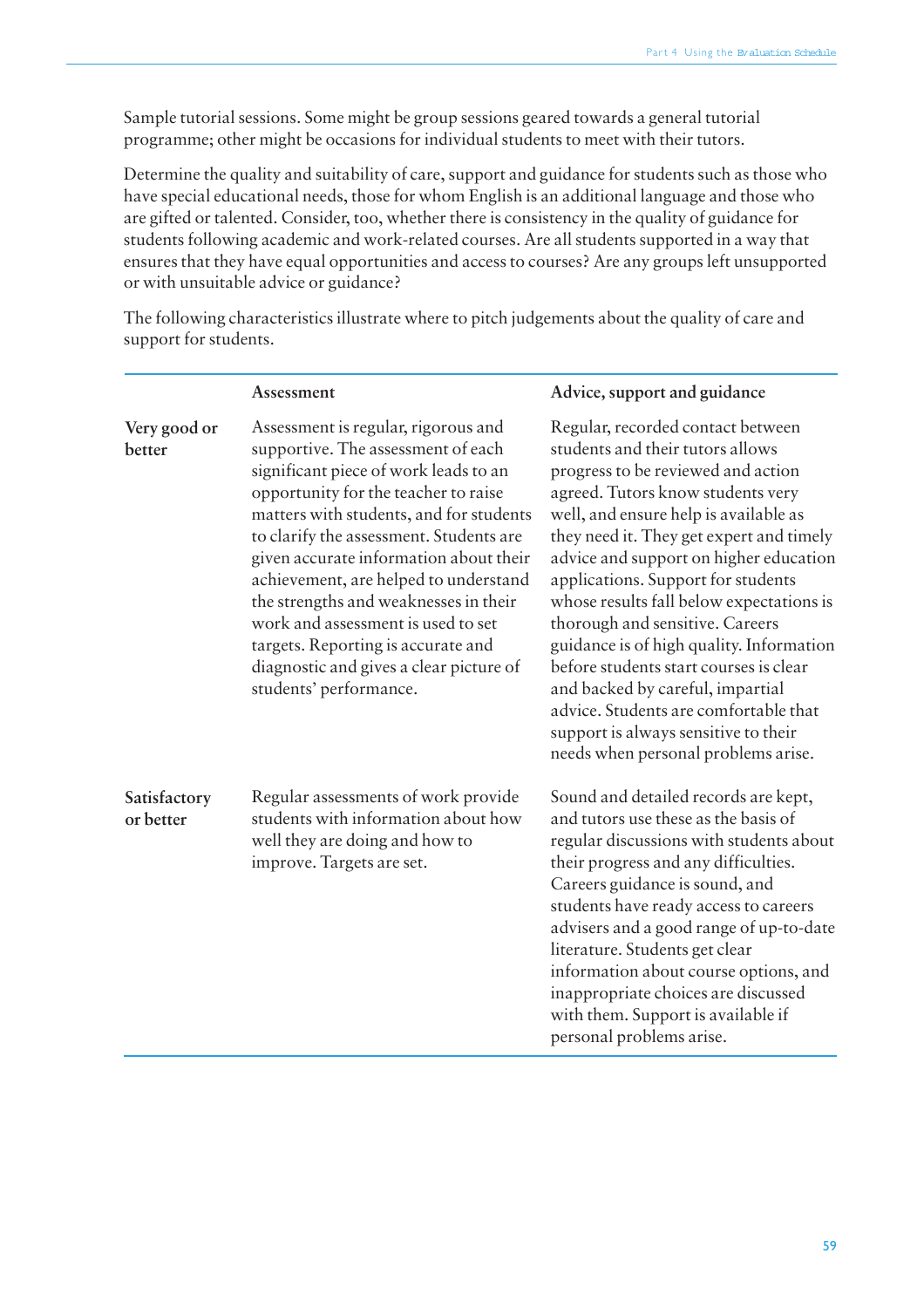Sample tutorial sessions. Some might be group sessions geared towards a general tutorial programme; other might be occasions for individual students to meet with their tutors.

Determine the quality and suitability of care, support and guidance for students such as those who have special educational needs, those for whom English is an additional language and those who are gifted or talented. Consider, too, whether there is consistency in the quality of guidance for students following academic and work-related courses. Are all students supported in a way that ensures that they have equal opportunities and access to courses? Are any groups left unsupported or with unsuitable advice or guidance?

The following characteristics illustrate where to pitch judgements about the quality of care and support for students.

| | Assessment | Advice, support and guidance |
|---|---|---|
| **Very good or better** | Assessment is regular, rigorous and supportive. The assessment of each significant piece of work leads to an opportunity for the teacher to raise matters with students, and for students to clarify the assessment. Students are given accurate information about their achievement, are helped to understand the strengths and weaknesses in their work and assessment is used to set targets. Reporting is accurate and diagnostic and gives a clear picture of students' performance. | Regular, recorded contact between students and their tutors allows progress to be reviewed and action agreed. Tutors know students very well, and ensure help is available as they need it. They get expert and timely advice and support on higher education applications. Support for students whose results fall below expectations is thorough and sensitive. Careers guidance is of high quality. Information before students start courses is clear and backed by careful, impartial advice. Students are comfortable that support is always sensitive to their needs when personal problems arise. |
| **Satisfactory or better** | Regular assessments of work provide students with information about how well they are doing and how to improve. Targets are set. | Sound and detailed records are kept, and tutors use these as the basis of regular discussions with students about their progress and any difficulties. Careers guidance is sound, and students have ready access to careers advisers and a good range of up-to-date literature. Students get clear information about course options, and inappropriate choices are discussed with them. Support is available if personal problems arise. |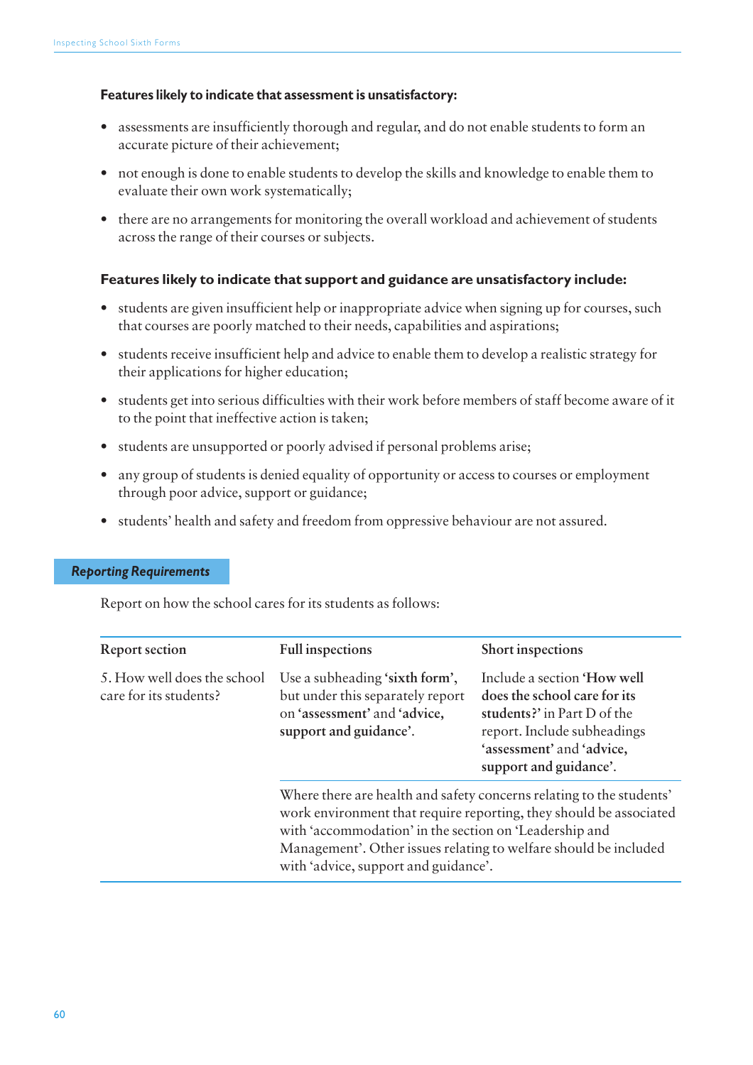**Features likely to indicate that assessment is unsatisfactory:**

- assessments are insufficiently thorough and regular, and do not enable students to form an accurate picture of their achievement;
- not enough is done to enable students to develop the skills and knowledge to enable them to evaluate their own work systematically;
- there are no arrangements for monitoring the overall workload and achievement of students across the range of their courses or subjects.

**Features likely to indicate that support and guidance are unsatisfactory include:**

- students are given insufficient help or inappropriate advice when signing up for courses, such that courses are poorly matched to their needs, capabilities and aspirations;
- students receive insufficient help and advice to enable them to develop a realistic strategy for their applications for higher education;
- students get into serious difficulties with their work before members of staff become aware of it to the point that ineffective action is taken;
- students are unsupported or poorly advised if personal problems arise;
- any group of students is denied equality of opportunity or access to courses or employment through poor advice, support or guidance;
- students' health and safety and freedom from oppressive behaviour are not assured.

### *Reporting Requirements*

Report on how the school cares for its students as follows:

| Report section | Full inspections | Short inspections |
|---|---|---|
| 5. How well does the school care for its students? | Use a subheading **'sixth form'**, but under this separately report on **'assessment'** and **'advice, support and guidance'**. | Include a section **'How well does the school care for its students?'** in Part D of the report. Include subheadings **'assessment'** and **'advice, support and guidance'**. |
| | Where there are health and safety concerns relating to the students' work environment that require reporting, they should be associated with 'accommodation' in the section on 'Leadership and Management'. Other issues relating to welfare should be included with 'advice, support and guidance'. | |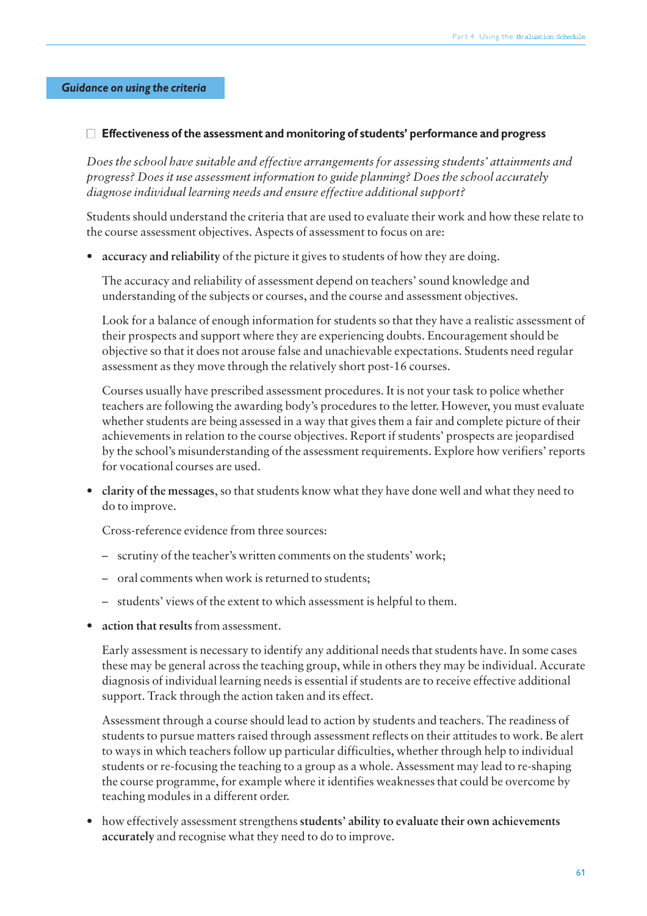## Guidance on using the criteria

### ☐ Effectiveness of the assessment and monitoring of students' performance and progress

*Does the school have suitable and effective arrangements for assessing students' attainments and progress? Does it use assessment information to guide planning? Does the school accurately diagnose individual learning needs and ensure effective additional support?*

Students should understand the criteria that are used to evaluate their work and how these relate to the course assessment objectives. Aspects of assessment to focus on are:

- **accuracy and reliability** of the picture it gives to students of how they are doing.

  The accuracy and reliability of assessment depend on teachers' sound knowledge and understanding of the subjects or courses, and the course and assessment objectives.

  Look for a balance of enough information for students so that they have a realistic assessment of their prospects and support where they are experiencing doubts. Encouragement should be objective so that it does not arouse false and unachievable expectations. Students need regular assessment as they move through the relatively short post-16 courses.

  Courses usually have prescribed assessment procedures. It is not your task to police whether teachers are following the awarding body's procedures to the letter. However, you must evaluate whether students are being assessed in a way that gives them a fair and complete picture of their achievements in relation to the course objectives. Report if students' prospects are jeopardised by the school's misunderstanding of the assessment requirements. Explore how verifiers' reports for vocational courses are used.

- **clarity of the messages**, so that students know what they have done well and what they need to do to improve.

  Cross-reference evidence from three sources:

  – scrutiny of the teacher's written comments on the students' work;

  – oral comments when work is returned to students;

  – students' views of the extent to which assessment is helpful to them.

- **action that results** from assessment.

  Early assessment is necessary to identify any additional needs that students have. In some cases these may be general across the teaching group, while in others they may be individual. Accurate diagnosis of individual learning needs is essential if students are to receive effective additional support. Track through the action taken and its effect.

  Assessment through a course should lead to action by students and teachers. The readiness of students to pursue matters raised through assessment reflects on their attitudes to work. Be alert to ways in which teachers follow up particular difficulties, whether through help to individual students or re-focusing the teaching to a group as a whole. Assessment may lead to re-shaping the course programme, for example where it identifies weaknesses that could be overcome by teaching modules in a different order.

- how effectively assessment strengthens **students' ability to evaluate their own achievements accurately** and recognise what they need to do to improve.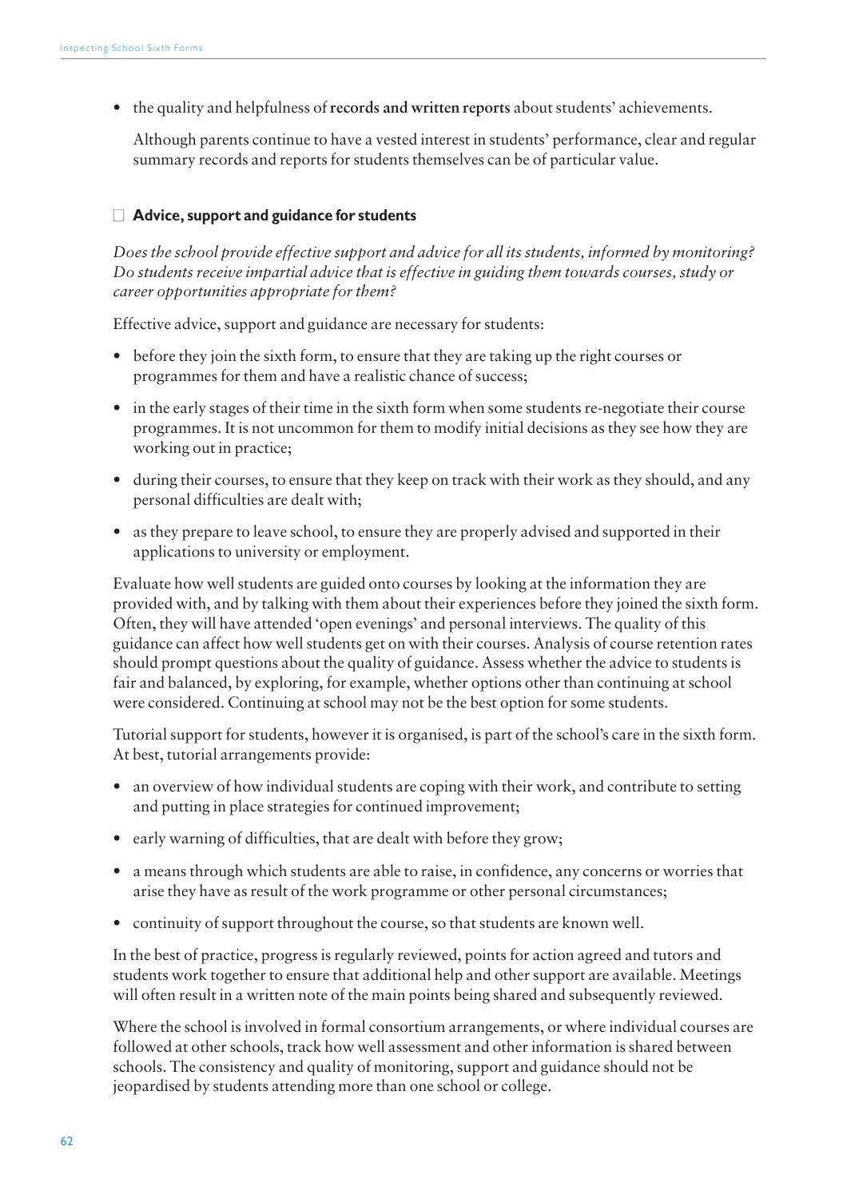- the quality and helpfulness of **records and written reports** about students' achievements.

  Although parents continue to have a vested interest in students' performance, clear and regular summary records and reports for students themselves can be of particular value.

### Advice, support and guidance for students

*Does the school provide effective support and advice for all its students, informed by monitoring? Do students receive impartial advice that is effective in guiding them towards courses, study or career opportunities appropriate for them?*

Effective advice, support and guidance are necessary for students:

- before they join the sixth form, to ensure that they are taking up the right courses or programmes for them and have a realistic chance of success;
- in the early stages of their time in the sixth form when some students re-negotiate their course programmes. It is not uncommon for them to modify initial decisions as they see how they are working out in practice;
- during their courses, to ensure that they keep on track with their work as they should, and any personal difficulties are dealt with;
- as they prepare to leave school, to ensure they are properly advised and supported in their applications to university or employment.

Evaluate how well students are guided onto courses by looking at the information they are provided with, and by talking with them about their experiences before they joined the sixth form. Often, they will have attended 'open evenings' and personal interviews. The quality of this guidance can affect how well students get on with their courses. Analysis of course retention rates should prompt questions about the quality of guidance. Assess whether the advice to students is fair and balanced, by exploring, for example, whether options other than continuing at school were considered. Continuing at school may not be the best option for some students.

Tutorial support for students, however it is organised, is part of the school's care in the sixth form. At best, tutorial arrangements provide:

- an overview of how individual students are coping with their work, and contribute to setting and putting in place strategies for continued improvement;
- early warning of difficulties, that are dealt with before they grow;
- a means through which students are able to raise, in confidence, any concerns or worries that arise they have as result of the work programme or other personal circumstances;
- continuity of support throughout the course, so that students are known well.

In the best of practice, progress is regularly reviewed, points for action agreed and tutors and students work together to ensure that additional help and other support are available. Meetings will often result in a written note of the main points being shared and subsequently reviewed.

Where the school is involved in formal consortium arrangements, or where individual courses are followed at other schools, track how well assessment and other information is shared between schools. The consistency and quality of monitoring, support and guidance should not be jeopardised by students attending more than one school or college.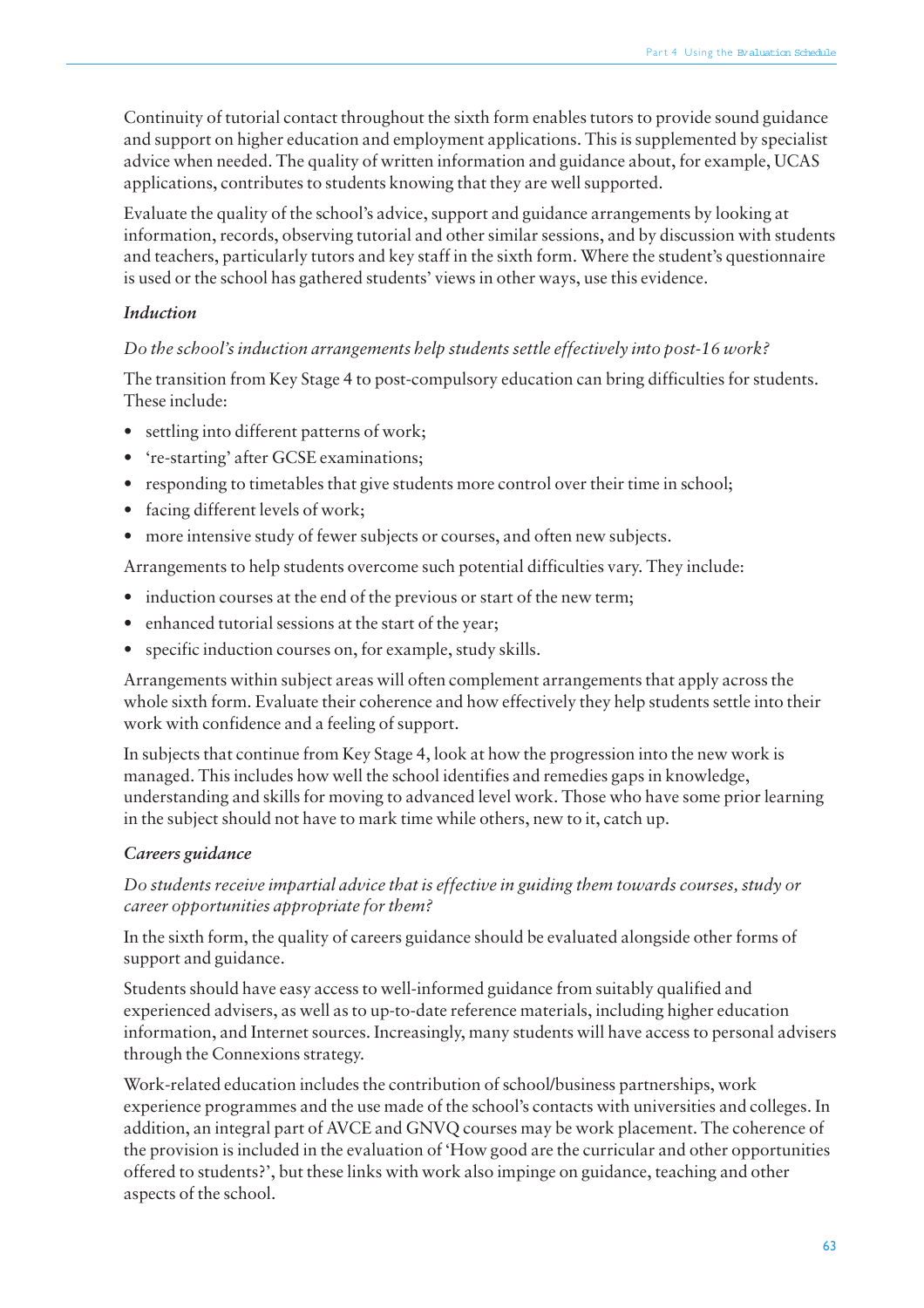Continuity of tutorial contact throughout the sixth form enables tutors to provide sound guidance and support on higher education and employment applications. This is supplemented by specialist advice when needed. The quality of written information and guidance about, for example, UCAS applications, contributes to students knowing that they are well supported.

Evaluate the quality of the school's advice, support and guidance arrangements by looking at information, records, observing tutorial and other similar sessions, and by discussion with students and teachers, particularly tutors and key staff in the sixth form. Where the student's questionnaire is used or the school has gathered students' views in other ways, use this evidence.

***Induction***

*Do the school's induction arrangements help students settle effectively into post-16 work?*

The transition from Key Stage 4 to post-compulsory education can bring difficulties for students. These include:

- settling into different patterns of work;
- 're-starting' after GCSE examinations;
- responding to timetables that give students more control over their time in school;
- facing different levels of work;
- more intensive study of fewer subjects or courses, and often new subjects.

Arrangements to help students overcome such potential difficulties vary. They include:

- induction courses at the end of the previous or start of the new term;
- enhanced tutorial sessions at the start of the year;
- specific induction courses on, for example, study skills.

Arrangements within subject areas will often complement arrangements that apply across the whole sixth form. Evaluate their coherence and how effectively they help students settle into their work with confidence and a feeling of support.

In subjects that continue from Key Stage 4, look at how the progression into the new work is managed. This includes how well the school identifies and remedies gaps in knowledge, understanding and skills for moving to advanced level work. Those who have some prior learning in the subject should not have to mark time while others, new to it, catch up.

***Careers guidance***

*Do students receive impartial advice that is effective in guiding them towards courses, study or career opportunities appropriate for them?*

In the sixth form, the quality of careers guidance should be evaluated alongside other forms of support and guidance.

Students should have easy access to well-informed guidance from suitably qualified and experienced advisers, as well as to up-to-date reference materials, including higher education information, and Internet sources. Increasingly, many students will have access to personal advisers through the Connexions strategy.

Work-related education includes the contribution of school/business partnerships, work experience programmes and the use made of the school's contacts with universities and colleges. In addition, an integral part of AVCE and GNVQ courses may be work placement. The coherence of the provision is included in the evaluation of 'How good are the curricular and other opportunities offered to students?', but these links with work also impinge on guidance, teaching and other aspects of the school.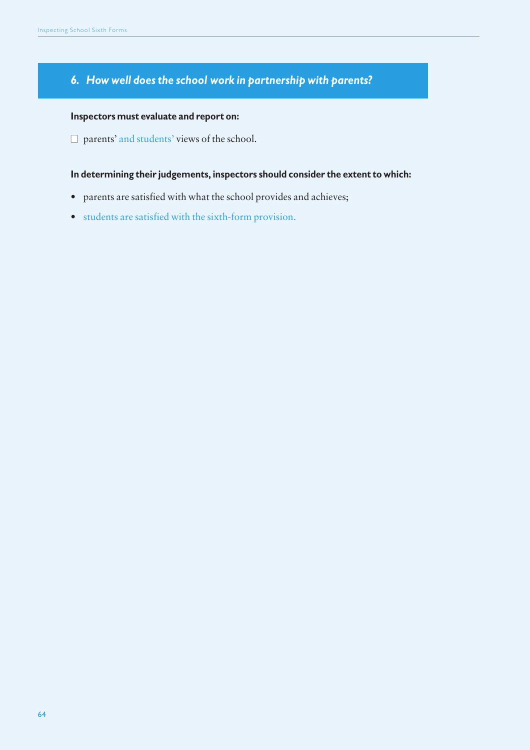## *6. How well does the school work in partnership with parents?*

**Inspectors must evaluate and report on:**

- ☐ parents' and students' views of the school.

**In determining their judgements, inspectors should consider the extent to which:**

- parents are satisfied with what the school provides and achieves;
- students are satisfied with the sixth-form provision.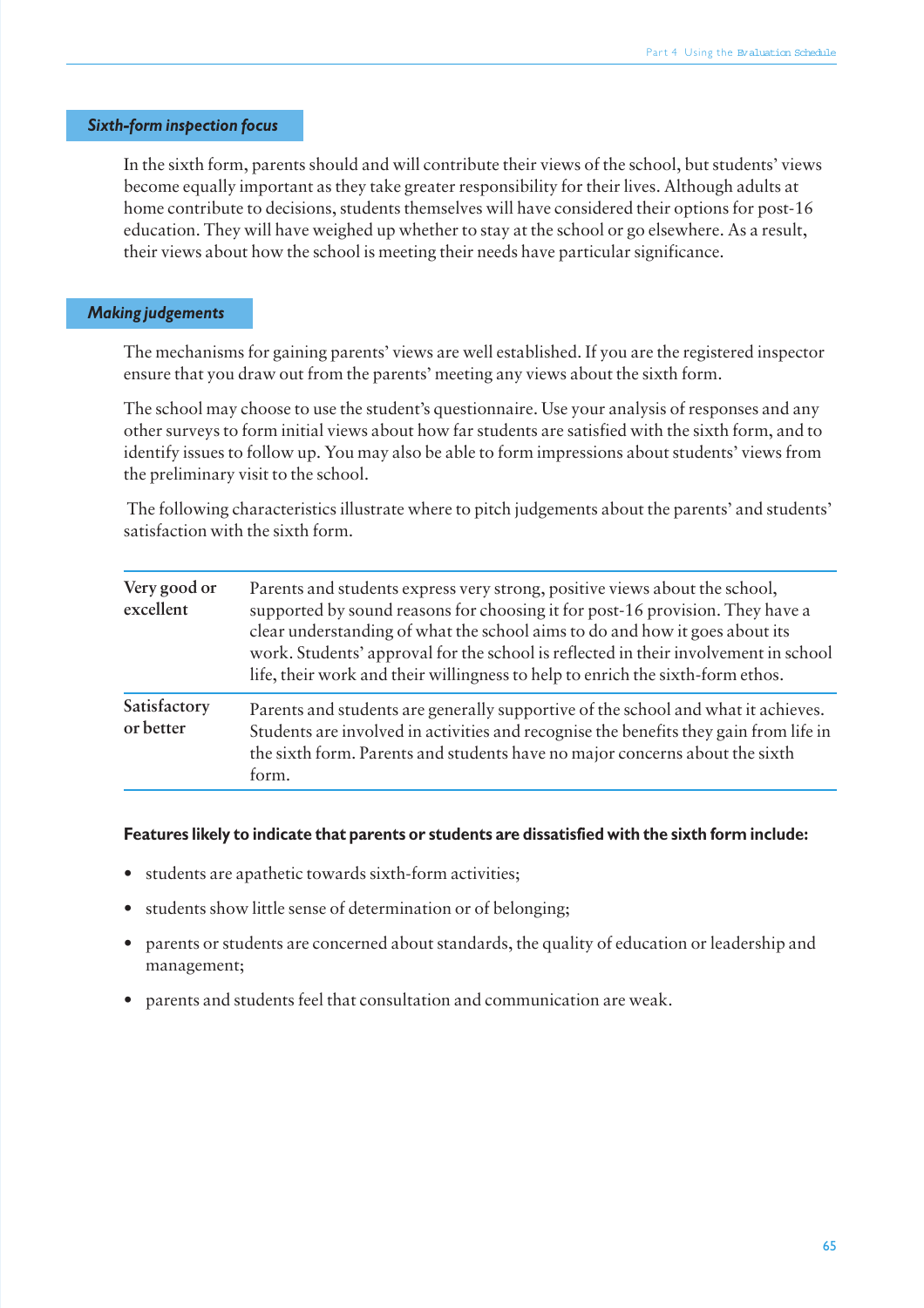### *Sixth-form inspection focus*

In the sixth form, parents should and will contribute their views of the school, but students' views become equally important as they take greater responsibility for their lives. Although adults at home contribute to decisions, students themselves will have considered their options for post-16 education. They will have weighed up whether to stay at the school or go elsewhere. As a result, their views about how the school is meeting their needs have particular significance.

### *Making judgements*

The mechanisms for gaining parents' views are well established. If you are the registered inspector ensure that you draw out from the parents' meeting any views about the sixth form.

The school may choose to use the student's questionnaire. Use your analysis of responses and any other surveys to form initial views about how far students are satisfied with the sixth form, and to identify issues to follow up. You may also be able to form impressions about students' views from the preliminary visit to the school.

The following characteristics illustrate where to pitch judgements about the parents' and students' satisfaction with the sixth form.

| | |
|---|---|
| Very good or excellent | Parents and students express very strong, positive views about the school, supported by sound reasons for choosing it for post-16 provision. They have a clear understanding of what the school aims to do and how it goes about its work. Students' approval for the school is reflected in their involvement in school life, their work and their willingness to help to enrich the sixth-form ethos. |
| Satisfactory or better | Parents and students are generally supportive of the school and what it achieves. Students are involved in activities and recognise the benefits they gain from life in the sixth form. Parents and students have no major concerns about the sixth form. |

**Features likely to indicate that parents or students are dissatisfied with the sixth form include:**

- students are apathetic towards sixth-form activities;
- students show little sense of determination or of belonging;
- parents or students are concerned about standards, the quality of education or leadership and management;
- parents and students feel that consultation and communication are weak.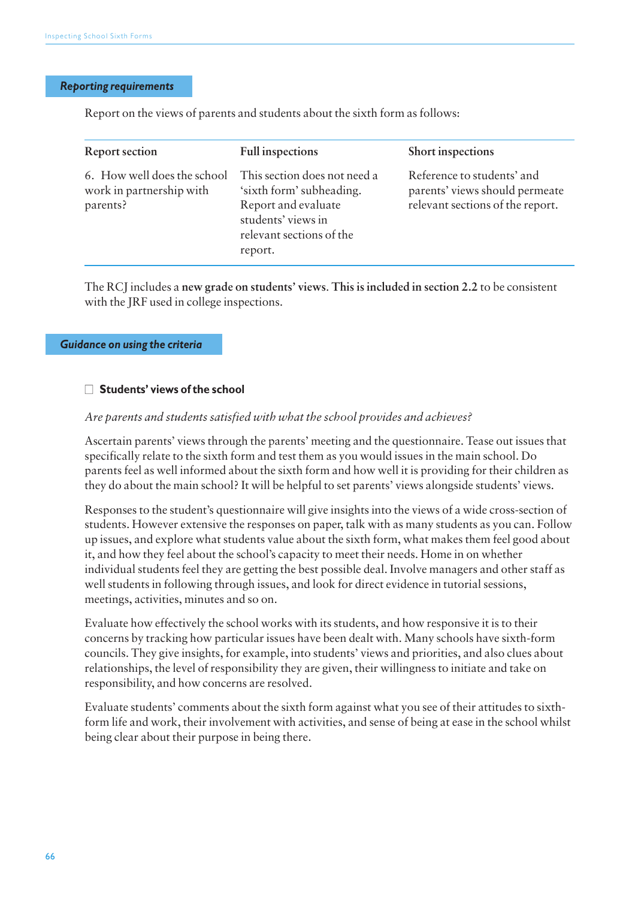### *Reporting requirements*

Report on the views of parents and students about the sixth form as follows:

| Report section | Full inspections | Short inspections |
|---|---|---|
| 6. How well does the school work in partnership with parents? | This section does not need a 'sixth form' subheading. Report and evaluate students' views in relevant sections of the report. | Reference to students' and parents' views should permeate relevant sections of the report. |

The RCJ includes a **new grade on students' views**. **This is included in section 2.2** to be consistent with the JRF used in college inspections.

### *Guidance on using the criteria*

**Students' views of the school**

*Are parents and students satisfied with what the school provides and achieves?*

Ascertain parents' views through the parents' meeting and the questionnaire. Tease out issues that specifically relate to the sixth form and test them as you would issues in the main school. Do parents feel as well informed about the sixth form and how well it is providing for their children as they do about the main school? It will be helpful to set parents' views alongside students' views.

Responses to the student's questionnaire will give insights into the views of a wide cross-section of students. However extensive the responses on paper, talk with as many students as you can. Follow up issues, and explore what students value about the sixth form, what makes them feel good about it, and how they feel about the school's capacity to meet their needs. Home in on whether individual students feel they are getting the best possible deal. Involve managers and other staff as well students in following through issues, and look for direct evidence in tutorial sessions, meetings, activities, minutes and so on.

Evaluate how effectively the school works with its students, and how responsive it is to their concerns by tracking how particular issues have been dealt with. Many schools have sixth-form councils. They give insights, for example, into students' views and priorities, and also clues about relationships, the level of responsibility they are given, their willingness to initiate and take on responsibility, and how concerns are resolved.

Evaluate students' comments about the sixth form against what you see of their attitudes to sixth-form life and work, their involvement with activities, and sense of being at ease in the school whilst being clear about their purpose in being there.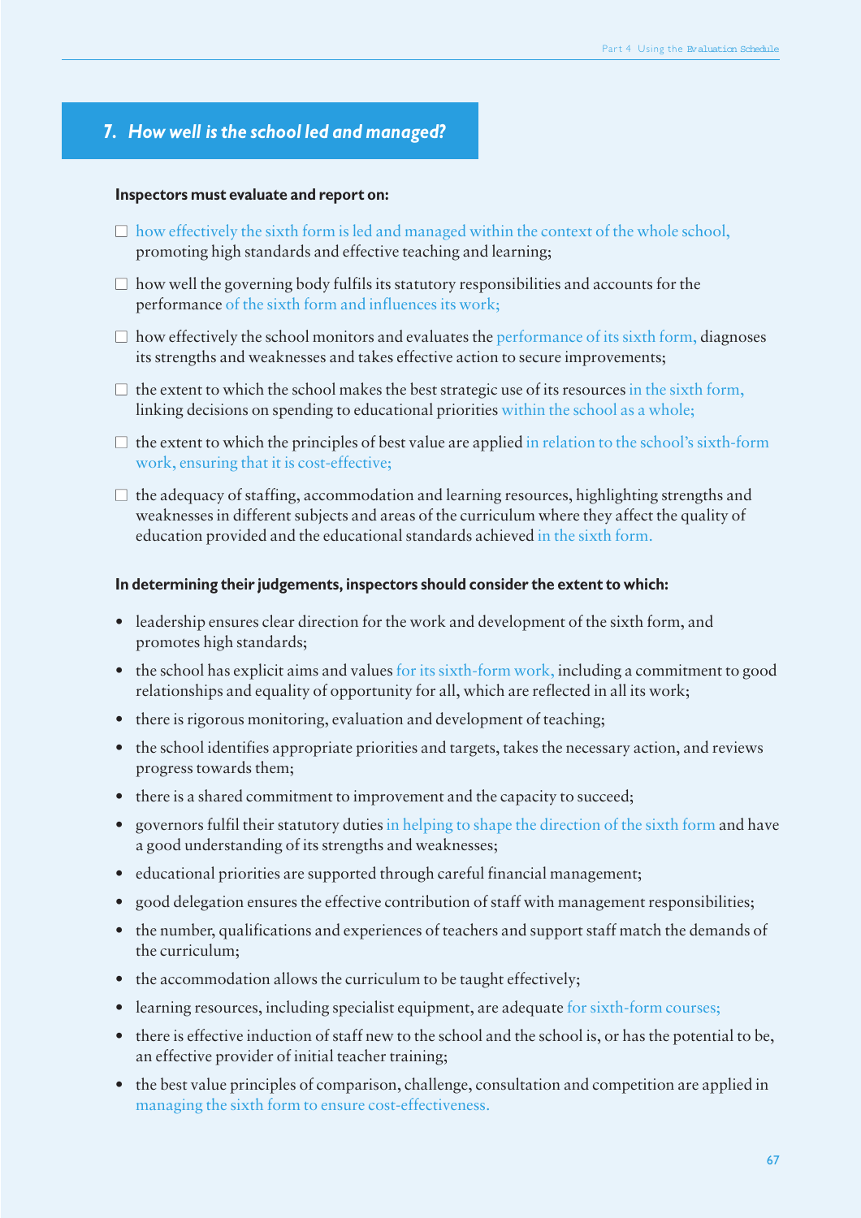## 7. *How well is the school led and managed?*

**Inspectors must evaluate and report on:**

- how effectively the sixth form is led and managed within the context of the whole school, promoting high standards and effective teaching and learning;
- how well the governing body fulfils its statutory responsibilities and accounts for the performance of the sixth form and influences its work;
- how effectively the school monitors and evaluates the performance of its sixth form, diagnoses its strengths and weaknesses and takes effective action to secure improvements;
- the extent to which the school makes the best strategic use of its resources in the sixth form, linking decisions on spending to educational priorities within the school as a whole;
- the extent to which the principles of best value are applied in relation to the school's sixth-form work, ensuring that it is cost-effective;
- the adequacy of staffing, accommodation and learning resources, highlighting strengths and weaknesses in different subjects and areas of the curriculum where they affect the quality of education provided and the educational standards achieved in the sixth form.

**In determining their judgements, inspectors should consider the extent to which:**

- leadership ensures clear direction for the work and development of the sixth form, and promotes high standards;
- the school has explicit aims and values for its sixth-form work, including a commitment to good relationships and equality of opportunity for all, which are reflected in all its work;
- there is rigorous monitoring, evaluation and development of teaching;
- the school identifies appropriate priorities and targets, takes the necessary action, and reviews progress towards them;
- there is a shared commitment to improvement and the capacity to succeed;
- governors fulfil their statutory duties in helping to shape the direction of the sixth form and have a good understanding of its strengths and weaknesses;
- educational priorities are supported through careful financial management;
- good delegation ensures the effective contribution of staff with management responsibilities;
- the number, qualifications and experiences of teachers and support staff match the demands of the curriculum;
- the accommodation allows the curriculum to be taught effectively;
- learning resources, including specialist equipment, are adequate for sixth-form courses;
- there is effective induction of staff new to the school and the school is, or has the potential to be, an effective provider of initial teacher training;
- the best value principles of comparison, challenge, consultation and competition are applied in managing the sixth form to ensure cost-effectiveness.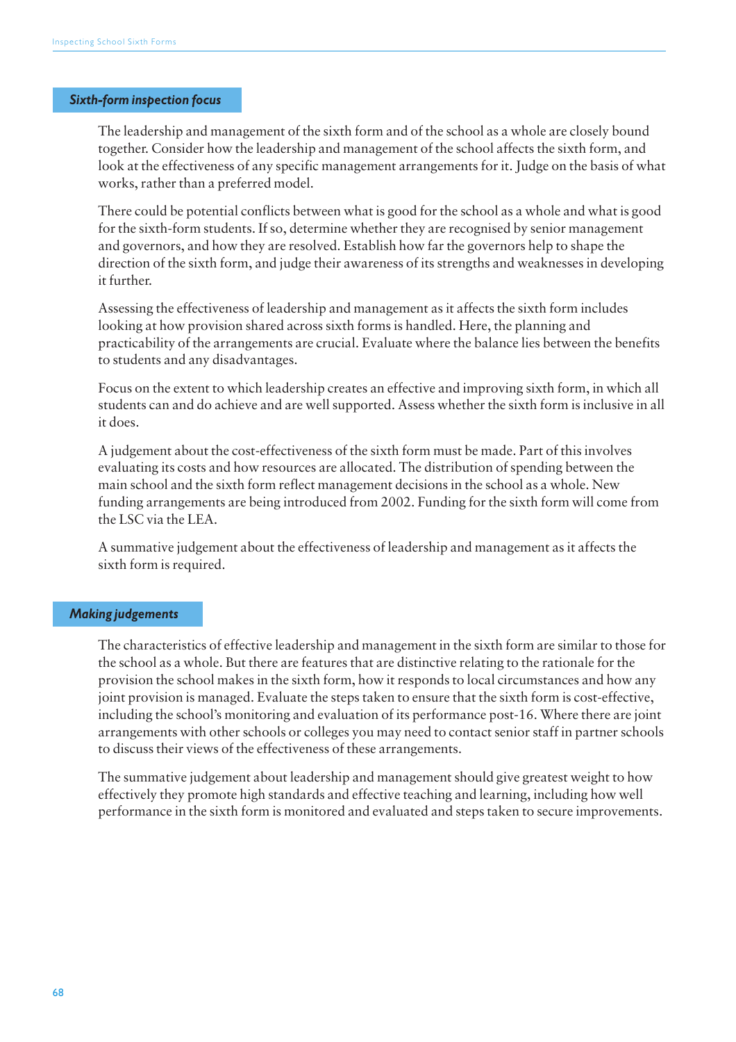### *Sixth-form inspection focus*

The leadership and management of the sixth form and of the school as a whole are closely bound together. Consider how the leadership and management of the school affects the sixth form, and look at the effectiveness of any specific management arrangements for it. Judge on the basis of what works, rather than a preferred model.

There could be potential conflicts between what is good for the school as a whole and what is good for the sixth-form students. If so, determine whether they are recognised by senior management and governors, and how they are resolved. Establish how far the governors help to shape the direction of the sixth form, and judge their awareness of its strengths and weaknesses in developing it further.

Assessing the effectiveness of leadership and management as it affects the sixth form includes looking at how provision shared across sixth forms is handled. Here, the planning and practicability of the arrangements are crucial. Evaluate where the balance lies between the benefits to students and any disadvantages.

Focus on the extent to which leadership creates an effective and improving sixth form, in which all students can and do achieve and are well supported. Assess whether the sixth form is inclusive in all it does.

A judgement about the cost-effectiveness of the sixth form must be made. Part of this involves evaluating its costs and how resources are allocated. The distribution of spending between the main school and the sixth form reflect management decisions in the school as a whole. New funding arrangements are being introduced from 2002. Funding for the sixth form will come from the LSC via the LEA.

A summative judgement about the effectiveness of leadership and management as it affects the sixth form is required.

### *Making judgements*

The characteristics of effective leadership and management in the sixth form are similar to those for the school as a whole. But there are features that are distinctive relating to the rationale for the provision the school makes in the sixth form, how it responds to local circumstances and how any joint provision is managed. Evaluate the steps taken to ensure that the sixth form is cost-effective, including the school's monitoring and evaluation of its performance post-16. Where there are joint arrangements with other schools or colleges you may need to contact senior staff in partner schools to discuss their views of the effectiveness of these arrangements.

The summative judgement about leadership and management should give greatest weight to how effectively they promote high standards and effective teaching and learning, including how well performance in the sixth form is monitored and evaluated and steps taken to secure improvements.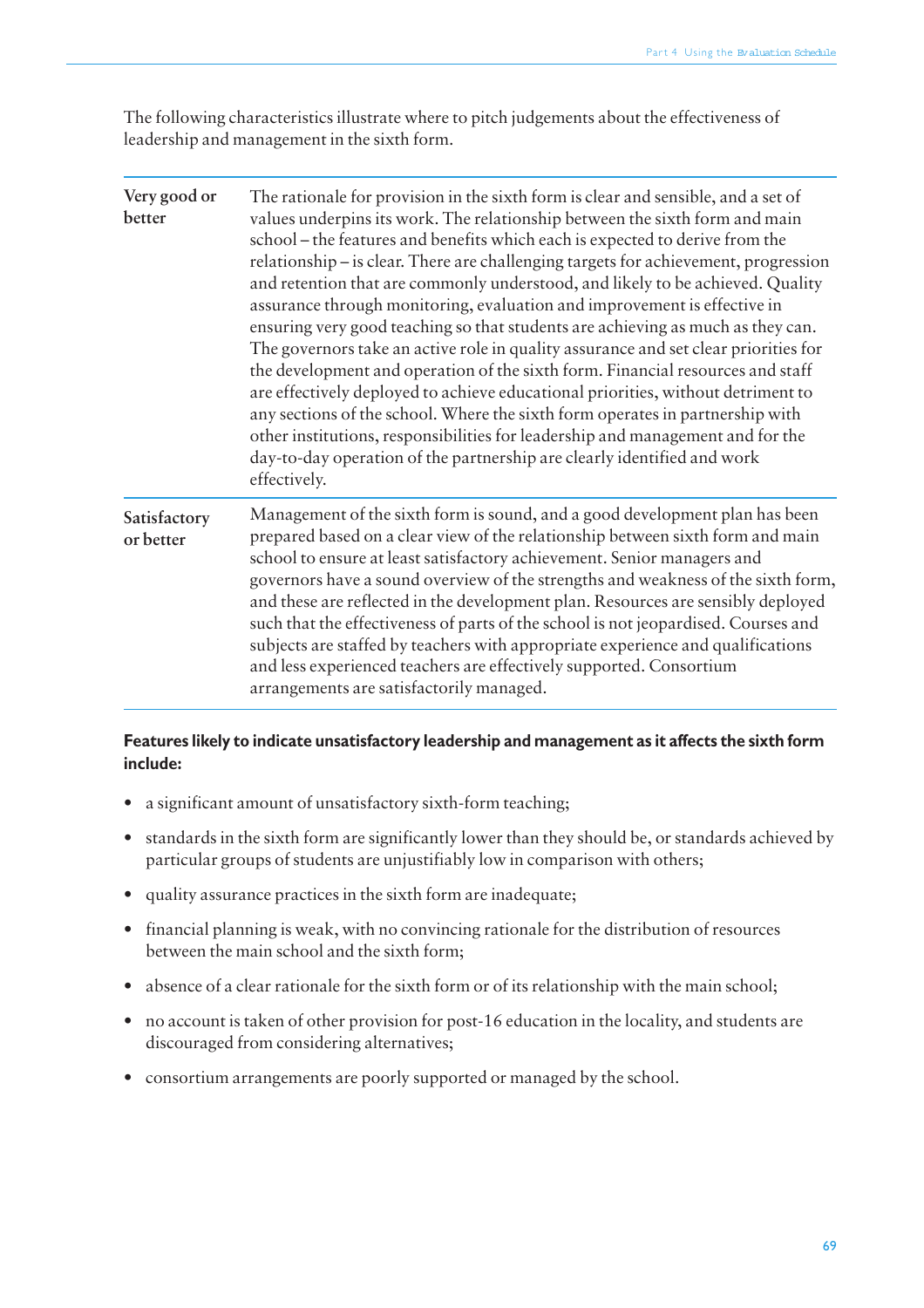The following characteristics illustrate where to pitch judgements about the effectiveness of leadership and management in the sixth form.

| | |
|---|---|
| **Very good or better** | The rationale for provision in the sixth form is clear and sensible, and a set of values underpins its work. The relationship between the sixth form and main school – the features and benefits which each is expected to derive from the relationship – is clear. There are challenging targets for achievement, progression and retention that are commonly understood, and likely to be achieved. Quality assurance through monitoring, evaluation and improvement is effective in ensuring very good teaching so that students are achieving as much as they can. The governors take an active role in quality assurance and set clear priorities for the development and operation of the sixth form. Financial resources and staff are effectively deployed to achieve educational priorities, without detriment to any sections of the school. Where the sixth form operates in partnership with other institutions, responsibilities for leadership and management and for the day-to-day operation of the partnership are clearly identified and work effectively. |
| **Satisfactory or better** | Management of the sixth form is sound, and a good development plan has been prepared based on a clear view of the relationship between sixth form and main school to ensure at least satisfactory achievement. Senior managers and governors have a sound overview of the strengths and weakness of the sixth form, and these are reflected in the development plan. Resources are sensibly deployed such that the effectiveness of parts of the school is not jeopardised. Courses and subjects are staffed by teachers with appropriate experience and qualifications and less experienced teachers are effectively supported. Consortium arrangements are satisfactorily managed. |

**Features likely to indicate unsatisfactory leadership and management as it affects the sixth form include:**

- a significant amount of unsatisfactory sixth-form teaching;
- standards in the sixth form are significantly lower than they should be, or standards achieved by particular groups of students are unjustifiably low in comparison with others;
- quality assurance practices in the sixth form are inadequate;
- financial planning is weak, with no convincing rationale for the distribution of resources between the main school and the sixth form;
- absence of a clear rationale for the sixth form or of its relationship with the main school;
- no account is taken of other provision for post-16 education in the locality, and students are discouraged from considering alternatives;
- consortium arrangements are poorly supported or managed by the school.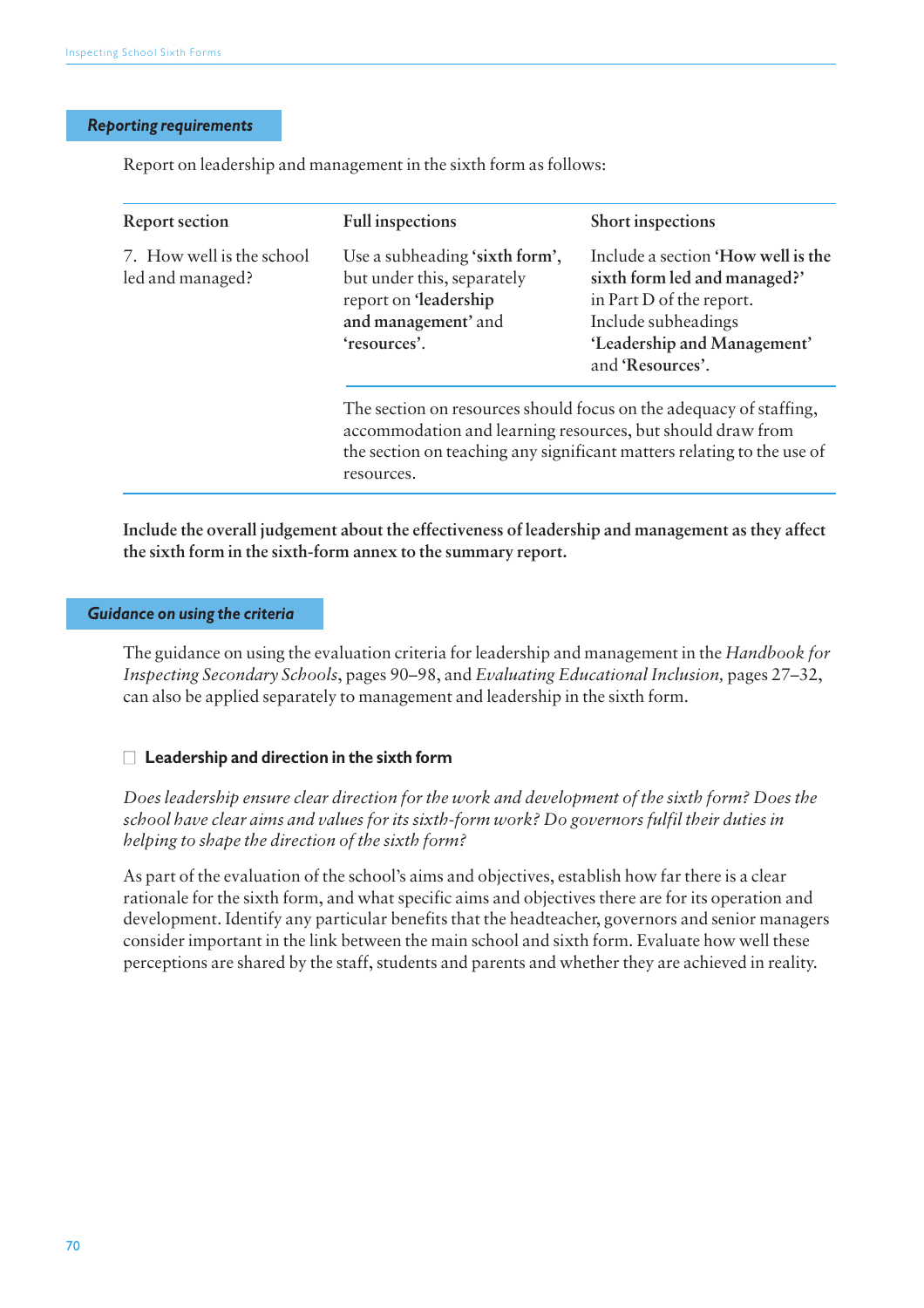### Reporting requirements

Report on leadership and management in the sixth form as follows:

| Report section | Full inspections | Short inspections |
|---|---|---|
| 7. How well is the school led and managed? | Use a subheading **'sixth form'**, but under this, separately report on **'leadership and management'** and **'resources'**. | Include a section **'How well is the sixth form led and managed?'** in Part D of the report. Include subheadings **'Leadership and Management'** and **'Resources'**. |
| | The section on resources should focus on the adequacy of staffing, accommodation and learning resources, but should draw from the section on teaching any significant matters relating to the use of resources. | |

**Include the overall judgement about the effectiveness of leadership and management as they affect the sixth form in the sixth-form annex to the summary report.**

### Guidance on using the criteria

The guidance on using the evaluation criteria for leadership and management in the *Handbook for Inspecting Secondary Schools*, pages 90–98, and *Evaluating Educational Inclusion*, pages 27–32, can also be applied separately to management and leadership in the sixth form.

#### Leadership and direction in the sixth form

*Does leadership ensure clear direction for the work and development of the sixth form? Does the school have clear aims and values for its sixth-form work? Do governors fulfil their duties in helping to shape the direction of the sixth form?*

As part of the evaluation of the school's aims and objectives, establish how far there is a clear rationale for the sixth form, and what specific aims and objectives there are for its operation and development. Identify any particular benefits that the headteacher, governors and senior managers consider important in the link between the main school and sixth form. Evaluate how well these perceptions are shared by the staff, students and parents and whether they are achieved in reality.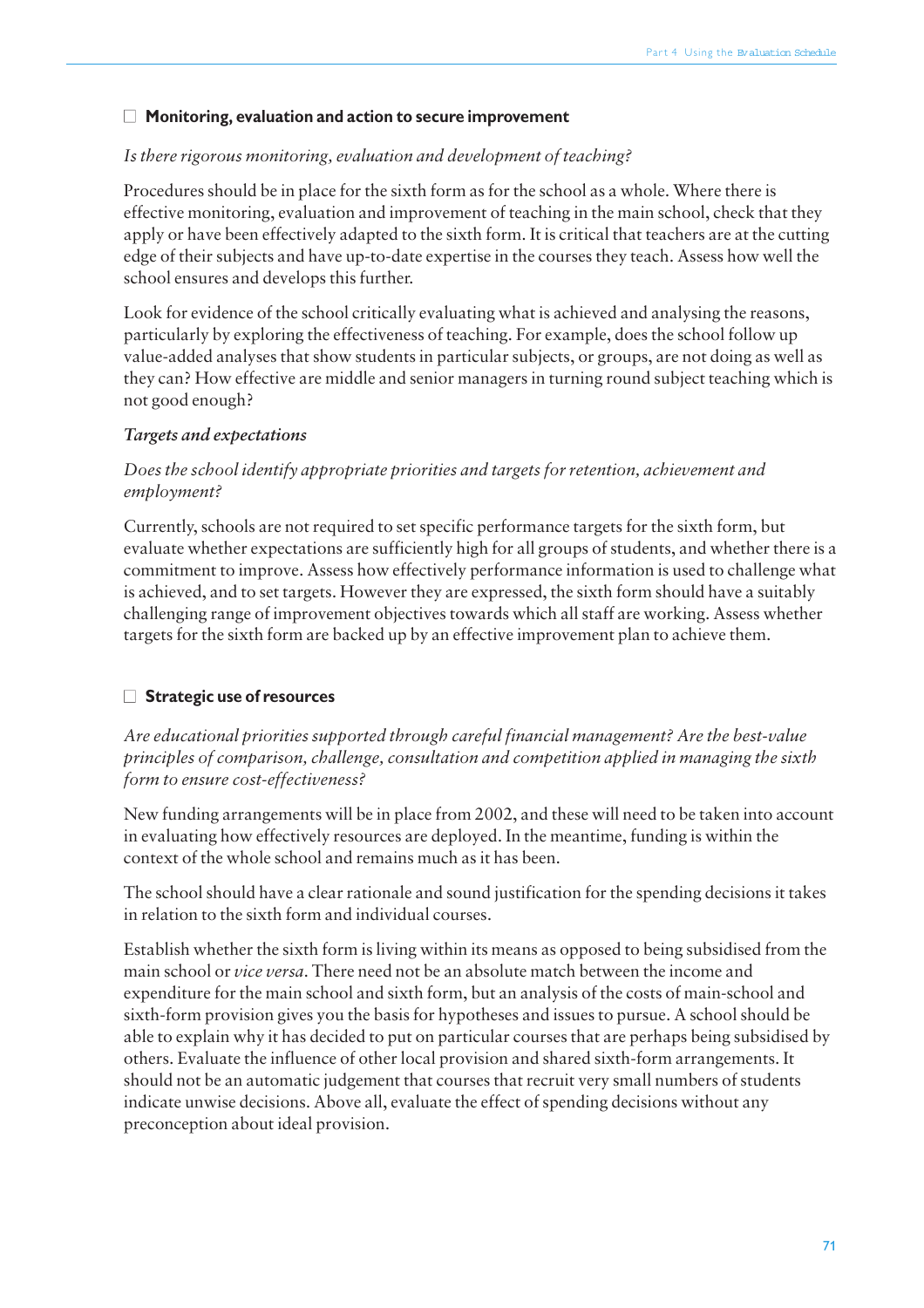## Monitoring, evaluation and action to secure improvement

*Is there rigorous monitoring, evaluation and development of teaching?*

Procedures should be in place for the sixth form as for the school as a whole. Where there is effective monitoring, evaluation and improvement of teaching in the main school, check that they apply or have been effectively adapted to the sixth form. It is critical that teachers are at the cutting edge of their subjects and have up-to-date expertise in the courses they teach. Assess how well the school ensures and develops this further.

Look for evidence of the school critically evaluating what is achieved and analysing the reasons, particularly by exploring the effectiveness of teaching. For example, does the school follow up value-added analyses that show students in particular subjects, or groups, are not doing as well as they can? How effective are middle and senior managers in turning round subject teaching which is not good enough?

### *Targets and expectations*

*Does the school identify appropriate priorities and targets for retention, achievement and employment?*

Currently, schools are not required to set specific performance targets for the sixth form, but evaluate whether expectations are sufficiently high for all groups of students, and whether there is a commitment to improve. Assess how effectively performance information is used to challenge what is achieved, and to set targets. However they are expressed, the sixth form should have a suitably challenging range of improvement objectives towards which all staff are working. Assess whether targets for the sixth form are backed up by an effective improvement plan to achieve them.

## Strategic use of resources

*Are educational priorities supported through careful financial management? Are the best-value principles of comparison, challenge, consultation and competition applied in managing the sixth form to ensure cost-effectiveness?*

New funding arrangements will be in place from 2002, and these will need to be taken into account in evaluating how effectively resources are deployed. In the meantime, funding is within the context of the whole school and remains much as it has been.

The school should have a clear rationale and sound justification for the spending decisions it takes in relation to the sixth form and individual courses.

Establish whether the sixth form is living within its means as opposed to being subsidised from the main school or *vice versa*. There need not be an absolute match between the income and expenditure for the main school and sixth form, but an analysis of the costs of main-school and sixth-form provision gives you the basis for hypotheses and issues to pursue. A school should be able to explain why it has decided to put on particular courses that are perhaps being subsidised by others. Evaluate the influence of other local provision and shared sixth-form arrangements. It should not be an automatic judgement that courses that recruit very small numbers of students indicate unwise decisions. Above all, evaluate the effect of spending decisions without any preconception about ideal provision.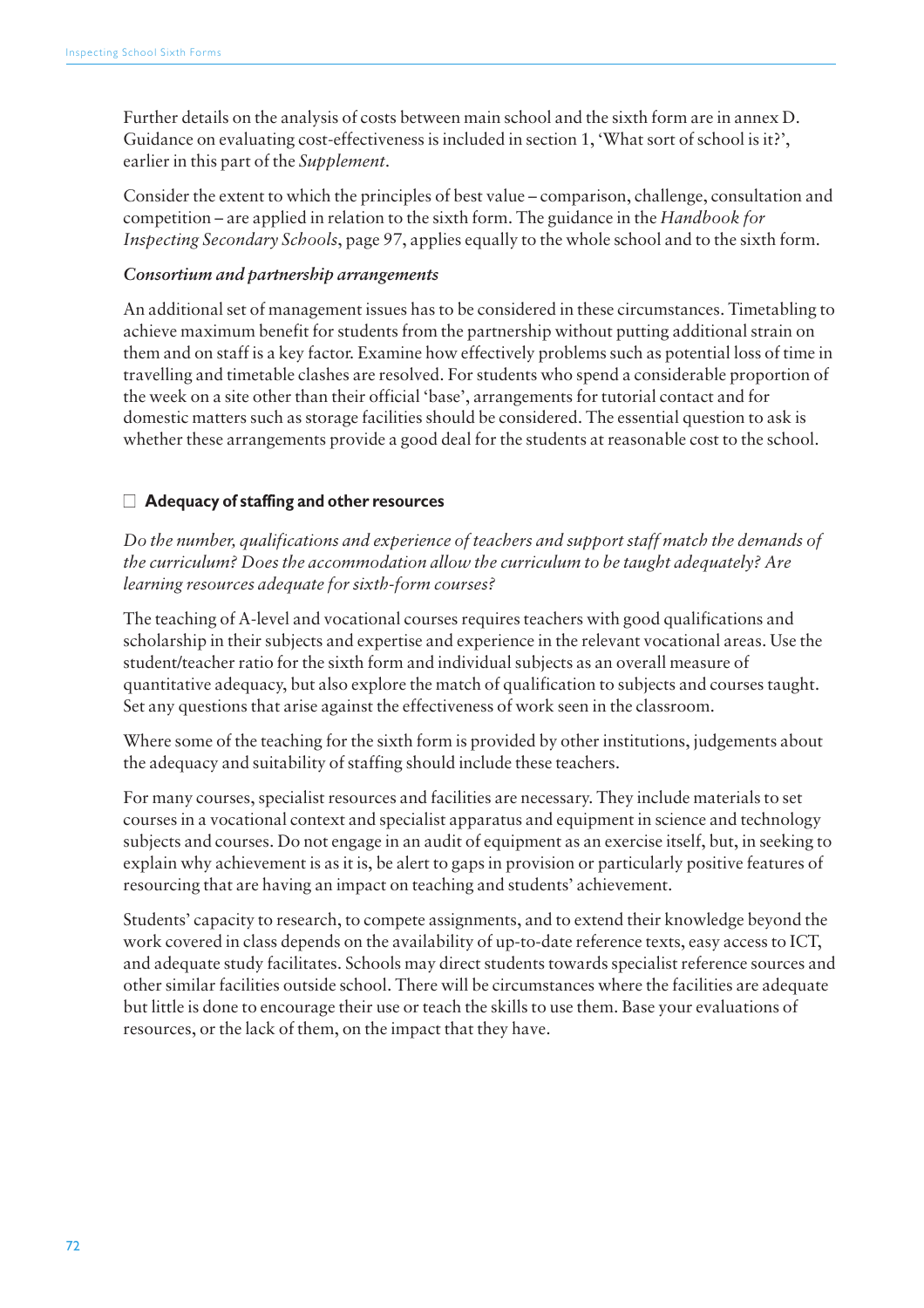Further details on the analysis of costs between main school and the sixth form are in annex D. Guidance on evaluating cost-effectiveness is included in section 1, 'What sort of school is it?', earlier in this part of the *Supplement*.

Consider the extent to which the principles of best value – comparison, challenge, consultation and competition – are applied in relation to the sixth form. The guidance in the *Handbook for Inspecting Secondary Schools*, page 97, applies equally to the whole school and to the sixth form.

***Consortium and partnership arrangements***

An additional set of management issues has to be considered in these circumstances. Timetabling to achieve maximum benefit for students from the partnership without putting additional strain on them and on staff is a key factor. Examine how effectively problems such as potential loss of time in travelling and timetable clashes are resolved. For students who spend a considerable proportion of the week on a site other than their official 'base', arrangements for tutorial contact and for domestic matters such as storage facilities should be considered. The essential question to ask is whether these arrangements provide a good deal for the students at reasonable cost to the school.

### ☐ Adequacy of staffing and other resources

*Do the number, qualifications and experience of teachers and support staff match the demands of the curriculum? Does the accommodation allow the curriculum to be taught adequately? Are learning resources adequate for sixth-form courses?*

The teaching of A-level and vocational courses requires teachers with good qualifications and scholarship in their subjects and expertise and experience in the relevant vocational areas. Use the student/teacher ratio for the sixth form and individual subjects as an overall measure of quantitative adequacy, but also explore the match of qualification to subjects and courses taught. Set any questions that arise against the effectiveness of work seen in the classroom.

Where some of the teaching for the sixth form is provided by other institutions, judgements about the adequacy and suitability of staffing should include these teachers.

For many courses, specialist resources and facilities are necessary. They include materials to set courses in a vocational context and specialist apparatus and equipment in science and technology subjects and courses. Do not engage in an audit of equipment as an exercise itself, but, in seeking to explain why achievement is as it is, be alert to gaps in provision or particularly positive features of resourcing that are having an impact on teaching and students' achievement.

Students' capacity to research, to compete assignments, and to extend their knowledge beyond the work covered in class depends on the availability of up-to-date reference texts, easy access to ICT, and adequate study facilitates. Schools may direct students towards specialist reference sources and other similar facilities outside school. There will be circumstances where the facilities are adequate but little is done to encourage their use or teach the skills to use them. Base your evaluations of resources, or the lack of them, on the impact that they have.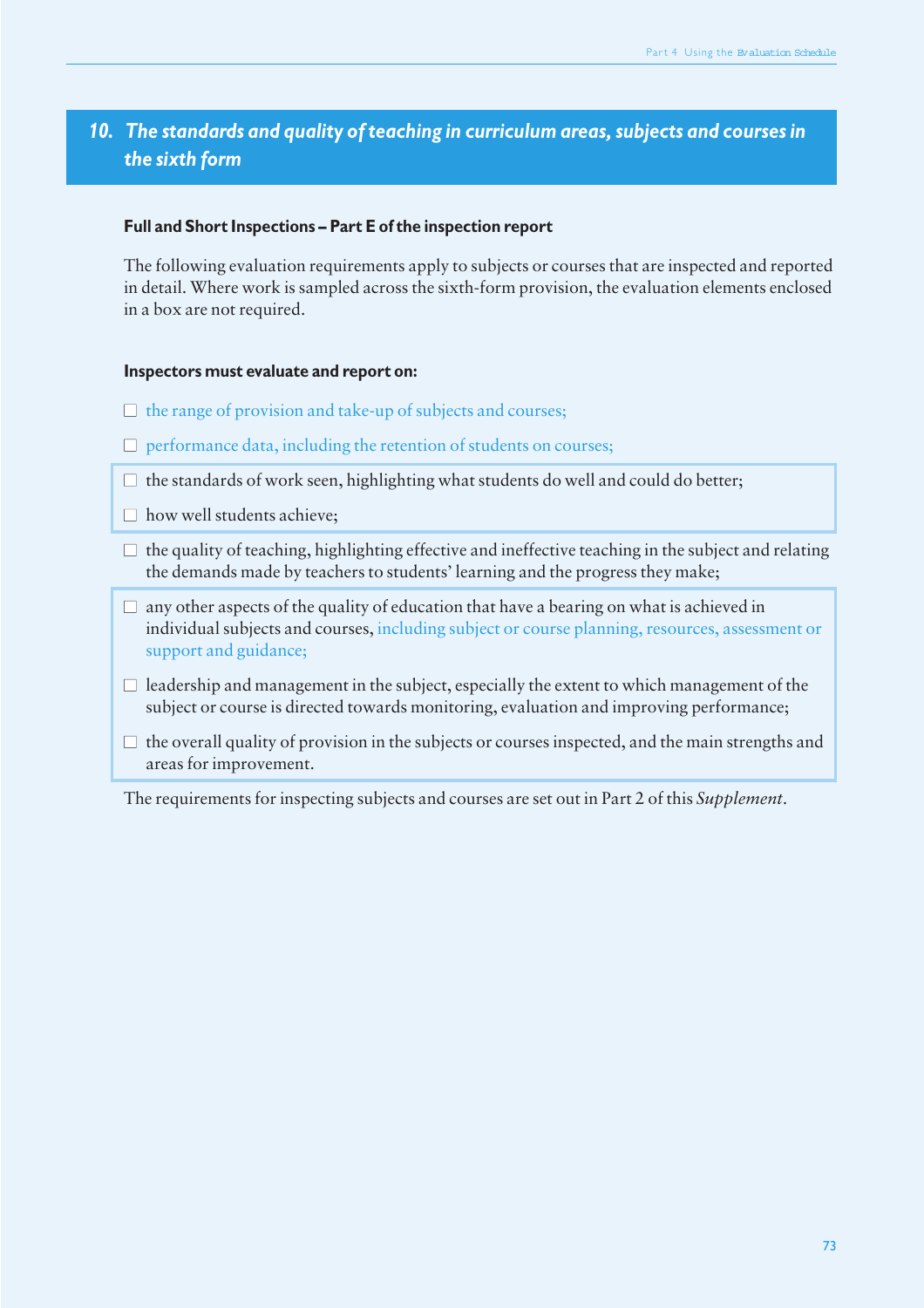## 10. *The standards and quality of teaching in curriculum areas, subjects and courses in the sixth form*

**Full and Short Inspections – Part E of the inspection report**

The following evaluation requirements apply to subjects or courses that are inspected and reported in detail. Where work is sampled across the sixth-form provision, the evaluation elements enclosed in a box are not required.

**Inspectors must evaluate and report on:**

- ☐ the range of provision and take-up of subjects and courses;
- ☐ performance data, including the retention of students on courses;
- ☐ the standards of work seen, highlighting what students do well and could do better;
- ☐ how well students achieve;
- ☐ the quality of teaching, highlighting effective and ineffective teaching in the subject and relating the demands made by teachers to students' learning and the progress they make;
- ☐ any other aspects of the quality of education that have a bearing on what is achieved in individual subjects and courses, including subject or course planning, resources, assessment or support and guidance;
- ☐ leadership and management in the subject, especially the extent to which management of the subject or course is directed towards monitoring, evaluation and improving performance;
- ☐ the overall quality of provision in the subjects or courses inspected, and the main strengths and areas for improvement.

The requirements for inspecting subjects and courses are set out in Part 2 of this *Supplement*.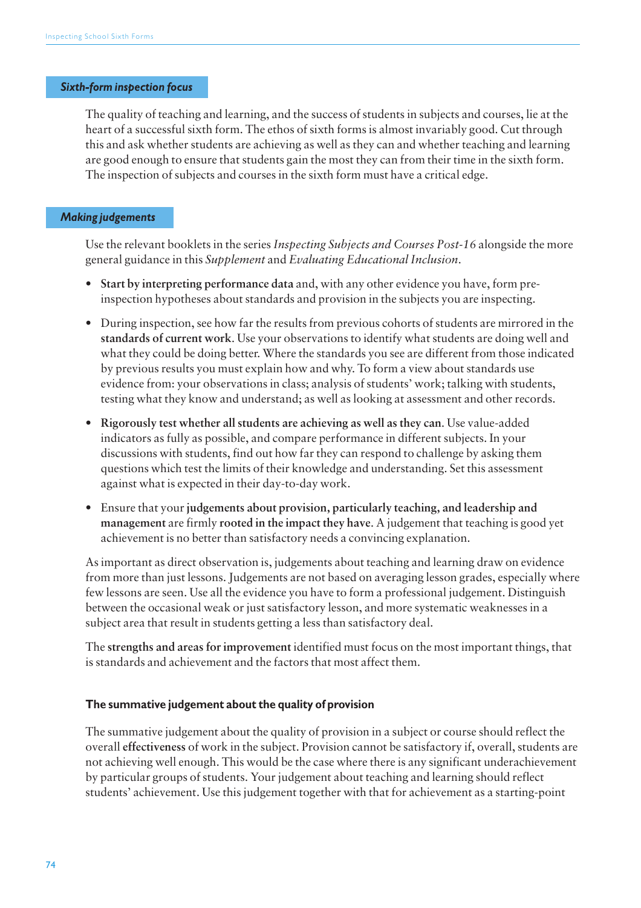## *Sixth-form inspection focus*

The quality of teaching and learning, and the success of students in subjects and courses, lie at the heart of a successful sixth form. The ethos of sixth forms is almost invariably good. Cut through this and ask whether students are achieving as well as they can and whether teaching and learning are good enough to ensure that students gain the most they can from their time in the sixth form. The inspection of subjects and courses in the sixth form must have a critical edge.

## *Making judgements*

Use the relevant booklets in the series *Inspecting Subjects and Courses Post-16* alongside the more general guidance in this *Supplement* and *Evaluating Educational Inclusion*.

- **Start by interpreting performance data** and, with any other evidence you have, form pre-inspection hypotheses about standards and provision in the subjects you are inspecting.
- During inspection, see how far the results from previous cohorts of students are mirrored in the **standards of current work**. Use your observations to identify what students are doing well and what they could be doing better. Where the standards you see are different from those indicated by previous results you must explain how and why. To form a view about standards use evidence from: your observations in class; analysis of students' work; talking with students, testing what they know and understand; as well as looking at assessment and other records.
- **Rigorously test whether all students are achieving as well as they can**. Use value-added indicators as fully as possible, and compare performance in different subjects. In your discussions with students, find out how far they can respond to challenge by asking them questions which test the limits of their knowledge and understanding. Set this assessment against what is expected in their day-to-day work.
- Ensure that your **judgements about provision, particularly teaching, and leadership and management** are firmly **rooted in the impact they have**. A judgement that teaching is good yet achievement is no better than satisfactory needs a convincing explanation.

As important as direct observation is, judgements about teaching and learning draw on evidence from more than just lessons. Judgements are not based on averaging lesson grades, especially where few lessons are seen. Use all the evidence you have to form a professional judgement. Distinguish between the occasional weak or just satisfactory lesson, and more systematic weaknesses in a subject area that result in students getting a less than satisfactory deal.

The **strengths and areas for improvement** identified must focus on the most important things, that is standards and achievement and the factors that most affect them.

### The summative judgement about the quality of provision

The summative judgement about the quality of provision in a subject or course should reflect the overall **effectiveness** of work in the subject. Provision cannot be satisfactory if, overall, students are not achieving well enough. This would be the case where there is any significant underachievement by particular groups of students. Your judgement about teaching and learning should reflect students' achievement. Use this judgement together with that for achievement as a starting-point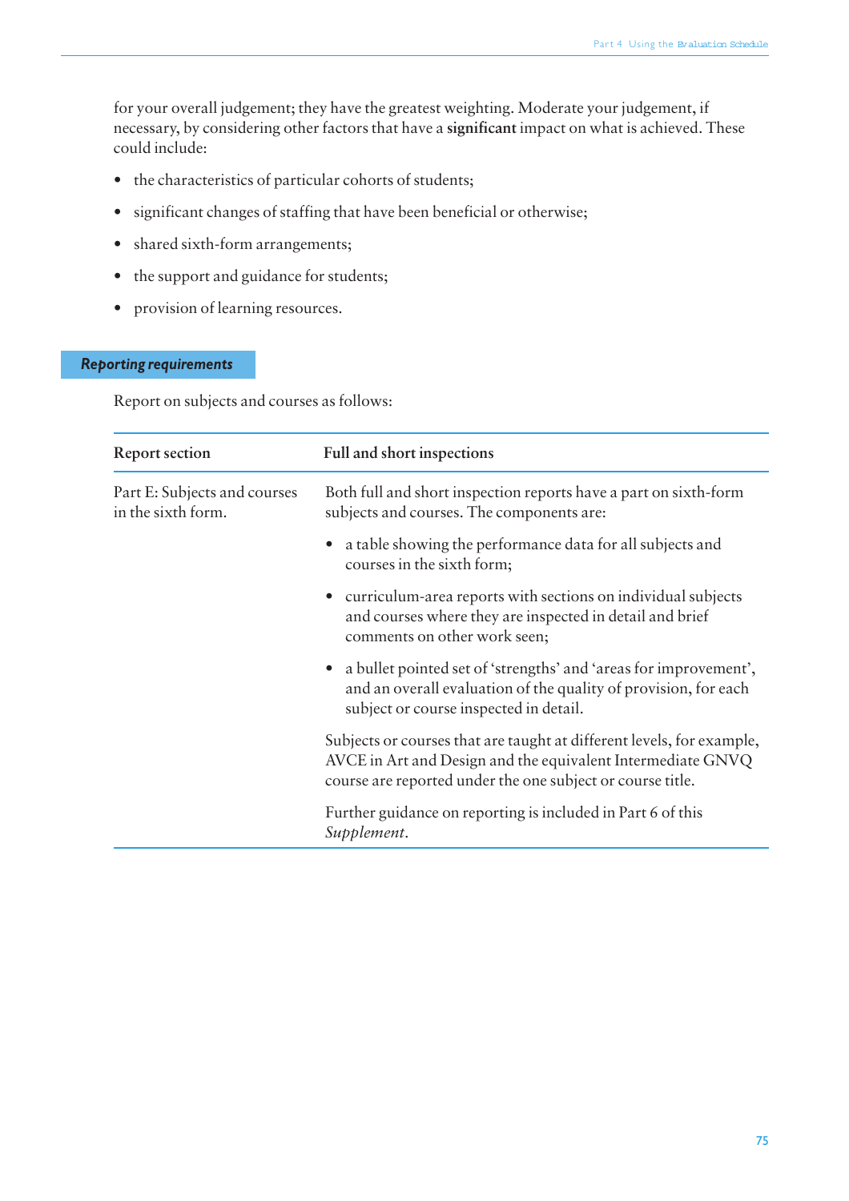for your overall judgement; they have the greatest weighting. Moderate your judgement, if necessary, by considering other factors that have a **significant** impact on what is achieved. These could include:

- the characteristics of particular cohorts of students;
- significant changes of staffing that have been beneficial or otherwise;
- shared sixth-form arrangements;
- the support and guidance for students;
- provision of learning resources.

### *Reporting requirements*

Report on subjects and courses as follows:

| Report section | Full and short inspections |
|---|---|
| Part E: Subjects and courses in the sixth form. | Both full and short inspection reports have a part on sixth-form subjects and courses. The components are:<br><br>• a table showing the performance data for all subjects and courses in the sixth form;<br><br>• curriculum-area reports with sections on individual subjects and courses where they are inspected in detail and brief comments on other work seen;<br><br>• a bullet pointed set of 'strengths' and 'areas for improvement', and an overall evaluation of the quality of provision, for each subject or course inspected in detail.<br><br>Subjects or courses that are taught at different levels, for example, AVCE in Art and Design and the equivalent Intermediate GNVQ course are reported under the one subject or course title.<br><br>Further guidance on reporting is included in Part 6 of this *Supplement*. |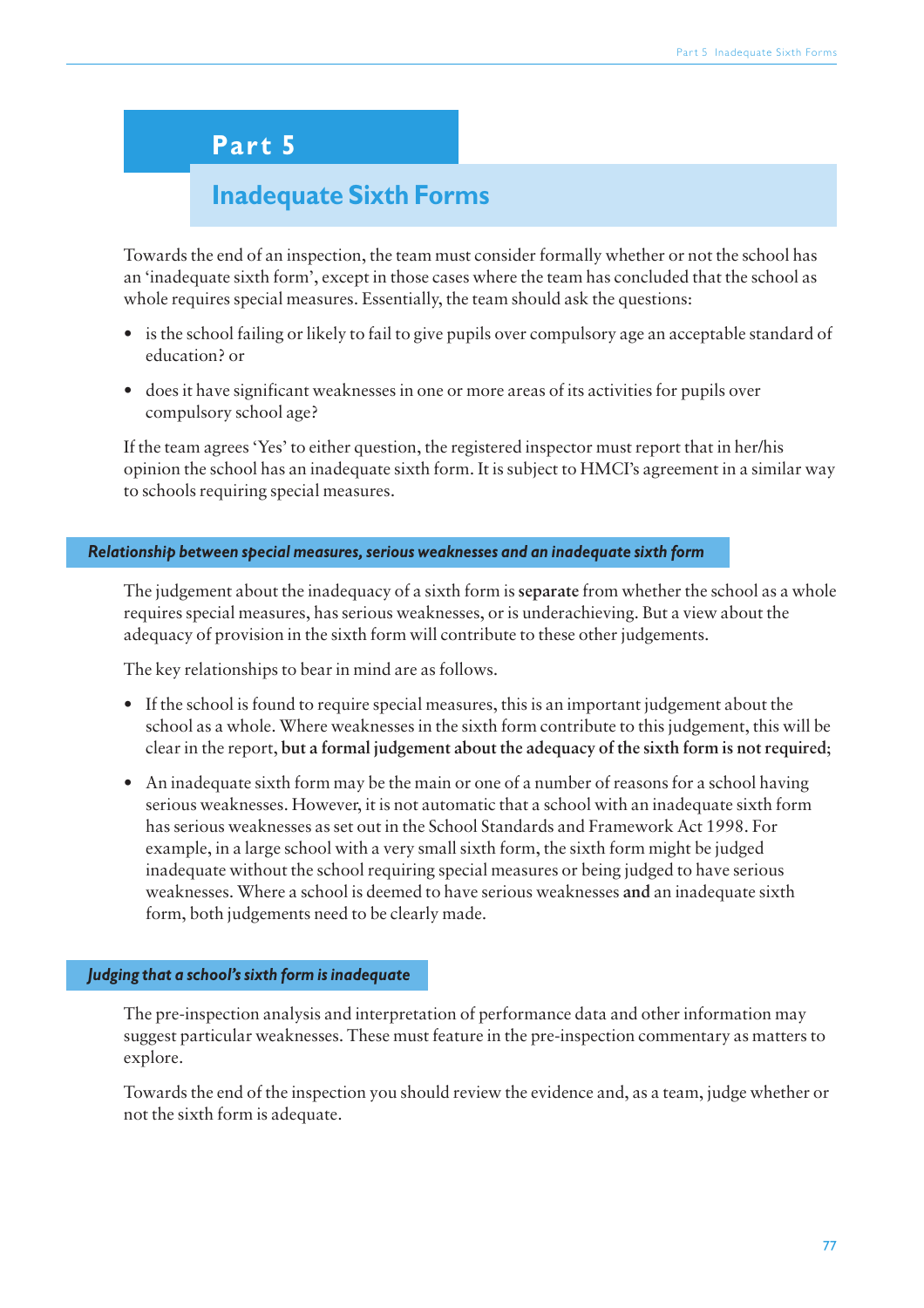# Part 5

## Inadequate Sixth Forms

Towards the end of an inspection, the team must consider formally whether or not the school has an 'inadequate sixth form', except in those cases where the team has concluded that the school as whole requires special measures. Essentially, the team should ask the questions:

- is the school failing or likely to fail to give pupils over compulsory age an acceptable standard of education? or
- does it have significant weaknesses in one or more areas of its activities for pupils over compulsory school age?

If the team agrees 'Yes' to either question, the registered inspector must report that in her/his opinion the school has an inadequate sixth form. It is subject to HMCI's agreement in a similar way to schools requiring special measures.

### *Relationship between special measures, serious weaknesses and an inadequate sixth form*

The judgement about the inadequacy of a sixth form is **separate** from whether the school as a whole requires special measures, has serious weaknesses, or is underachieving. But a view about the adequacy of provision in the sixth form will contribute to these other judgements.

The key relationships to bear in mind are as follows.

- If the school is found to require special measures, this is an important judgement about the school as a whole. Where weaknesses in the sixth form contribute to this judgement, this will be clear in the report, **but a formal judgement about the adequacy of the sixth form is not required**;
- An inadequate sixth form may be the main or one of a number of reasons for a school having serious weaknesses. However, it is not automatic that a school with an inadequate sixth form has serious weaknesses as set out in the School Standards and Framework Act 1998. For example, in a large school with a very small sixth form, the sixth form might be judged inadequate without the school requiring special measures or being judged to have serious weaknesses. Where a school is deemed to have serious weaknesses **and** an inadequate sixth form, both judgements need to be clearly made.

### *Judging that a school's sixth form is inadequate*

The pre-inspection analysis and interpretation of performance data and other information may suggest particular weaknesses. These must feature in the pre-inspection commentary as matters to explore.

Towards the end of the inspection you should review the evidence and, as a team, judge whether or not the sixth form is adequate.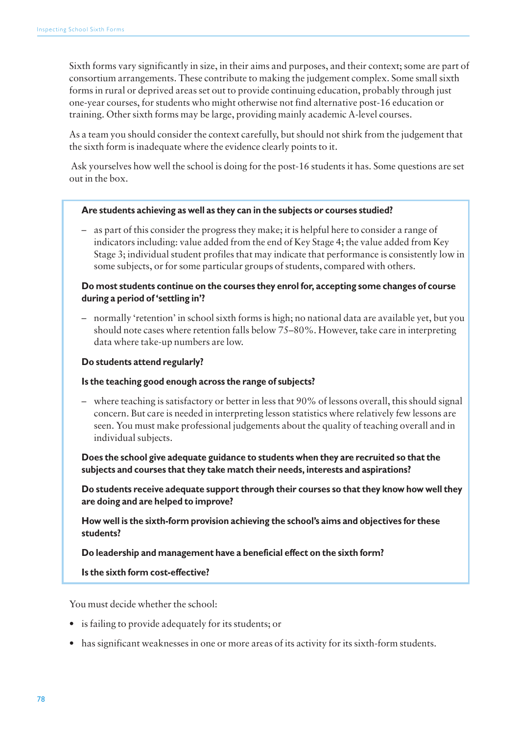Sixth forms vary significantly in size, in their aims and purposes, and their context; some are part of consortium arrangements. These contribute to making the judgement complex. Some small sixth forms in rural or deprived areas set out to provide continuing education, probably through just one-year courses, for students who might otherwise not find alternative post-16 education or training. Other sixth forms may be large, providing mainly academic A-level courses.

As a team you should consider the context carefully, but should not shirk from the judgement that the sixth form is inadequate where the evidence clearly points to it.

Ask yourselves how well the school is doing for the post-16 students it has. Some questions are set out in the box.

**Are students achieving as well as they can in the subjects or courses studied?**

– as part of this consider the progress they make; it is helpful here to consider a range of indicators including: value added from the end of Key Stage 4; the value added from Key Stage 3; individual student profiles that may indicate that performance is consistently low in some subjects, or for some particular groups of students, compared with others.

**Do most students continue on the courses they enrol for, accepting some changes of course during a period of 'settling in'?**

– normally 'retention' in school sixth forms is high; no national data are available yet, but you should note cases where retention falls below 75–80%. However, take care in interpreting data where take-up numbers are low.

**Do students attend regularly?**

**Is the teaching good enough across the range of subjects?**

– where teaching is satisfactory or better in less that 90% of lessons overall, this should signal concern. But care is needed in interpreting lesson statistics where relatively few lessons are seen. You must make professional judgements about the quality of teaching overall and in individual subjects.

**Does the school give adequate guidance to students when they are recruited so that the subjects and courses that they take match their needs, interests and aspirations?**

**Do students receive adequate support through their courses so that they know how well they are doing and are helped to improve?**

**How well is the sixth-form provision achieving the school's aims and objectives for these students?**

**Do leadership and management have a beneficial effect on the sixth form?**

**Is the sixth form cost-effective?**

You must decide whether the school:

- is failing to provide adequately for its students; or
- has significant weaknesses in one or more areas of its activity for its sixth-form students.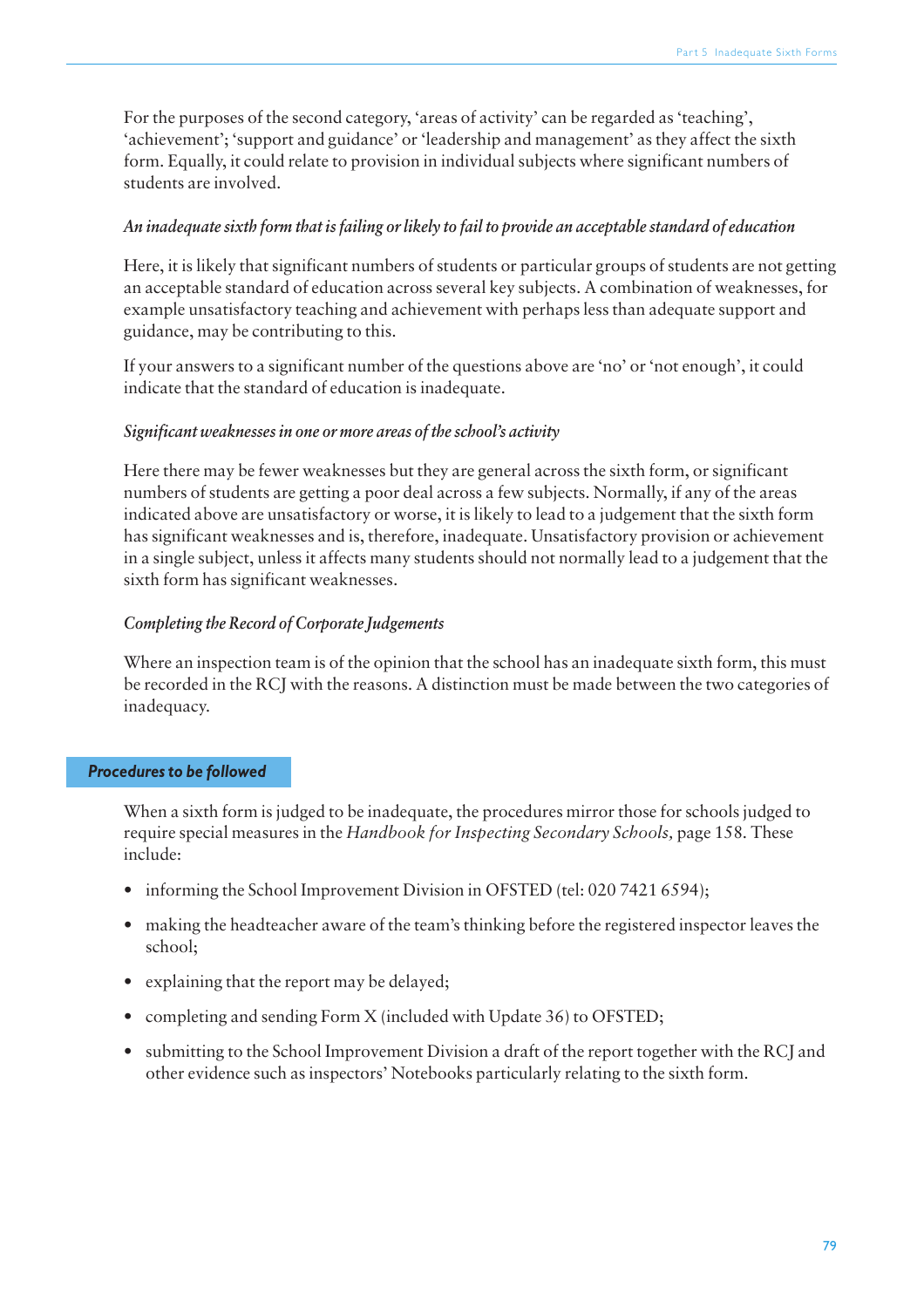For the purposes of the second category, 'areas of activity' can be regarded as 'teaching', 'achievement'; 'support and guidance' or 'leadership and management' as they affect the sixth form. Equally, it could relate to provision in individual subjects where significant numbers of students are involved.

*An inadequate sixth form that is failing or likely to fail to provide an acceptable standard of education*

Here, it is likely that significant numbers of students or particular groups of students are not getting an acceptable standard of education across several key subjects. A combination of weaknesses, for example unsatisfactory teaching and achievement with perhaps less than adequate support and guidance, may be contributing to this.

If your answers to a significant number of the questions above are 'no' or 'not enough', it could indicate that the standard of education is inadequate.

*Significant weaknesses in one or more areas of the school's activity*

Here there may be fewer weaknesses but they are general across the sixth form, or significant numbers of students are getting a poor deal across a few subjects. Normally, if any of the areas indicated above are unsatisfactory or worse, it is likely to lead to a judgement that the sixth form has significant weaknesses and is, therefore, inadequate. Unsatisfactory provision or achievement in a single subject, unless it affects many students should not normally lead to a judgement that the sixth form has significant weaknesses.

*Completing the Record of Corporate Judgements*

Where an inspection team is of the opinion that the school has an inadequate sixth form, this must be recorded in the RCJ with the reasons. A distinction must be made between the two categories of inadequacy.

## *Procedures to be followed*

When a sixth form is judged to be inadequate, the procedures mirror those for schools judged to require special measures in the *Handbook for Inspecting Secondary Schools,* page 158. These include:

- informing the School Improvement Division in OFSTED (tel: 020 7421 6594);
- making the headteacher aware of the team's thinking before the registered inspector leaves the school;
- explaining that the report may be delayed;
- completing and sending Form X (included with Update 36) to OFSTED;
- submitting to the School Improvement Division a draft of the report together with the RCJ and other evidence such as inspectors' Notebooks particularly relating to the sixth form.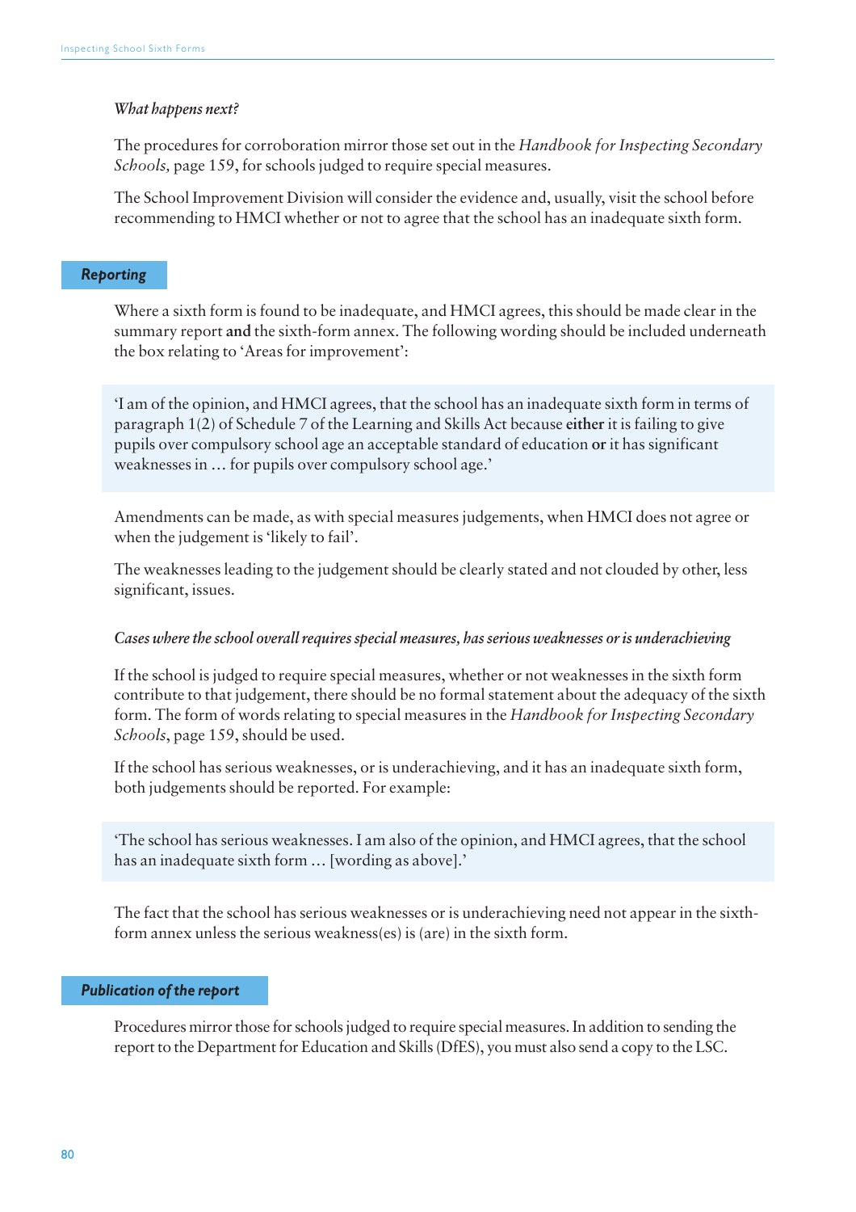*What happens next?*

The procedures for corroboration mirror those set out in the *Handbook for Inspecting Secondary Schools,* page 159, for schools judged to require special measures.

The School Improvement Division will consider the evidence and, usually, visit the school before recommending to HMCI whether or not to agree that the school has an inadequate sixth form.

## Reporting

Where a sixth form is found to be inadequate, and HMCI agrees, this should be made clear in the summary report **and** the sixth-form annex. The following wording should be included underneath the box relating to 'Areas for improvement':

> 'I am of the opinion, and HMCI agrees, that the school has an inadequate sixth form in terms of paragraph 1(2) of Schedule 7 of the Learning and Skills Act because **either** it is failing to give pupils over compulsory school age an acceptable standard of education **or** it has significant weaknesses in … for pupils over compulsory school age.'

Amendments can be made, as with special measures judgements, when HMCI does not agree or when the judgement is 'likely to fail'.

The weaknesses leading to the judgement should be clearly stated and not clouded by other, less significant, issues.

*Cases where the school overall requires special measures, has serious weaknesses or is underachieving*

If the school is judged to require special measures, whether or not weaknesses in the sixth form contribute to that judgement, there should be no formal statement about the adequacy of the sixth form. The form of words relating to special measures in the *Handbook for Inspecting Secondary Schools*, page 159, should be used.

If the school has serious weaknesses, or is underachieving, and it has an inadequate sixth form, both judgements should be reported. For example:

> 'The school has serious weaknesses. I am also of the opinion, and HMCI agrees, that the school has an inadequate sixth form … [wording as above].'

The fact that the school has serious weaknesses or is underachieving need not appear in the sixth-form annex unless the serious weakness(es) is (are) in the sixth form.

## Publication of the report

Procedures mirror those for schools judged to require special measures. In addition to sending the report to the Department for Education and Skills (DfES), you must also send a copy to the LSC.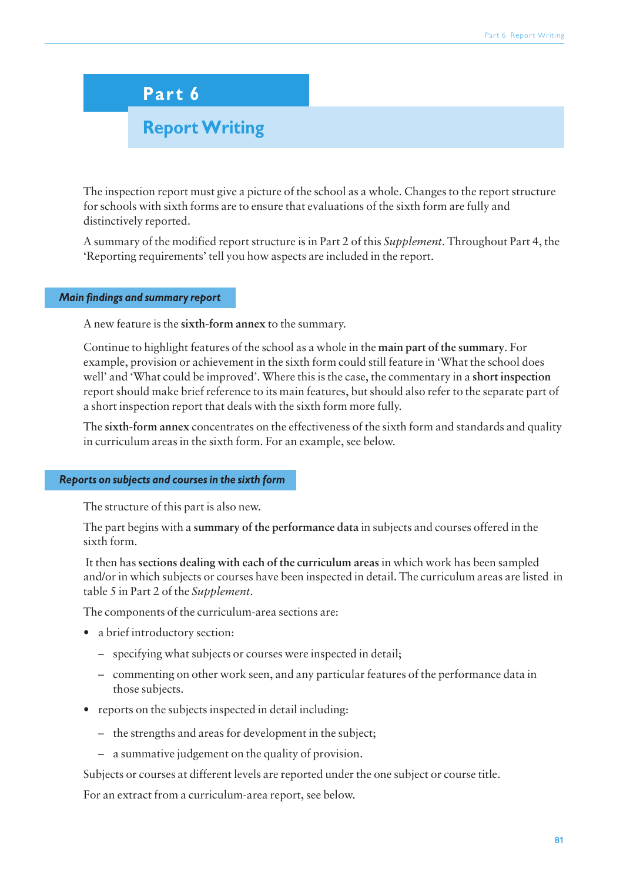# Part 6

## Report Writing

The inspection report must give a picture of the school as a whole. Changes to the report structure for schools with sixth forms are to ensure that evaluations of the sixth form are fully and distinctively reported.

A summary of the modified report structure is in Part 2 of this *Supplement*. Throughout Part 4, the 'Reporting requirements' tell you how aspects are included in the report.

### *Main findings and summary report*

A new feature is the **sixth-form annex** to the summary.

Continue to highlight features of the school as a whole in the **main part of the summary**. For example, provision or achievement in the sixth form could still feature in 'What the school does well' and 'What could be improved'. Where this is the case, the commentary in a **short inspection** report should make brief reference to its main features, but should also refer to the separate part of a short inspection report that deals with the sixth form more fully.

The **sixth-form annex** concentrates on the effectiveness of the sixth form and standards and quality in curriculum areas in the sixth form. For an example, see below.

### *Reports on subjects and courses in the sixth form*

The structure of this part is also new.

The part begins with a **summary of the performance data** in subjects and courses offered in the sixth form.

It then has **sections dealing with each of the curriculum areas** in which work has been sampled and/or in which subjects or courses have been inspected in detail. The curriculum areas are listed in table 5 in Part 2 of the *Supplement*.

The components of the curriculum-area sections are:

- a brief introductory section:
  - specifying what subjects or courses were inspected in detail;
  - commenting on other work seen, and any particular features of the performance data in those subjects.
- reports on the subjects inspected in detail including:
  - the strengths and areas for development in the subject;
  - a summative judgement on the quality of provision.

Subjects or courses at different levels are reported under the one subject or course title.

For an extract from a curriculum-area report, see below.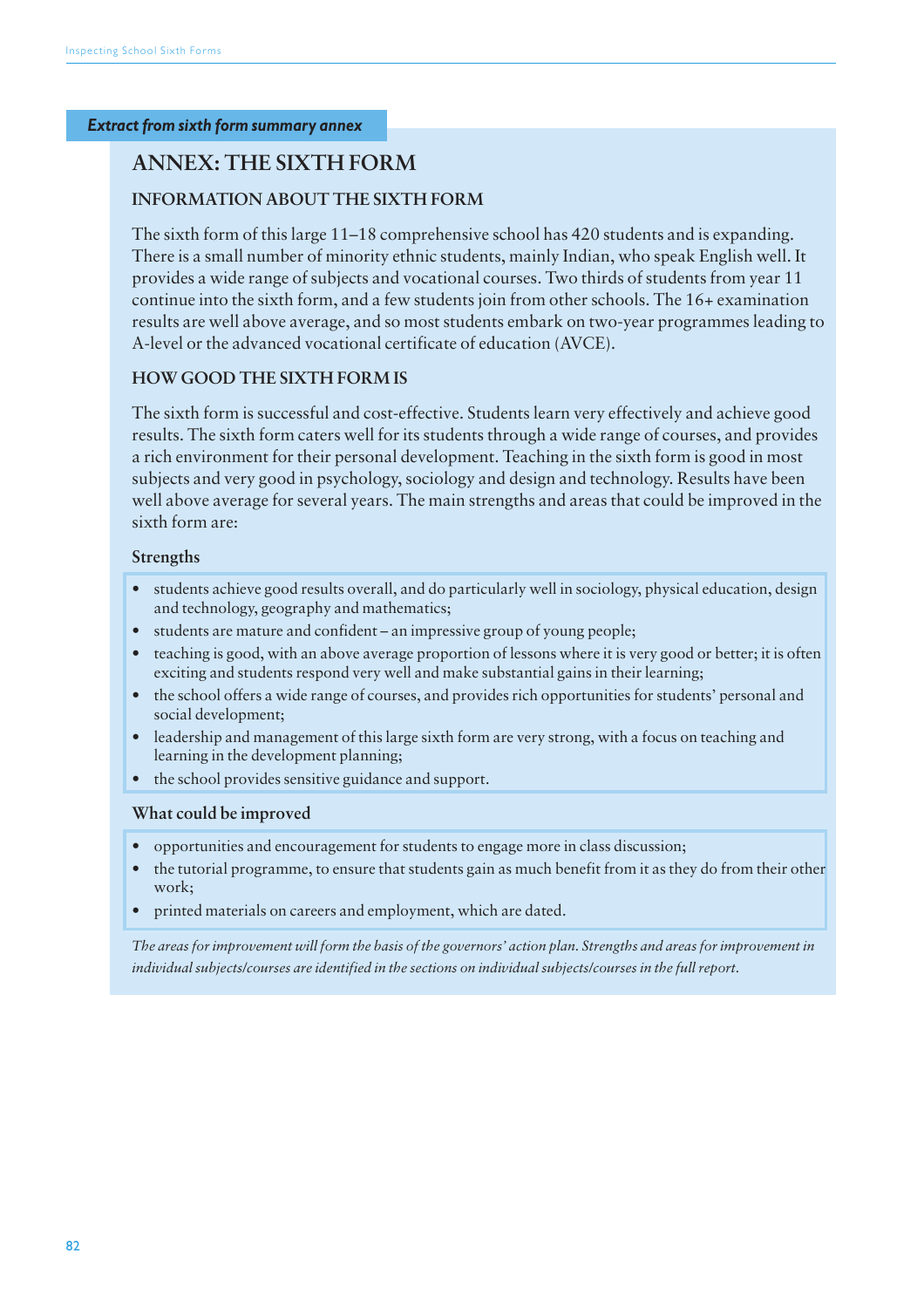*Extract from sixth form summary annex*

# ANNEX: THE SIXTH FORM

## INFORMATION ABOUT THE SIXTH FORM

The sixth form of this large 11–18 comprehensive school has 420 students and is expanding. There is a small number of minority ethnic students, mainly Indian, who speak English well. It provides a wide range of subjects and vocational courses. Two thirds of students from year 11 continue into the sixth form, and a few students join from other schools. The 16+ examination results are well above average, and so most students embark on two-year programmes leading to A-level or the advanced vocational certificate of education (AVCE).

## HOW GOOD THE SIXTH FORM IS

The sixth form is successful and cost-effective. Students learn very effectively and achieve good results. The sixth form caters well for its students through a wide range of courses, and provides a rich environment for their personal development. Teaching in the sixth form is good in most subjects and very good in psychology, sociology and design and technology. Results have been well above average for several years. The main strengths and areas that could be improved in the sixth form are:

### Strengths

- students achieve good results overall, and do particularly well in sociology, physical education, design and technology, geography and mathematics;
- students are mature and confident – an impressive group of young people;
- teaching is good, with an above average proportion of lessons where it is very good or better; it is often exciting and students respond very well and make substantial gains in their learning;
- the school offers a wide range of courses, and provides rich opportunities for students' personal and social development;
- leadership and management of this large sixth form are very strong, with a focus on teaching and learning in the development planning;
- the school provides sensitive guidance and support.

### What could be improved

- opportunities and encouragement for students to engage more in class discussion;
- the tutorial programme, to ensure that students gain as much benefit from it as they do from their other work;
- printed materials on careers and employment, which are dated.

*The areas for improvement will form the basis of the governors' action plan. Strengths and areas for improvement in individual subjects/courses are identified in the sections on individual subjects/courses in the full report.*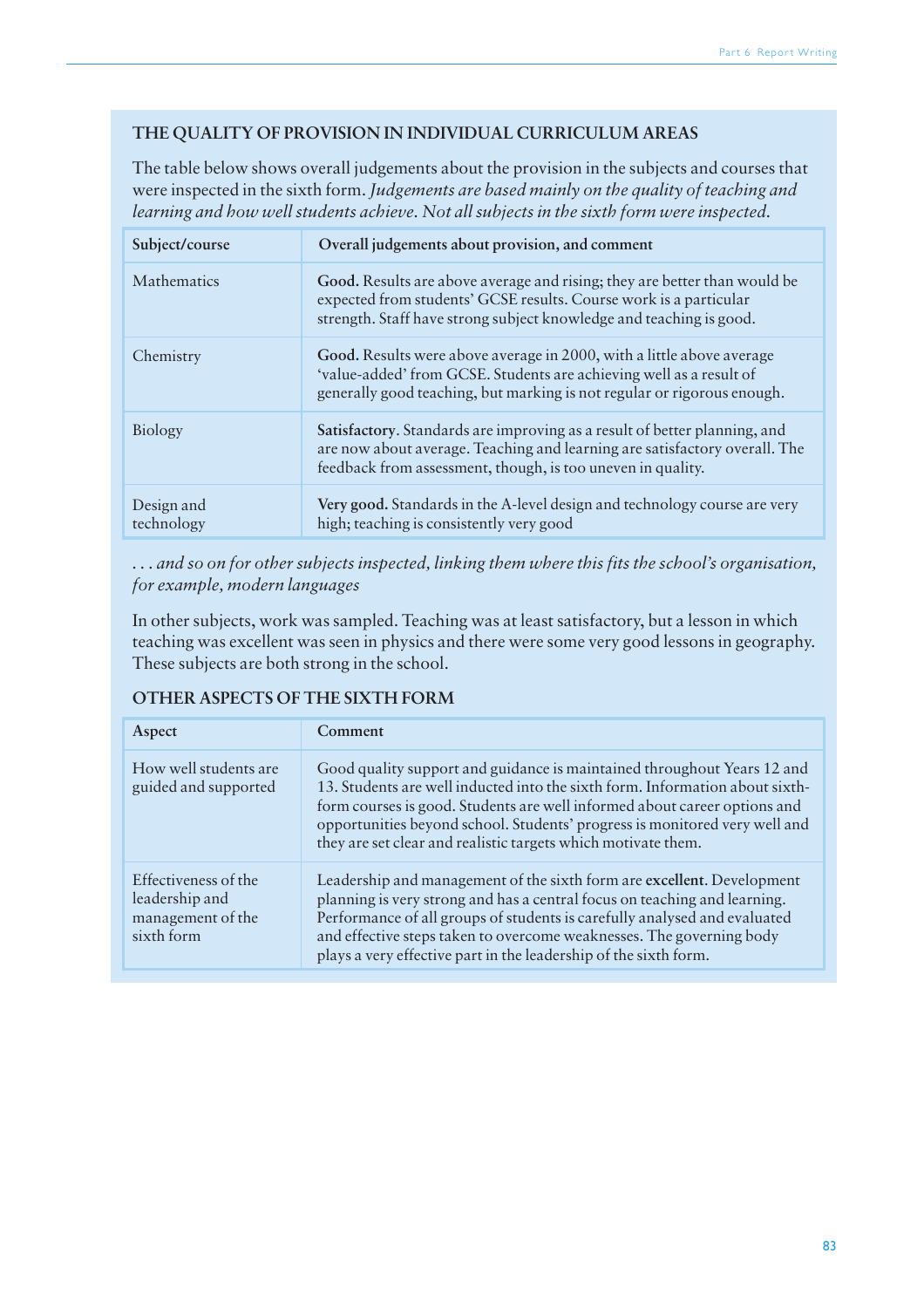## THE QUALITY OF PROVISION IN INDIVIDUAL CURRICULUM AREAS

The table below shows overall judgements about the provision in the subjects and courses that were inspected in the sixth form. *Judgements are based mainly on the quality of teaching and learning and how well students achieve. Not all subjects in the sixth form were inspected.*

| Subject/course | Overall judgements about provision, and comment |
|---|---|
| Mathematics | **Good.** Results are above average and rising; they are better than would be expected from students' GCSE results. Course work is a particular strength. Staff have strong subject knowledge and teaching is good. |
| Chemistry | **Good.** Results were above average in 2000, with a little above average 'value-added' from GCSE. Students are achieving well as a result of generally good teaching, but marking is not regular or rigorous enough. |
| Biology | **Satisfactory**. Standards are improving as a result of better planning, and are now about average. Teaching and learning are satisfactory overall. The feedback from assessment, though, is too uneven in quality. |
| Design and technology | **Very good.** Standards in the A-level design and technology course are very high; teaching is consistently very good |

*. . . and so on for other subjects inspected, linking them where this fits the school's organisation, for example, modern languages*

In other subjects, work was sampled. Teaching was at least satisfactory, but a lesson in which teaching was excellent was seen in physics and there were some very good lessons in geography. These subjects are both strong in the school.

## OTHER ASPECTS OF THE SIXTH FORM

| Aspect | Comment |
|---|---|
| How well students are guided and supported | Good quality support and guidance is maintained throughout Years 12 and 13. Students are well inducted into the sixth form. Information about sixth-form courses is good. Students are well informed about career options and opportunities beyond school. Students' progress is monitored very well and they are set clear and realistic targets which motivate them. |
| Effectiveness of the leadership and management of the sixth form | Leadership and management of the sixth form are **excellent**. Development planning is very strong and has a central focus on teaching and learning. Performance of all groups of students is carefully analysed and evaluated and effective steps taken to overcome weaknesses. The governing body plays a very effective part in the leadership of the sixth form. |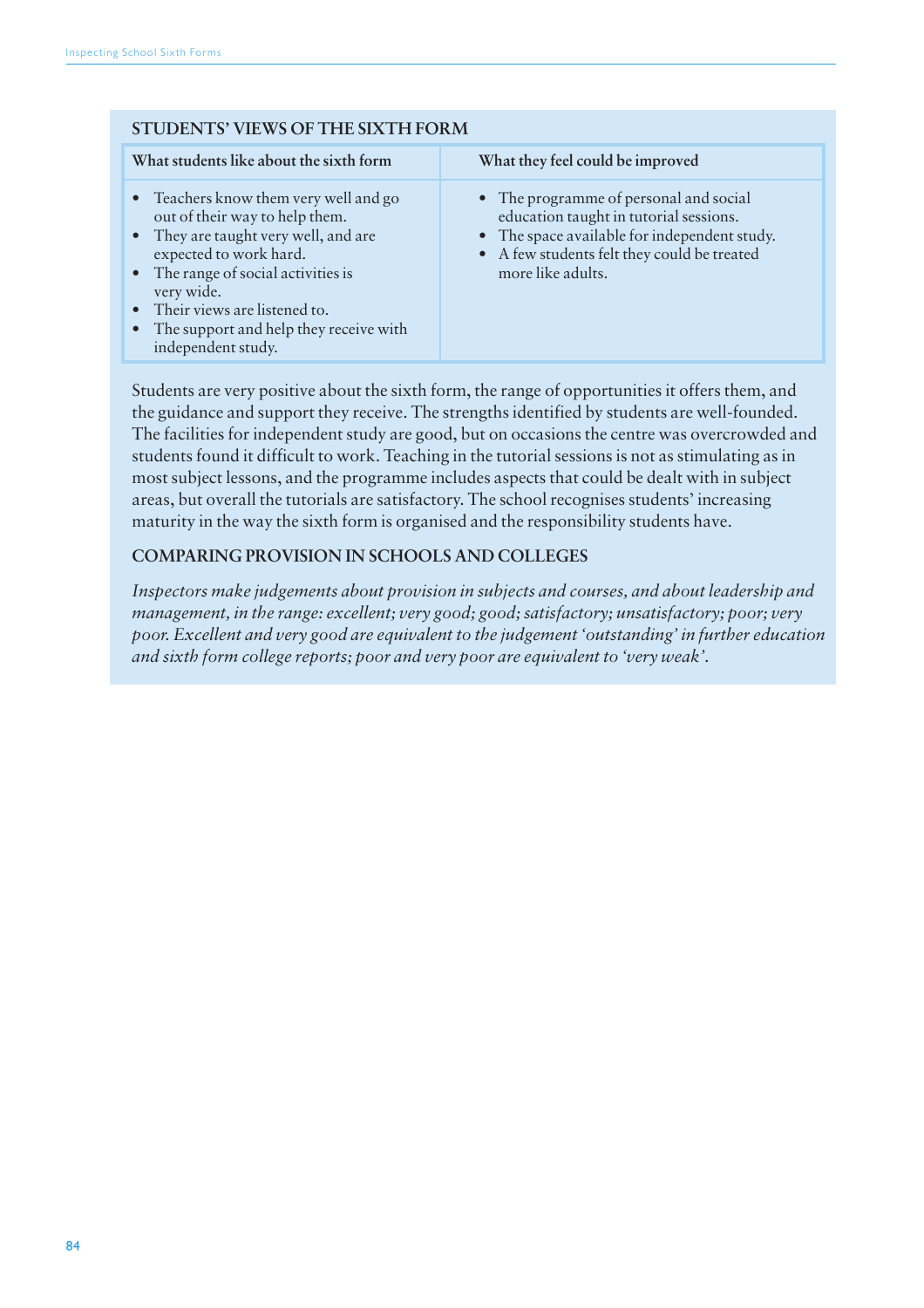### STUDENTS' VIEWS OF THE SIXTH FORM

| What students like about the sixth form | What they feel could be improved |
| --- | --- |
| • Teachers know them very well and go out of their way to help them.<br>• They are taught very well, and are expected to work hard.<br>• The range of social activities is very wide.<br>• Their views are listened to.<br>• The support and help they receive with independent study. | • The programme of personal and social education taught in tutorial sessions.<br>• The space available for independent study.<br>• A few students felt they could be treated more like adults. |

Students are very positive about the sixth form, the range of opportunities it offers them, and the guidance and support they receive. The strengths identified by students are well-founded. The facilities for independent study are good, but on occasions the centre was overcrowded and students found it difficult to work. Teaching in the tutorial sessions is not as stimulating as in most subject lessons, and the programme includes aspects that could be dealt with in subject areas, but overall the tutorials are satisfactory. The school recognises students' increasing maturity in the way the sixth form is organised and the responsibility students have.

### COMPARING PROVISION IN SCHOOLS AND COLLEGES

*Inspectors make judgements about provision in subjects and courses, and about leadership and management, in the range: excellent; very good; good; satisfactory; unsatisfactory; poor; very poor. Excellent and very good are equivalent to the judgement 'outstanding' in further education and sixth form college reports; poor and very poor are equivalent to 'very weak'.*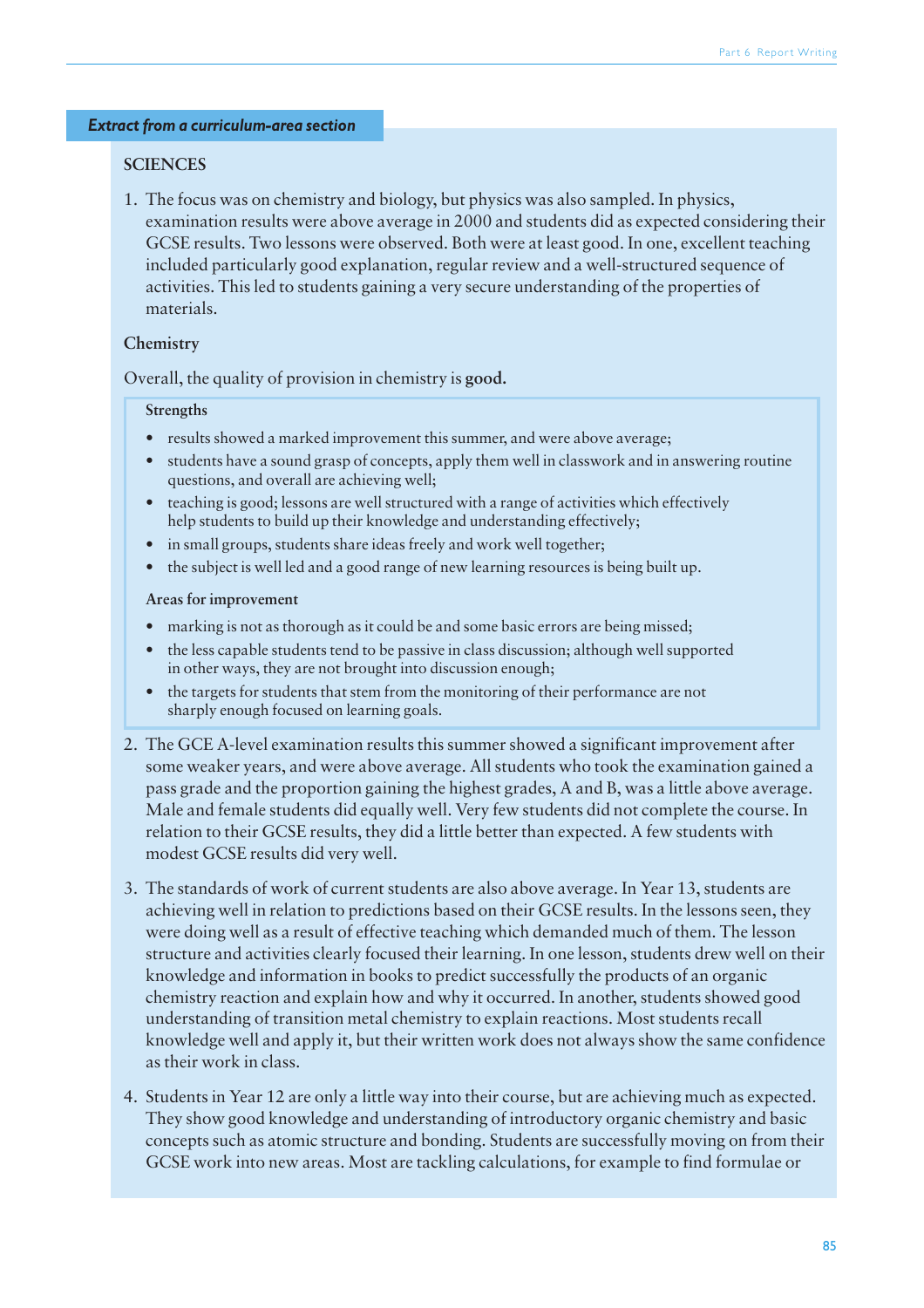*Extract from a curriculum-area section*

**SCIENCES**

1. The focus was on chemistry and biology, but physics was also sampled. In physics, examination results were above average in 2000 and students did as expected considering their GCSE results. Two lessons were observed. Both were at least good. In one, excellent teaching included particularly good explanation, regular review and a well-structured sequence of activities. This led to students gaining a very secure understanding of the properties of materials.

**Chemistry**

Overall, the quality of provision in chemistry is **good.**

**Strengths**

- results showed a marked improvement this summer, and were above average;
- students have a sound grasp of concepts, apply them well in classwork and in answering routine questions, and overall are achieving well;
- teaching is good; lessons are well structured with a range of activities which effectively help students to build up their knowledge and understanding effectively;
- in small groups, students share ideas freely and work well together;
- the subject is well led and a good range of new learning resources is being built up.

**Areas for improvement**

- marking is not as thorough as it could be and some basic errors are being missed;
- the less capable students tend to be passive in class discussion; although well supported in other ways, they are not brought into discussion enough;
- the targets for students that stem from the monitoring of their performance are not sharply enough focused on learning goals.

2. The GCE A-level examination results this summer showed a significant improvement after some weaker years, and were above average. All students who took the examination gained a pass grade and the proportion gaining the highest grades, A and B, was a little above average. Male and female students did equally well. Very few students did not complete the course. In relation to their GCSE results, they did a little better than expected. A few students with modest GCSE results did very well.

3. The standards of work of current students are also above average. In Year 13, students are achieving well in relation to predictions based on their GCSE results. In the lessons seen, they were doing well as a result of effective teaching which demanded much of them. The lesson structure and activities clearly focused their learning. In one lesson, students drew well on their knowledge and information in books to predict successfully the products of an organic chemistry reaction and explain how and why it occurred. In another, students showed good understanding of transition metal chemistry to explain reactions. Most students recall knowledge well and apply it, but their written work does not always show the same confidence as their work in class.

4. Students in Year 12 are only a little way into their course, but are achieving much as expected. They show good knowledge and understanding of introductory organic chemistry and basic concepts such as atomic structure and bonding. Students are successfully moving on from their GCSE work into new areas. Most are tackling calculations, for example to find formulae or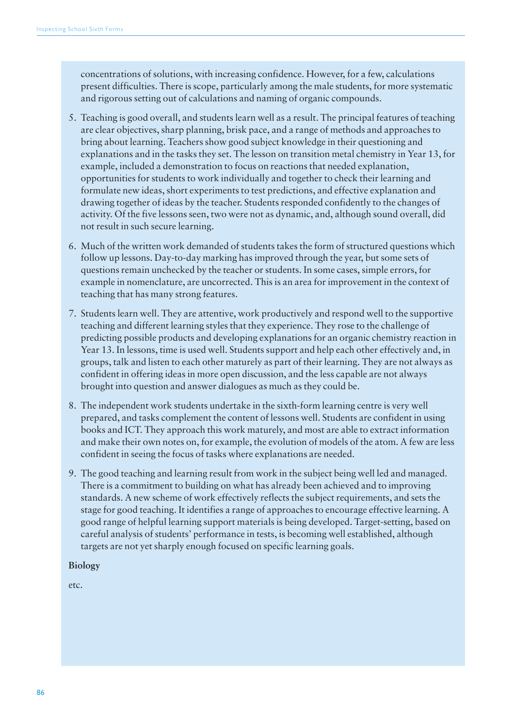concentrations of solutions, with increasing confidence. However, for a few, calculations present difficulties. There is scope, particularly among the male students, for more systematic and rigorous setting out of calculations and naming of organic compounds.

5. Teaching is good overall, and students learn well as a result. The principal features of teaching are clear objectives, sharp planning, brisk pace, and a range of methods and approaches to bring about learning. Teachers show good subject knowledge in their questioning and explanations and in the tasks they set. The lesson on transition metal chemistry in Year 13, for example, included a demonstration to focus on reactions that needed explanation, opportunities for students to work individually and together to check their learning and formulate new ideas, short experiments to test predictions, and effective explanation and drawing together of ideas by the teacher. Students responded confidently to the changes of activity. Of the five lessons seen, two were not as dynamic, and, although sound overall, did not result in such secure learning.

6. Much of the written work demanded of students takes the form of structured questions which follow up lessons. Day-to-day marking has improved through the year, but some sets of questions remain unchecked by the teacher or students. In some cases, simple errors, for example in nomenclature, are uncorrected. This is an area for improvement in the context of teaching that has many strong features.

7. Students learn well. They are attentive, work productively and respond well to the supportive teaching and different learning styles that they experience. They rose to the challenge of predicting possible products and developing explanations for an organic chemistry reaction in Year 13. In lessons, time is used well. Students support and help each other effectively and, in groups, talk and listen to each other maturely as part of their learning. They are not always as confident in offering ideas in more open discussion, and the less capable are not always brought into question and answer dialogues as much as they could be.

8. The independent work students undertake in the sixth-form learning centre is very well prepared, and tasks complement the content of lessons well. Students are confident in using books and ICT. They approach this work maturely, and most are able to extract information and make their own notes on, for example, the evolution of models of the atom. A few are less confident in seeing the focus of tasks where explanations are needed.

9. The good teaching and learning result from work in the subject being well led and managed. There is a commitment to building on what has already been achieved and to improving standards. A new scheme of work effectively reflects the subject requirements, and sets the stage for good teaching. It identifies a range of approaches to encourage effective learning. A good range of helpful learning support materials is being developed. Target-setting, based on careful analysis of students' performance in tests, is becoming well established, although targets are not yet sharply enough focused on specific learning goals.

**Biology**

etc.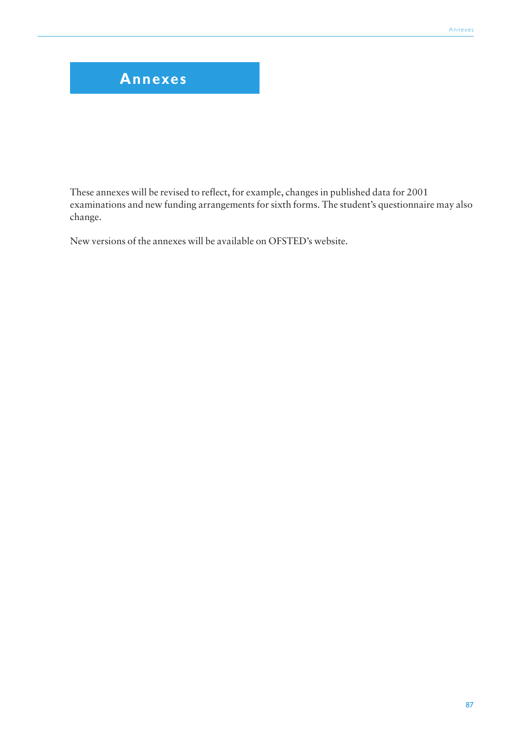# Annexes

These annexes will be revised to reflect, for example, changes in published data for 2001 examinations and new funding arrangements for sixth forms. The student's questionnaire may also change.

New versions of the annexes will be available on OFSTED's website.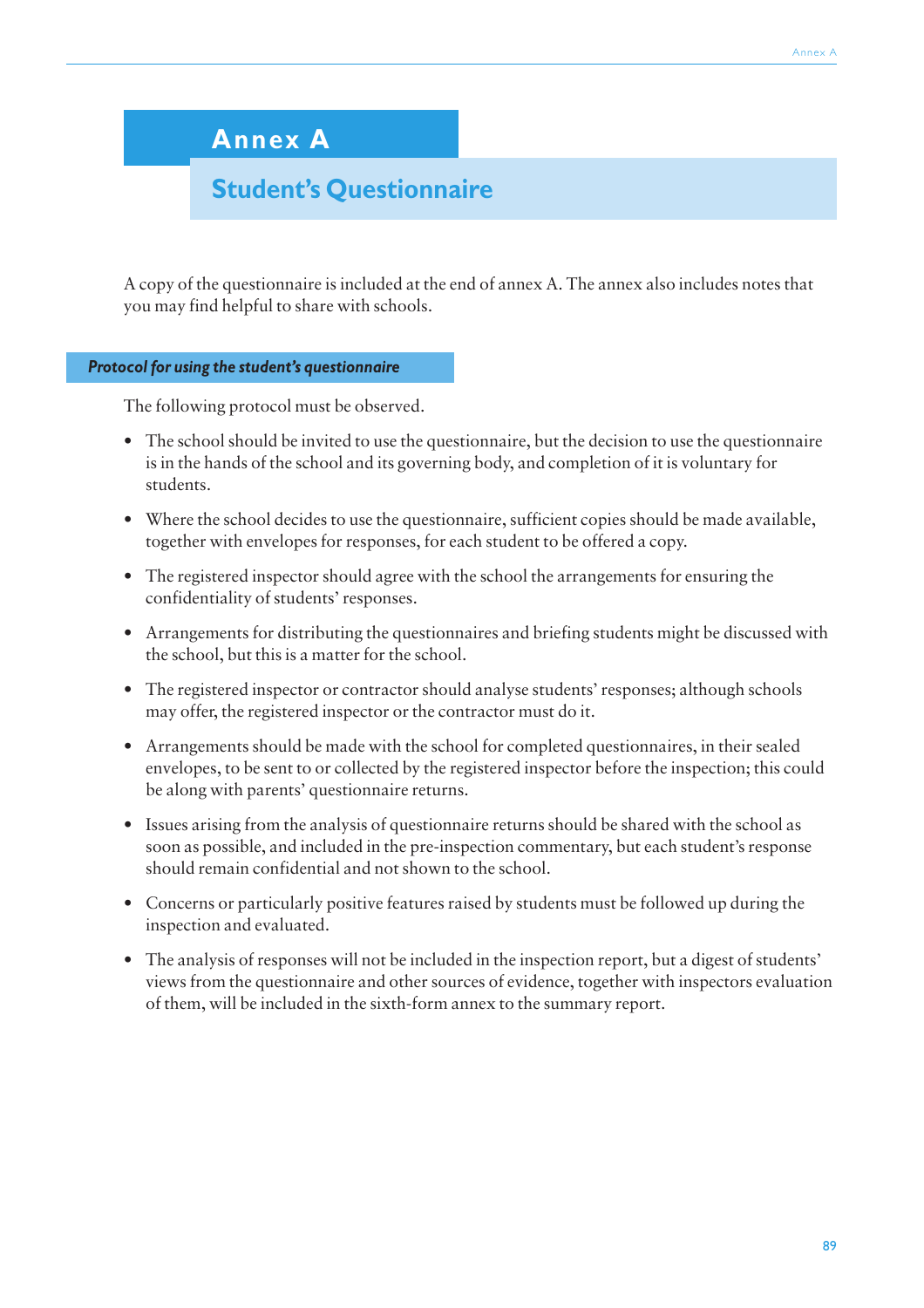# Annex A

## Student's Questionnaire

A copy of the questionnaire is included at the end of annex A. The annex also includes notes that you may find helpful to share with schools.

### *Protocol for using the student's questionnaire*

The following protocol must be observed.

- The school should be invited to use the questionnaire, but the decision to use the questionnaire is in the hands of the school and its governing body, and completion of it is voluntary for students.
- Where the school decides to use the questionnaire, sufficient copies should be made available, together with envelopes for responses, for each student to be offered a copy.
- The registered inspector should agree with the school the arrangements for ensuring the confidentiality of students' responses.
- Arrangements for distributing the questionnaires and briefing students might be discussed with the school, but this is a matter for the school.
- The registered inspector or contractor should analyse students' responses; although schools may offer, the registered inspector or the contractor must do it.
- Arrangements should be made with the school for completed questionnaires, in their sealed envelopes, to be sent to or collected by the registered inspector before the inspection; this could be along with parents' questionnaire returns.
- Issues arising from the analysis of questionnaire returns should be shared with the school as soon as possible, and included in the pre-inspection commentary, but each student's response should remain confidential and not shown to the school.
- Concerns or particularly positive features raised by students must be followed up during the inspection and evaluated.
- The analysis of responses will not be included in the inspection report, but a digest of students' views from the questionnaire and other sources of evidence, together with inspectors evaluation of them, will be included in the sixth-form annex to the summary report.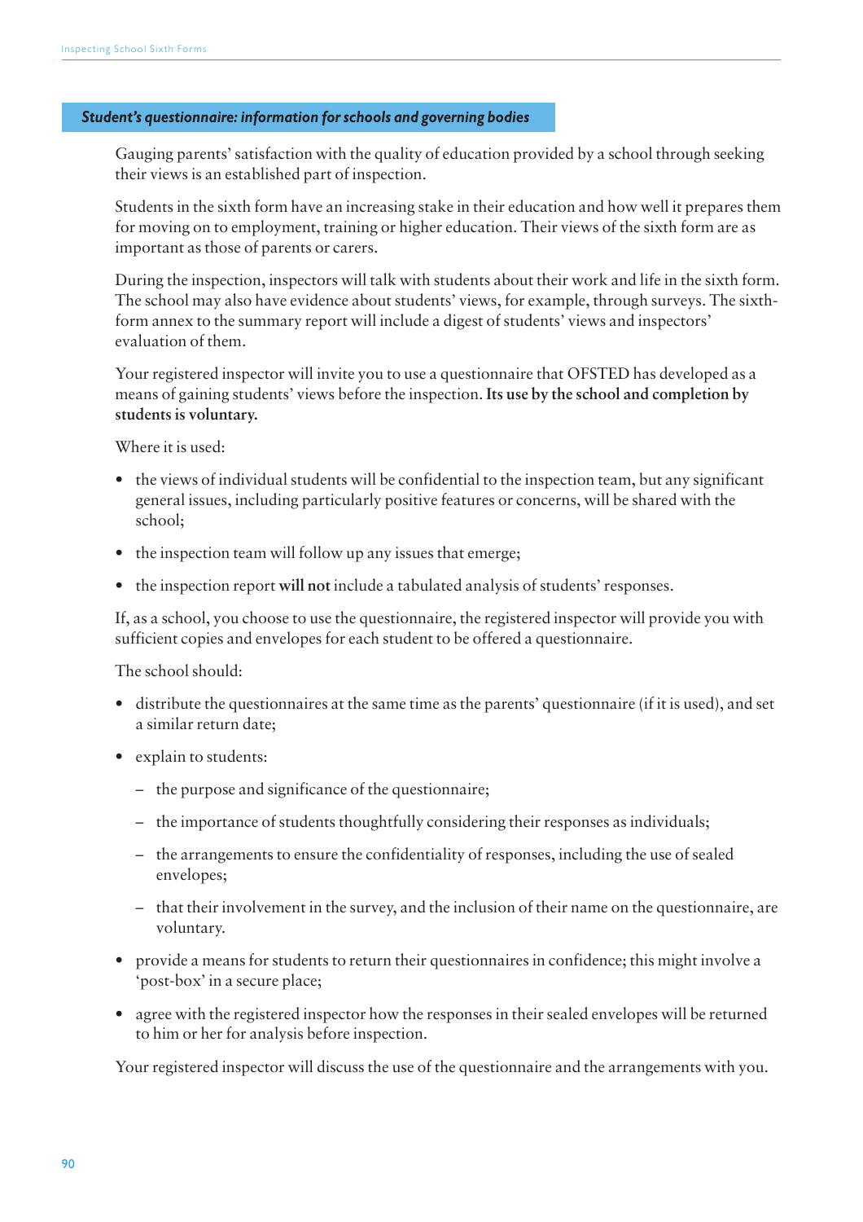## *Student's questionnaire: information for schools and governing bodies*

Gauging parents' satisfaction with the quality of education provided by a school through seeking their views is an established part of inspection.

Students in the sixth form have an increasing stake in their education and how well it prepares them for moving on to employment, training or higher education. Their views of the sixth form are as important as those of parents or carers.

During the inspection, inspectors will talk with students about their work and life in the sixth form. The school may also have evidence about students' views, for example, through surveys. The sixth-form annex to the summary report will include a digest of students' views and inspectors' evaluation of them.

Your registered inspector will invite you to use a questionnaire that OFSTED has developed as a means of gaining students' views before the inspection. **Its use by the school and completion by students is voluntary.**

Where it is used:

- the views of individual students will be confidential to the inspection team, but any significant general issues, including particularly positive features or concerns, will be shared with the school;
- the inspection team will follow up any issues that emerge;
- the inspection report **will not** include a tabulated analysis of students' responses.

If, as a school, you choose to use the questionnaire, the registered inspector will provide you with sufficient copies and envelopes for each student to be offered a questionnaire.

The school should:

- distribute the questionnaires at the same time as the parents' questionnaire (if it is used), and set a similar return date;
- explain to students:
  - the purpose and significance of the questionnaire;
  - the importance of students thoughtfully considering their responses as individuals;
  - the arrangements to ensure the confidentiality of responses, including the use of sealed envelopes;
  - that their involvement in the survey, and the inclusion of their name on the questionnaire, are voluntary.
- provide a means for students to return their questionnaires in confidence; this might involve a 'post-box' in a secure place;
- agree with the registered inspector how the responses in their sealed envelopes will be returned to him or her for analysis before inspection.

Your registered inspector will discuss the use of the questionnaire and the arrangements with you.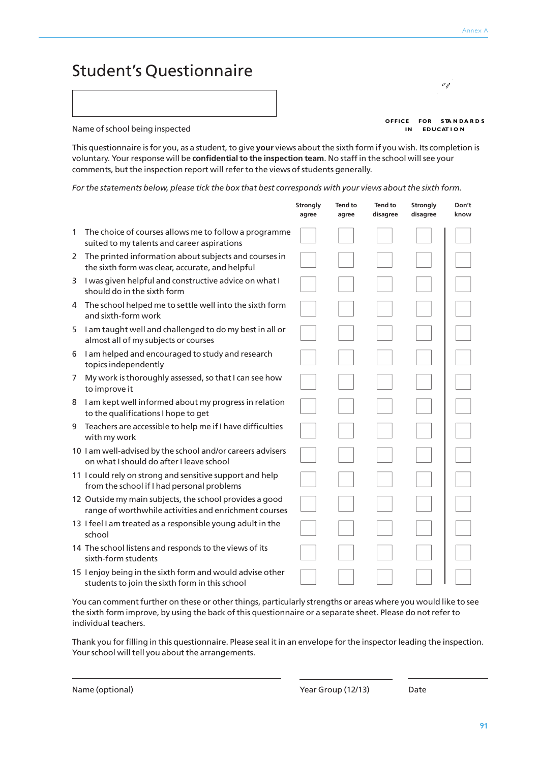# Student's Questionnaire

Name of school being inspected

OFFICE FOR STANDARDS IN EDUCATION

This questionnaire is for you, as a student, to give **your** views about the sixth form if you wish. Its completion is voluntary. Your response will be **confidential to the inspection team**. No staff in the school will see your comments, but the inspection report will refer to the views of students generally.

*For the statements below, please tick the box that best corresponds with your views about the sixth form.*

| | Strongly agree | Tend to agree | Tend to disagree | Strongly disagree | Don't know |
|---|---|---|---|---|---|
| 1 The choice of courses allows me to follow a programme suited to my talents and career aspirations | ☐ | ☐ | ☐ | ☐ | ☐ |
| 2 The printed information about subjects and courses in the sixth form was clear, accurate, and helpful | ☐ | ☐ | ☐ | ☐ | ☐ |
| 3 I was given helpful and constructive advice on what I should do in the sixth form | ☐ | ☐ | ☐ | ☐ | ☐ |
| 4 The school helped me to settle well into the sixth form and sixth-form work | ☐ | ☐ | ☐ | ☐ | ☐ |
| 5 I am taught well and challenged to do my best in all or almost all of my subjects or courses | ☐ | ☐ | ☐ | ☐ | ☐ |
| 6 I am helped and encouraged to study and research topics independently | ☐ | ☐ | ☐ | ☐ | ☐ |
| 7 My work is thoroughly assessed, so that I can see how to improve it | ☐ | ☐ | ☐ | ☐ | ☐ |
| 8 I am kept well informed about my progress in relation to the qualifications I hope to get | ☐ | ☐ | ☐ | ☐ | ☐ |
| 9 Teachers are accessible to help me if I have difficulties with my work | ☐ | ☐ | ☐ | ☐ | ☐ |
| 10 I am well-advised by the school and/or careers advisers on what I should do after I leave school | ☐ | ☐ | ☐ | ☐ | ☐ |
| 11 I could rely on strong and sensitive support and help from the school if I had personal problems | ☐ | ☐ | ☐ | ☐ | ☐ |
| 12 Outside my main subjects, the school provides a good range of worthwhile activities and enrichment courses | ☐ | ☐ | ☐ | ☐ | ☐ |
| 13 I feel I am treated as a responsible young adult in the school | ☐ | ☐ | ☐ | ☐ | ☐ |
| 14 The school listens and responds to the views of its sixth-form students | ☐ | ☐ | ☐ | ☐ | ☐ |
| 15 I enjoy being in the sixth form and would advise other students to join the sixth form in this school | ☐ | ☐ | ☐ | ☐ | ☐ |

You can comment further on these or other things, particularly strengths or areas where you would like to see the sixth form improve, by using the back of this questionnaire or a separate sheet. Please do not refer to individual teachers.

Thank you for filling in this questionnaire. Please seal it in an envelope for the inspector leading the inspection. Your school will tell you about the arrangements.

Name (optional) ______________________ Year Group (12/13) __________ Date __________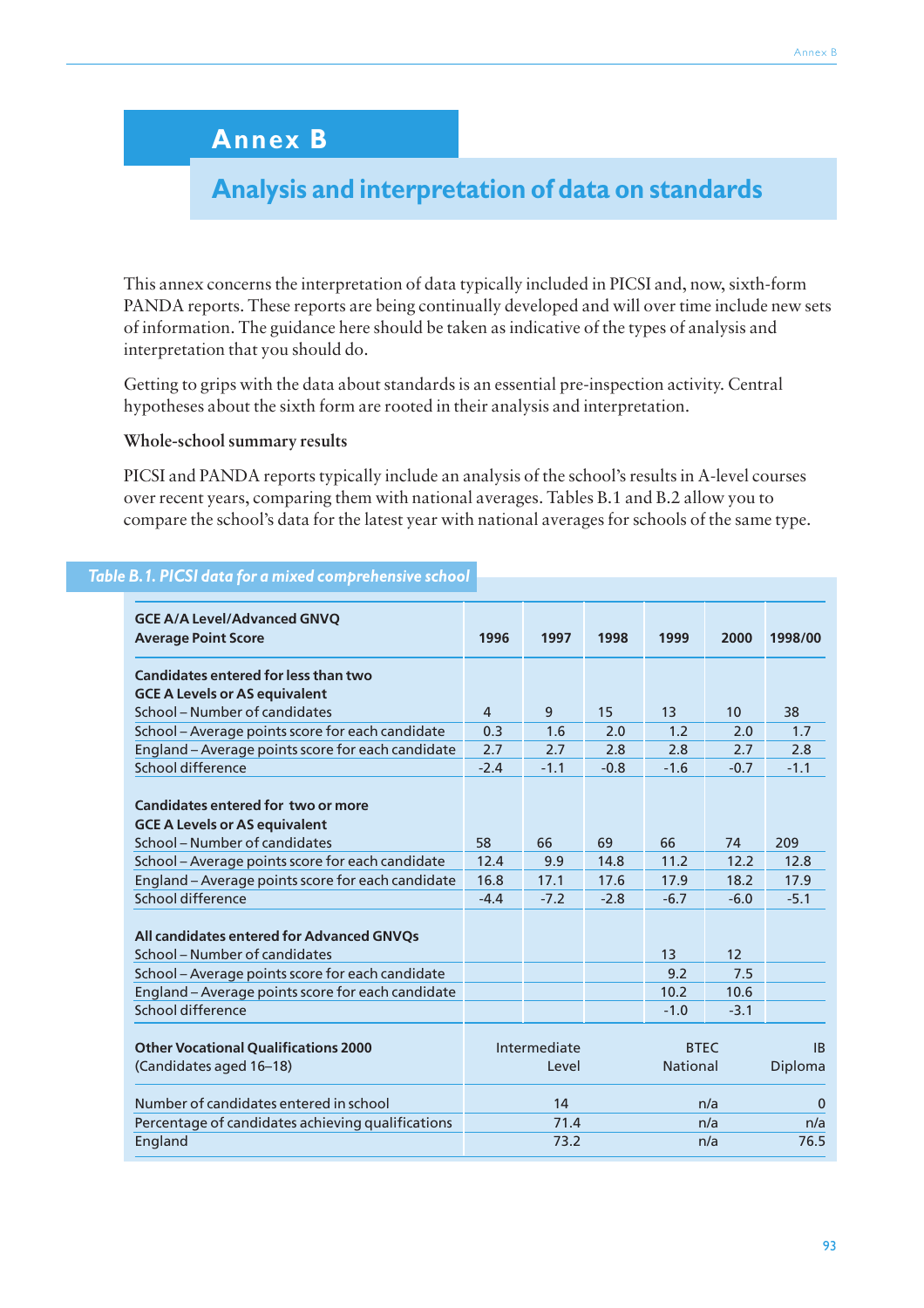# Annex B

## Analysis and interpretation of data on standards

This annex concerns the interpretation of data typically included in PICSI and, now, sixth-form PANDA reports. These reports are being continually developed and will over time include new sets of information. The guidance here should be taken as indicative of the types of analysis and interpretation that you should do.

Getting to grips with the data about standards is an essential pre-inspection activity. Central hypotheses about the sixth form are rooted in their analysis and interpretation.

**Whole-school summary results**

PICSI and PANDA reports typically include an analysis of the school's results in A-level courses over recent years, comparing them with national averages. Tables B.1 and B.2 allow you to compare the school's data for the latest year with national averages for schools of the same type.

*Table B.1. PICSI data for a mixed comprehensive school*

| **GCE A/A Level/Advanced GNVQ Average Point Score** | **1996** | **1997** | **1998** | **1999** | **2000** | **1998/00** |
|---|---|---|---|---|---|---|
| **Candidates entered for less than two GCE A Levels or AS equivalent** | | | | | | |
| School – Number of candidates | 4 | 9 | 15 | 13 | 10 | 38 |
| School – Average points score for each candidate | 0.3 | 1.6 | 2.0 | 1.2 | 2.0 | 1.7 |
| England – Average points score for each candidate | 2.7 | 2.7 | 2.8 | 2.8 | 2.7 | 2.8 |
| School difference | -2.4 | -1.1 | -0.8 | -1.6 | -0.7 | -1.1 |
| **Candidates entered for two or more GCE A Levels or AS equivalent** | | | | | | |
| School – Number of candidates | 58 | 66 | 69 | 66 | 74 | 209 |
| School – Average points score for each candidate | 12.4 | 9.9 | 14.8 | 11.2 | 12.2 | 12.8 |
| England – Average points score for each candidate | 16.8 | 17.1 | 17.6 | 17.9 | 18.2 | 17.9 |
| School difference | -4.4 | -7.2 | -2.8 | -6.7 | -6.0 | -5.1 |
| **All candidates entered for Advanced GNVQs** | | | | | | |
| School – Number of candidates | | | | 13 | 12 | |
| School – Average points score for each candidate | | | | 9.2 | 7.5 | |
| England – Average points score for each candidate | | | | 10.2 | 10.6 | |
| School difference | | | | -1.0 | -3.1 | |

| **Other Vocational Qualifications 2000 (Candidates aged 16–18)** | Intermediate Level | BTEC National | IB Diploma |
|---|---|---|---|
| Number of candidates entered in school | 14 | n/a | 0 |
| Percentage of candidates achieving qualifications | 71.4 | n/a | n/a |
| England | 73.2 | n/a | 76.5 |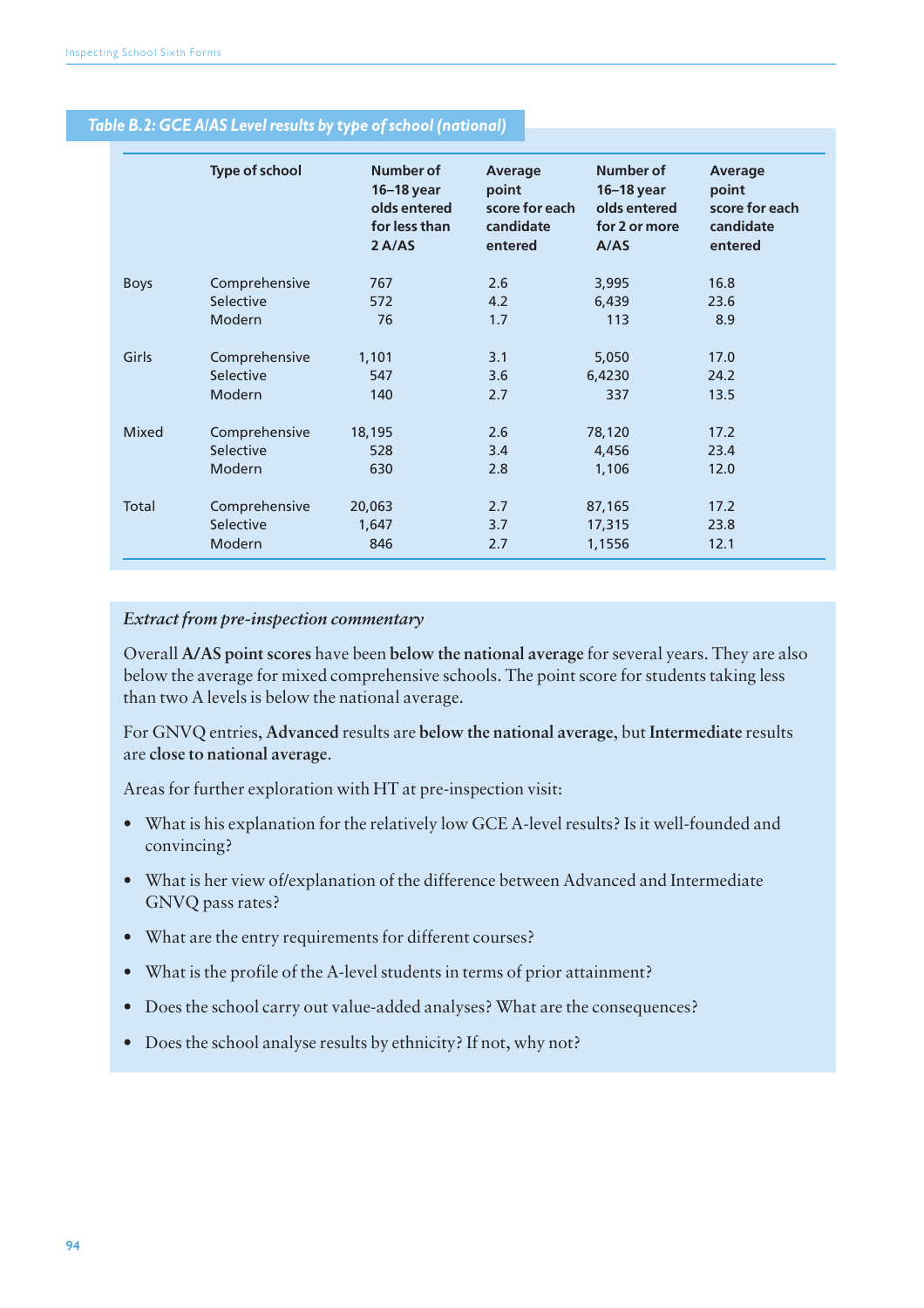## Table B.2: GCE A/AS Level results by type of school (national)

| | Type of school | Number of 16–18 year olds entered for less than 2 A/AS | Average point score for each candidate entered | Number of 16–18 year olds entered for 2 or more A/AS | Average point score for each candidate entered |
|---|---|---|---|---|---|
| Boys | Comprehensive | 767 | 2.6 | 3,995 | 16.8 |
| | Selective | 572 | 4.2 | 6,439 | 23.6 |
| | Modern | 76 | 1.7 | 113 | 8.9 |
| Girls | Comprehensive | 1,101 | 3.1 | 5,050 | 17.0 |
| | Selective | 547 | 3.6 | 6,4230 | 24.2 |
| | Modern | 140 | 2.7 | 337 | 13.5 |
| Mixed | Comprehensive | 18,195 | 2.6 | 78,120 | 17.2 |
| | Selective | 528 | 3.4 | 4,456 | 23.4 |
| | Modern | 630 | 2.8 | 1,106 | 12.0 |
| Total | Comprehensive | 20,063 | 2.7 | 87,165 | 17.2 |
| | Selective | 1,647 | 3.7 | 17,315 | 23.8 |
| | Modern | 846 | 2.7 | 1,1556 | 12.1 |

*Extract from pre-inspection commentary*

Overall **A/AS point scores** have been **below the national average** for several years. They are also below the average for mixed comprehensive schools. The point score for students taking less than two A levels is below the national average.

For GNVQ entries, **Advanced** results are **below the national average**, but **Intermediate** results are **close to national average**.

Areas for further exploration with HT at pre-inspection visit:

- What is his explanation for the relatively low GCE A-level results? Is it well-founded and convincing?
- What is her view of/explanation of the difference between Advanced and Intermediate GNVQ pass rates?
- What are the entry requirements for different courses?
- What is the profile of the A-level students in terms of prior attainment?
- Does the school carry out value-added analyses? What are the consequences?
- Does the school analyse results by ethnicity? If not, why not?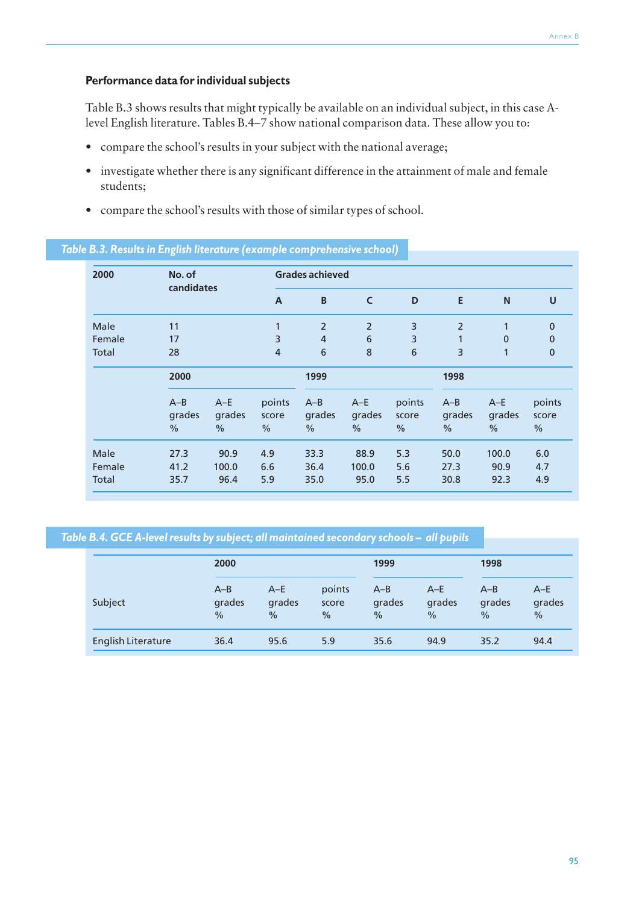### Performance data for individual subjects

Table B.3 shows results that might typically be available on an individual subject, in this case A-level English literature. Tables B.4–7 show national comparison data. These allow you to:

- compare the school's results in your subject with the national average;
- investigate whether there is any significant difference in the attainment of male and female students;
- compare the school's results with those of similar types of school.

*Table B.3. Results in English literature (example comprehensive school)*

| 2000 | No. of candidates | Grades achieved | | | | | | |
|---|---|---|---|---|---|---|---|---|
| | | A | B | C | D | E | N | U |
| Male | 11 | 1 | 2 | 2 | 3 | 2 | 1 | 0 |
| Female | 17 | 3 | 4 | 6 | 3 | 1 | 0 | 0 |
| Total | 28 | 4 | 6 | 8 | 6 | 3 | 1 | 0 |

| | 2000 | | | 1999 | | | 1998 | | |
|---|---|---|---|---|---|---|---|---|---|
| | A–B grades % | A–E grades % | points score % | A–B grades % | A–E grades % | points score % | A–B grades % | A–E grades % | points score % |
| Male | 27.3 | 90.9 | 4.9 | 33.3 | 88.9 | 5.3 | 50.0 | 100.0 | 6.0 |
| Female | 41.2 | 100.0 | 6.6 | 36.4 | 100.0 | 5.6 | 27.3 | 90.9 | 4.7 |
| Total | 35.7 | 96.4 | 5.9 | 35.0 | 95.0 | 5.5 | 30.8 | 92.3 | 4.9 |

*Table B.4. GCE A-level results by subject; all maintained secondary schools – all pupils*

| | 2000 | | | 1999 | | 1998 | |
|---|---|---|---|---|---|---|---|
| Subject | A–B grades % | A–E grades % | points score % | A–B grades % | A–E grades % | A–B grades % | A–E grades % |
| English Literature | 36.4 | 95.6 | 5.9 | 35.6 | 94.9 | 35.2 | 94.4 |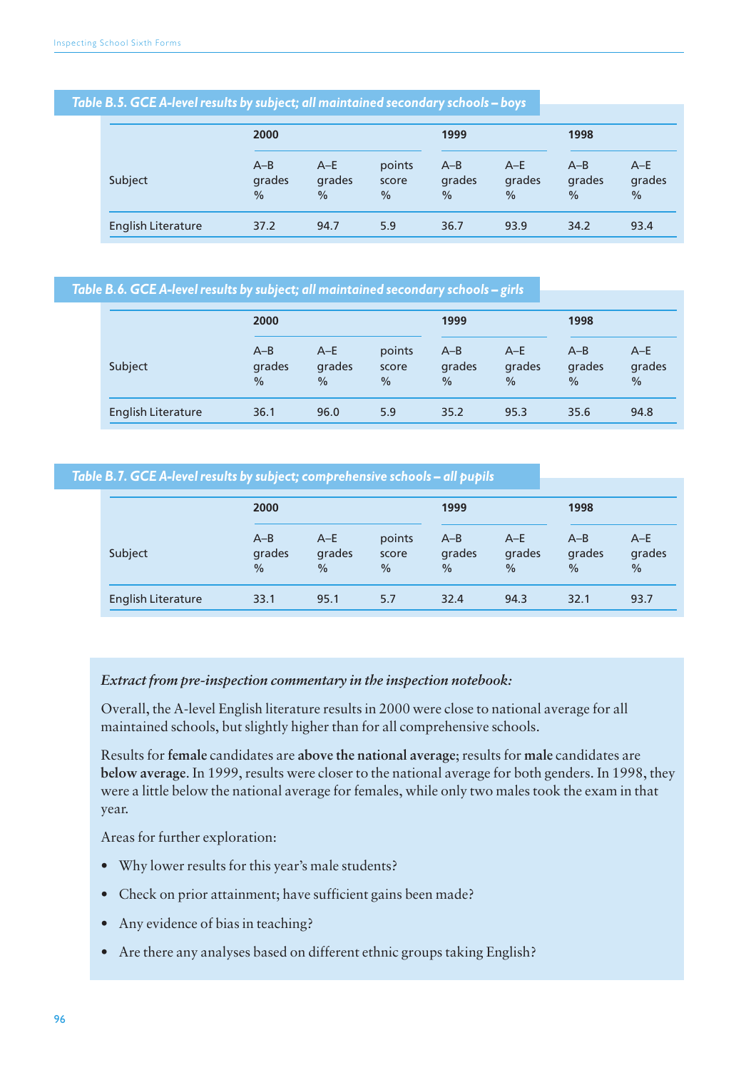**Table B.5. GCE A-level results by subject; all maintained secondary schools – boys**

| | 2000 | | | 1999 | | 1998 | |
|---|---|---|---|---|---|---|---|
| Subject | A–B grades % | A–E grades % | points score % | A–B grades % | A–E grades % | A–B grades % | A–E grades % |
| English Literature | 37.2 | 94.7 | 5.9 | 36.7 | 93.9 | 34.2 | 93.4 |

**Table B.6. GCE A-level results by subject; all maintained secondary schools – girls**

| | 2000 | | | 1999 | | 1998 | |
|---|---|---|---|---|---|---|---|
| Subject | A–B grades % | A–E grades % | points score % | A–B grades % | A–E grades % | A–B grades % | A–E grades % |
| English Literature | 36.1 | 96.0 | 5.9 | 35.2 | 95.3 | 35.6 | 94.8 |

**Table B.7. GCE A-level results by subject; comprehensive schools – all pupils**

| | 2000 | | | 1999 | | 1998 | |
|---|---|---|---|---|---|---|---|
| Subject | A–B grades % | A–E grades % | points score % | A–B grades % | A–E grades % | A–B grades % | A–E grades % |
| English Literature | 33.1 | 95.1 | 5.7 | 32.4 | 94.3 | 32.1 | 93.7 |

*Extract from pre-inspection commentary in the inspection notebook:*

Overall, the A-level English literature results in 2000 were close to national average for all maintained schools, but slightly higher than for all comprehensive schools.

Results for **female** candidates are **above the national average**; results for **male** candidates are **below average**. In 1999, results were closer to the national average for both genders. In 1998, they were a little below the national average for females, while only two males took the exam in that year.

Areas for further exploration:

- Why lower results for this year's male students?
- Check on prior attainment; have sufficient gains been made?
- Any evidence of bias in teaching?
- Are there any analyses based on different ethnic groups taking English?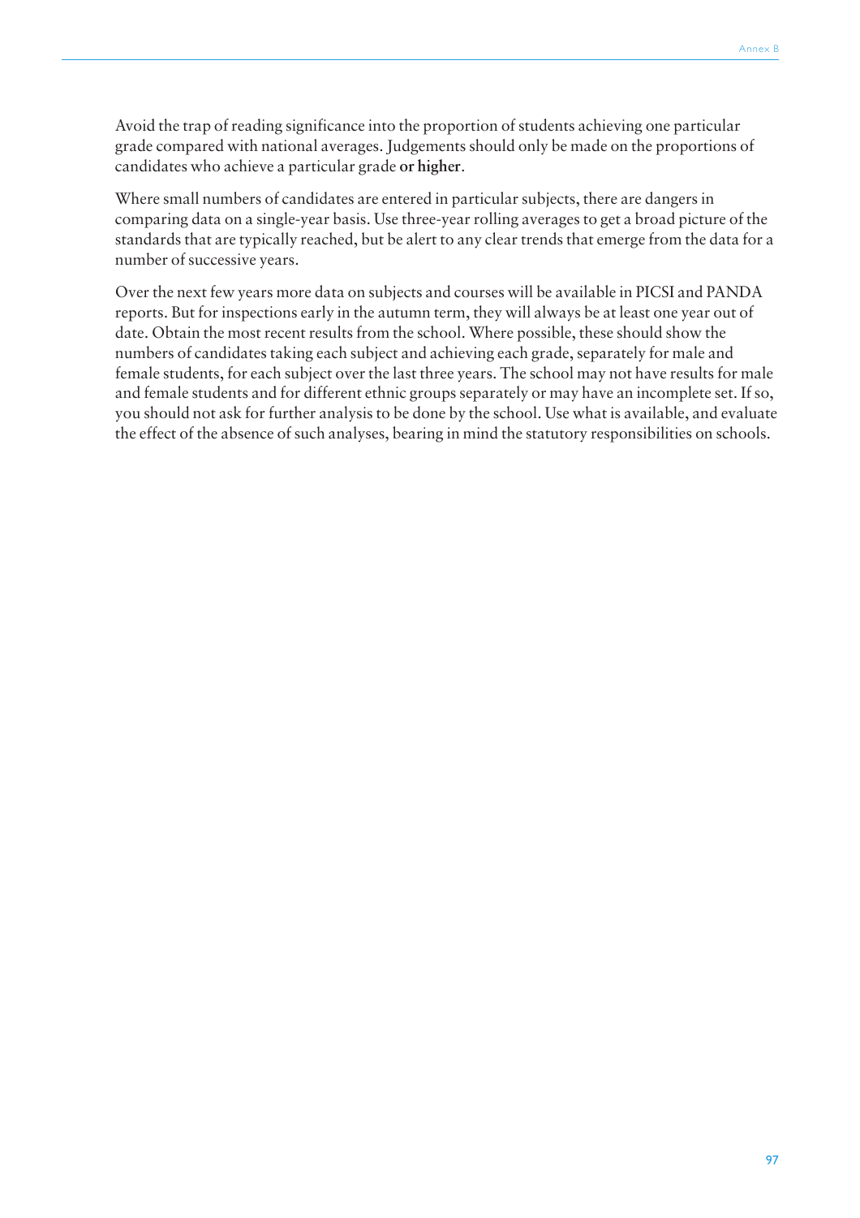Avoid the trap of reading significance into the proportion of students achieving one particular grade compared with national averages. Judgements should only be made on the proportions of candidates who achieve a particular grade **or higher**.

Where small numbers of candidates are entered in particular subjects, there are dangers in comparing data on a single-year basis. Use three-year rolling averages to get a broad picture of the standards that are typically reached, but be alert to any clear trends that emerge from the data for a number of successive years.

Over the next few years more data on subjects and courses will be available in PICSI and PANDA reports. But for inspections early in the autumn term, they will always be at least one year out of date. Obtain the most recent results from the school. Where possible, these should show the numbers of candidates taking each subject and achieving each grade, separately for male and female students, for each subject over the last three years. The school may not have results for male and female students and for different ethnic groups separately or may have an incomplete set. If so, you should not ask for further analysis to be done by the school. Use what is available, and evaluate the effect of the absence of such analyses, bearing in mind the statutory responsibilities on schools.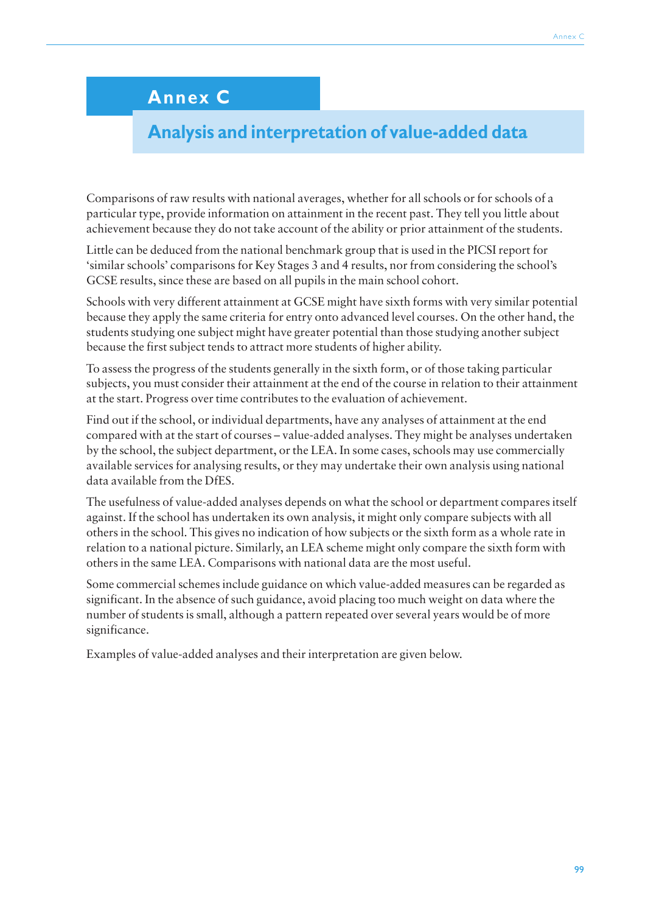# Annex C

## Analysis and interpretation of value-added data

Comparisons of raw results with national averages, whether for all schools or for schools of a particular type, provide information on attainment in the recent past. They tell you little about achievement because they do not take account of the ability or prior attainment of the students.

Little can be deduced from the national benchmark group that is used in the PICSI report for 'similar schools' comparisons for Key Stages 3 and 4 results, nor from considering the school's GCSE results, since these are based on all pupils in the main school cohort.

Schools with very different attainment at GCSE might have sixth forms with very similar potential because they apply the same criteria for entry onto advanced level courses. On the other hand, the students studying one subject might have greater potential than those studying another subject because the first subject tends to attract more students of higher ability.

To assess the progress of the students generally in the sixth form, or of those taking particular subjects, you must consider their attainment at the end of the course in relation to their attainment at the start. Progress over time contributes to the evaluation of achievement.

Find out if the school, or individual departments, have any analyses of attainment at the end compared with at the start of courses – value-added analyses. They might be analyses undertaken by the school, the subject department, or the LEA. In some cases, schools may use commercially available services for analysing results, or they may undertake their own analysis using national data available from the DfES.

The usefulness of value-added analyses depends on what the school or department compares itself against. If the school has undertaken its own analysis, it might only compare subjects with all others in the school. This gives no indication of how subjects or the sixth form as a whole rate in relation to a national picture. Similarly, an LEA scheme might only compare the sixth form with others in the same LEA. Comparisons with national data are the most useful.

Some commercial schemes include guidance on which value-added measures can be regarded as significant. In the absence of such guidance, avoid placing too much weight on data where the number of students is small, although a pattern repeated over several years would be of more significance.

Examples of value-added analyses and their interpretation are given below.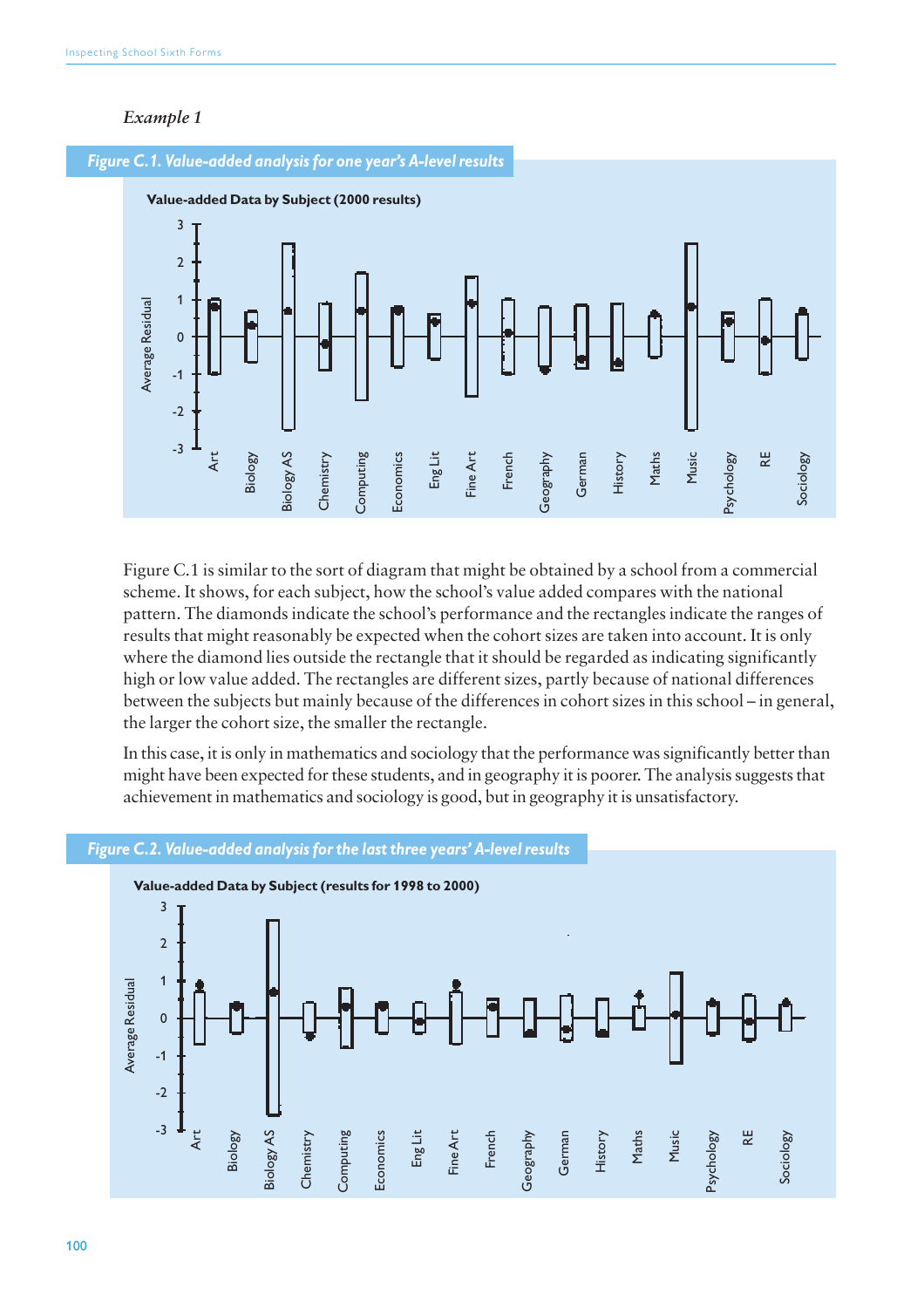*Example 1*

**Figure C.1. Value-added analysis for one year's A-level results**

**Value-added Data by Subject (2000 results)**

Average Residual

3, 2, 1, 0, -1, -2, -3

Art, Biology, Biology AS, Chemistry, Computing, Economics, Eng Lit, Fine Art, French, Geography, German, History, Maths, Music, Psychology, RE, Sociology

Figure C.1 is similar to the sort of diagram that might be obtained by a school from a commercial scheme. It shows, for each subject, how the school's value added compares with the national pattern. The diamonds indicate the school's performance and the rectangles indicate the ranges of results that might reasonably be expected when the cohort sizes are taken into account. It is only where the diamond lies outside the rectangle that it should be regarded as indicating significantly high or low value added. The rectangles are different sizes, partly because of national differences between the subjects but mainly because of the differences in cohort sizes in this school – in general, the larger the cohort size, the smaller the rectangle.

In this case, it is only in mathematics and sociology that the performance was significantly better than might have been expected for these students, and in geography it is poorer. The analysis suggests that achievement in mathematics and sociology is good, but in geography it is unsatisfactory.

**Figure C.2. Value-added analysis for the last three years' A-level results**

**Value-added Data by Subject (results for 1998 to 2000)**

Average Residual

3, 2, 1, 0, -1, -2, -3

Art, Biology, Biology AS, Chemistry, Computing, Economics, Eng Lit, Fine Art, French, Geography, German, History, Maths, Music, Psychology, RE, Sociology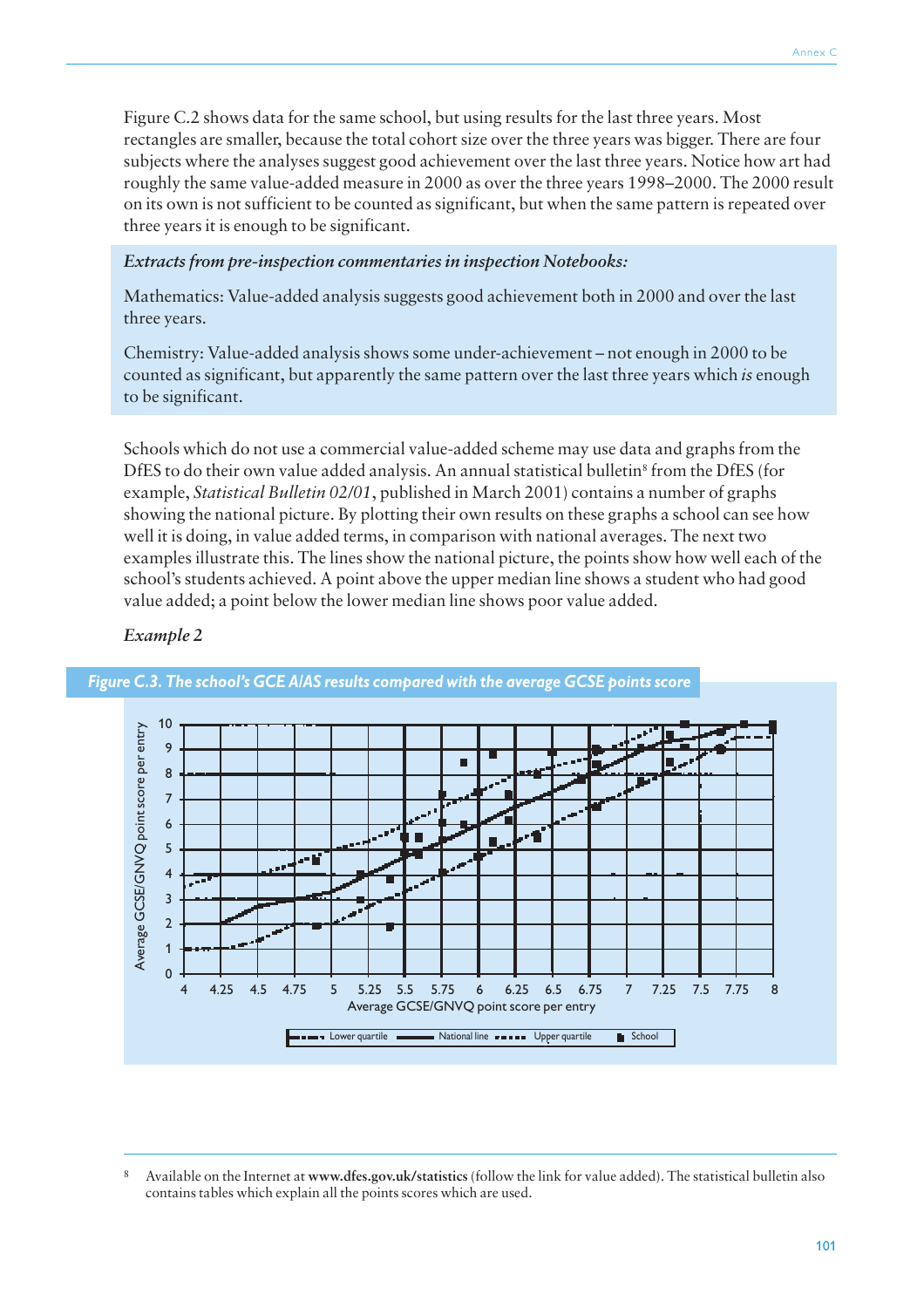Figure C.2 shows data for the same school, but using results for the last three years. Most rectangles are smaller, because the total cohort size over the three years was bigger. There are four subjects where the analyses suggest good achievement over the last three years. Notice how art had roughly the same value-added measure in 2000 as over the three years 1998–2000. The 2000 result on its own is not sufficient to be counted as significant, but when the same pattern is repeated over three years it is enough to be significant.

*Extracts from pre-inspection commentaries in inspection Notebooks:*

Mathematics: Value-added analysis suggests good achievement both in 2000 and over the last three years.

Chemistry: Value-added analysis shows some under-achievement – not enough in 2000 to be counted as significant, but apparently the same pattern over the last three years which *is* enough to be significant.

Schools which do not use a commercial value-added scheme may use data and graphs from the DfES to do their own value added analysis. An annual statistical bulletin[8] from the DfES (for example, *Statistical Bulletin 02/01*, published in March 2001) contains a number of graphs showing the national picture. By plotting their own results on these graphs a school can see how well it is doing, in value added terms, in comparison with national averages. The next two examples illustrate this. The lines show the national picture, the points show how well each of the school's students achieved. A point above the upper median line shows a student who had good value added; a point below the lower median line shows poor value added.

*Example 2*

*Figure C.3. The school's GCE A/AS results compared with the average GCSE points score*

[8] Available on the Internet at **www.dfes.gov.uk/statistics** (follow the link for value added). The statistical bulletin also contains tables which explain all the points scores which are used.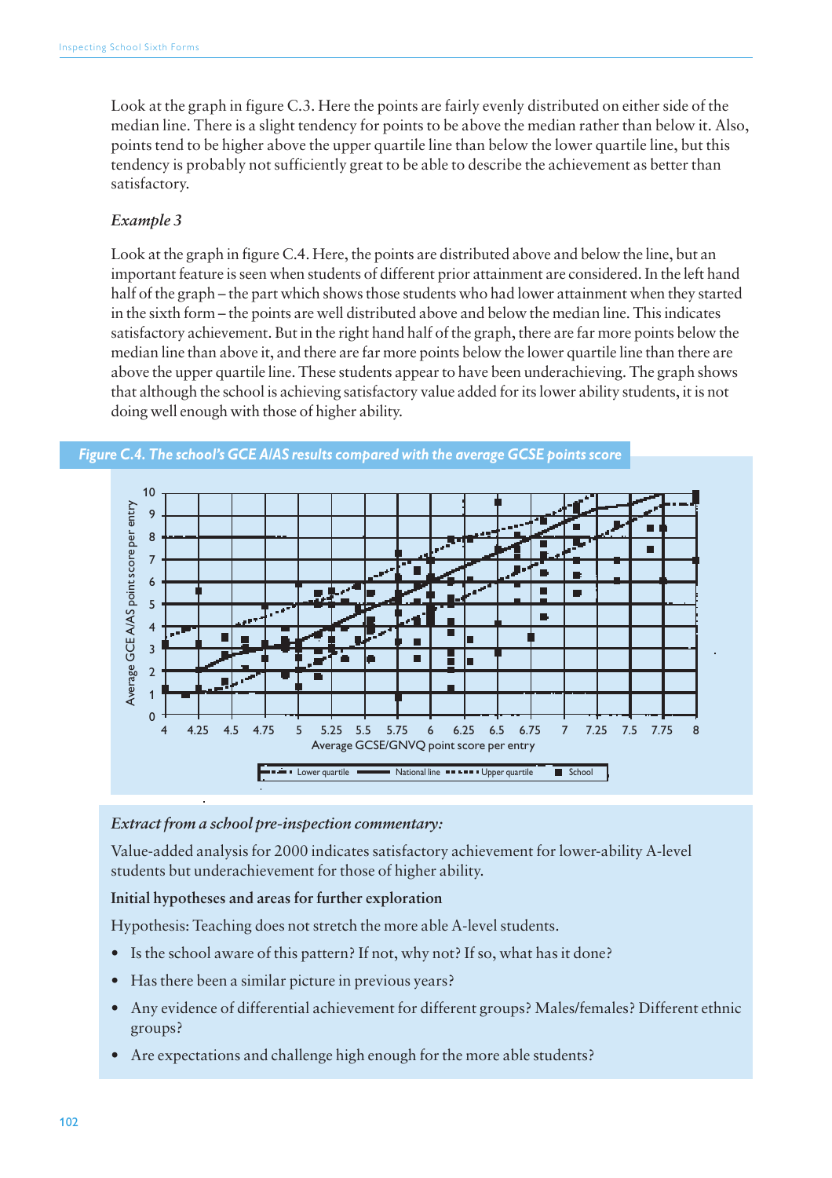Look at the graph in figure C.3. Here the points are fairly evenly distributed on either side of the median line. There is a slight tendency for points to be above the median rather than below it. Also, points tend to be higher above the upper quartile line than below the lower quartile line, but this tendency is probably not sufficiently great to be able to describe the achievement as better than satisfactory.

*Example 3*

Look at the graph in figure C.4. Here, the points are distributed above and below the line, but an important feature is seen when students of different prior attainment are considered. In the left hand half of the graph – the part which shows those students who had lower attainment when they started in the sixth form – the points are well distributed above and below the median line. This indicates satisfactory achievement. But in the right hand half of the graph, there are far more points below the median line than above it, and there are far more points below the lower quartile line than there are above the upper quartile line. These students appear to have been underachieving. The graph shows that although the school is achieving satisfactory value added for its lower ability students, it is not doing well enough with those of higher ability.

***Figure C.4. The school's GCE A/AS results compared with the average GCSE points score***

Average GCE A/AS point score per entry (0–10) vs Average GCSE/GNVQ point score per entry (4–8)

Legend: Lower quartile, National line, Upper quartile, School

*Extract from a school pre-inspection commentary:*

Value-added analysis for 2000 indicates satisfactory achievement for lower-ability A-level students but underachievement for those of higher ability.

**Initial hypotheses and areas for further exploration**

Hypothesis: Teaching does not stretch the more able A-level students.

- Is the school aware of this pattern? If not, why not? If so, what has it done?
- Has there been a similar picture in previous years?
- Any evidence of differential achievement for different groups? Males/females? Different ethnic groups?
- Are expectations and challenge high enough for the more able students?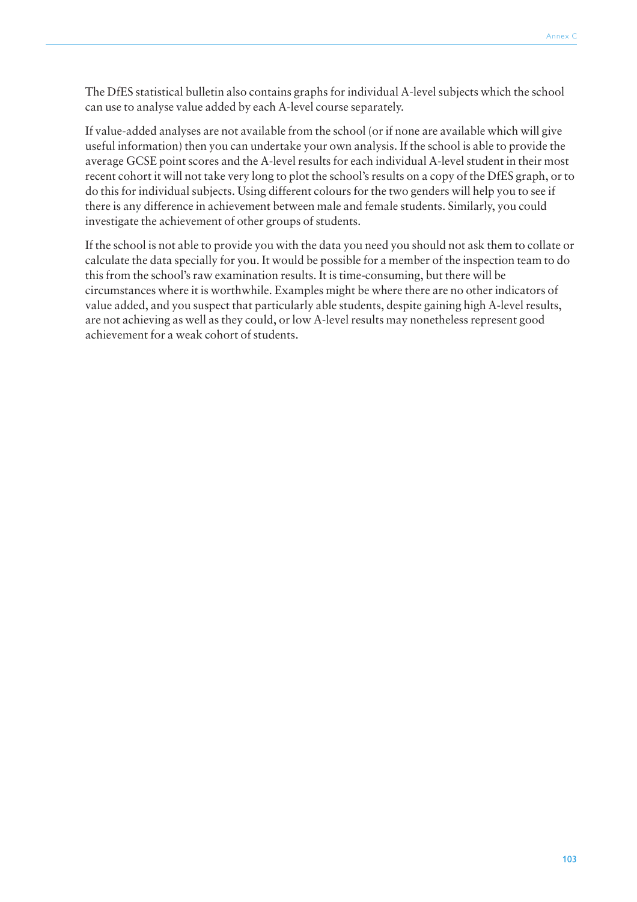The DfES statistical bulletin also contains graphs for individual A-level subjects which the school can use to analyse value added by each A-level course separately.

If value-added analyses are not available from the school (or if none are available which will give useful information) then you can undertake your own analysis. If the school is able to provide the average GCSE point scores and the A-level results for each individual A-level student in their most recent cohort it will not take very long to plot the school's results on a copy of the DfES graph, or to do this for individual subjects. Using different colours for the two genders will help you to see if there is any difference in achievement between male and female students. Similarly, you could investigate the achievement of other groups of students.

If the school is not able to provide you with the data you need you should not ask them to collate or calculate the data specially for you. It would be possible for a member of the inspection team to do this from the school's raw examination results. It is time-consuming, but there will be circumstances where it is worthwhile. Examples might be where there are no other indicators of value added, and you suspect that particularly able students, despite gaining high A-level results, are not achieving as well as they could, or low A-level results may nonetheless represent good achievement for a weak cohort of students.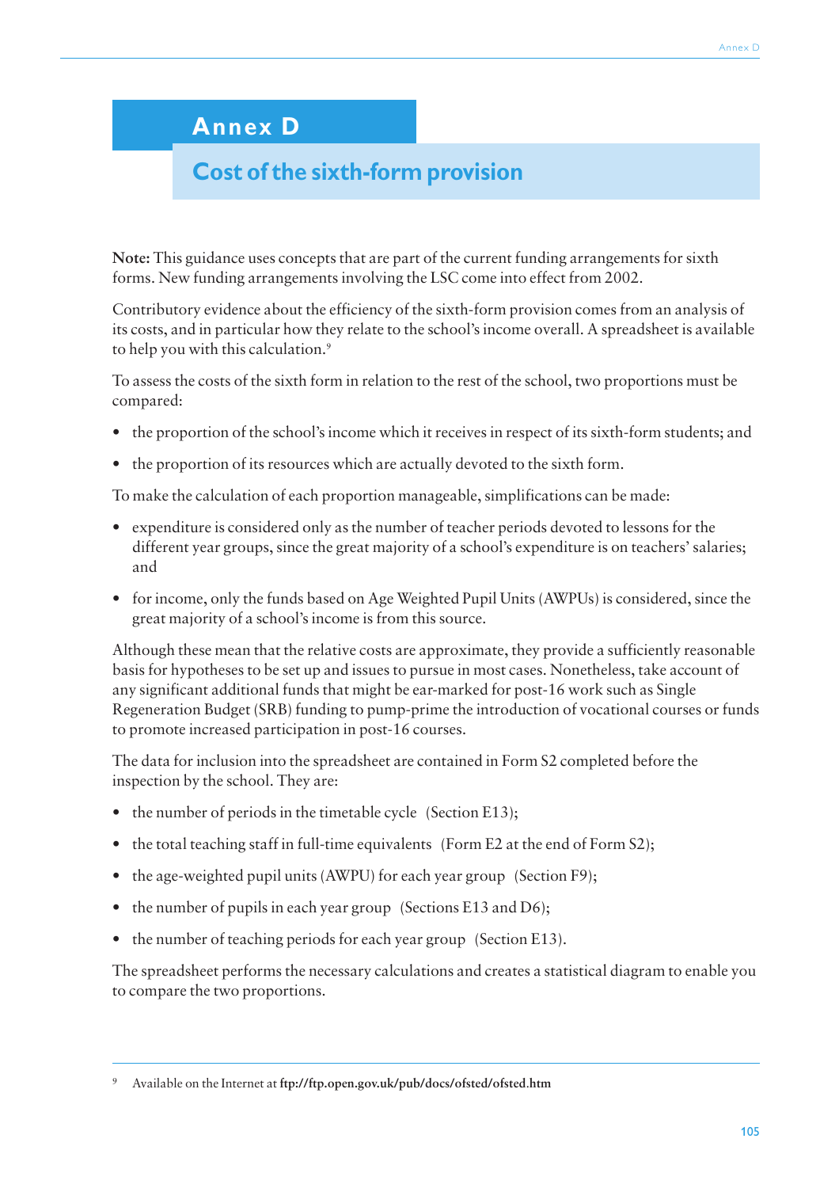# Annex D

## Cost of the sixth-form provision

**Note:** This guidance uses concepts that are part of the current funding arrangements for sixth forms. New funding arrangements involving the LSC come into effect from 2002.

Contributory evidence about the efficiency of the sixth-form provision comes from an analysis of its costs, and in particular how they relate to the school's income overall. A spreadsheet is available to help you with this calculation.[9]

To assess the costs of the sixth form in relation to the rest of the school, two proportions must be compared:

- the proportion of the school's income which it receives in respect of its sixth-form students; and
- the proportion of its resources which are actually devoted to the sixth form.

To make the calculation of each proportion manageable, simplifications can be made:

- expenditure is considered only as the number of teacher periods devoted to lessons for the different year groups, since the great majority of a school's expenditure is on teachers' salaries; and
- for income, only the funds based on Age Weighted Pupil Units (AWPUs) is considered, since the great majority of a school's income is from this source.

Although these mean that the relative costs are approximate, they provide a sufficiently reasonable basis for hypotheses to be set up and issues to pursue in most cases. Nonetheless, take account of any significant additional funds that might be ear-marked for post-16 work such as Single Regeneration Budget (SRB) funding to pump-prime the introduction of vocational courses or funds to promote increased participation in post-16 courses.

The data for inclusion into the spreadsheet are contained in Form S2 completed before the inspection by the school. They are:

- the number of periods in the timetable cycle (Section E13);
- the total teaching staff in full-time equivalents (Form E2 at the end of Form S2);
- the age-weighted pupil units (AWPU) for each year group (Section F9);
- the number of pupils in each year group (Sections E13 and D6);
- the number of teaching periods for each year group (Section E13).

The spreadsheet performs the necessary calculations and creates a statistical diagram to enable you to compare the two proportions.

[9] Available on the Internet at **ftp://ftp.open.gov.uk/pub/docs/ofsted/ofsted.htm**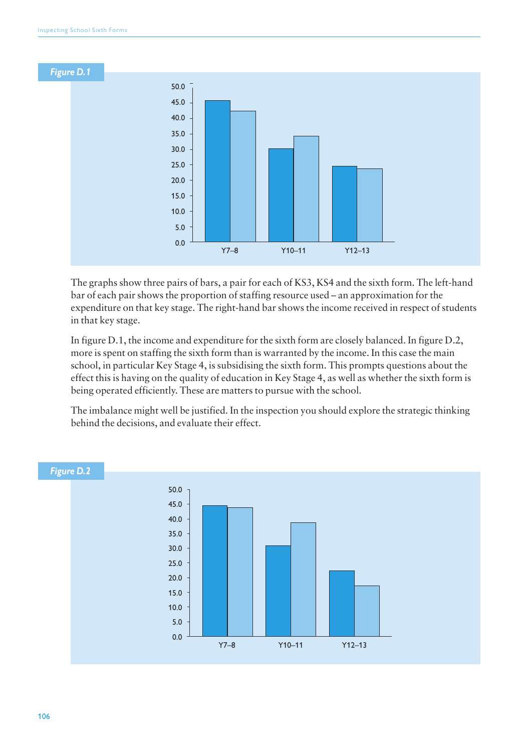**Figure D.1**

The graphs show three pairs of bars, a pair for each of KS3, KS4 and the sixth form. The left-hand bar of each pair shows the proportion of staffing resource used – an approximation for the expenditure on that key stage. The right-hand bar shows the income received in respect of students in that key stage.

In figure D.1, the income and expenditure for the sixth form are closely balanced. In figure D.2, more is spent on staffing the sixth form than is warranted by the income. In this case the main school, in particular Key Stage 4, is subsidising the sixth form. This prompts questions about the effect this is having on the quality of education in Key Stage 4, as well as whether the sixth form is being operated efficiently. These are matters to pursue with the school.

The imbalance might well be justified. In the inspection you should explore the strategic thinking behind the decisions, and evaluate their effect.

**Figure D.2**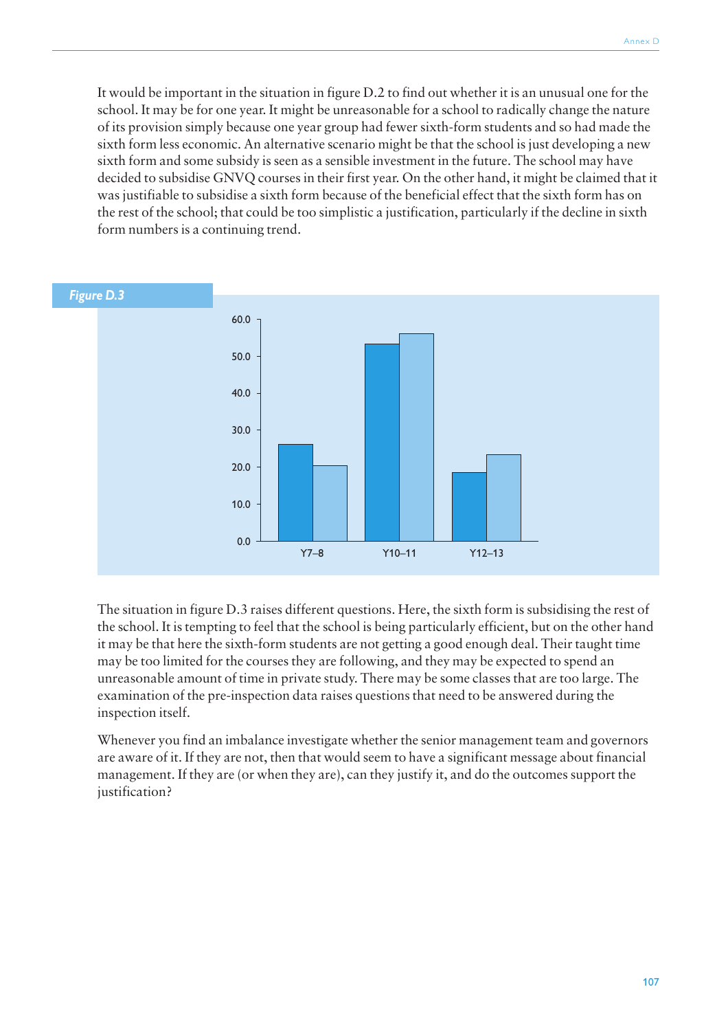It would be important in the situation in figure D.2 to find out whether it is an unusual one for the school. It may be for one year. It might be unreasonable for a school to radically change the nature of its provision simply because one year group had fewer sixth-form students and so had made the sixth form less economic. An alternative scenario might be that the school is just developing a new sixth form and some subsidy is seen as a sensible investment in the future. The school may have decided to subsidise GNVQ courses in their first year. On the other hand, it might be claimed that it was justifiable to subsidise a sixth form because of the beneficial effect that the sixth form has on the rest of the school; that could be too simplistic a justification, particularly if the decline in sixth form numbers is a continuing trend.

*Figure D.3*

The situation in figure D.3 raises different questions. Here, the sixth form is subsidising the rest of the school. It is tempting to feel that the school is being particularly efficient, but on the other hand it may be that here the sixth-form students are not getting a good enough deal. Their taught time may be too limited for the courses they are following, and they may be expected to spend an unreasonable amount of time in private study. There may be some classes that are too large. The examination of the pre-inspection data raises questions that need to be answered during the inspection itself.

Whenever you find an imbalance investigate whether the senior management team and governors are aware of it. If they are not, then that would seem to have a significant message about financial management. If they are (or when they are), can they justify it, and do the outcomes support the justification?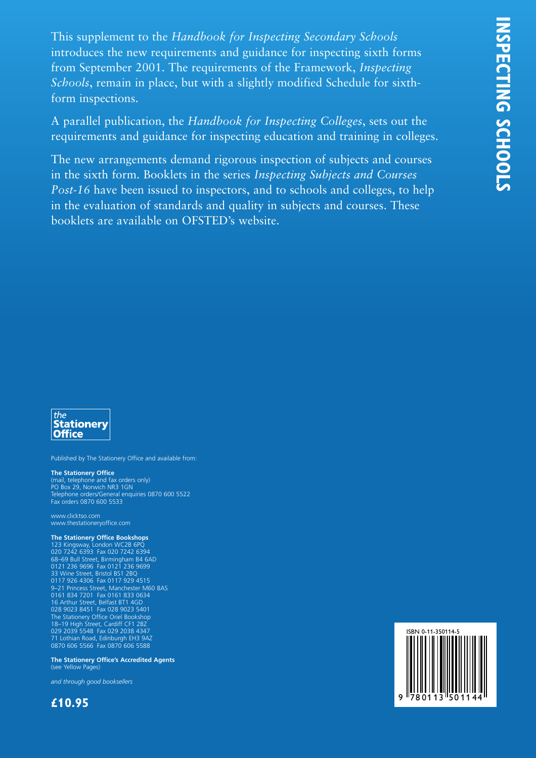This supplement to the *Handbook for Inspecting Secondary Schools* introduces the new requirements and guidance for inspecting sixth forms from September 2001. The requirements of the Framework, *Inspecting Schools*, remain in place, but with a slightly modified Schedule for sixth-form inspections.

A parallel publication, the *Handbook for Inspecting Colleges*, sets out the requirements and guidance for inspecting education and training in colleges.

The new arrangements demand rigorous inspection of subjects and courses in the sixth form. Booklets in the series *Inspecting Subjects and Courses Post-16* have been issued to inspectors, and to schools and colleges, to help in the evaluation of standards and quality in subjects and courses. These booklets are available on OFSTED's website.

**INSPECTING SCHOOLS**

*the* **Stationery Office**

Published by The Stationery Office and available from:

**The Stationery Office**
(mail, telephone and fax orders only)
PO Box 29, Norwich NR3 1GN
Telephone orders/General enquiries 0870 600 5522
Fax orders 0870 600 5533

www.clicktso.com
www.thestationeryoffice.com

**The Stationery Office Bookshops**
123 Kingsway, London WC2B 6PQ
020 7242 6393 Fax 020 7242 6394
68–69 Bull Street, Birmingham B4 6AD
0121 236 9696 Fax 0121 236 9699
33 Wine Street, Bristol BS1 2BQ
0117 926 4306 Fax 0117 929 4515
9–21 Princess Street, Manchester M60 8AS
0161 834 7201 Fax 0161 833 0634
16 Arthur Street, Belfast BT1 4GD
028 9023 8451 Fax 028 9023 5401
The Stationery Office Oriel Bookshop
18–19 High Street, Cardiff CF1 2BZ
029 2039 5548 Fax 029 2038 4347
71 Lothian Road, Edinburgh EH3 9AZ
0870 606 5566 Fax 0870 606 5588

**The Stationery Office's Accredited Agents**
(see Yellow Pages)

*and through good booksellers*

**£10.95**

ISBN 0-11-350114-5

9 780113 501144